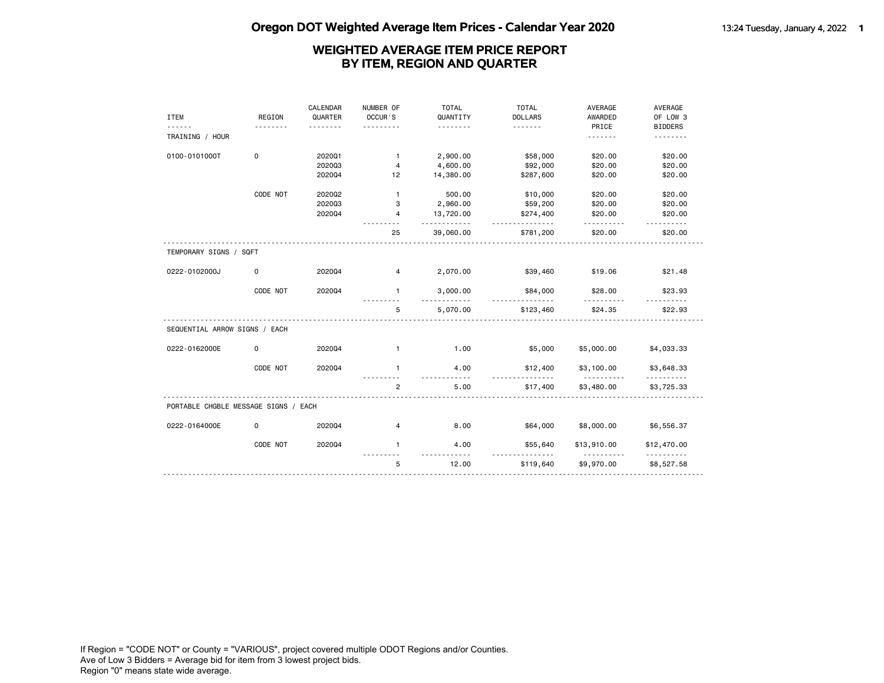# Oregon DOT Weighted Average Item Prices - Calendar Year 2020

## WEIGHTED AVERAGE ITEM PRICE REPORT BY ITEM, REGION AND QUARTER

| ITEM | REGION | CALENDAR QUARTER | NUMBER OF OCCUR'S | TOTAL QUANTITY | TOTAL DOLLARS | AVERAGE AWARDED PRICE | AVERAGE OF LOW 3 BIDDERS |
|---|---|---|---|---|---|---|---|
| TRAINING / HOUR | | | | | | | |
| 0100-0101000T | 0 | 2020Q1 | 1 | 2,900.00 | $58,000 | $20.00 | $20.00 |
| | | 2020Q3 | 4 | 4,600.00 | $92,000 | $20.00 | $20.00 |
| | | 2020Q4 | 12 | 14,380.00 | $287,600 | $20.00 | $20.00 |
| | CODE NOT | 2020Q2 | 1 | 500.00 | $10,000 | $20.00 | $20.00 |
| | | 2020Q3 | 3 | 2,960.00 | $59,200 | $20.00 | $20.00 |
| | | 2020Q4 | 4 | 13,720.00 | $274,400 | $20.00 | $20.00 |
| | | | 25 | 39,060.00 | $781,200 | $20.00 | $20.00 |
| TEMPORARY SIGNS / SQFT | | | | | | | |
| 0222-0102000J | 0 | 2020Q4 | 4 | 2,070.00 | $39,460 | $19.06 | $21.48 |
| | CODE NOT | 2020Q4 | 1 | 3,000.00 | $84,000 | $28.00 | $23.93 |
| | | | 5 | 5,070.00 | $123,460 | $24.35 | $22.93 |
| SEQUENTIAL ARROW SIGNS / EACH | | | | | | | |
| 0222-0162000E | 0 | 2020Q4 | 1 | 1.00 | $5,000 | $5,000.00 | $4,033.33 |
| | CODE NOT | 2020Q4 | 1 | 4.00 | $12,400 | $3,100.00 | $3,648.33 |
| | | | 2 | 5.00 | $17,400 | $3,480.00 | $3,725.33 |
| PORTABLE CHGBLE MESSAGE SIGNS / EACH | | | | | | | |
| 0222-0164000E | 0 | 2020Q4 | 4 | 8.00 | $64,000 | $8,000.00 | $6,556.37 |
| | CODE NOT | 2020Q4 | 1 | 4.00 | $55,640 | $13,910.00 | $12,470.00 |
| | | | 5 | 12.00 | $119,640 | $9,970.00 | $8,527.58 |

If Region = "CODE NOT" or County = "VARIOUS", project covered multiple ODOT Regions and/or Counties.
Ave of Low 3 Bidders = Average bid for item from 3 lowest project bids.
Region "0" means state wide average.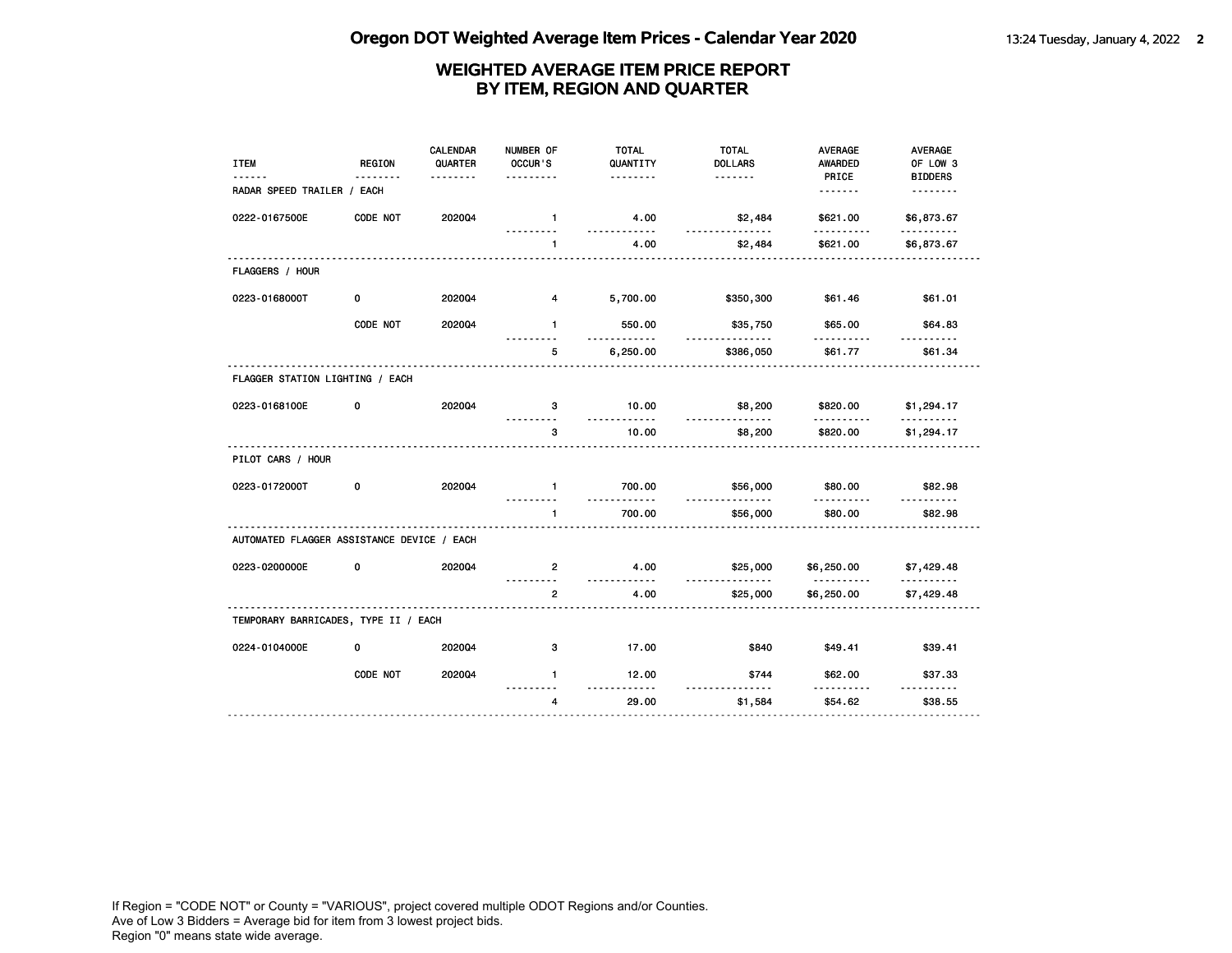# Oregon DOT Weighted Average Item Prices - Calendar Year 2020

## WEIGHTED AVERAGE ITEM PRICE REPORT BY ITEM, REGION AND QUARTER

| ITEM | REGION | CALENDAR QUARTER | NUMBER OF OCCUR'S | TOTAL QUANTITY | TOTAL DOLLARS | AVERAGE AWARDED PRICE | AVERAGE OF LOW 3 BIDDERS |
|---|---|---|---|---|---|---|---|
| RADAR SPEED TRAILER / EACH | | | | | | | |
| 0222-0167500E | CODE NOT | 2020Q4 | 1 | 4.00 | $2,484 | $621.00 | $6,873.67 |
| | | | 1 | 4.00 | $2,484 | $621.00 | $6,873.67 |
| FLAGGERS / HOUR | | | | | | | |
| 0223-0168000T | 0 | 2020Q4 | 4 | 5,700.00 | $350,300 | $61.46 | $61.01 |
| | CODE NOT | 2020Q4 | 1 | 550.00 | $35,750 | $65.00 | $64.83 |
| | | | 5 | 6,250.00 | $386,050 | $61.77 | $61.34 |
| FLAGGER STATION LIGHTING / EACH | | | | | | | |
| 0223-0168100E | 0 | 2020Q4 | 3 | 10.00 | $8,200 | $820.00 | $1,294.17 |
| | | | 3 | 10.00 | $8,200 | $820.00 | $1,294.17 |
| PILOT CARS / HOUR | | | | | | | |
| 0223-0172000T | 0 | 2020Q4 | 1 | 700.00 | $56,000 | $80.00 | $82.98 |
| | | | 1 | 700.00 | $56,000 | $80.00 | $82.98 |
| AUTOMATED FLAGGER ASSISTANCE DEVICE / EACH | | | | | | | |
| 0223-0200000E | 0 | 2020Q4 | 2 | 4.00 | $25,000 | $6,250.00 | $7,429.48 |
| | | | 2 | 4.00 | $25,000 | $6,250.00 | $7,429.48 |
| TEMPORARY BARRICADES, TYPE II / EACH | | | | | | | |
| 0224-0104000E | 0 | 2020Q4 | 3 | 17.00 | $840 | $49.41 | $39.41 |
| | CODE NOT | 2020Q4 | 1 | 12.00 | $744 | $62.00 | $37.33 |
| | | | 4 | 29.00 | $1,584 | $54.62 | $38.55 |

If Region = "CODE NOT" or County = "VARIOUS", project covered multiple ODOT Regions and/or Counties.
Ave of Low 3 Bidders = Average bid for item from 3 lowest project bids.
Region "0" means state wide average.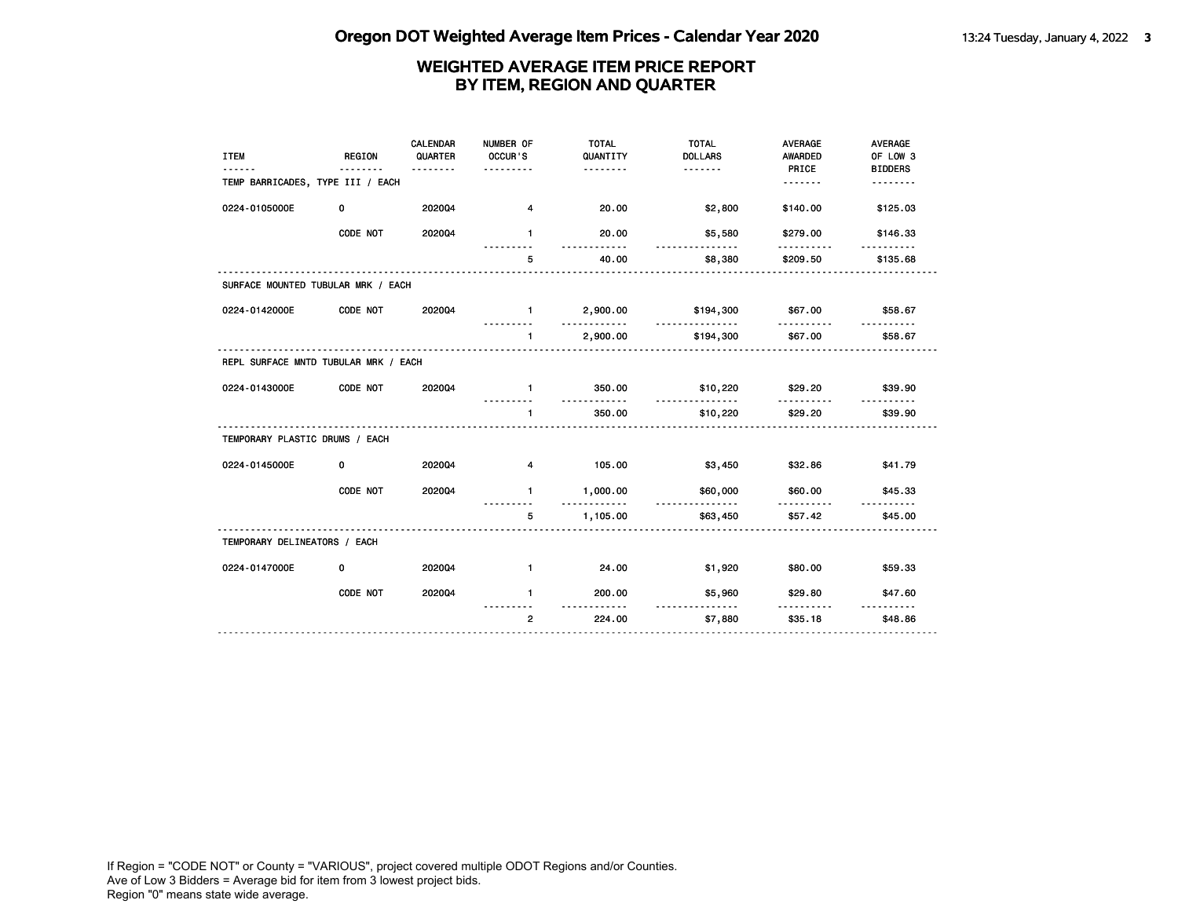# Oregon DOT Weighted Average Item Prices - Calendar Year 2020

## WEIGHTED AVERAGE ITEM PRICE REPORT BY ITEM, REGION AND QUARTER

| ITEM | REGION | CALENDAR QUARTER | NUMBER OF OCCUR'S | TOTAL QUANTITY | TOTAL DOLLARS | AVERAGE AWARDED PRICE | AVERAGE OF LOW 3 BIDDERS |
|---|---|---|---|---|---|---|---|
| **TEMP BARRICADES, TYPE III / EACH** | | | | | | | |
| 0224-0105000E | 0 | 2020Q4 | 4 | 20.00 | $2,800 | $140.00 | $125.03 |
| | CODE NOT | 2020Q4 | 1 | 20.00 | $5,580 | $279.00 | $146.33 |
| | | | 5 | 40.00 | $8,380 | $209.50 | $135.68 |
| **SURFACE MOUNTED TUBULAR MRK / EACH** | | | | | | | |
| 0224-0142000E | CODE NOT | 2020Q4 | 1 | 2,900.00 | $194,300 | $67.00 | $58.67 |
| | | | 1 | 2,900.00 | $194,300 | $67.00 | $58.67 |
| **REPL SURFACE MNTD TUBULAR MRK / EACH** | | | | | | | |
| 0224-0143000E | CODE NOT | 2020Q4 | 1 | 350.00 | $10,220 | $29.20 | $39.90 |
| | | | 1 | 350.00 | $10,220 | $29.20 | $39.90 |
| **TEMPORARY PLASTIC DRUMS / EACH** | | | | | | | |
| 0224-0145000E | 0 | 2020Q4 | 4 | 105.00 | $3,450 | $32.86 | $41.79 |
| | CODE NOT | 2020Q4 | 1 | 1,000.00 | $60,000 | $60.00 | $45.33 |
| | | | 5 | 1,105.00 | $63,450 | $57.42 | $45.00 |
| **TEMPORARY DELINEATORS / EACH** | | | | | | | |
| 0224-0147000E | 0 | 2020Q4 | 1 | 24.00 | $1,920 | $80.00 | $59.33 |
| | CODE NOT | 2020Q4 | 1 | 200.00 | $5,960 | $29.80 | $47.60 |
| | | | 2 | 224.00 | $7,880 | $35.18 | $48.86 |

If Region = "CODE NOT" or County = "VARIOUS", project covered multiple ODOT Regions and/or Counties.
Ave of Low 3 Bidders = Average bid for item from 3 lowest project bids.
Region "0" means state wide average.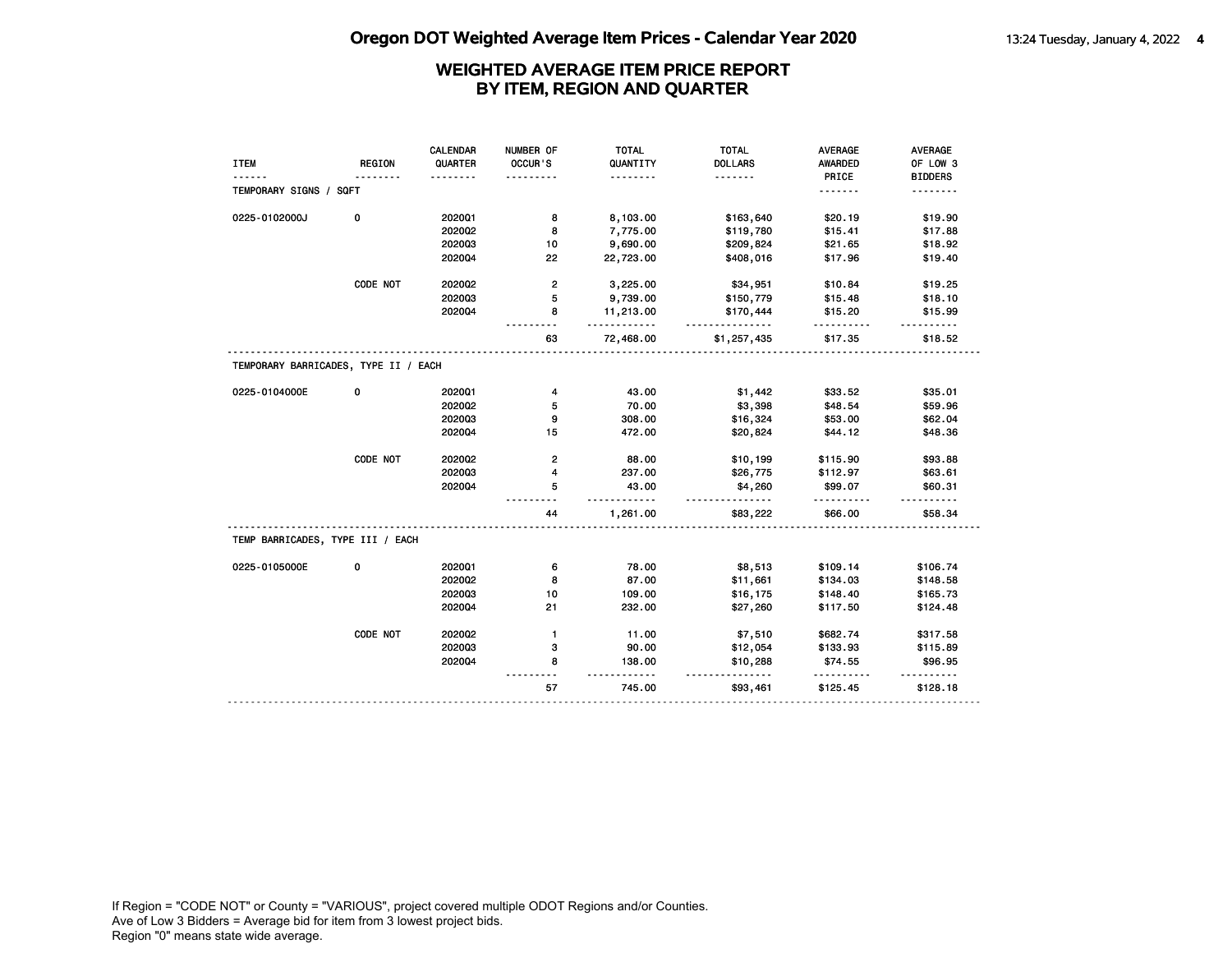# Oregon DOT Weighted Average Item Prices - Calendar Year 2020

## WEIGHTED AVERAGE ITEM PRICE REPORT BY ITEM, REGION AND QUARTER

| ITEM | REGION | CALENDAR QUARTER | NUMBER OF OCCUR'S | TOTAL QUANTITY | TOTAL DOLLARS | AVERAGE AWARDED PRICE | AVERAGE OF LOW 3 BIDDERS |
|---|---|---|---|---|---|---|---|
| **TEMPORARY SIGNS / SQFT** | | | | | | | |
| 0225-0102000J | 0 | 2020Q1 | 8 | 8,103.00 | $163,640 | $20.19 | $19.90 |
| | | 2020Q2 | 8 | 7,775.00 | $119,780 | $15.41 | $17.88 |
| | | 2020Q3 | 10 | 9,690.00 | $209,824 | $21.65 | $18.92 |
| | | 2020Q4 | 22 | 22,723.00 | $408,016 | $17.96 | $19.40 |
| | CODE NOT | 2020Q2 | 2 | 3,225.00 | $34,951 | $10.84 | $19.25 |
| | | 2020Q3 | 5 | 9,739.00 | $150,779 | $15.48 | $18.10 |
| | | 2020Q4 | 8 | 11,213.00 | $170,444 | $15.20 | $15.99 |
| | | | 63 | 72,468.00 | $1,257,435 | $17.35 | $18.52 |
| **TEMPORARY BARRICADES, TYPE II / EACH** | | | | | | | |
| 0225-0104000E | 0 | 2020Q1 | 4 | 43.00 | $1,442 | $33.52 | $35.01 |
| | | 2020Q2 | 5 | 70.00 | $3,398 | $48.54 | $59.96 |
| | | 2020Q3 | 9 | 308.00 | $16,324 | $53.00 | $62.04 |
| | | 2020Q4 | 15 | 472.00 | $20,824 | $44.12 | $48.36 |
| | CODE NOT | 2020Q2 | 2 | 88.00 | $10,199 | $115.90 | $93.88 |
| | | 2020Q3 | 4 | 237.00 | $26,775 | $112.97 | $63.61 |
| | | 2020Q4 | 5 | 43.00 | $4,260 | $99.07 | $60.31 |
| | | | 44 | 1,261.00 | $83,222 | $66.00 | $58.34 |
| **TEMP BARRICADES, TYPE III / EACH** | | | | | | | |
| 0225-0105000E | 0 | 2020Q1 | 6 | 78.00 | $8,513 | $109.14 | $106.74 |
| | | 2020Q2 | 8 | 87.00 | $11,661 | $134.03 | $148.58 |
| | | 2020Q3 | 10 | 109.00 | $16,175 | $148.40 | $165.73 |
| | | 2020Q4 | 21 | 232.00 | $27,260 | $117.50 | $124.48 |
| | CODE NOT | 2020Q2 | 1 | 11.00 | $7,510 | $682.74 | $317.58 |
| | | 2020Q3 | 3 | 90.00 | $12,054 | $133.93 | $115.89 |
| | | 2020Q4 | 8 | 138.00 | $10,288 | $74.55 | $96.95 |
| | | | 57 | 745.00 | $93,461 | $125.45 | $128.18 |

If Region = "CODE NOT" or County = "VARIOUS", project covered multiple ODOT Regions and/or Counties.
Ave of Low 3 Bidders = Average bid for item from 3 lowest project bids.
Region "0" means state wide average.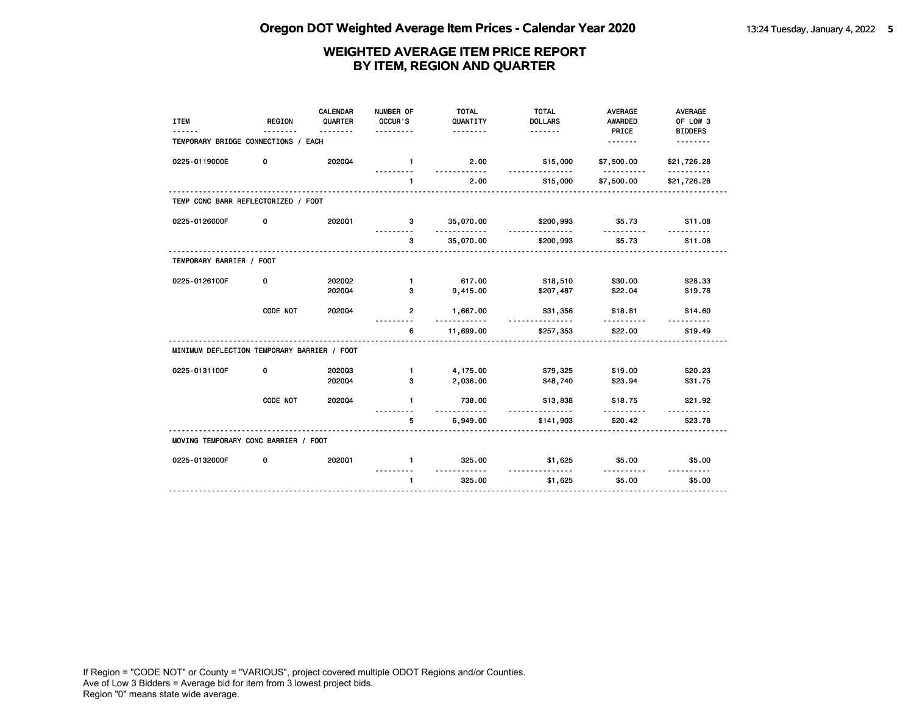# Oregon DOT Weighted Average Item Prices - Calendar Year 2020

## WEIGHTED AVERAGE ITEM PRICE REPORT BY ITEM, REGION AND QUARTER

| ITEM | REGION | CALENDAR QUARTER | NUMBER OF OCCUR'S | TOTAL QUANTITY | TOTAL DOLLARS | AVERAGE AWARDED PRICE | AVERAGE OF LOW 3 BIDDERS |
|---|---|---|---|---|---|---|---|
| **TEMPORARY BRIDGE CONNECTIONS / EACH** | | | | | | | |
| 0225-0119000E | 0 | 2020Q4 | 1 | 2.00 | $15,000 | $7,500.00 | $21,726.28 |
| | | | 1 | 2.00 | $15,000 | $7,500.00 | $21,726.28 |
| **TEMP CONC BARR REFLECTORIZED / FOOT** | | | | | | | |
| 0225-0126000F | 0 | 2020Q1 | 3 | 35,070.00 | $200,993 | $5.73 | $11.08 |
| | | | 3 | 35,070.00 | $200,993 | $5.73 | $11.08 |
| **TEMPORARY BARRIER / FOOT** | | | | | | | |
| 0225-0126100F | 0 | 2020Q2 | 1 | 617.00 | $18,510 | $30.00 | $28.33 |
| | | 2020Q4 | 3 | 9,415.00 | $207,487 | $22.04 | $19.78 |
| | CODE NOT | 2020Q4 | 2 | 1,667.00 | $31,356 | $18.81 | $14.60 |
| | | | 6 | 11,699.00 | $257,353 | $22.00 | $19.49 |
| **MINIMUM DEFLECTION TEMPORARY BARRIER / FOOT** | | | | | | | |
| 0225-0131100F | 0 | 2020Q3 | 1 | 4,175.00 | $79,325 | $19.00 | $20.23 |
| | | 2020Q4 | 3 | 2,036.00 | $48,740 | $23.94 | $31.75 |
| | CODE NOT | 2020Q4 | 1 | 738.00 | $13,838 | $18.75 | $21.92 |
| | | | 5 | 6,949.00 | $141,903 | $20.42 | $23.78 |
| **MOVING TEMPORARY CONC BARRIER / FOOT** | | | | | | | |
| 0225-0132000F | 0 | 2020Q1 | 1 | 325.00 | $1,625 | $5.00 | $5.00 |
| | | | 1 | 325.00 | $1,625 | $5.00 | $5.00 |

If Region = "CODE NOT" or County = "VARIOUS", project covered multiple ODOT Regions and/or Counties.
Ave of Low 3 Bidders = Average bid for item from 3 lowest project bids.
Region "0" means state wide average.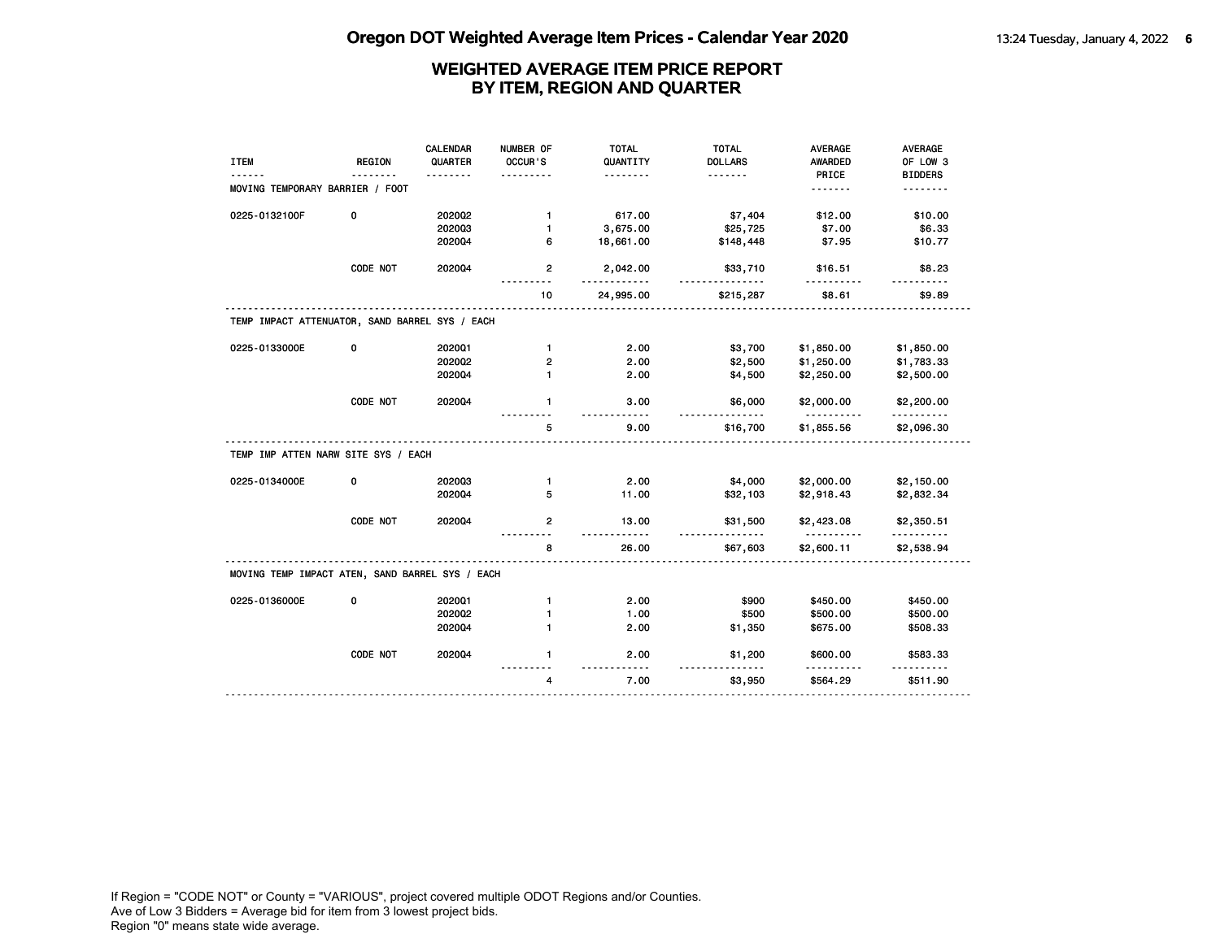# Oregon DOT Weighted Average Item Prices - Calendar Year 2020

## WEIGHTED AVERAGE ITEM PRICE REPORT BY ITEM, REGION AND QUARTER

| ITEM | REGION | CALENDAR QUARTER | NUMBER OF OCCUR'S | TOTAL QUANTITY | TOTAL DOLLARS | AVERAGE AWARDED PRICE | AVERAGE OF LOW 3 BIDDERS |
|---|---|---|---|---|---|---|---|
| MOVING TEMPORARY BARRIER / FOOT | | | | | | | |
| 0225-0132100F | 0 | 2020Q2 | 1 | 617.00 | $7,404 | $12.00 | $10.00 |
| | | 2020Q3 | 1 | 3,675.00 | $25,725 | $7.00 | $6.33 |
| | | 2020Q4 | 6 | 18,661.00 | $148,448 | $7.95 | $10.77 |
| | CODE NOT | 2020Q4 | 2 | 2,042.00 | $33,710 | $16.51 | $8.23 |
| | | | 10 | 24,995.00 | $215,287 | $8.61 | $9.89 |
| TEMP IMPACT ATTENUATOR, SAND BARREL SYS / EACH | | | | | | | |
| 0225-0133000E | 0 | 2020Q1 | 1 | 2.00 | $3,700 | $1,850.00 | $1,850.00 |
| | | 2020Q2 | 2 | 2.00 | $2,500 | $1,250.00 | $1,783.33 |
| | | 2020Q4 | 1 | 2.00 | $4,500 | $2,250.00 | $2,500.00 |
| | CODE NOT | 2020Q4 | 1 | 3.00 | $6,000 | $2,000.00 | $2,200.00 |
| | | | 5 | 9.00 | $16,700 | $1,855.56 | $2,096.30 |
| TEMP IMP ATTEN NARW SITE SYS / EACH | | | | | | | |
| 0225-0134000E | 0 | 2020Q3 | 1 | 2.00 | $4,000 | $2,000.00 | $2,150.00 |
| | | 2020Q4 | 5 | 11.00 | $32,103 | $2,918.43 | $2,832.34 |
| | CODE NOT | 2020Q4 | 2 | 13.00 | $31,500 | $2,423.08 | $2,350.51 |
| | | | 8 | 26.00 | $67,603 | $2,600.11 | $2,538.94 |
| MOVING TEMP IMPACT ATEN, SAND BARREL SYS / EACH | | | | | | | |
| 0225-0136000E | 0 | 2020Q1 | 1 | 2.00 | $900 | $450.00 | $450.00 |
| | | 2020Q2 | 1 | 1.00 | $500 | $500.00 | $500.00 |
| | | 2020Q4 | 1 | 2.00 | $1,350 | $675.00 | $508.33 |
| | CODE NOT | 2020Q4 | 1 | 2.00 | $1,200 | $600.00 | $583.33 |
| | | | 4 | 7.00 | $3,950 | $564.29 | $511.90 |

If Region = "CODE NOT" or County = "VARIOUS", project covered multiple ODOT Regions and/or Counties.
Ave of Low 3 Bidders = Average bid for item from 3 lowest project bids.
Region "0" means state wide average.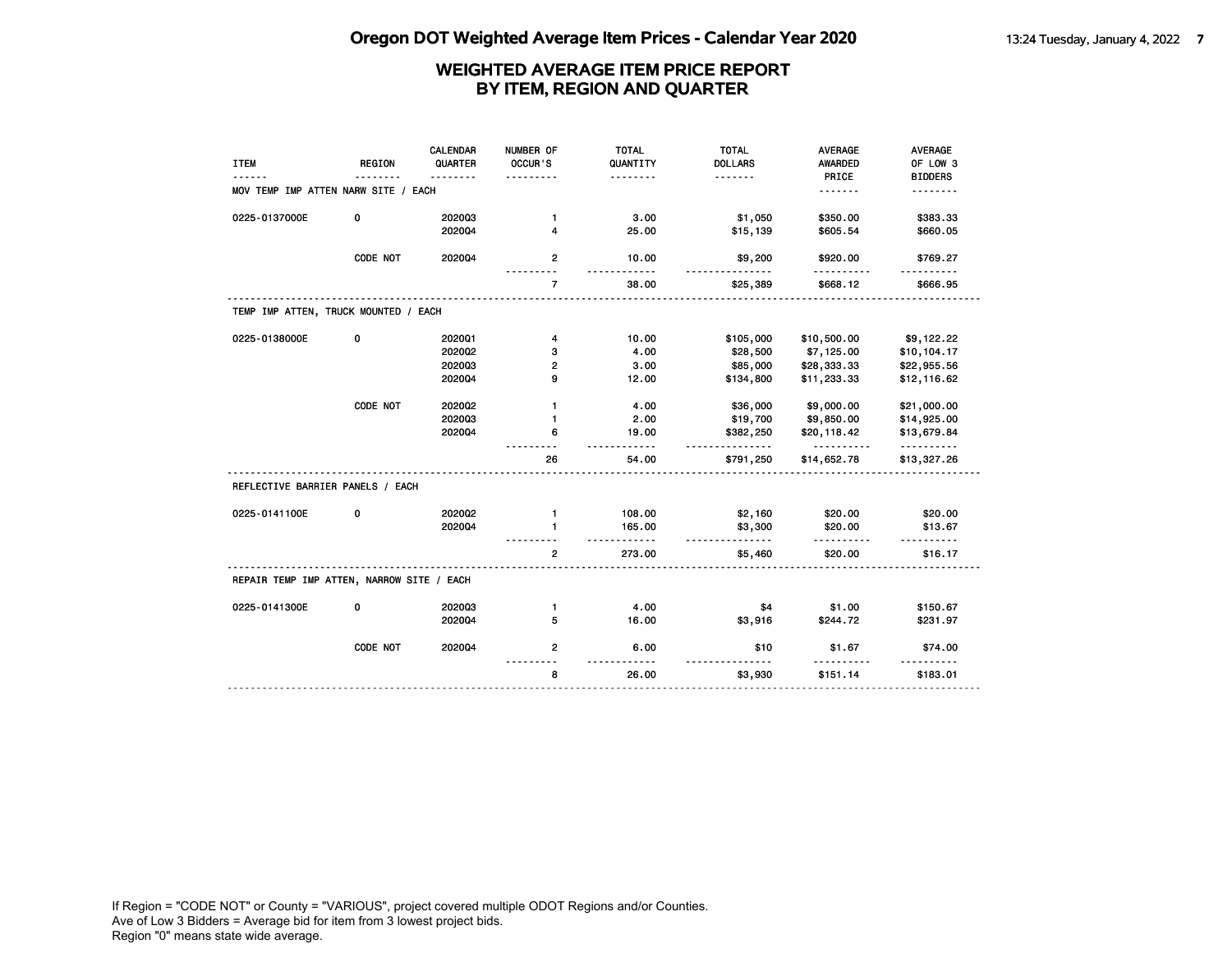# Oregon DOT Weighted Average Item Prices - Calendar Year 2020

## WEIGHTED AVERAGE ITEM PRICE REPORT BY ITEM, REGION AND QUARTER

| ITEM | REGION | CALENDAR QUARTER | NUMBER OF OCCUR'S | TOTAL QUANTITY | TOTAL DOLLARS | AVERAGE AWARDED PRICE | AVERAGE OF LOW 3 BIDDERS |
|---|---|---|---|---|---|---|---|
| **MOV TEMP IMP ATTEN NARW SITE / EACH** | | | | | | | |
| 0225-0137000E | 0 | 2020Q3 | 1 | 3.00 | $1,050 | $350.00 | $383.33 |
| | | 2020Q4 | 4 | 25.00 | $15,139 | $605.54 | $660.05 |
| | CODE NOT | 2020Q4 | 2 | 10.00 | $9,200 | $920.00 | $769.27 |
| | | | 7 | 38.00 | $25,389 | $668.12 | $666.95 |
| **TEMP IMP ATTEN, TRUCK MOUNTED / EACH** | | | | | | | |
| 0225-0138000E | 0 | 2020Q1 | 4 | 10.00 | $105,000 | $10,500.00 | $9,122.22 |
| | | 2020Q2 | 3 | 4.00 | $28,500 | $7,125.00 | $10,104.17 |
| | | 2020Q3 | 2 | 3.00 | $85,000 | $28,333.33 | $22,955.56 |
| | | 2020Q4 | 9 | 12.00 | $134,800 | $11,233.33 | $12,116.62 |
| | CODE NOT | 2020Q2 | 1 | 4.00 | $36,000 | $9,000.00 | $21,000.00 |
| | | 2020Q3 | 1 | 2.00 | $19,700 | $9,850.00 | $14,925.00 |
| | | 2020Q4 | 6 | 19.00 | $382,250 | $20,118.42 | $13,679.84 |
| | | | 26 | 54.00 | $791,250 | $14,652.78 | $13,327.26 |
| **REFLECTIVE BARRIER PANELS / EACH** | | | | | | | |
| 0225-0141100E | 0 | 2020Q2 | 1 | 108.00 | $2,160 | $20.00 | $20.00 |
| | | 2020Q4 | 1 | 165.00 | $3,300 | $20.00 | $13.67 |
| | | | 2 | 273.00 | $5,460 | $20.00 | $16.17 |
| **REPAIR TEMP IMP ATTEN, NARROW SITE / EACH** | | | | | | | |
| 0225-0141300E | 0 | 2020Q3 | 1 | 4.00 | $4 | $1.00 | $150.67 |
| | | 2020Q4 | 5 | 16.00 | $3,916 | $244.72 | $231.97 |
| | CODE NOT | 2020Q4 | 2 | 6.00 | $10 | $1.67 | $74.00 |
| | | | 8 | 26.00 | $3,930 | $151.14 | $183.01 |

If Region = "CODE NOT" or County = "VARIOUS", project covered multiple ODOT Regions and/or Counties.
Ave of Low 3 Bidders = Average bid for item from 3 lowest project bids.
Region "0" means state wide average.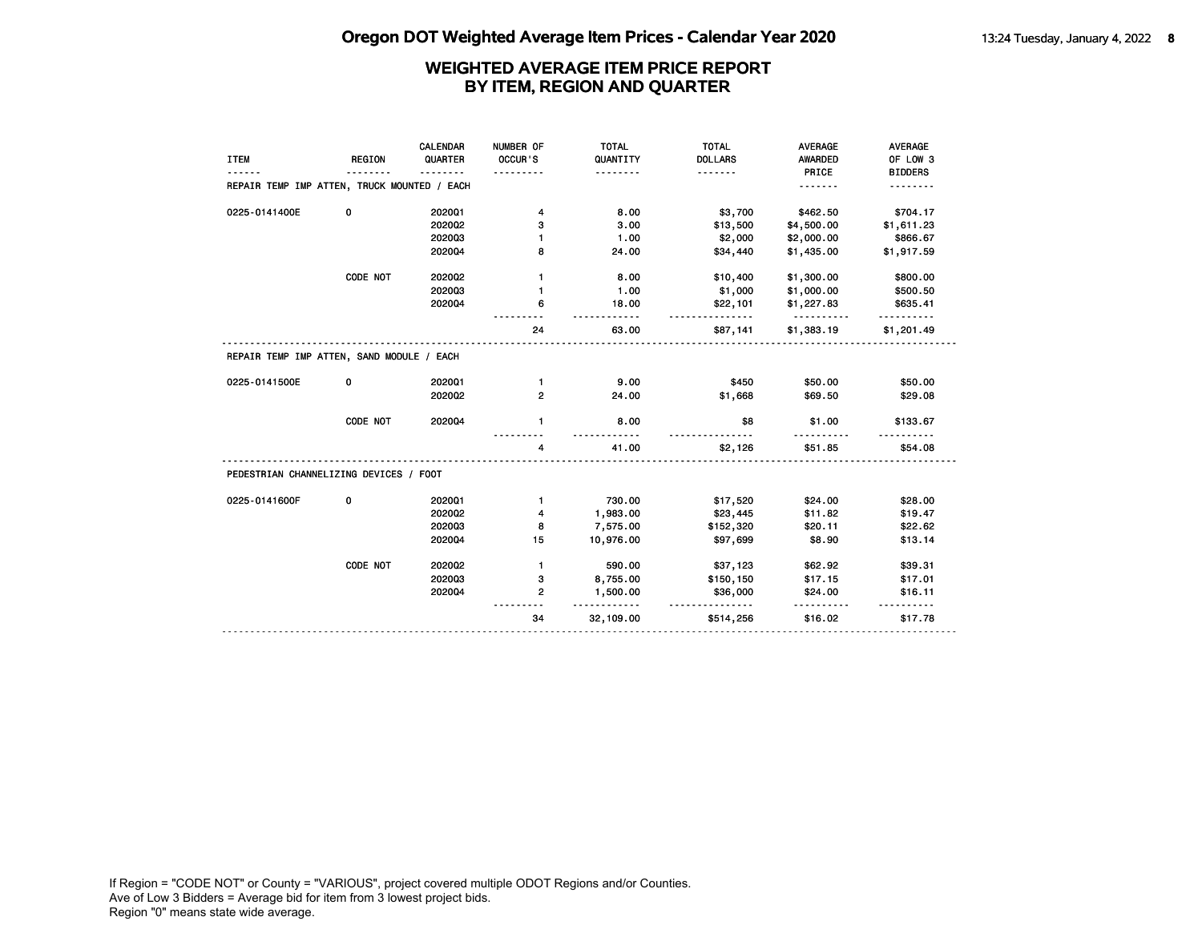# Oregon DOT Weighted Average Item Prices - Calendar Year 2020

## WEIGHTED AVERAGE ITEM PRICE REPORT BY ITEM, REGION AND QUARTER

| ITEM | REGION | CALENDAR QUARTER | NUMBER OF OCCUR'S | TOTAL QUANTITY | TOTAL DOLLARS | AVERAGE AWARDED PRICE | AVERAGE OF LOW 3 BIDDERS |
|---|---|---|---|---|---|---|---|
| **REPAIR TEMP IMP ATTEN, TRUCK MOUNTED / EACH** | | | | | | | |
| 0225-0141400E | 0 | 2020Q1 | 4 | 8.00 | $3,700 | $462.50 | $704.17 |
| | | 2020Q2 | 3 | 3.00 | $13,500 | $4,500.00 | $1,611.23 |
| | | 2020Q3 | 1 | 1.00 | $2,000 | $2,000.00 | $866.67 |
| | | 2020Q4 | 8 | 24.00 | $34,440 | $1,435.00 | $1,917.59 |
| | CODE NOT | 2020Q2 | 1 | 8.00 | $10,400 | $1,300.00 | $800.00 |
| | | 2020Q3 | 1 | 1.00 | $1,000 | $1,000.00 | $500.50 |
| | | 2020Q4 | 6 | 18.00 | $22,101 | $1,227.83 | $635.41 |
| | | | 24 | 63.00 | $87,141 | $1,383.19 | $1,201.49 |
| **REPAIR TEMP IMP ATTEN, SAND MODULE / EACH** | | | | | | | |
| 0225-0141500E | 0 | 2020Q1 | 1 | 9.00 | $450 | $50.00 | $50.00 |
| | | 2020Q2 | 2 | 24.00 | $1,668 | $69.50 | $29.08 |
| | CODE NOT | 2020Q4 | 1 | 8.00 | $8 | $1.00 | $133.67 |
| | | | 4 | 41.00 | $2,126 | $51.85 | $54.08 |
| **PEDESTRIAN CHANNELIZING DEVICES / FOOT** | | | | | | | |
| 0225-0141600F | 0 | 2020Q1 | 1 | 730.00 | $17,520 | $24.00 | $28.00 |
| | | 2020Q2 | 4 | 1,983.00 | $23,445 | $11.82 | $19.47 |
| | | 2020Q3 | 8 | 7,575.00 | $152,320 | $20.11 | $22.62 |
| | | 2020Q4 | 15 | 10,976.00 | $97,699 | $8.90 | $13.14 |
| | CODE NOT | 2020Q2 | 1 | 590.00 | $37,123 | $62.92 | $39.31 |
| | | 2020Q3 | 3 | 8,755.00 | $150,150 | $17.15 | $17.01 |
| | | 2020Q4 | 2 | 1,500.00 | $36,000 | $24.00 | $16.11 |
| | | | 34 | 32,109.00 | $514,256 | $16.02 | $17.78 |

If Region = "CODE NOT" or County = "VARIOUS", project covered multiple ODOT Regions and/or Counties.
Ave of Low 3 Bidders = Average bid for item from 3 lowest project bids.
Region "0" means state wide average.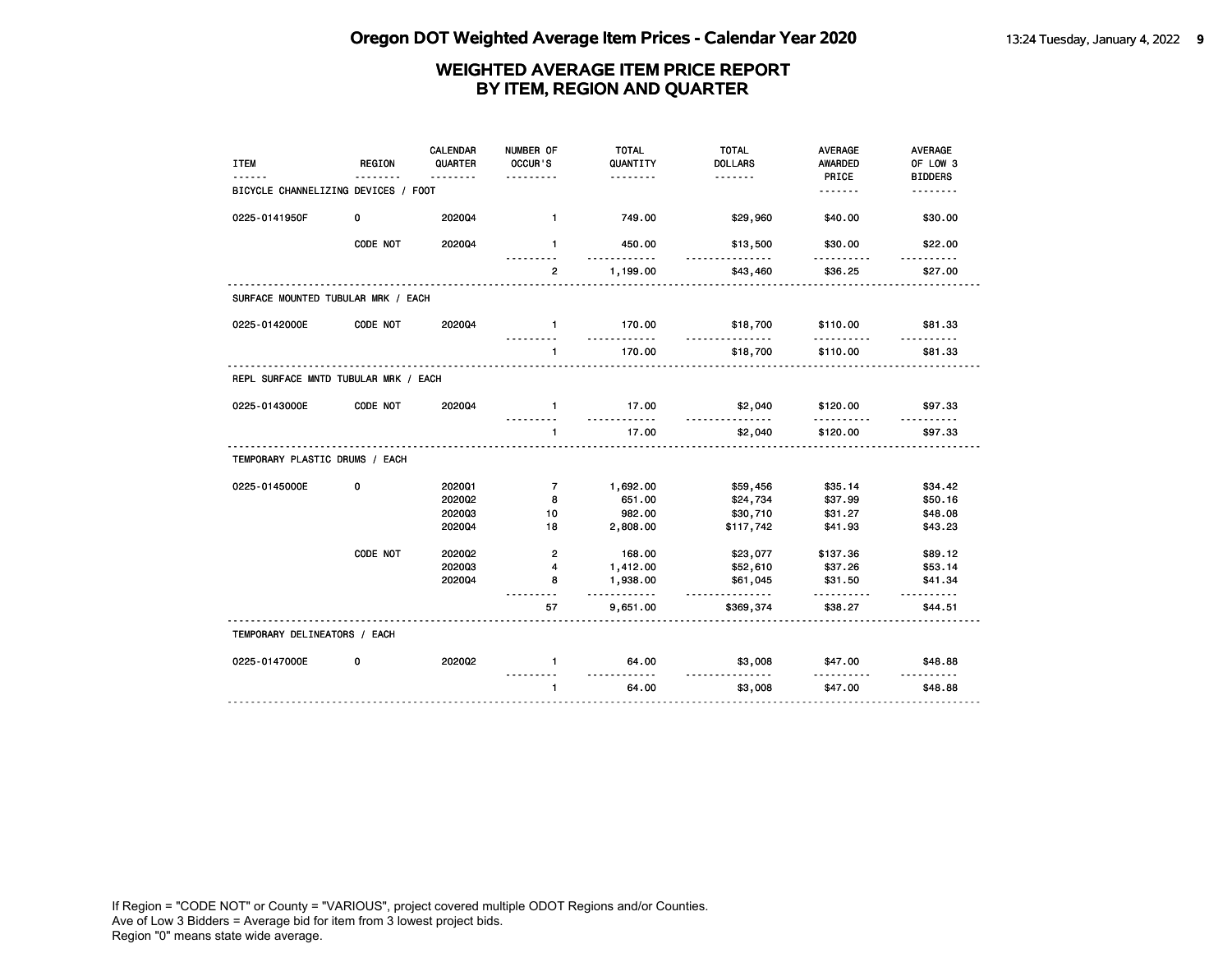# Oregon DOT Weighted Average Item Prices - Calendar Year 2020

## WEIGHTED AVERAGE ITEM PRICE REPORT
## BY ITEM, REGION AND QUARTER

| ITEM | REGION | CALENDAR QUARTER | NUMBER OF OCCUR'S | TOTAL QUANTITY | TOTAL DOLLARS | AVERAGE AWARDED PRICE | AVERAGE OF LOW 3 BIDDERS |
|---|---|---|---|---|---|---|---|
| **BICYCLE CHANNELIZING DEVICES / FOOT** | | | | | | | |
| 0225-0141950F | 0 | 2020Q4 | 1 | 749.00 | $29,960 | $40.00 | $30.00 |
| | CODE NOT | 2020Q4 | 1 | 450.00 | $13,500 | $30.00 | $22.00 |
| | | | 2 | 1,199.00 | $43,460 | $36.25 | $27.00 |
| **SURFACE MOUNTED TUBULAR MRK / EACH** | | | | | | | |
| 0225-0142000E | CODE NOT | 2020Q4 | 1 | 170.00 | $18,700 | $110.00 | $81.33 |
| | | | 1 | 170.00 | $18,700 | $110.00 | $81.33 |
| **REPL SURFACE MNTD TUBULAR MRK / EACH** | | | | | | | |
| 0225-0143000E | CODE NOT | 2020Q4 | 1 | 17.00 | $2,040 | $120.00 | $97.33 |
| | | | 1 | 17.00 | $2,040 | $120.00 | $97.33 |
| **TEMPORARY PLASTIC DRUMS / EACH** | | | | | | | |
| 0225-0145000E | 0 | 2020Q1 | 7 | 1,692.00 | $59,456 | $35.14 | $34.42 |
| | | 2020Q2 | 8 | 651.00 | $24,734 | $37.99 | $50.16 |
| | | 2020Q3 | 10 | 982.00 | $30,710 | $31.27 | $48.08 |
| | | 2020Q4 | 18 | 2,808.00 | $117,742 | $41.93 | $43.23 |
| | CODE NOT | 2020Q2 | 2 | 168.00 | $23,077 | $137.36 | $89.12 |
| | | 2020Q3 | 4 | 1,412.00 | $52,610 | $37.26 | $53.14 |
| | | 2020Q4 | 8 | 1,938.00 | $61,045 | $31.50 | $41.34 |
| | | | 57 | 9,651.00 | $369,374 | $38.27 | $44.51 |
| **TEMPORARY DELINEATORS / EACH** | | | | | | | |
| 0225-0147000E | 0 | 2020Q2 | 1 | 64.00 | $3,008 | $47.00 | $48.88 |
| | | | 1 | 64.00 | $3,008 | $47.00 | $48.88 |

If Region = "CODE NOT" or County = "VARIOUS", project covered multiple ODOT Regions and/or Counties.
Ave of Low 3 Bidders = Average bid for item from 3 lowest project bids.
Region "0" means state wide average.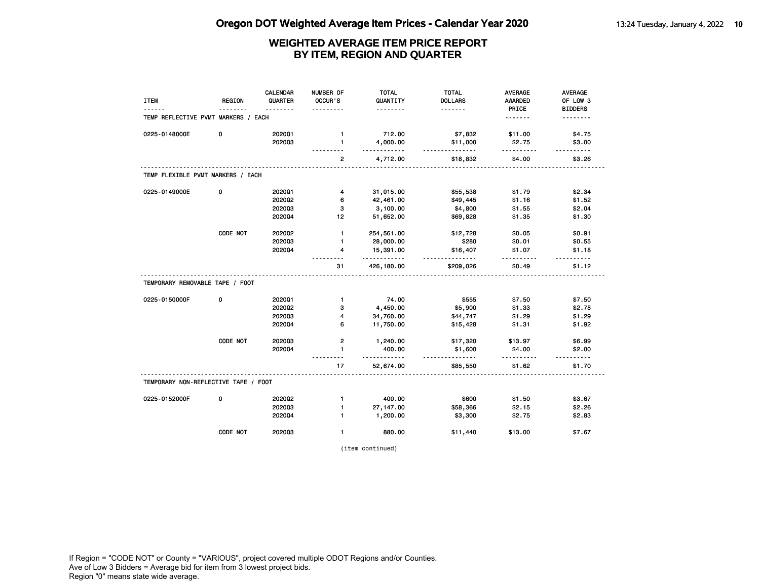# Oregon DOT Weighted Average Item Prices - Calendar Year 2020

## WEIGHTED AVERAGE ITEM PRICE REPORT BY ITEM, REGION AND QUARTER

| ITEM | REGION | CALENDAR QUARTER | NUMBER OF OCCUR'S | TOTAL QUANTITY | TOTAL DOLLARS | AVERAGE AWARDED PRICE | AVERAGE OF LOW 3 BIDDERS |
|---|---|---|---|---|---|---|---|
| **TEMP REFLECTIVE PVMT MARKERS / EACH** | | | | | | | |
| 0225-0148000E | 0 | 2020Q1 | 1 | 712.00 | $7,832 | $11.00 | $4.75 |
| | | 2020Q3 | 1 | 4,000.00 | $11,000 | $2.75 | $3.00 |
| | | | 2 | 4,712.00 | $18,832 | $4.00 | $3.26 |
| **TEMP FLEXIBLE PVMT MARKERS / EACH** | | | | | | | |
| 0225-0149000E | 0 | 2020Q1 | 4 | 31,015.00 | $55,538 | $1.79 | $2.34 |
| | | 2020Q2 | 6 | 42,461.00 | $49,445 | $1.16 | $1.52 |
| | | 2020Q3 | 3 | 3,100.00 | $4,800 | $1.55 | $2.04 |
| | | 2020Q4 | 12 | 51,652.00 | $69,828 | $1.35 | $1.30 |
| | CODE NOT | 2020Q2 | 1 | 254,561.00 | $12,728 | $0.05 | $0.91 |
| | | 2020Q3 | 1 | 28,000.00 | $280 | $0.01 | $0.55 |
| | | 2020Q4 | 4 | 15,391.00 | $16,407 | $1.07 | $1.18 |
| | | | 31 | 426,180.00 | $209,026 | $0.49 | $1.12 |
| **TEMPORARY REMOVABLE TAPE / FOOT** | | | | | | | |
| 0225-0150000F | 0 | 2020Q1 | 1 | 74.00 | $555 | $7.50 | $7.50 |
| | | 2020Q2 | 3 | 4,450.00 | $5,900 | $1.33 | $2.78 |
| | | 2020Q3 | 4 | 34,760.00 | $44,747 | $1.29 | $1.29 |
| | | 2020Q4 | 6 | 11,750.00 | $15,428 | $1.31 | $1.92 |
| | CODE NOT | 2020Q3 | 2 | 1,240.00 | $17,320 | $13.97 | $6.99 |
| | | 2020Q4 | 1 | 400.00 | $1,600 | $4.00 | $2.00 |
| | | | 17 | 52,674.00 | $85,550 | $1.62 | $1.70 |
| **TEMPORARY NON-REFLECTIVE TAPE / FOOT** | | | | | | | |
| 0225-0152000F | 0 | 2020Q2 | 1 | 400.00 | $600 | $1.50 | $3.67 |
| | | 2020Q3 | 1 | 27,147.00 | $58,366 | $2.15 | $2.26 |
| | | 2020Q4 | 1 | 1,200.00 | $3,300 | $2.75 | $2.83 |
| | CODE NOT | 2020Q3 | 1 | 880.00 | $11,440 | $13.00 | $7.67 |

(item continued)

If Region = "CODE NOT" or County = "VARIOUS", project covered multiple ODOT Regions and/or Counties.
Ave of Low 3 Bidders = Average bid for item from 3 lowest project bids.
Region "0" means state wide average.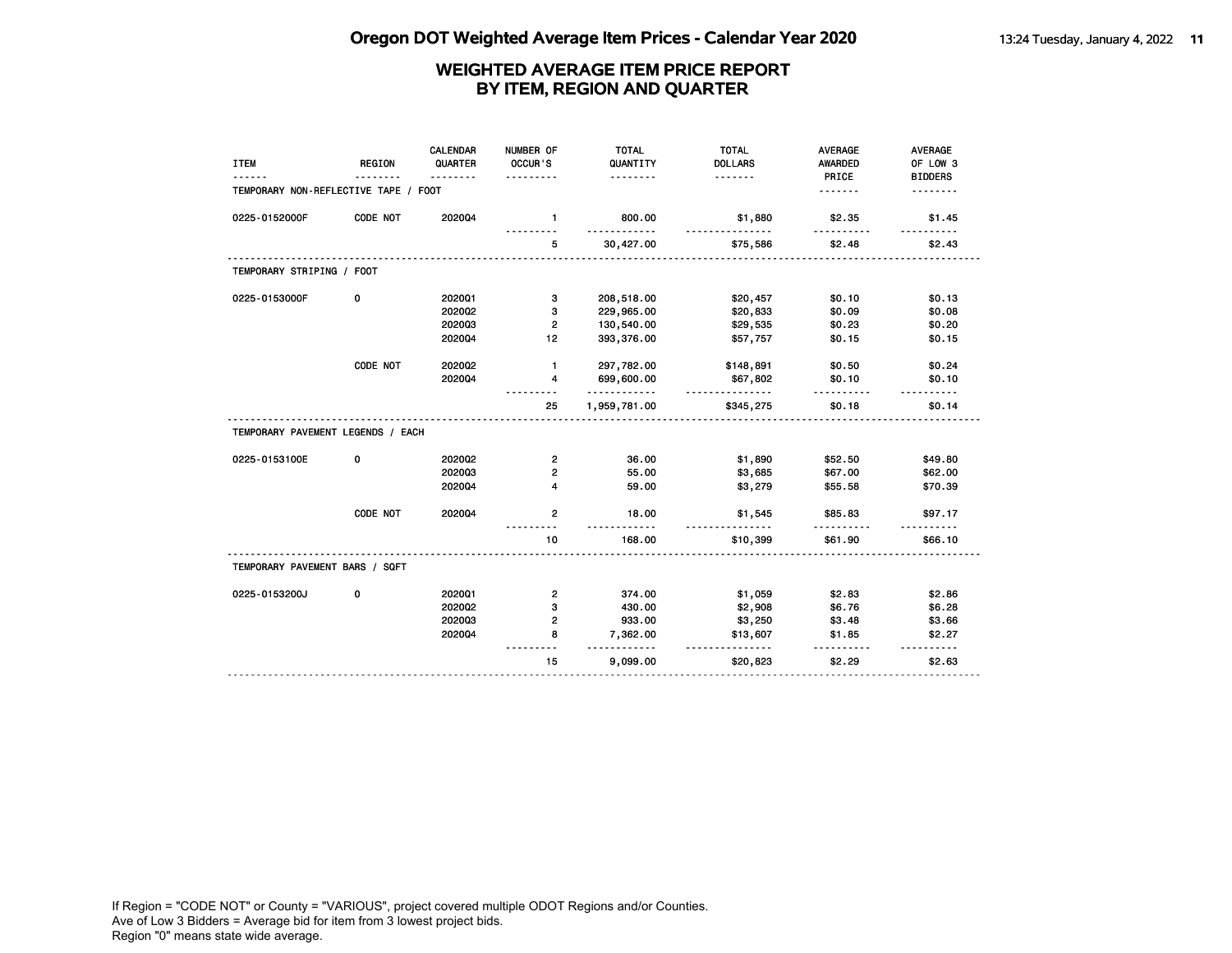# Oregon DOT Weighted Average Item Prices - Calendar Year 2020

## WEIGHTED AVERAGE ITEM PRICE REPORT BY ITEM, REGION AND QUARTER

| ITEM | REGION | CALENDAR QUARTER | NUMBER OF OCCUR'S | TOTAL QUANTITY | TOTAL DOLLARS | AVERAGE AWARDED PRICE | AVERAGE OF LOW 3 BIDDERS |
|---|---|---|---|---|---|---|---|
| **TEMPORARY NON-REFLECTIVE TAPE / FOOT** | | | | | | | |
| 0225-0152000F | CODE NOT | 2020Q4 | 1 | 800.00 | $1,880 | $2.35 | $1.45 |
| | | | 5 | 30,427.00 | $75,586 | $2.48 | $2.43 |
| **TEMPORARY STRIPING / FOOT** | | | | | | | |
| 0225-0153000F | 0 | 2020Q1 | 3 | 208,518.00 | $20,457 | $0.10 | $0.13 |
| | | 2020Q2 | 3 | 229,965.00 | $20,833 | $0.09 | $0.08 |
| | | 2020Q3 | 2 | 130,540.00 | $29,535 | $0.23 | $0.20 |
| | | 2020Q4 | 12 | 393,376.00 | $57,757 | $0.15 | $0.15 |
| | CODE NOT | 2020Q2 | 1 | 297,782.00 | $148,891 | $0.50 | $0.24 |
| | | 2020Q4 | 4 | 699,600.00 | $67,802 | $0.10 | $0.10 |
| | | | 25 | 1,959,781.00 | $345,275 | $0.18 | $0.14 |
| **TEMPORARY PAVEMENT LEGENDS / EACH** | | | | | | | |
| 0225-0153100E | 0 | 2020Q2 | 2 | 36.00 | $1,890 | $52.50 | $49.80 |
| | | 2020Q3 | 2 | 55.00 | $3,685 | $67.00 | $62.00 |
| | | 2020Q4 | 4 | 59.00 | $3,279 | $55.58 | $70.39 |
| | CODE NOT | 2020Q4 | 2 | 18.00 | $1,545 | $85.83 | $97.17 |
| | | | 10 | 168.00 | $10,399 | $61.90 | $66.10 |
| **TEMPORARY PAVEMENT BARS / SQFT** | | | | | | | |
| 0225-0153200J | 0 | 2020Q1 | 2 | 374.00 | $1,059 | $2.83 | $2.86 |
| | | 2020Q2 | 3 | 430.00 | $2,908 | $6.76 | $6.28 |
| | | 2020Q3 | 2 | 933.00 | $3,250 | $3.48 | $3.66 |
| | | 2020Q4 | 8 | 7,362.00 | $13,607 | $1.85 | $2.27 |
| | | | 15 | 9,099.00 | $20,823 | $2.29 | $2.63 |

If Region = "CODE NOT" or County = "VARIOUS", project covered multiple ODOT Regions and/or Counties.
Ave of Low 3 Bidders = Average bid for item from 3 lowest project bids.
Region "0" means state wide average.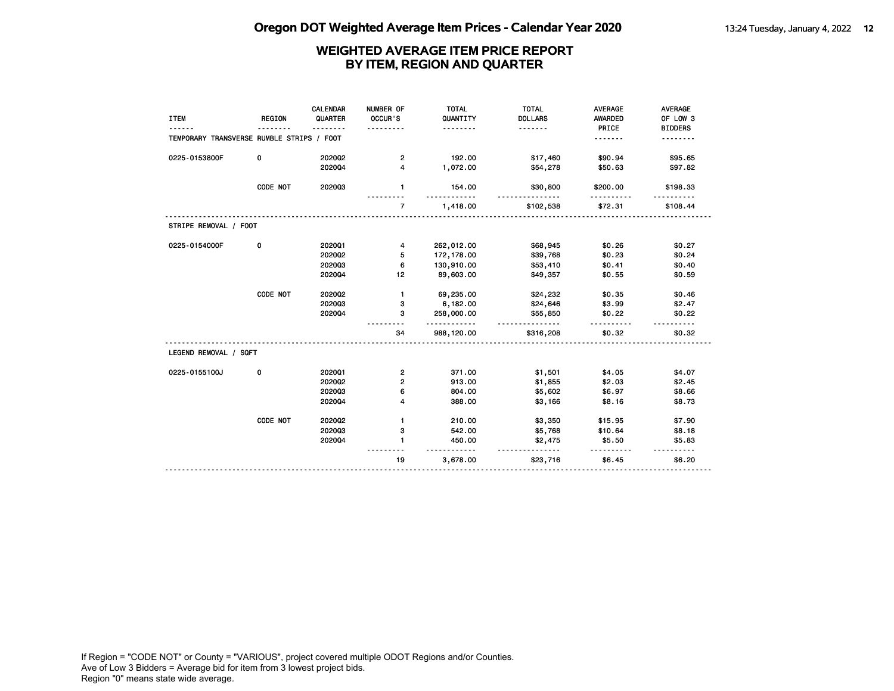# Oregon DOT Weighted Average Item Prices - Calendar Year 2020

## WEIGHTED AVERAGE ITEM PRICE REPORT BY ITEM, REGION AND QUARTER

| ITEM | REGION | CALENDAR QUARTER | NUMBER OF OCCUR'S | TOTAL QUANTITY | TOTAL DOLLARS | AVERAGE AWARDED PRICE | AVERAGE OF LOW 3 BIDDERS |
|---|---|---|---|---|---|---|---|
| **TEMPORARY TRANSVERSE RUMBLE STRIPS / FOOT** | | | | | | | |
| 0225-0153800F | 0 | 2020Q2 | 2 | 192.00 | $17,460 | $90.94 | $95.65 |
| | | 2020Q4 | 4 | 1,072.00 | $54,278 | $50.63 | $97.82 |
| | CODE NOT | 2020Q3 | 1 | 154.00 | $30,800 | $200.00 | $198.33 |
| | | | 7 | 1,418.00 | $102,538 | $72.31 | $108.44 |
| **STRIPE REMOVAL / FOOT** | | | | | | | |
| 0225-0154000F | 0 | 2020Q1 | 4 | 262,012.00 | $68,945 | $0.26 | $0.27 |
| | | 2020Q2 | 5 | 172,178.00 | $39,768 | $0.23 | $0.24 |
| | | 2020Q3 | 6 | 130,910.00 | $53,410 | $0.41 | $0.40 |
| | | 2020Q4 | 12 | 89,603.00 | $49,357 | $0.55 | $0.59 |
| | CODE NOT | 2020Q2 | 1 | 69,235.00 | $24,232 | $0.35 | $0.46 |
| | | 2020Q3 | 3 | 6,182.00 | $24,646 | $3.99 | $2.47 |
| | | 2020Q4 | 3 | 258,000.00 | $55,850 | $0.22 | $0.22 |
| | | | 34 | 988,120.00 | $316,208 | $0.32 | $0.32 |
| **LEGEND REMOVAL / SQFT** | | | | | | | |
| 0225-0155100J | 0 | 2020Q1 | 2 | 371.00 | $1,501 | $4.05 | $4.07 |
| | | 2020Q2 | 2 | 913.00 | $1,855 | $2.03 | $2.45 |
| | | 2020Q3 | 6 | 804.00 | $5,602 | $6.97 | $8.66 |
| | | 2020Q4 | 4 | 388.00 | $3,166 | $8.16 | $8.73 |
| | CODE NOT | 2020Q2 | 1 | 210.00 | $3,350 | $15.95 | $7.90 |
| | | 2020Q3 | 3 | 542.00 | $5,768 | $10.64 | $8.18 |
| | | 2020Q4 | 1 | 450.00 | $2,475 | $5.50 | $5.83 |
| | | | 19 | 3,678.00 | $23,716 | $6.45 | $6.20 |

If Region = "CODE NOT" or County = "VARIOUS", project covered multiple ODOT Regions and/or Counties.
Ave of Low 3 Bidders = Average bid for item from 3 lowest project bids.
Region "0" means state wide average.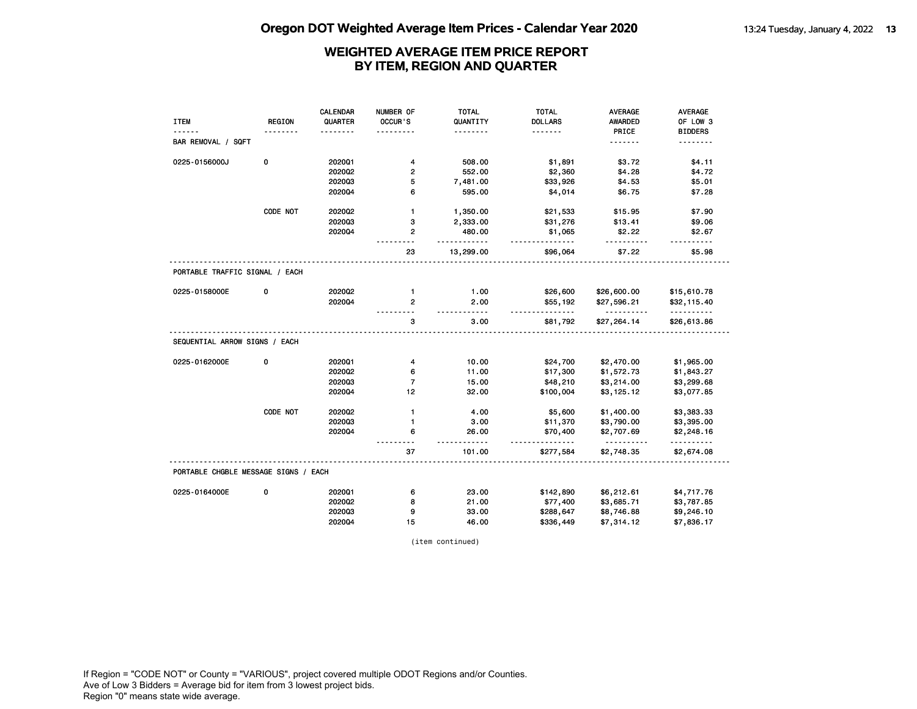# WEIGHTED AVERAGE ITEM PRICE REPORT
## BY ITEM, REGION AND QUARTER

| ITEM | REGION | CALENDAR QUARTER | NUMBER OF OCCUR'S | TOTAL QUANTITY | TOTAL DOLLARS | AVERAGE AWARDED PRICE | AVERAGE OF LOW 3 BIDDERS |
|---|---|---|---|---|---|---|---|
| BAR REMOVAL / SQFT | | | | | | | |
| 0225-0156000J | 0 | 2020Q1 | 4 | 508.00 | $1,891 | $3.72 | $4.11 |
| | | 2020Q2 | 2 | 552.00 | $2,360 | $4.28 | $4.72 |
| | | 2020Q3 | 5 | 7,481.00 | $33,926 | $4.53 | $5.01 |
| | | 2020Q4 | 6 | 595.00 | $4,014 | $6.75 | $7.28 |
| | CODE NOT | 2020Q2 | 1 | 1,350.00 | $21,533 | $15.95 | $7.90 |
| | | 2020Q3 | 3 | 2,333.00 | $31,276 | $13.41 | $9.06 |
| | | 2020Q4 | 2 | 480.00 | $1,065 | $2.22 | $2.67 |
| | | | 23 | 13,299.00 | $96,064 | $7.22 | $5.98 |
| PORTABLE TRAFFIC SIGNAL / EACH | | | | | | | |
| 0225-0158000E | 0 | 2020Q2 | 1 | 1.00 | $26,600 | $26,600.00 | $15,610.78 |
| | | 2020Q4 | 2 | 2.00 | $55,192 | $27,596.21 | $32,115.40 |
| | | | 3 | 3.00 | $81,792 | $27,264.14 | $26,613.86 |
| SEQUENTIAL ARROW SIGNS / EACH | | | | | | | |
| 0225-0162000E | 0 | 2020Q1 | 4 | 10.00 | $24,700 | $2,470.00 | $1,965.00 |
| | | 2020Q2 | 6 | 11.00 | $17,300 | $1,572.73 | $1,843.27 |
| | | 2020Q3 | 7 | 15.00 | $48,210 | $3,214.00 | $3,299.68 |
| | | 2020Q4 | 12 | 32.00 | $100,004 | $3,125.12 | $3,077.85 |
| | CODE NOT | 2020Q2 | 1 | 4.00 | $5,600 | $1,400.00 | $3,383.33 |
| | | 2020Q3 | 1 | 3.00 | $11,370 | $3,790.00 | $3,395.00 |
| | | 2020Q4 | 6 | 26.00 | $70,400 | $2,707.69 | $2,248.16 |
| | | | 37 | 101.00 | $277,584 | $2,748.35 | $2,674.08 |
| PORTABLE CHGBLE MESSAGE SIGNS / EACH | | | | | | | |
| 0225-0164000E | 0 | 2020Q1 | 6 | 23.00 | $142,890 | $6,212.61 | $4,717.76 |
| | | 2020Q2 | 8 | 21.00 | $77,400 | $3,685.71 | $3,787.85 |
| | | 2020Q3 | 9 | 33.00 | $288,647 | $8,746.88 | $9,246.10 |
| | | 2020Q4 | 15 | 46.00 | $336,449 | $7,314.12 | $7,836.17 |

(item continued)

If Region = "CODE NOT" or County = "VARIOUS", project covered multiple ODOT Regions and/or Counties.
Ave of Low 3 Bidders = Average bid for item from 3 lowest project bids.
Region "0" means state wide average.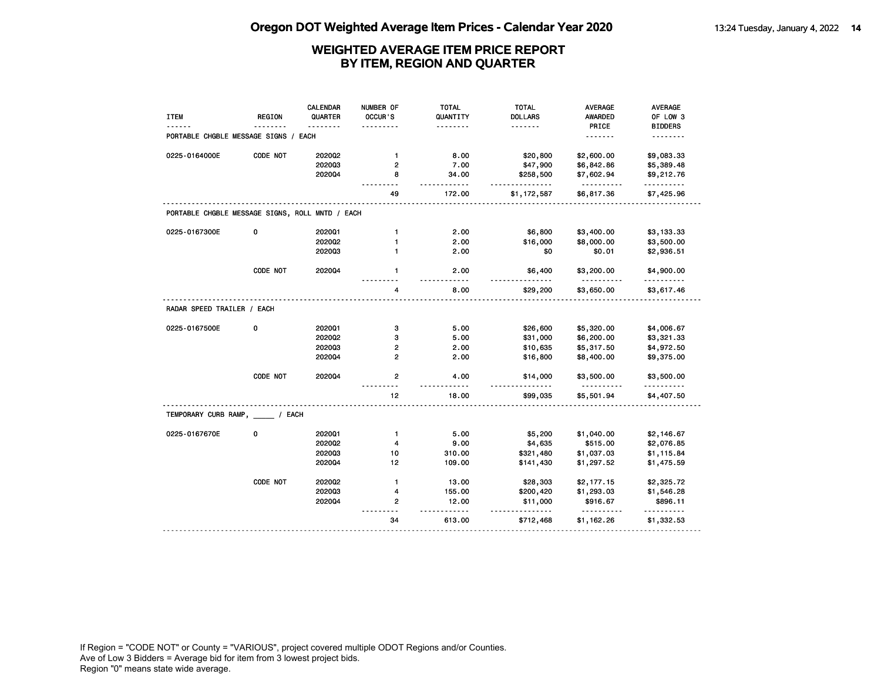# WEIGHTED AVERAGE ITEM PRICE REPORT
## BY ITEM, REGION AND QUARTER

| ITEM | REGION | CALENDAR QUARTER | NUMBER OF OCCUR'S | TOTAL QUANTITY | TOTAL DOLLARS | AVERAGE AWARDED PRICE | AVERAGE OF LOW 3 BIDDERS |
|---|---|---|---|---|---|---|---|
| PORTABLE CHGBLE MESSAGE SIGNS / EACH | | | | | | | |
| 0225-0164000E | CODE NOT | 2020Q2 | 1 | 8.00 | $20,800 | $2,600.00 | $9,083.33 |
| | | 2020Q3 | 2 | 7.00 | $47,900 | $6,842.86 | $5,389.48 |
| | | 2020Q4 | 8 | 34.00 | $258,500 | $7,602.94 | $9,212.76 |
| | | | 49 | 172.00 | $1,172,587 | $6,817.36 | $7,425.96 |
| PORTABLE CHGBLE MESSAGE SIGNS, ROLL MNTD / EACH | | | | | | | |
| 0225-0167300E | 0 | 2020Q1 | 1 | 2.00 | $6,800 | $3,400.00 | $3,133.33 |
| | | 2020Q2 | 1 | 2.00 | $16,000 | $8,000.00 | $3,500.00 |
| | | 2020Q3 | 1 | 2.00 | $0 | $0.01 | $2,936.51 |
| | CODE NOT | 2020Q4 | 1 | 2.00 | $6,400 | $3,200.00 | $4,900.00 |
| | | | 4 | 8.00 | $29,200 | $3,650.00 | $3,617.46 |
| RADAR SPEED TRAILER / EACH | | | | | | | |
| 0225-0167500E | 0 | 2020Q1 | 3 | 5.00 | $26,600 | $5,320.00 | $4,006.67 |
| | | 2020Q2 | 3 | 5.00 | $31,000 | $6,200.00 | $3,321.33 |
| | | 2020Q3 | 2 | 2.00 | $10,635 | $5,317.50 | $4,972.50 |
| | | 2020Q4 | 2 | 2.00 | $16,800 | $8,400.00 | $9,375.00 |
| | CODE NOT | 2020Q4 | 2 | 4.00 | $14,000 | $3,500.00 | $3,500.00 |
| | | | 12 | 18.00 | $99,035 | $5,501.94 | $4,407.50 |
| TEMPORARY CURB RAMP, _____ / EACH | | | | | | | |
| 0225-0167670E | 0 | 2020Q1 | 1 | 5.00 | $5,200 | $1,040.00 | $2,146.67 |
| | | 2020Q2 | 4 | 9.00 | $4,635 | $515.00 | $2,076.85 |
| | | 2020Q3 | 10 | 310.00 | $321,480 | $1,037.03 | $1,115.84 |
| | | 2020Q4 | 12 | 109.00 | $141,430 | $1,297.52 | $1,475.59 |
| | CODE NOT | 2020Q2 | 1 | 13.00 | $28,303 | $2,177.15 | $2,325.72 |
| | | 2020Q3 | 4 | 155.00 | $200,420 | $1,293.03 | $1,546.28 |
| | | 2020Q4 | 2 | 12.00 | $11,000 | $916.67 | $896.11 |
| | | | 34 | 613.00 | $712,468 | $1,162.26 | $1,332.53 |

If Region = "CODE NOT" or County = "VARIOUS", project covered multiple ODOT Regions and/or Counties.
Ave of Low 3 Bidders = Average bid for item from 3 lowest project bids.
Region "0" means state wide average.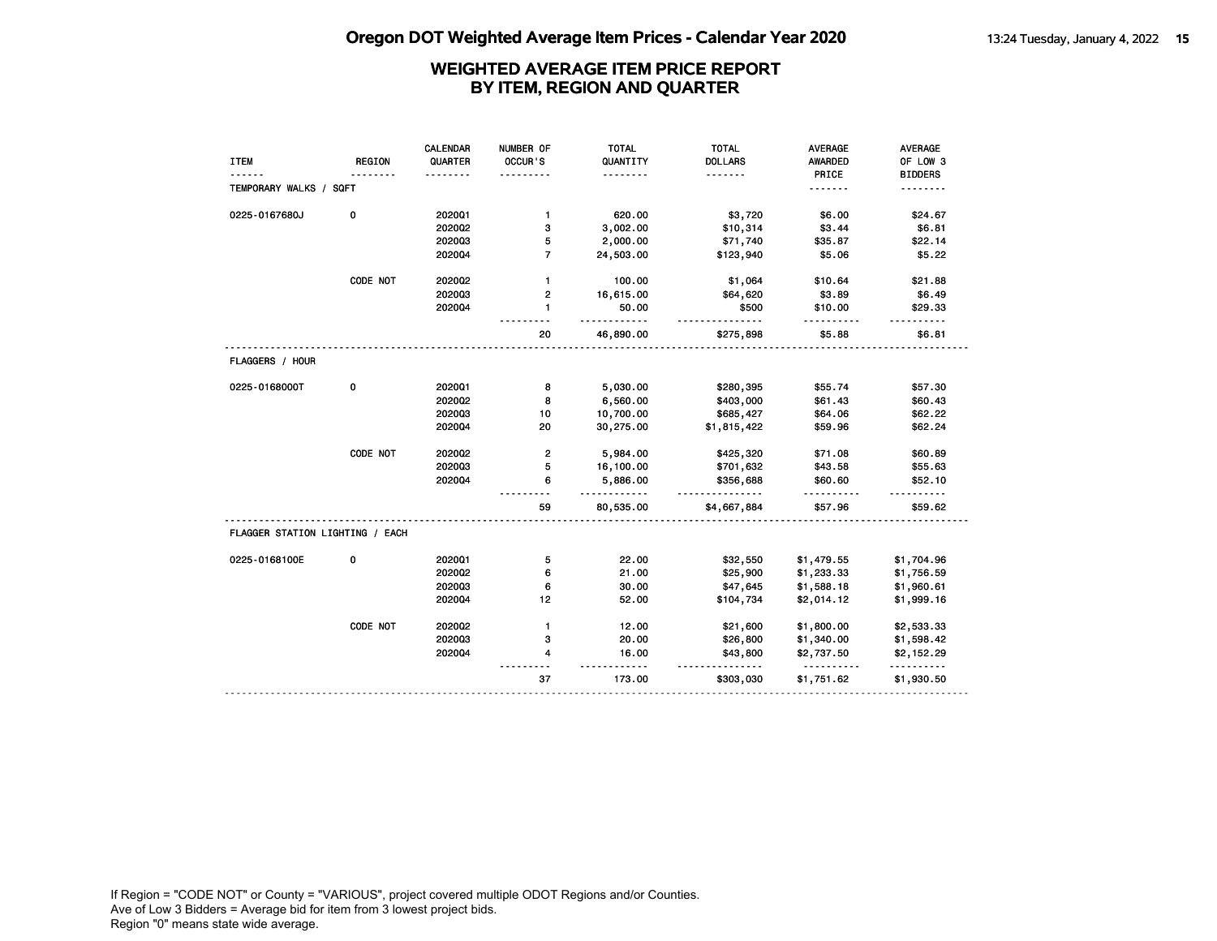# Oregon DOT Weighted Average Item Prices - Calendar Year 2020

## WEIGHTED AVERAGE ITEM PRICE REPORT BY ITEM, REGION AND QUARTER

| ITEM | REGION | CALENDAR QUARTER | NUMBER OF OCCUR'S | TOTAL QUANTITY | TOTAL DOLLARS | AVERAGE AWARDED PRICE | AVERAGE OF LOW 3 BIDDERS |
|---|---|---|---|---|---|---|---|
| **TEMPORARY WALKS / SQFT** | | | | | | | |
| 0225-0167680J | 0 | 2020Q1 | 1 | 620.00 | $3,720 | $6.00 | $24.67 |
| | | 2020Q2 | 3 | 3,002.00 | $10,314 | $3.44 | $6.81 |
| | | 2020Q3 | 5 | 2,000.00 | $71,740 | $35.87 | $22.14 |
| | | 2020Q4 | 7 | 24,503.00 | $123,940 | $5.06 | $5.22 |
| | CODE NOT | 2020Q2 | 1 | 100.00 | $1,064 | $10.64 | $21.88 |
| | | 2020Q3 | 2 | 16,615.00 | $64,620 | $3.89 | $6.49 |
| | | 2020Q4 | 1 | 50.00 | $500 | $10.00 | $29.33 |
| | | | 20 | 46,890.00 | $275,898 | $5.88 | $6.81 |
| **FLAGGERS / HOUR** | | | | | | | |
| 0225-0168000T | 0 | 2020Q1 | 8 | 5,030.00 | $280,395 | $55.74 | $57.30 |
| | | 2020Q2 | 8 | 6,560.00 | $403,000 | $61.43 | $60.43 |
| | | 2020Q3 | 10 | 10,700.00 | $685,427 | $64.06 | $62.22 |
| | | 2020Q4 | 20 | 30,275.00 | $1,815,422 | $59.96 | $62.24 |
| | CODE NOT | 2020Q2 | 2 | 5,984.00 | $425,320 | $71.08 | $60.89 |
| | | 2020Q3 | 5 | 16,100.00 | $701,632 | $43.58 | $55.63 |
| | | 2020Q4 | 6 | 5,886.00 | $356,688 | $60.60 | $52.10 |
| | | | 59 | 80,535.00 | $4,667,884 | $57.96 | $59.62 |
| **FLAGGER STATION LIGHTING / EACH** | | | | | | | |
| 0225-0168100E | 0 | 2020Q1 | 5 | 22.00 | $32,550 | $1,479.55 | $1,704.96 |
| | | 2020Q2 | 6 | 21.00 | $25,900 | $1,233.33 | $1,756.59 |
| | | 2020Q3 | 6 | 30.00 | $47,645 | $1,588.18 | $1,960.61 |
| | | 2020Q4 | 12 | 52.00 | $104,734 | $2,014.12 | $1,999.16 |
| | CODE NOT | 2020Q2 | 1 | 12.00 | $21,600 | $1,800.00 | $2,533.33 |
| | | 2020Q3 | 3 | 20.00 | $26,800 | $1,340.00 | $1,598.42 |
| | | 2020Q4 | 4 | 16.00 | $43,800 | $2,737.50 | $2,152.29 |
| | | | 37 | 173.00 | $303,030 | $1,751.62 | $1,930.50 |

If Region = "CODE NOT" or County = "VARIOUS", project covered multiple ODOT Regions and/or Counties.
Ave of Low 3 Bidders = Average bid for item from 3 lowest project bids.
Region "0" means state wide average.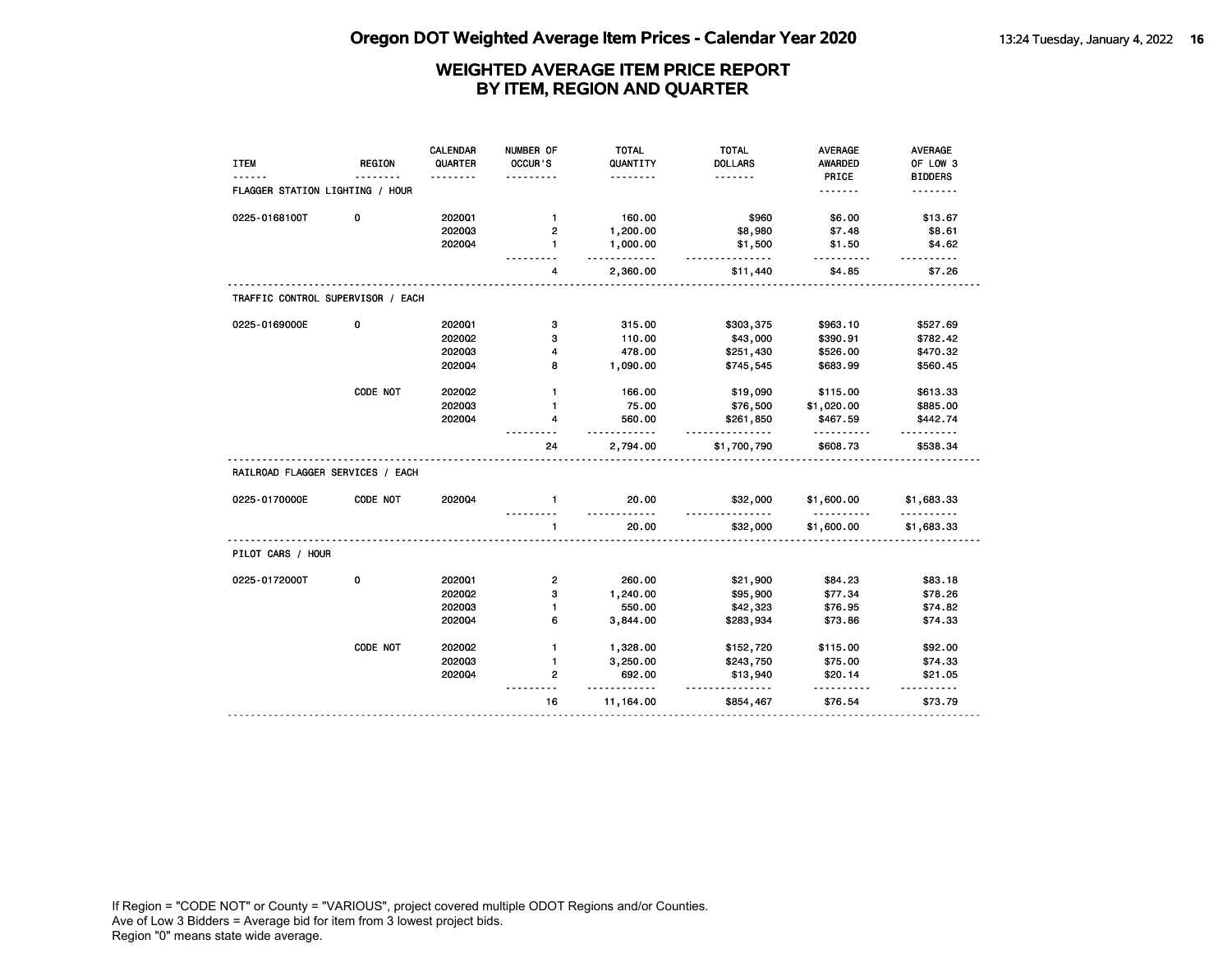# Oregon DOT Weighted Average Item Prices - Calendar Year 2020

## WEIGHTED AVERAGE ITEM PRICE REPORT BY ITEM, REGION AND QUARTER

| ITEM | REGION | CALENDAR QUARTER | NUMBER OF OCCUR'S | TOTAL QUANTITY | TOTAL DOLLARS | AVERAGE AWARDED PRICE | AVERAGE OF LOW 3 BIDDERS |
|---|---|---|---|---|---|---|---|
| **FLAGGER STATION LIGHTING / HOUR** | | | | | | | |
| 0225-0168100T | 0 | 2020Q1 | 1 | 160.00 | $960 | $6.00 | $13.67 |
| | | 2020Q3 | 2 | 1,200.00 | $8,980 | $7.48 | $8.61 |
| | | 2020Q4 | 1 | 1,000.00 | $1,500 | $1.50 | $4.62 |
| | | | 4 | 2,360.00 | $11,440 | $4.85 | $7.26 |
| **TRAFFIC CONTROL SUPERVISOR / EACH** | | | | | | | |
| 0225-0169000E | 0 | 2020Q1 | 3 | 315.00 | $303,375 | $963.10 | $527.69 |
| | | 2020Q2 | 3 | 110.00 | $43,000 | $390.91 | $782.42 |
| | | 2020Q3 | 4 | 478.00 | $251,430 | $526.00 | $470.32 |
| | | 2020Q4 | 8 | 1,090.00 | $745,545 | $683.99 | $560.45 |
| | CODE NOT | 2020Q2 | 1 | 166.00 | $19,090 | $115.00 | $613.33 |
| | | 2020Q3 | 1 | 75.00 | $76,500 | $1,020.00 | $885.00 |
| | | 2020Q4 | 4 | 560.00 | $261,850 | $467.59 | $442.74 |
| | | | 24 | 2,794.00 | $1,700,790 | $608.73 | $538.34 |
| **RAILROAD FLAGGER SERVICES / EACH** | | | | | | | |
| 0225-0170000E | CODE NOT | 2020Q4 | 1 | 20.00 | $32,000 | $1,600.00 | $1,683.33 |
| | | | 1 | 20.00 | $32,000 | $1,600.00 | $1,683.33 |
| **PILOT CARS / HOUR** | | | | | | | |
| 0225-0172000T | 0 | 2020Q1 | 2 | 260.00 | $21,900 | $84.23 | $83.18 |
| | | 2020Q2 | 3 | 1,240.00 | $95,900 | $77.34 | $78.26 |
| | | 2020Q3 | 1 | 550.00 | $42,323 | $76.95 | $74.82 |
| | | 2020Q4 | 6 | 3,844.00 | $283,934 | $73.86 | $74.33 |
| | CODE NOT | 2020Q2 | 1 | 1,328.00 | $152,720 | $115.00 | $92.00 |
| | | 2020Q3 | 1 | 3,250.00 | $243,750 | $75.00 | $74.33 |
| | | 2020Q4 | 2 | 692.00 | $13,940 | $20.14 | $21.05 |
| | | | 16 | 11,164.00 | $854,467 | $76.54 | $73.79 |

If Region = "CODE NOT" or County = "VARIOUS", project covered multiple ODOT Regions and/or Counties.
Ave of Low 3 Bidders = Average bid for item from 3 lowest project bids.
Region "0" means state wide average.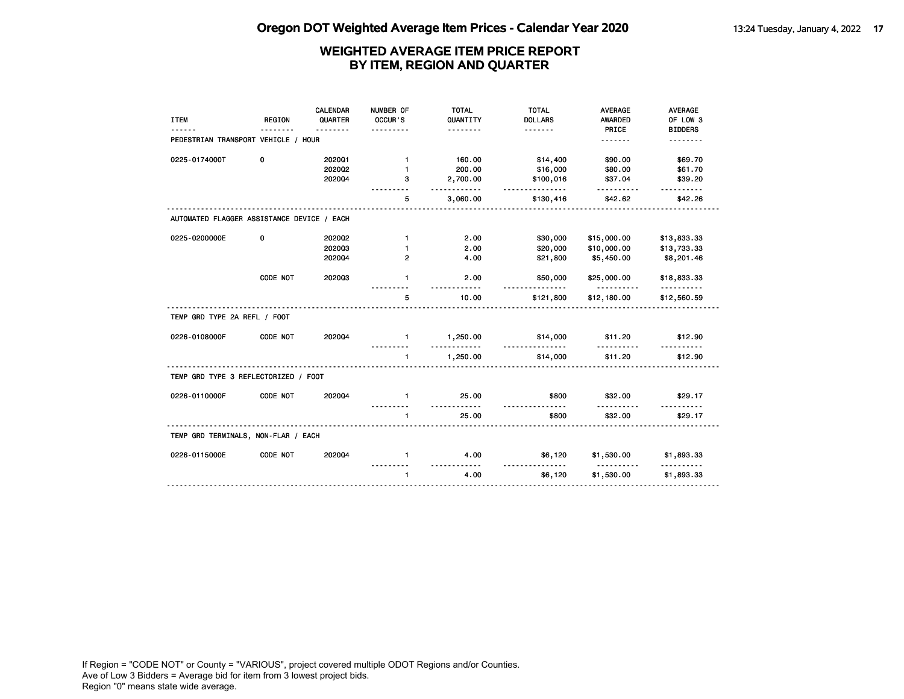## Oregon DOT Weighted Average Item Prices - Calendar Year 2020

### WEIGHTED AVERAGE ITEM PRICE REPORT BY ITEM, REGION AND QUARTER

| ITEM | REGION | CALENDAR QUARTER | NUMBER OF OCCUR'S | TOTAL QUANTITY | TOTAL DOLLARS | AVERAGE AWARDED PRICE | AVERAGE OF LOW 3 BIDDERS |
|---|---|---|---|---|---|---|---|
| **PEDESTRIAN TRANSPORT VEHICLE / HOUR** | | | | | | | |
| 0225-0174000T | 0 | 2020Q1 | 1 | 160.00 | $14,400 | $90.00 | $69.70 |
| | | 2020Q2 | 1 | 200.00 | $16,000 | $80.00 | $61.70 |
| | | 2020Q4 | 3 | 2,700.00 | $100,016 | $37.04 | $39.20 |
| | | | 5 | 3,060.00 | $130,416 | $42.62 | $42.26 |
| **AUTOMATED FLAGGER ASSISTANCE DEVICE / EACH** | | | | | | | |
| 0225-0200000E | 0 | 2020Q2 | 1 | 2.00 | $30,000 | $15,000.00 | $13,833.33 |
| | | 2020Q3 | 1 | 2.00 | $20,000 | $10,000.00 | $13,733.33 |
| | | 2020Q4 | 2 | 4.00 | $21,800 | $5,450.00 | $8,201.46 |
| | CODE NOT | 2020Q3 | 1 | 2.00 | $50,000 | $25,000.00 | $18,833.33 |
| | | | 5 | 10.00 | $121,800 | $12,180.00 | $12,560.59 |
| **TEMP GRD TYPE 2A REFL / FOOT** | | | | | | | |
| 0226-0108000F | CODE NOT | 2020Q4 | 1 | 1,250.00 | $14,000 | $11.20 | $12.90 |
| | | | 1 | 1,250.00 | $14,000 | $11.20 | $12.90 |
| **TEMP GRD TYPE 3 REFLECTORIZED / FOOT** | | | | | | | |
| 0226-0110000F | CODE NOT | 2020Q4 | 1 | 25.00 | $800 | $32.00 | $29.17 |
| | | | 1 | 25.00 | $800 | $32.00 | $29.17 |
| **TEMP GRD TERMINALS, NON-FLAR / EACH** | | | | | | | |
| 0226-0115000E | CODE NOT | 2020Q4 | 1 | 4.00 | $6,120 | $1,530.00 | $1,893.33 |
| | | | 1 | 4.00 | $6,120 | $1,530.00 | $1,893.33 |

If Region = "CODE NOT" or County = "VARIOUS", project covered multiple ODOT Regions and/or Counties.
Ave of Low 3 Bidders = Average bid for item from 3 lowest project bids.
Region "0" means state wide average.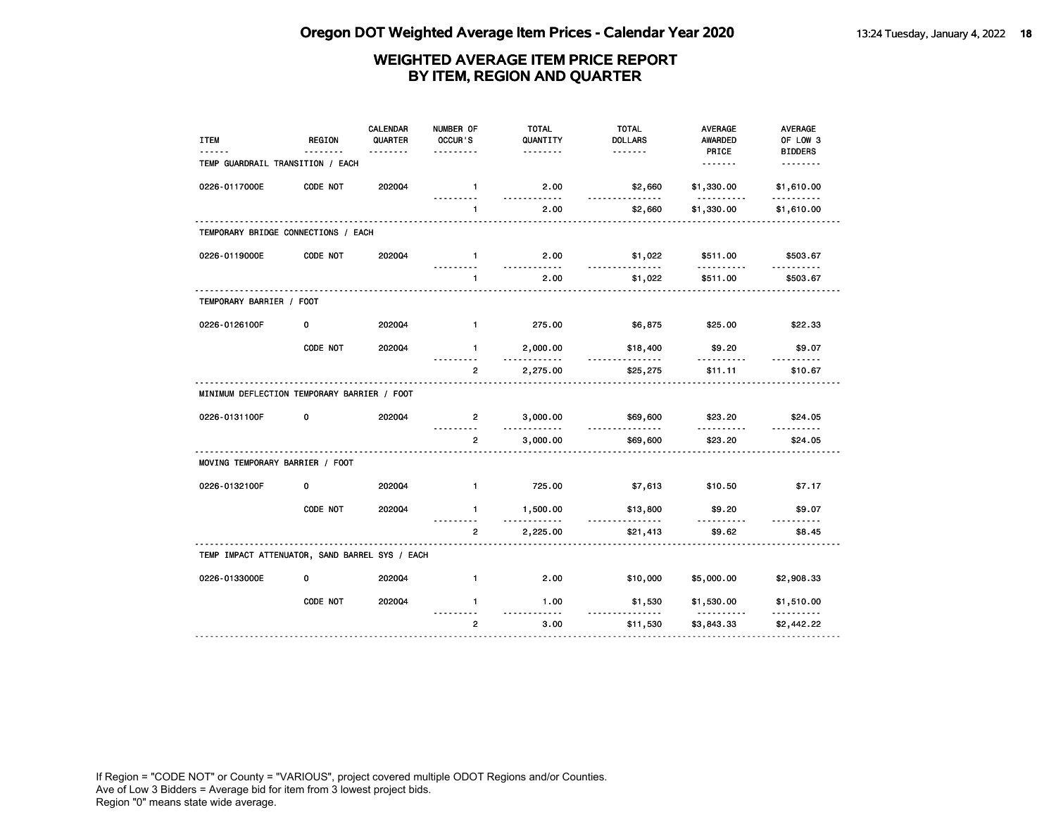# Oregon DOT Weighted Average Item Prices - Calendar Year 2020

## WEIGHTED AVERAGE ITEM PRICE REPORT BY ITEM, REGION AND QUARTER

| ITEM | REGION | CALENDAR QUARTER | NUMBER OF OCCUR'S | TOTAL QUANTITY | TOTAL DOLLARS | AVERAGE AWARDED PRICE | AVERAGE OF LOW 3 BIDDERS |
|---|---|---|---|---|---|---|---|
| TEMP GUARDRAIL TRANSITION / EACH | | | | | | | |
| 0226-0117000E | CODE NOT | 2020Q4 | 1 | 2.00 | $2,660 | $1,330.00 | $1,610.00 |
| | | | 1 | 2.00 | $2,660 | $1,330.00 | $1,610.00 |
| TEMPORARY BRIDGE CONNECTIONS / EACH | | | | | | | |
| 0226-0119000E | CODE NOT | 2020Q4 | 1 | 2.00 | $1,022 | $511.00 | $503.67 |
| | | | 1 | 2.00 | $1,022 | $511.00 | $503.67 |
| TEMPORARY BARRIER / FOOT | | | | | | | |
| 0226-0126100F | 0 | 2020Q4 | 1 | 275.00 | $6,875 | $25.00 | $22.33 |
| | CODE NOT | 2020Q4 | 1 | 2,000.00 | $18,400 | $9.20 | $9.07 |
| | | | 2 | 2,275.00 | $25,275 | $11.11 | $10.67 |
| MINIMUM DEFLECTION TEMPORARY BARRIER / FOOT | | | | | | | |
| 0226-0131100F | 0 | 2020Q4 | 2 | 3,000.00 | $69,600 | $23.20 | $24.05 |
| | | | 2 | 3,000.00 | $69,600 | $23.20 | $24.05 |
| MOVING TEMPORARY BARRIER / FOOT | | | | | | | |
| 0226-0132100F | 0 | 2020Q4 | 1 | 725.00 | $7,613 | $10.50 | $7.17 |
| | CODE NOT | 2020Q4 | 1 | 1,500.00 | $13,800 | $9.20 | $9.07 |
| | | | 2 | 2,225.00 | $21,413 | $9.62 | $8.45 |
| TEMP IMPACT ATTENUATOR, SAND BARREL SYS / EACH | | | | | | | |
| 0226-0133000E | 0 | 2020Q4 | 1 | 2.00 | $10,000 | $5,000.00 | $2,908.33 |
| | CODE NOT | 2020Q4 | 1 | 1.00 | $1,530 | $1,530.00 | $1,510.00 |
| | | | 2 | 3.00 | $11,530 | $3,843.33 | $2,442.22 |

If Region = "CODE NOT" or County = "VARIOUS", project covered multiple ODOT Regions and/or Counties.
Ave of Low 3 Bidders = Average bid for item from 3 lowest project bids.
Region "0" means state wide average.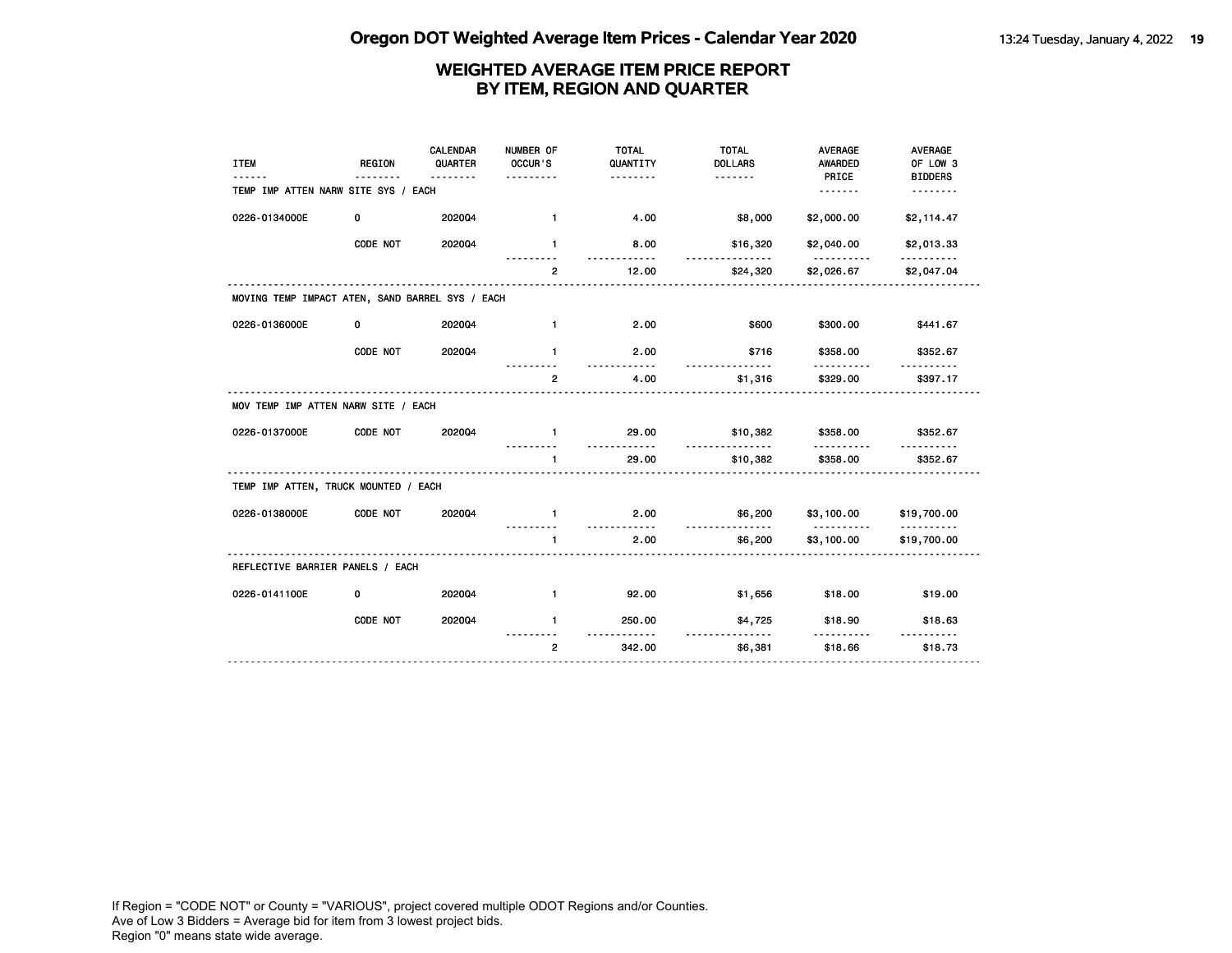# Oregon DOT Weighted Average Item Prices - Calendar Year 2020

## WEIGHTED AVERAGE ITEM PRICE REPORT BY ITEM, REGION AND QUARTER

| ITEM | REGION | CALENDAR QUARTER | NUMBER OF OCCUR'S | TOTAL QUANTITY | TOTAL DOLLARS | AVERAGE AWARDED PRICE | AVERAGE OF LOW 3 BIDDERS |
|---|---|---|---|---|---|---|---|
| **TEMP IMP ATTEN NARW SITE SYS / EACH** | | | | | | | |
| 0226-0134000E | 0 | 2020Q4 | 1 | 4.00 | $8,000 | $2,000.00 | $2,114.47 |
| | CODE NOT | 2020Q4 | 1 | 8.00 | $16,320 | $2,040.00 | $2,013.33 |
| | | | 2 | 12.00 | $24,320 | $2,026.67 | $2,047.04 |
| **MOVING TEMP IMPACT ATEN, SAND BARREL SYS / EACH** | | | | | | | |
| 0226-0136000E | 0 | 2020Q4 | 1 | 2.00 | $600 | $300.00 | $441.67 |
| | CODE NOT | 2020Q4 | 1 | 2.00 | $716 | $358.00 | $352.67 |
| | | | 2 | 4.00 | $1,316 | $329.00 | $397.17 |
| **MOV TEMP IMP ATTEN NARW SITE / EACH** | | | | | | | |
| 0226-0137000E | CODE NOT | 2020Q4 | 1 | 29.00 | $10,382 | $358.00 | $352.67 |
| | | | 1 | 29.00 | $10,382 | $358.00 | $352.67 |
| **TEMP IMP ATTEN, TRUCK MOUNTED / EACH** | | | | | | | |
| 0226-0138000E | CODE NOT | 2020Q4 | 1 | 2.00 | $6,200 | $3,100.00 | $19,700.00 |
| | | | 1 | 2.00 | $6,200 | $3,100.00 | $19,700.00 |
| **REFLECTIVE BARRIER PANELS / EACH** | | | | | | | |
| 0226-0141100E | 0 | 2020Q4 | 1 | 92.00 | $1,656 | $18.00 | $19.00 |
| | CODE NOT | 2020Q4 | 1 | 250.00 | $4,725 | $18.90 | $18.63 |
| | | | 2 | 342.00 | $6,381 | $18.66 | $18.73 |

If Region = "CODE NOT" or County = "VARIOUS", project covered multiple ODOT Regions and/or Counties.
Ave of Low 3 Bidders = Average bid for item from 3 lowest project bids.
Region "0" means state wide average.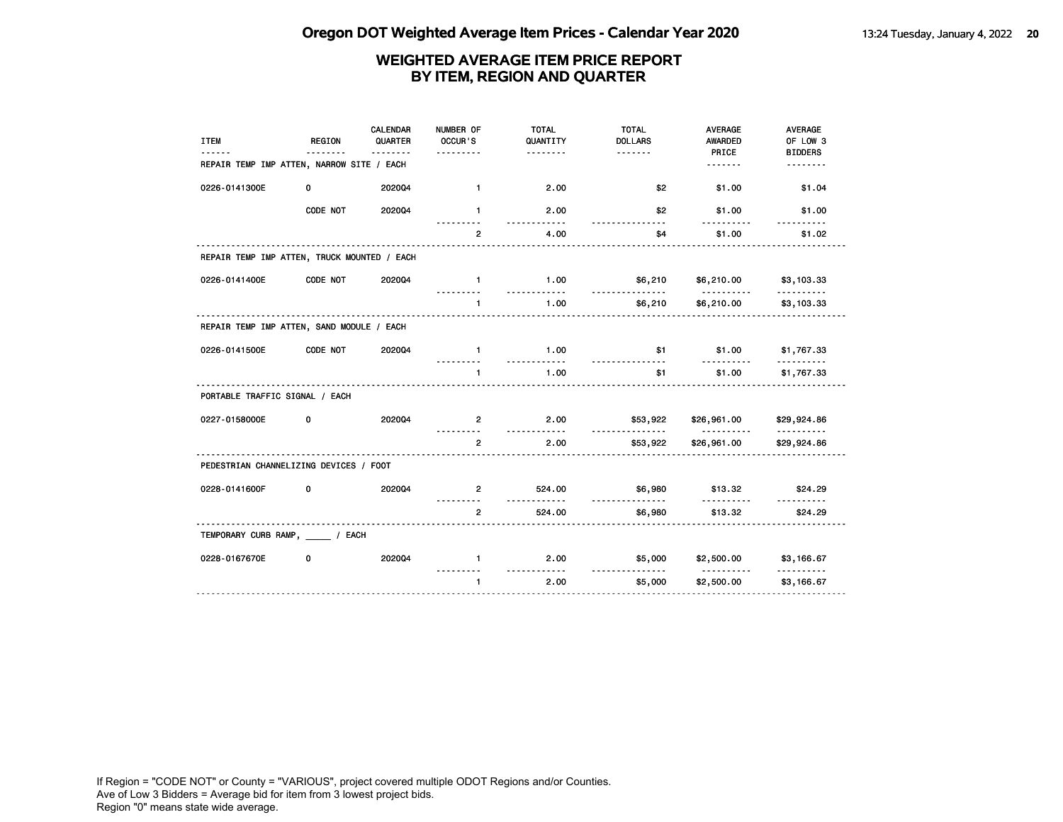# WEIGHTED AVERAGE ITEM PRICE REPORT BY ITEM, REGION AND QUARTER

| ITEM | REGION | CALENDAR QUARTER | NUMBER OF OCCUR'S | TOTAL QUANTITY | TOTAL DOLLARS | AVERAGE AWARDED PRICE | AVERAGE OF LOW 3 BIDDERS |
|---|---|---|---|---|---|---|---|
| **REPAIR TEMP IMP ATTEN, NARROW SITE / EACH** | | | | | | | |
| 0226-0141300E | 0 | 2020Q4 | 1 | 2.00 | $2 | $1.00 | $1.04 |
| | CODE NOT | 2020Q4 | 1 | 2.00 | $2 | $1.00 | $1.00 |
| | | | 2 | 4.00 | $4 | $1.00 | $1.02 |
| **REPAIR TEMP IMP ATTEN, TRUCK MOUNTED / EACH** | | | | | | | |
| 0226-0141400E | CODE NOT | 2020Q4 | 1 | 1.00 | $6,210 | $6,210.00 | $3,103.33 |
| | | | 1 | 1.00 | $6,210 | $6,210.00 | $3,103.33 |
| **REPAIR TEMP IMP ATTEN, SAND MODULE / EACH** | | | | | | | |
| 0226-0141500E | CODE NOT | 2020Q4 | 1 | 1.00 | $1 | $1.00 | $1,767.33 |
| | | | 1 | 1.00 | $1 | $1.00 | $1,767.33 |
| **PORTABLE TRAFFIC SIGNAL / EACH** | | | | | | | |
| 0227-0158000E | 0 | 2020Q4 | 2 | 2.00 | $53,922 | $26,961.00 | $29,924.86 |
| | | | 2 | 2.00 | $53,922 | $26,961.00 | $29,924.86 |
| **PEDESTRIAN CHANNELIZING DEVICES / FOOT** | | | | | | | |
| 0228-0141600F | 0 | 2020Q4 | 2 | 524.00 | $6,980 | $13.32 | $24.29 |
| | | | 2 | 524.00 | $6,980 | $13.32 | $24.29 |
| **TEMPORARY CURB RAMP, _____ / EACH** | | | | | | | |
| 0228-0167670E | 0 | 2020Q4 | 1 | 2.00 | $5,000 | $2,500.00 | $3,166.67 |
| | | | 1 | 2.00 | $5,000 | $2,500.00 | $3,166.67 |

If Region = "CODE NOT" or County = "VARIOUS", project covered multiple ODOT Regions and/or Counties.
Ave of Low 3 Bidders = Average bid for item from 3 lowest project bids.
Region "0" means state wide average.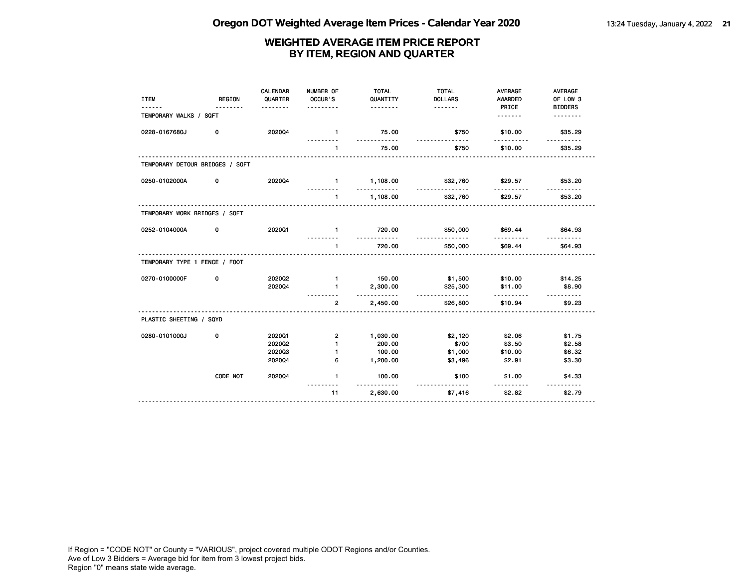# Oregon DOT Weighted Average Item Prices - Calendar Year 2020

## WEIGHTED AVERAGE ITEM PRICE REPORT BY ITEM, REGION AND QUARTER

| ITEM | REGION | CALENDAR QUARTER | NUMBER OF OCCUR'S | TOTAL QUANTITY | TOTAL DOLLARS | AVERAGE AWARDED PRICE | AVERAGE OF LOW 3 BIDDERS |
|---|---|---|---|---|---|---|---|
| **TEMPORARY WALKS / SQFT** | | | | | | | |
| 0228-0167680J | 0 | 2020Q4 | 1 | 75.00 | $750 | $10.00 | $35.29 |
| | | | 1 | 75.00 | $750 | $10.00 | $35.29 |
| **TEMPORARY DETOUR BRIDGES / SQFT** | | | | | | | |
| 0250-0102000A | 0 | 2020Q4 | 1 | 1,108.00 | $32,760 | $29.57 | $53.20 |
| | | | 1 | 1,108.00 | $32,760 | $29.57 | $53.20 |
| **TEMPORARY WORK BRIDGES / SQFT** | | | | | | | |
| 0252-0104000A | 0 | 2020Q1 | 1 | 720.00 | $50,000 | $69.44 | $64.93 |
| | | | 1 | 720.00 | $50,000 | $69.44 | $64.93 |
| **TEMPORARY TYPE 1 FENCE / FOOT** | | | | | | | |
| 0270-0100000F | 0 | 2020Q2 | 1 | 150.00 | $1,500 | $10.00 | $14.25 |
| | | 2020Q4 | 1 | 2,300.00 | $25,300 | $11.00 | $8.90 |
| | | | 2 | 2,450.00 | $26,800 | $10.94 | $9.23 |
| **PLASTIC SHEETING / SQYD** | | | | | | | |
| 0280-0101000J | 0 | 2020Q1 | 2 | 1,030.00 | $2,120 | $2.06 | $1.75 |
| | | 2020Q2 | 1 | 200.00 | $700 | $3.50 | $2.58 |
| | | 2020Q3 | 1 | 100.00 | $1,000 | $10.00 | $6.32 |
| | | 2020Q4 | 6 | 1,200.00 | $3,496 | $2.91 | $3.30 |
| | CODE NOT | 2020Q4 | 1 | 100.00 | $100 | $1.00 | $4.33 |
| | | | 11 | 2,630.00 | $7,416 | $2.82 | $2.79 |

If Region = "CODE NOT" or County = "VARIOUS", project covered multiple ODOT Regions and/or Counties.
Ave of Low 3 Bidders = Average bid for item from 3 lowest project bids.
Region "0" means state wide average.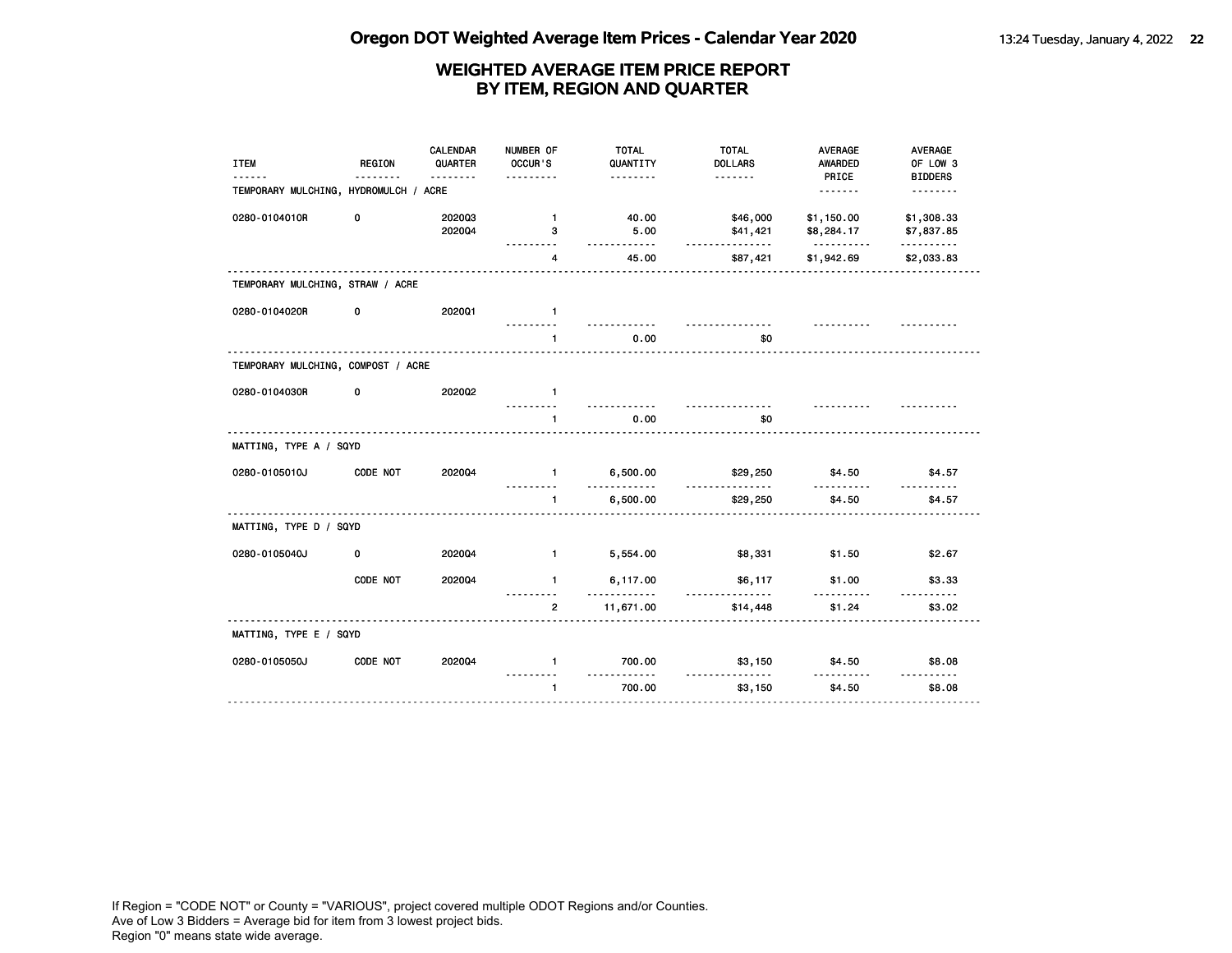# Oregon DOT Weighted Average Item Prices - Calendar Year 2020

## WEIGHTED AVERAGE ITEM PRICE REPORT BY ITEM, REGION AND QUARTER

| ITEM | REGION | CALENDAR QUARTER | NUMBER OF OCCUR'S | TOTAL QUANTITY | TOTAL DOLLARS | AVERAGE AWARDED PRICE | AVERAGE OF LOW 3 BIDDERS |
|---|---|---|---|---|---|---|---|
| **TEMPORARY MULCHING, HYDROMULCH / ACRE** | | | | | | | |
| 0280-0104010R | 0 | 2020Q3 | 1 | 40.00 | $46,000 | $1,150.00 | $1,308.33 |
| | | 2020Q4 | 3 | 5.00 | $41,421 | $8,284.17 | $7,837.85 |
| | | | 4 | 45.00 | $87,421 | $1,942.69 | $2,033.83 |
| **TEMPORARY MULCHING, STRAW / ACRE** | | | | | | | |
| 0280-0104020R | 0 | 2020Q1 | 1 | | | | |
| | | | 1 | 0.00 | $0 | | |
| **TEMPORARY MULCHING, COMPOST / ACRE** | | | | | | | |
| 0280-0104030R | 0 | 2020Q2 | 1 | | | | |
| | | | 1 | 0.00 | $0 | | |
| **MATTING, TYPE A / SQYD** | | | | | | | |
| 0280-0105010J | CODE NOT | 2020Q4 | 1 | 6,500.00 | $29,250 | $4.50 | $4.57 |
| | | | 1 | 6,500.00 | $29,250 | $4.50 | $4.57 |
| **MATTING, TYPE D / SQYD** | | | | | | | |
| 0280-0105040J | 0 | 2020Q4 | 1 | 5,554.00 | $8,331 | $1.50 | $2.67 |
| | CODE NOT | 2020Q4 | 1 | 6,117.00 | $6,117 | $1.00 | $3.33 |
| | | | 2 | 11,671.00 | $14,448 | $1.24 | $3.02 |
| **MATTING, TYPE E / SQYD** | | | | | | | |
| 0280-0105050J | CODE NOT | 2020Q4 | 1 | 700.00 | $3,150 | $4.50 | $8.08 |
| | | | 1 | 700.00 | $3,150 | $4.50 | $8.08 |

If Region = "CODE NOT" or County = "VARIOUS", project covered multiple ODOT Regions and/or Counties.
Ave of Low 3 Bidders = Average bid for item from 3 lowest project bids.
Region "0" means state wide average.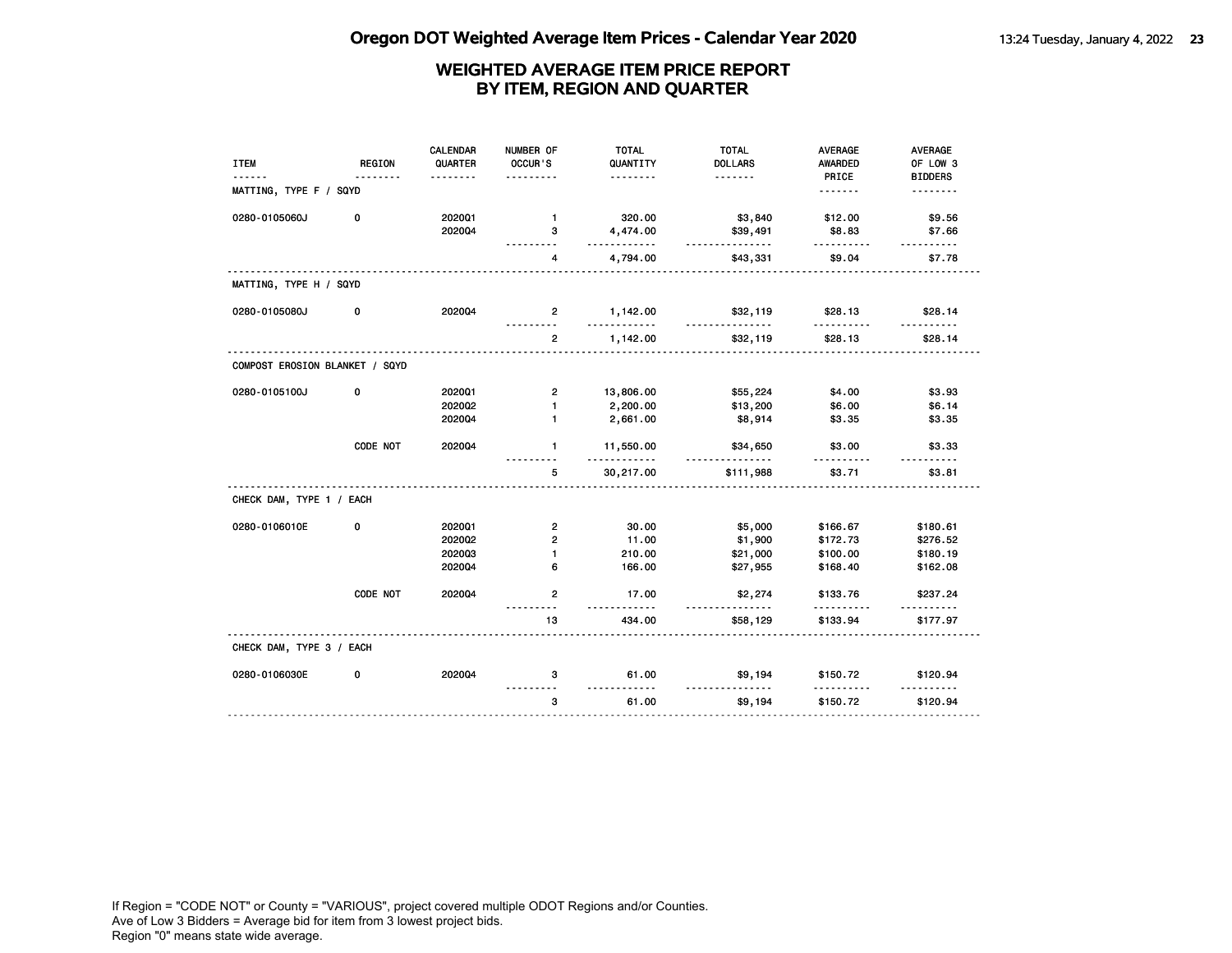# Oregon DOT Weighted Average Item Prices - Calendar Year 2020

## WEIGHTED AVERAGE ITEM PRICE REPORT BY ITEM, REGION AND QUARTER

| ITEM | REGION | CALENDAR QUARTER | NUMBER OF OCCUR'S | TOTAL QUANTITY | TOTAL DOLLARS | AVERAGE AWARDED PRICE | AVERAGE OF LOW 3 BIDDERS |
|---|---|---|---|---|---|---|---|
| **MATTING, TYPE F / SQYD** | | | | | | | |
| 0280-0105060J | 0 | 2020Q1 | 1 | 320.00 | $3,840 | $12.00 | $9.56 |
| | | 2020Q4 | 3 | 4,474.00 | $39,491 | $8.83 | $7.66 |
| | | | 4 | 4,794.00 | $43,331 | $9.04 | $7.78 |
| **MATTING, TYPE H / SQYD** | | | | | | | |
| 0280-0105080J | 0 | 2020Q4 | 2 | 1,142.00 | $32,119 | $28.13 | $28.14 |
| | | | 2 | 1,142.00 | $32,119 | $28.13 | $28.14 |
| **COMPOST EROSION BLANKET / SQYD** | | | | | | | |
| 0280-0105100J | 0 | 2020Q1 | 2 | 13,806.00 | $55,224 | $4.00 | $3.93 |
| | | 2020Q2 | 1 | 2,200.00 | $13,200 | $6.00 | $6.14 |
| | | 2020Q4 | 1 | 2,661.00 | $8,914 | $3.35 | $3.35 |
| | CODE NOT | 2020Q4 | 1 | 11,550.00 | $34,650 | $3.00 | $3.33 |
| | | | 5 | 30,217.00 | $111,988 | $3.71 | $3.81 |
| **CHECK DAM, TYPE 1 / EACH** | | | | | | | |
| 0280-0106010E | 0 | 2020Q1 | 2 | 30.00 | $5,000 | $166.67 | $180.61 |
| | | 2020Q2 | 2 | 11.00 | $1,900 | $172.73 | $276.52 |
| | | 2020Q3 | 1 | 210.00 | $21,000 | $100.00 | $180.19 |
| | | 2020Q4 | 6 | 166.00 | $27,955 | $168.40 | $162.08 |
| | CODE NOT | 2020Q4 | 2 | 17.00 | $2,274 | $133.76 | $237.24 |
| | | | 13 | 434.00 | $58,129 | $133.94 | $177.97 |
| **CHECK DAM, TYPE 3 / EACH** | | | | | | | |
| 0280-0106030E | 0 | 2020Q4 | 3 | 61.00 | $9,194 | $150.72 | $120.94 |
| | | | 3 | 61.00 | $9,194 | $150.72 | $120.94 |

If Region = "CODE NOT" or County = "VARIOUS", project covered multiple ODOT Regions and/or Counties.
Ave of Low 3 Bidders = Average bid for item from 3 lowest project bids.
Region "0" means state wide average.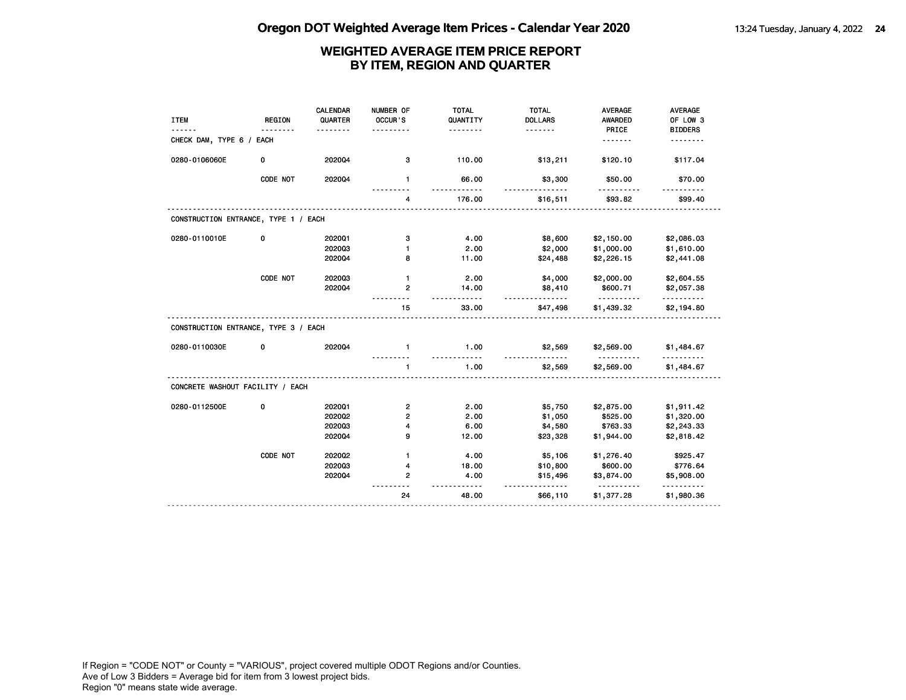## WEIGHTED AVERAGE ITEM PRICE REPORT BY ITEM, REGION AND QUARTER

| ITEM | REGION | CALENDAR QUARTER | NUMBER OF OCCUR'S | TOTAL QUANTITY | TOTAL DOLLARS | AVERAGE AWARDED PRICE | AVERAGE OF LOW 3 BIDDERS |
|---|---|---|---|---|---|---|---|
| **CHECK DAM, TYPE 6 / EACH** | | | | | | | |
| 0280-0106060E | 0 | 2020Q4 | 3 | 110.00 | $13,211 | $120.10 | $117.04 |
| | CODE NOT | 2020Q4 | 1 | 66.00 | $3,300 | $50.00 | $70.00 |
| | | | 4 | 176.00 | $16,511 | $93.82 | $99.40 |
| **CONSTRUCTION ENTRANCE, TYPE 1 / EACH** | | | | | | | |
| 0280-0110010E | 0 | 2020Q1 | 3 | 4.00 | $8,600 | $2,150.00 | $2,086.03 |
| | | 2020Q3 | 1 | 2.00 | $2,000 | $1,000.00 | $1,610.00 |
| | | 2020Q4 | 8 | 11.00 | $24,488 | $2,226.15 | $2,441.08 |
| | CODE NOT | 2020Q3 | 1 | 2.00 | $4,000 | $2,000.00 | $2,604.55 |
| | | 2020Q4 | 2 | 14.00 | $8,410 | $600.71 | $2,057.38 |
| | | | 15 | 33.00 | $47,498 | $1,439.32 | $2,194.80 |
| **CONSTRUCTION ENTRANCE, TYPE 3 / EACH** | | | | | | | |
| 0280-0110030E | 0 | 2020Q4 | 1 | 1.00 | $2,569 | $2,569.00 | $1,484.67 |
| | | | 1 | 1.00 | $2,569 | $2,569.00 | $1,484.67 |
| **CONCRETE WASHOUT FACILITY / EACH** | | | | | | | |
| 0280-0112500E | 0 | 2020Q1 | 2 | 2.00 | $5,750 | $2,875.00 | $1,911.42 |
| | | 2020Q2 | 2 | 2.00 | $1,050 | $525.00 | $1,320.00 |
| | | 2020Q3 | 4 | 6.00 | $4,580 | $763.33 | $2,243.33 |
| | | 2020Q4 | 9 | 12.00 | $23,328 | $1,944.00 | $2,818.42 |
| | CODE NOT | 2020Q2 | 1 | 4.00 | $5,106 | $1,276.40 | $925.47 |
| | | 2020Q3 | 4 | 18.00 | $10,800 | $600.00 | $776.64 |
| | | 2020Q4 | 2 | 4.00 | $15,496 | $3,874.00 | $5,908.00 |
| | | | 24 | 48.00 | $66,110 | $1,377.28 | $1,980.36 |

If Region = "CODE NOT" or County = "VARIOUS", project covered multiple ODOT Regions and/or Counties.
Ave of Low 3 Bidders = Average bid for item from 3 lowest project bids.
Region "0" means state wide average.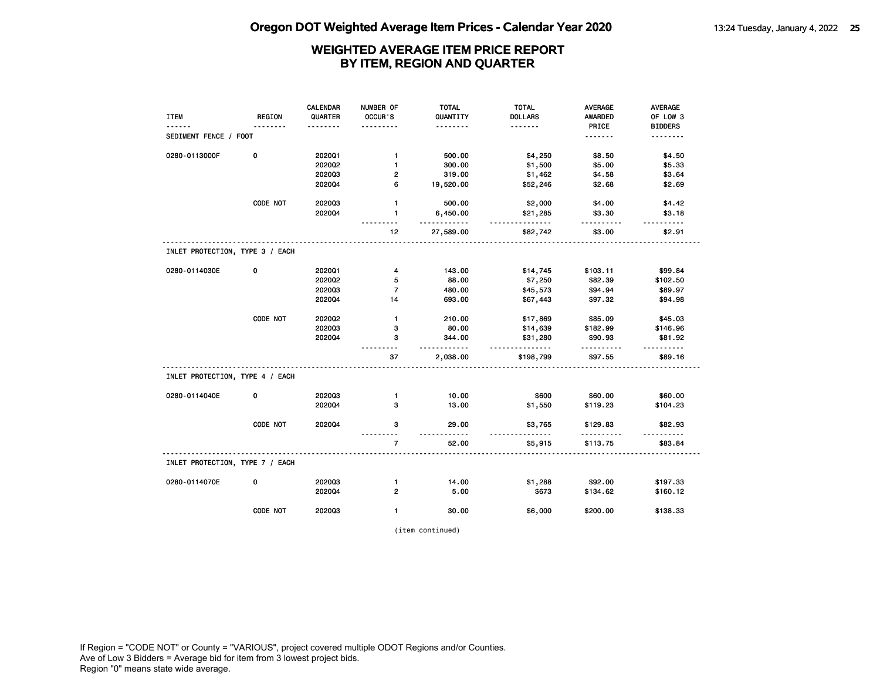## Oregon DOT Weighted Average Item Prices - Calendar Year 2020

### WEIGHTED AVERAGE ITEM PRICE REPORT BY ITEM, REGION AND QUARTER

| ITEM | REGION | CALENDAR QUARTER | NUMBER OF OCCUR'S | TOTAL QUANTITY | TOTAL DOLLARS | AVERAGE AWARDED PRICE | AVERAGE OF LOW 3 BIDDERS |
|---|---|---|---|---|---|---|---|
| **SEDIMENT FENCE / FOOT** | | | | | | | |
| 0280-0113000F | 0 | 2020Q1 | 1 | 500.00 | $4,250 | $8.50 | $4.50 |
| | | 2020Q2 | 1 | 300.00 | $1,500 | $5.00 | $5.33 |
| | | 2020Q3 | 2 | 319.00 | $1,462 | $4.58 | $3.64 |
| | | 2020Q4 | 6 | 19,520.00 | $52,246 | $2.68 | $2.69 |
| | CODE NOT | 2020Q3 | 1 | 500.00 | $2,000 | $4.00 | $4.42 |
| | | 2020Q4 | 1 | 6,450.00 | $21,285 | $3.30 | $3.18 |
| | | | 12 | 27,589.00 | $82,742 | $3.00 | $2.91 |
| **INLET PROTECTION, TYPE 3 / EACH** | | | | | | | |
| 0280-0114030E | 0 | 2020Q1 | 4 | 143.00 | $14,745 | $103.11 | $99.84 |
| | | 2020Q2 | 5 | 88.00 | $7,250 | $82.39 | $102.50 |
| | | 2020Q3 | 7 | 480.00 | $45,573 | $94.94 | $89.97 |
| | | 2020Q4 | 14 | 693.00 | $67,443 | $97.32 | $94.98 |
| | CODE NOT | 2020Q2 | 1 | 210.00 | $17,869 | $85.09 | $45.03 |
| | | 2020Q3 | 3 | 80.00 | $14,639 | $182.99 | $146.96 |
| | | 2020Q4 | 3 | 344.00 | $31,280 | $90.93 | $81.92 |
| | | | 37 | 2,038.00 | $198,799 | $97.55 | $89.16 |
| **INLET PROTECTION, TYPE 4 / EACH** | | | | | | | |
| 0280-0114040E | 0 | 2020Q3 | 1 | 10.00 | $600 | $60.00 | $60.00 |
| | | 2020Q4 | 3 | 13.00 | $1,550 | $119.23 | $104.23 |
| | CODE NOT | 2020Q4 | 3 | 29.00 | $3,765 | $129.83 | $82.93 |
| | | | 7 | 52.00 | $5,915 | $113.75 | $83.84 |
| **INLET PROTECTION, TYPE 7 / EACH** | | | | | | | |
| 0280-0114070E | 0 | 2020Q3 | 1 | 14.00 | $1,288 | $92.00 | $197.33 |
| | | 2020Q4 | 2 | 5.00 | $673 | $134.62 | $160.12 |
| | CODE NOT | 2020Q3 | 1 | 30.00 | $6,000 | $200.00 | $138.33 |

(item continued)

If Region = "CODE NOT" or County = "VARIOUS", project covered multiple ODOT Regions and/or Counties.
Ave of Low 3 Bidders = Average bid for item from 3 lowest project bids.
Region "0" means state wide average.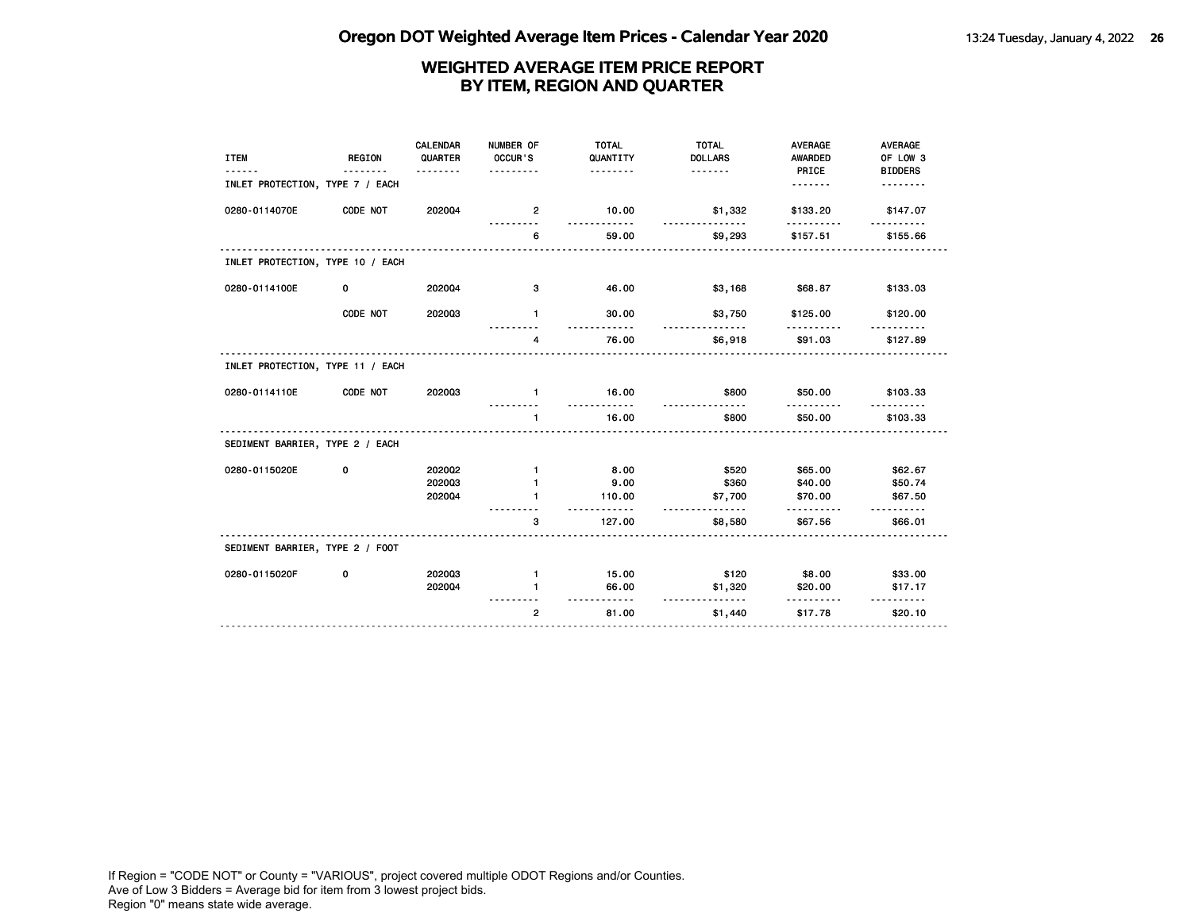# Oregon DOT Weighted Average Item Prices - Calendar Year 2020

## WEIGHTED AVERAGE ITEM PRICE REPORT BY ITEM, REGION AND QUARTER

| ITEM | REGION | CALENDAR QUARTER | NUMBER OF OCCUR'S | TOTAL QUANTITY | TOTAL DOLLARS | AVERAGE AWARDED PRICE | AVERAGE OF LOW 3 BIDDERS |
|---|---|---|---|---|---|---|---|
| **INLET PROTECTION, TYPE 7 / EACH** | | | | | | | |
| 0280-0114070E | CODE NOT | 2020Q4 | 2 | 10.00 | $1,332 | $133.20 | $147.07 |
| | | | 6 | 59.00 | $9,293 | $157.51 | $155.66 |
| **INLET PROTECTION, TYPE 10 / EACH** | | | | | | | |
| 0280-0114100E | 0 | 2020Q4 | 3 | 46.00 | $3,168 | $68.87 | $133.03 |
| | CODE NOT | 2020Q3 | 1 | 30.00 | $3,750 | $125.00 | $120.00 |
| | | | 4 | 76.00 | $6,918 | $91.03 | $127.89 |
| **INLET PROTECTION, TYPE 11 / EACH** | | | | | | | |
| 0280-0114110E | CODE NOT | 2020Q3 | 1 | 16.00 | $800 | $50.00 | $103.33 |
| | | | 1 | 16.00 | $800 | $50.00 | $103.33 |
| **SEDIMENT BARRIER, TYPE 2 / EACH** | | | | | | | |
| 0280-0115020E | 0 | 2020Q2 | 1 | 8.00 | $520 | $65.00 | $62.67 |
| | | 2020Q3 | 1 | 9.00 | $360 | $40.00 | $50.74 |
| | | 2020Q4 | 1 | 110.00 | $7,700 | $70.00 | $67.50 |
| | | | 3 | 127.00 | $8,580 | $67.56 | $66.01 |
| **SEDIMENT BARRIER, TYPE 2 / FOOT** | | | | | | | |
| 0280-0115020F | 0 | 2020Q3 | 1 | 15.00 | $120 | $8.00 | $33.00 |
| | | 2020Q4 | 1 | 66.00 | $1,320 | $20.00 | $17.17 |
| | | | 2 | 81.00 | $1,440 | $17.78 | $20.10 |

If Region = "CODE NOT" or County = "VARIOUS", project covered multiple ODOT Regions and/or Counties.
Ave of Low 3 Bidders = Average bid for item from 3 lowest project bids.
Region "0" means state wide average.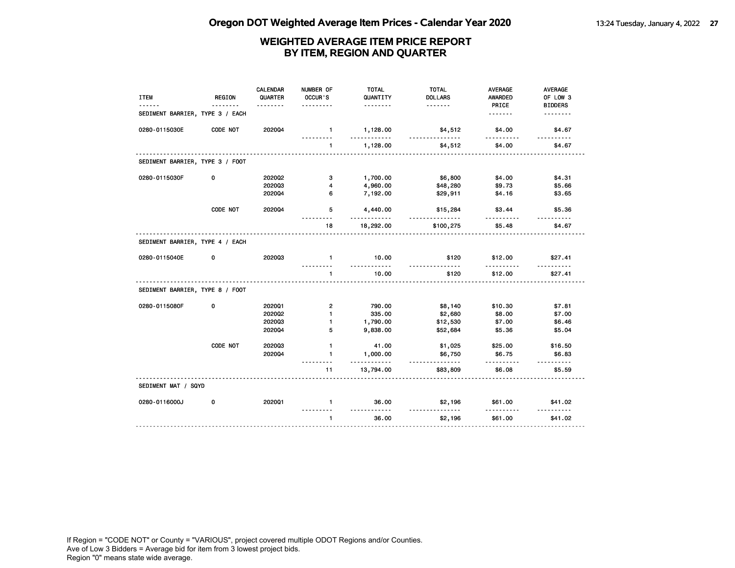# Oregon DOT Weighted Average Item Prices - Calendar Year 2020

## WEIGHTED AVERAGE ITEM PRICE REPORT BY ITEM, REGION AND QUARTER

| ITEM | REGION | CALENDAR QUARTER | NUMBER OF OCCUR'S | TOTAL QUANTITY | TOTAL DOLLARS | AVERAGE AWARDED PRICE | AVERAGE OF LOW 3 BIDDERS |
|---|---|---|---|---|---|---|---|
| **SEDIMENT BARRIER, TYPE 3 / EACH** | | | | | | | |
| 0280-0115030E | CODE NOT | 2020Q4 | 1 | 1,128.00 | $4,512 | $4.00 | $4.67 |
| | | | 1 | 1,128.00 | $4,512 | $4.00 | $4.67 |
| **SEDIMENT BARRIER, TYPE 3 / FOOT** | | | | | | | |
| 0280-0115030F | 0 | 2020Q2 | 3 | 1,700.00 | $6,800 | $4.00 | $4.31 |
| | | 2020Q3 | 4 | 4,960.00 | $48,280 | $9.73 | $5.66 |
| | | 2020Q4 | 6 | 7,192.00 | $29,911 | $4.16 | $3.65 |
| | CODE NOT | 2020Q4 | 5 | 4,440.00 | $15,284 | $3.44 | $5.36 |
| | | | 18 | 18,292.00 | $100,275 | $5.48 | $4.67 |
| **SEDIMENT BARRIER, TYPE 4 / EACH** | | | | | | | |
| 0280-0115040E | 0 | 2020Q3 | 1 | 10.00 | $120 | $12.00 | $27.41 |
| | | | 1 | 10.00 | $120 | $12.00 | $27.41 |
| **SEDIMENT BARRIER, TYPE 8 / FOOT** | | | | | | | |
| 0280-0115080F | 0 | 2020Q1 | 2 | 790.00 | $8,140 | $10.30 | $7.81 |
| | | 2020Q2 | 1 | 335.00 | $2,680 | $8.00 | $7.00 |
| | | 2020Q3 | 1 | 1,790.00 | $12,530 | $7.00 | $6.46 |
| | | 2020Q4 | 5 | 9,838.00 | $52,684 | $5.36 | $5.04 |
| | CODE NOT | 2020Q3 | 1 | 41.00 | $1,025 | $25.00 | $16.50 |
| | | 2020Q4 | 1 | 1,000.00 | $6,750 | $6.75 | $6.83 |
| | | | 11 | 13,794.00 | $83,809 | $6.08 | $5.59 |
| **SEDIMENT MAT / SQYD** | | | | | | | |
| 0280-0116000J | 0 | 2020Q1 | 1 | 36.00 | $2,196 | $61.00 | $41.02 |
| | | | 1 | 36.00 | $2,196 | $61.00 | $41.02 |

If Region = "CODE NOT" or County = "VARIOUS", project covered multiple ODOT Regions and/or Counties.
Ave of Low 3 Bidders = Average bid for item from 3 lowest project bids.
Region "0" means state wide average.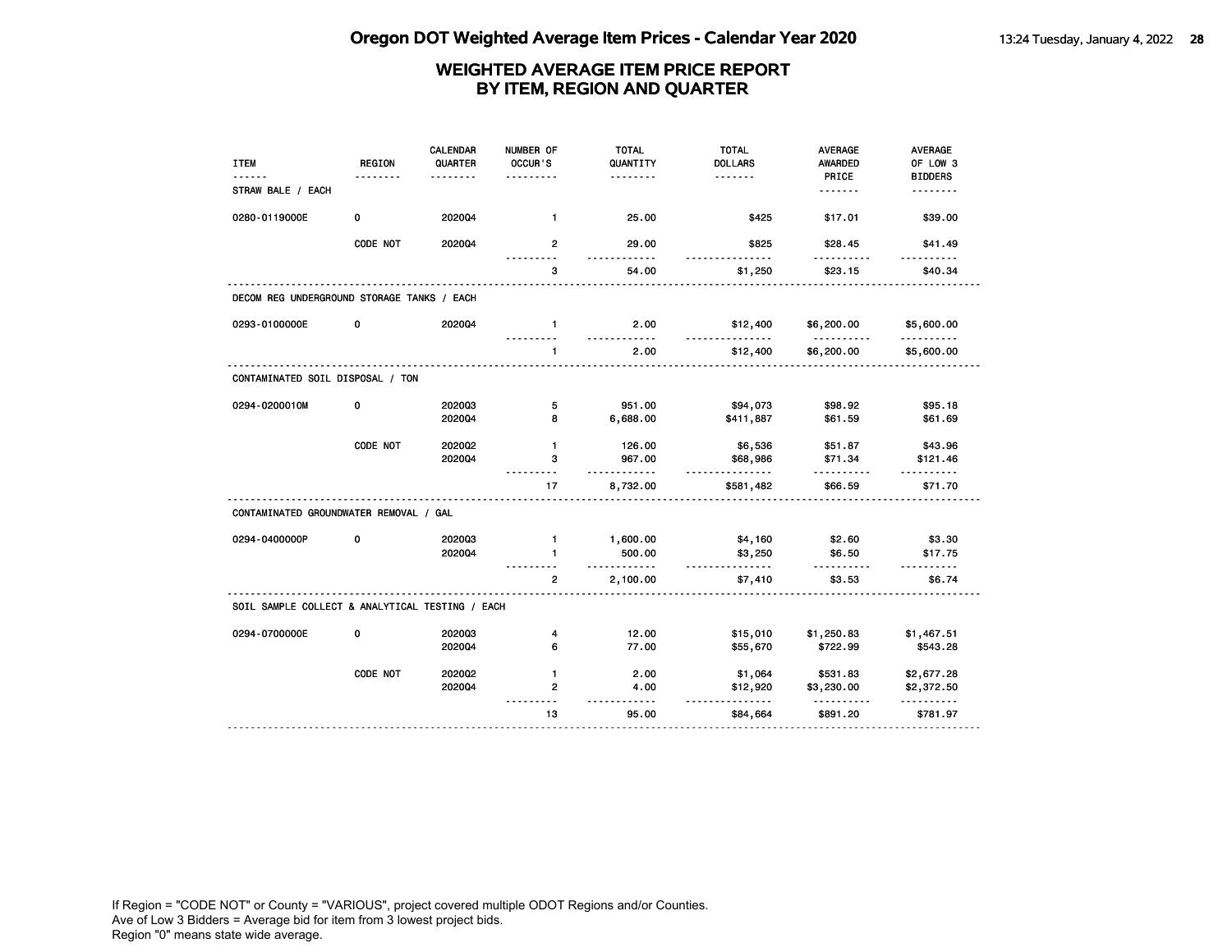# Oregon DOT Weighted Average Item Prices - Calendar Year 2020

## WEIGHTED AVERAGE ITEM PRICE REPORT BY ITEM, REGION AND QUARTER

| ITEM | REGION | CALENDAR QUARTER | NUMBER OF OCCUR'S | TOTAL QUANTITY | TOTAL DOLLARS | AVERAGE AWARDED PRICE | AVERAGE OF LOW 3 BIDDERS |
|---|---|---|---|---|---|---|---|
| **STRAW BALE / EACH** | | | | | | | |
| 0280-0119000E | 0 | 2020Q4 | 1 | 25.00 | $425 | $17.01 | $39.00 |
| | CODE NOT | 2020Q4 | 2 | 29.00 | $825 | $28.45 | $41.49 |
| | | | 3 | 54.00 | $1,250 | $23.15 | $40.34 |
| **DECOM REG UNDERGROUND STORAGE TANKS / EACH** | | | | | | | |
| 0293-0100000E | 0 | 2020Q4 | 1 | 2.00 | $12,400 | $6,200.00 | $5,600.00 |
| | | | 1 | 2.00 | $12,400 | $6,200.00 | $5,600.00 |
| **CONTAMINATED SOIL DISPOSAL / TON** | | | | | | | |
| 0294-0200010M | 0 | 2020Q3 | 5 | 951.00 | $94,073 | $98.92 | $95.18 |
| | | 2020Q4 | 8 | 6,688.00 | $411,887 | $61.59 | $61.69 |
| | CODE NOT | 2020Q2 | 1 | 126.00 | $6,536 | $51.87 | $43.96 |
| | | 2020Q4 | 3 | 967.00 | $68,986 | $71.34 | $121.46 |
| | | | 17 | 8,732.00 | $581,482 | $66.59 | $71.70 |
| **CONTAMINATED GROUNDWATER REMOVAL / GAL** | | | | | | | |
| 0294-0400000P | 0 | 2020Q3 | 1 | 1,600.00 | $4,160 | $2.60 | $3.30 |
| | | 2020Q4 | 1 | 500.00 | $3,250 | $6.50 | $17.75 |
| | | | 2 | 2,100.00 | $7,410 | $3.53 | $6.74 |
| **SOIL SAMPLE COLLECT & ANALYTICAL TESTING / EACH** | | | | | | | |
| 0294-0700000E | 0 | 2020Q3 | 4 | 12.00 | $15,010 | $1,250.83 | $1,467.51 |
| | | 2020Q4 | 6 | 77.00 | $55,670 | $722.99 | $543.28 |
| | CODE NOT | 2020Q2 | 1 | 2.00 | $1,064 | $531.83 | $2,677.28 |
| | | 2020Q4 | 2 | 4.00 | $12,920 | $3,230.00 | $2,372.50 |
| | | | 13 | 95.00 | $84,664 | $891.20 | $781.97 |

If Region = "CODE NOT" or County = "VARIOUS", project covered multiple ODOT Regions and/or Counties.
Ave of Low 3 Bidders = Average bid for item from 3 lowest project bids.
Region "0" means state wide average.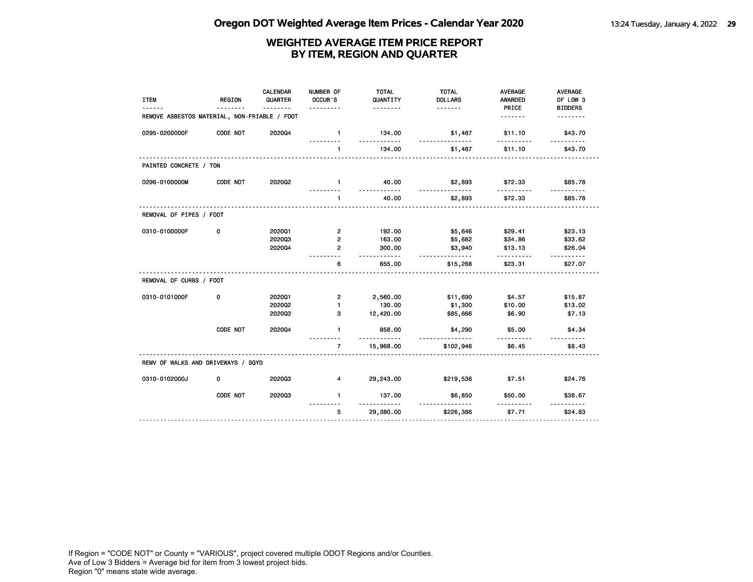# Oregon DOT Weighted Average Item Prices - Calendar Year 2020

## WEIGHTED AVERAGE ITEM PRICE REPORT BY ITEM, REGION AND QUARTER

| ITEM | REGION | CALENDAR QUARTER | NUMBER OF OCCUR'S | TOTAL QUANTITY | TOTAL DOLLARS | AVERAGE AWARDED PRICE | AVERAGE OF LOW 3 BIDDERS |
|---|---|---|---|---|---|---|---|
| **REMOVE ASBESTOS MATERIAL, NON-FRIABLE / FOOT** | | | | | | | |
| 0295-0200000F | CODE NOT | 2020Q4 | 1 | 134.00 | $1,487 | $11.10 | $43.70 |
| | | | 1 | 134.00 | $1,487 | $11.10 | $43.70 |
| **PAINTED CONCRETE / TON** | | | | | | | |
| 0296-0100000M | CODE NOT | 2020Q2 | 1 | 40.00 | $2,893 | $72.33 | $85.78 |
| | | | 1 | 40.00 | $2,893 | $72.33 | $85.78 |
| **REMOVAL OF PIPES / FOOT** | | | | | | | |
| 0310-0100000F | 0 | 2020Q1 | 2 | 192.00 | $5,646 | $29.41 | $23.13 |
| | | 2020Q3 | 2 | 163.00 | $5,682 | $34.86 | $33.62 |
| | | 2020Q4 | 2 | 300.00 | $3,940 | $13.13 | $26.04 |
| | | | 6 | 655.00 | $15,268 | $23.31 | $27.07 |
| **REMOVAL OF CURBS / FOOT** | | | | | | | |
| 0310-0101000F | 0 | 2020Q1 | 2 | 2,560.00 | $11,690 | $4.57 | $15.87 |
| | | 2020Q2 | 1 | 130.00 | $1,300 | $10.00 | $13.02 |
| | | 2020Q3 | 3 | 12,420.00 | $85,666 | $6.90 | $7.13 |
| | CODE NOT | 2020Q4 | 1 | 858.00 | $4,290 | $5.00 | $4.34 |
| | | | 7 | 15,968.00 | $102,946 | $6.45 | $8.43 |
| **REMV OF WALKS AND DRIVEWAYS / SQYD** | | | | | | | |
| 0310-0102000J | 0 | 2020Q3 | 4 | 29,243.00 | $219,536 | $7.51 | $24.76 |
| | CODE NOT | 2020Q3 | 1 | 137.00 | $6,850 | $50.00 | $38.67 |
| | | | 5 | 29,380.00 | $226,386 | $7.71 | $24.83 |

If Region = "CODE NOT" or County = "VARIOUS", project covered multiple ODOT Regions and/or Counties.
Ave of Low 3 Bidders = Average bid for item from 3 lowest project bids.
Region "0" means state wide average.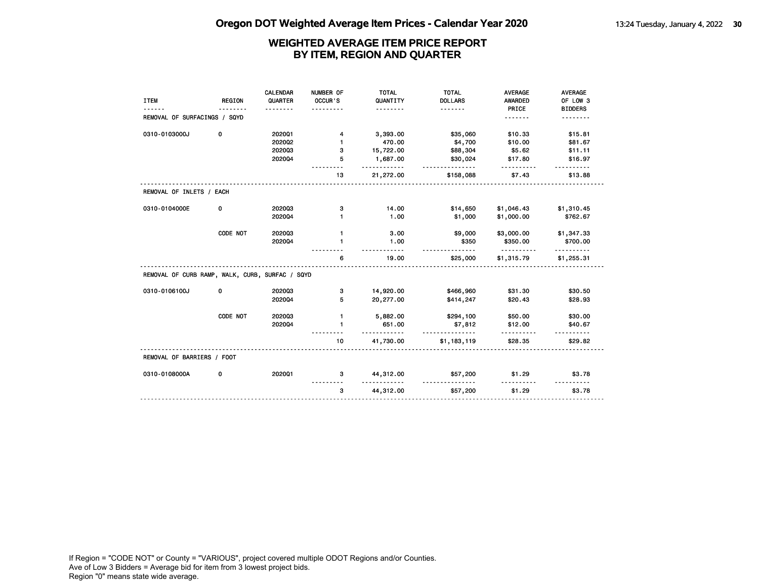# Oregon DOT Weighted Average Item Prices - Calendar Year 2020

## WEIGHTED AVERAGE ITEM PRICE REPORT BY ITEM, REGION AND QUARTER

| ITEM | REGION | CALENDAR QUARTER | NUMBER OF OCCUR'S | TOTAL QUANTITY | TOTAL DOLLARS | AVERAGE AWARDED PRICE | AVERAGE OF LOW 3 BIDDERS |
|---|---|---|---|---|---|---|---|
| **REMOVAL OF SURFACINGS / SQYD** | | | | | | | |
| 0310-0103000J | 0 | 2020Q1 | 4 | 3,393.00 | $35,060 | $10.33 | $15.81 |
| | | 2020Q2 | 1 | 470.00 | $4,700 | $10.00 | $81.67 |
| | | 2020Q3 | 3 | 15,722.00 | $88,304 | $5.62 | $11.11 |
| | | 2020Q4 | 5 | 1,687.00 | $30,024 | $17.80 | $16.97 |
| | | | 13 | 21,272.00 | $158,088 | $7.43 | $13.88 |
| **REMOVAL OF INLETS / EACH** | | | | | | | |
| 0310-0104000E | 0 | 2020Q3 | 3 | 14.00 | $14,650 | $1,046.43 | $1,310.45 |
| | | 2020Q4 | 1 | 1.00 | $1,000 | $1,000.00 | $762.67 |
| | CODE NOT | 2020Q3 | 1 | 3.00 | $9,000 | $3,000.00 | $1,347.33 |
| | | 2020Q4 | 1 | 1.00 | $350 | $350.00 | $700.00 |
| | | | 6 | 19.00 | $25,000 | $1,315.79 | $1,255.31 |
| **REMOVAL OF CURB RAMP, WALK, CURB, SURFAC / SQYD** | | | | | | | |
| 0310-0106100J | 0 | 2020Q3 | 3 | 14,920.00 | $466,960 | $31.30 | $30.50 |
| | | 2020Q4 | 5 | 20,277.00 | $414,247 | $20.43 | $28.93 |
| | CODE NOT | 2020Q3 | 1 | 5,882.00 | $294,100 | $50.00 | $30.00 |
| | | 2020Q4 | 1 | 651.00 | $7,812 | $12.00 | $40.67 |
| | | | 10 | 41,730.00 | $1,183,119 | $28.35 | $29.82 |
| **REMOVAL OF BARRIERS / FOOT** | | | | | | | |
| 0310-0108000A | 0 | 2020Q1 | 3 | 44,312.00 | $57,200 | $1.29 | $3.78 |
| | | | 3 | 44,312.00 | $57,200 | $1.29 | $3.78 |

If Region = "CODE NOT" or County = "VARIOUS", project covered multiple ODOT Regions and/or Counties.
Ave of Low 3 Bidders = Average bid for item from 3 lowest project bids.
Region "0" means state wide average.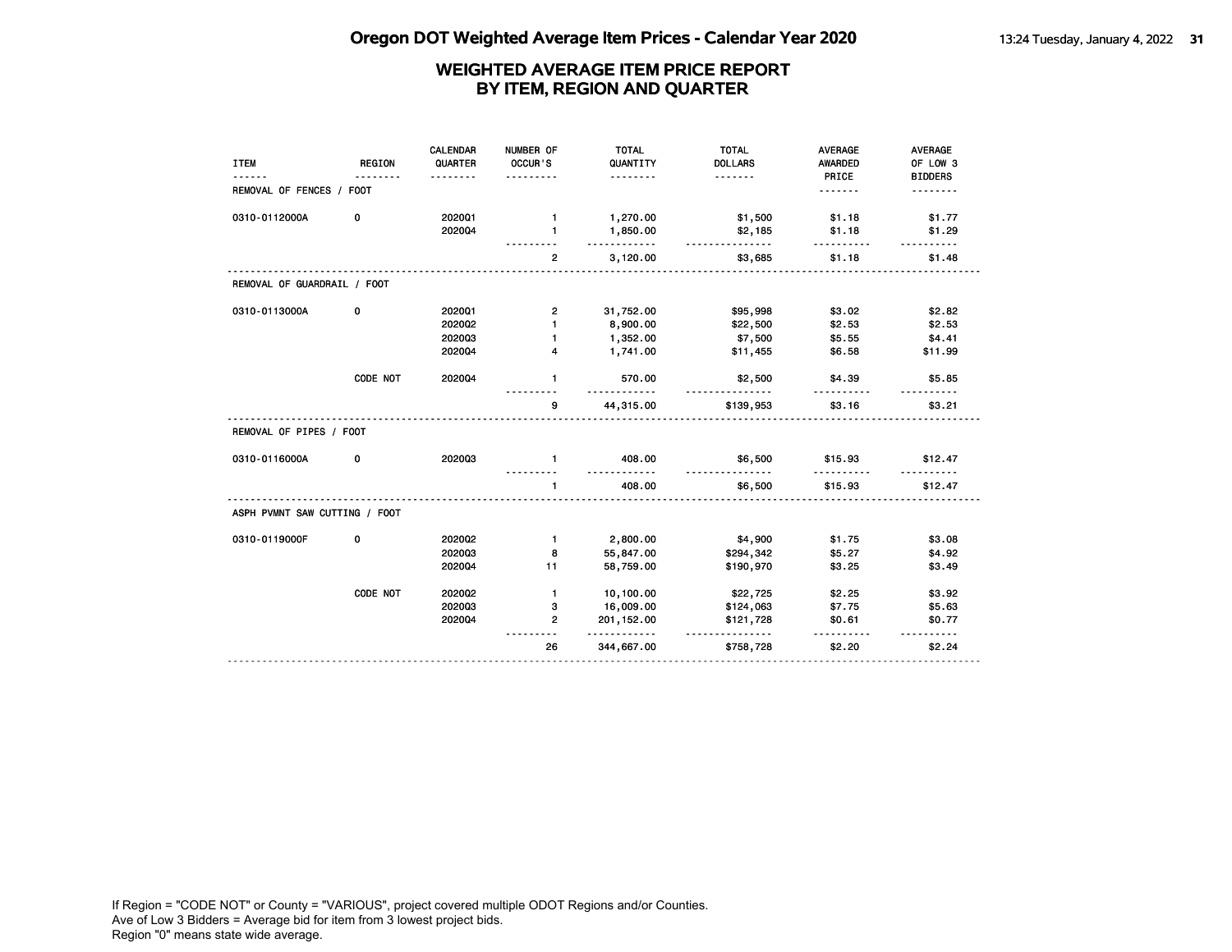# Oregon DOT Weighted Average Item Prices - Calendar Year 2020

## WEIGHTED AVERAGE ITEM PRICE REPORT BY ITEM, REGION AND QUARTER

| ITEM | REGION | CALENDAR QUARTER | NUMBER OF OCCUR'S | TOTAL QUANTITY | TOTAL DOLLARS | AVERAGE AWARDED PRICE | AVERAGE OF LOW 3 BIDDERS |
|---|---|---|---|---|---|---|---|
| **REMOVAL OF FENCES / FOOT** | | | | | | | |
| 0310-0112000A | 0 | 2020Q1 | 1 | 1,270.00 | $1,500 | $1.18 | $1.77 |
| | | 2020Q4 | 1 | 1,850.00 | $2,185 | $1.18 | $1.29 |
| | | | 2 | 3,120.00 | $3,685 | $1.18 | $1.48 |
| **REMOVAL OF GUARDRAIL / FOOT** | | | | | | | |
| 0310-0113000A | 0 | 2020Q1 | 2 | 31,752.00 | $95,998 | $3.02 | $2.82 |
| | | 2020Q2 | 1 | 8,900.00 | $22,500 | $2.53 | $2.53 |
| | | 2020Q3 | 1 | 1,352.00 | $7,500 | $5.55 | $4.41 |
| | | 2020Q4 | 4 | 1,741.00 | $11,455 | $6.58 | $11.99 |
| | CODE NOT | 2020Q4 | 1 | 570.00 | $2,500 | $4.39 | $5.85 |
| | | | 9 | 44,315.00 | $139,953 | $3.16 | $3.21 |
| **REMOVAL OF PIPES / FOOT** | | | | | | | |
| 0310-0116000A | 0 | 2020Q3 | 1 | 408.00 | $6,500 | $15.93 | $12.47 |
| | | | 1 | 408.00 | $6,500 | $15.93 | $12.47 |
| **ASPH PVMNT SAW CUTTING / FOOT** | | | | | | | |
| 0310-0119000F | 0 | 2020Q2 | 1 | 2,800.00 | $4,900 | $1.75 | $3.08 |
| | | 2020Q3 | 8 | 55,847.00 | $294,342 | $5.27 | $4.92 |
| | | 2020Q4 | 11 | 58,759.00 | $190,970 | $3.25 | $3.49 |
| | CODE NOT | 2020Q2 | 1 | 10,100.00 | $22,725 | $2.25 | $3.92 |
| | | 2020Q3 | 3 | 16,009.00 | $124,063 | $7.75 | $5.63 |
| | | 2020Q4 | 2 | 201,152.00 | $121,728 | $0.61 | $0.77 |
| | | | 26 | 344,667.00 | $758,728 | $2.20 | $2.24 |

If Region = "CODE NOT" or County = "VARIOUS", project covered multiple ODOT Regions and/or Counties.
Ave of Low 3 Bidders = Average bid for item from 3 lowest project bids.
Region "0" means state wide average.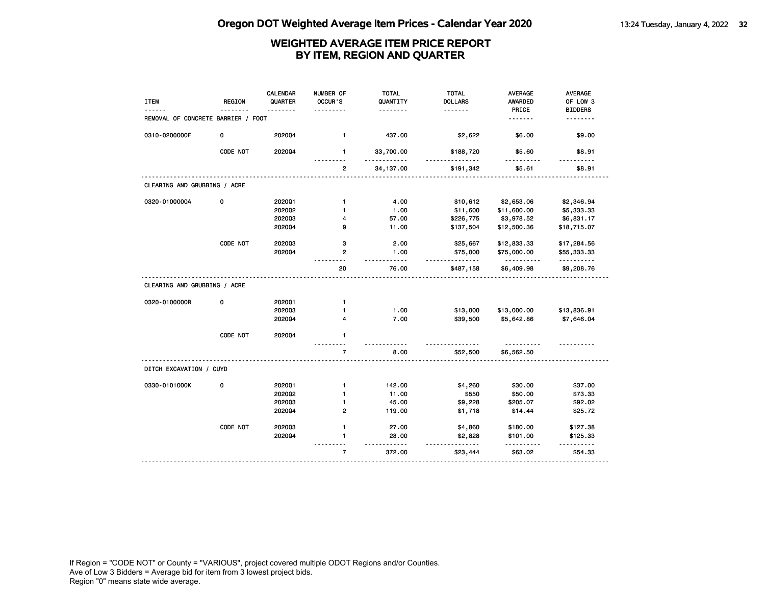## WEIGHTED AVERAGE ITEM PRICE REPORT BY ITEM, REGION AND QUARTER

| ITEM | REGION | CALENDAR QUARTER | NUMBER OF OCCUR'S | TOTAL QUANTITY | TOTAL DOLLARS | AVERAGE AWARDED PRICE | AVERAGE OF LOW 3 BIDDERS |
|---|---|---|---|---|---|---|---|
| REMOVAL OF CONCRETE BARRIER / FOOT | | | | | | | |
| 0310-0200000F | 0 | 2020Q4 | 1 | 437.00 | $2,622 | $6.00 | $9.00 |
| | CODE NOT | 2020Q4 | 1 | 33,700.00 | $188,720 | $5.60 | $8.91 |
| | | | 2 | 34,137.00 | $191,342 | $5.61 | $8.91 |
| CLEARING AND GRUBBING / ACRE | | | | | | | |
| 0320-0100000A | 0 | 2020Q1 | 1 | 4.00 | $10,612 | $2,653.06 | $2,346.94 |
| | | 2020Q2 | 1 | 1.00 | $11,600 | $11,600.00 | $5,333.33 |
| | | 2020Q3 | 4 | 57.00 | $226,775 | $3,978.52 | $6,831.17 |
| | | 2020Q4 | 9 | 11.00 | $137,504 | $12,500.36 | $18,715.07 |
| | CODE NOT | 2020Q3 | 3 | 2.00 | $25,667 | $12,833.33 | $17,284.56 |
| | | 2020Q4 | 2 | 1.00 | $75,000 | $75,000.00 | $55,333.33 |
| | | | 20 | 76.00 | $487,158 | $6,409.98 | $9,208.76 |
| CLEARING AND GRUBBING / ACRE | | | | | | | |
| 0320-0100000R | 0 | 2020Q1 | 1 | | | | |
| | | 2020Q3 | 1 | 1.00 | $13,000 | $13,000.00 | $13,836.91 |
| | | 2020Q4 | 4 | 7.00 | $39,500 | $5,642.86 | $7,646.04 |
| | CODE NOT | 2020Q4 | 1 | | | | |
| | | | 7 | 8.00 | $52,500 | $6,562.50 | |
| DITCH EXCAVATION / CUYD | | | | | | | |
| 0330-0101000K | 0 | 2020Q1 | 1 | 142.00 | $4,260 | $30.00 | $37.00 |
| | | 2020Q2 | 1 | 11.00 | $550 | $50.00 | $73.33 |
| | | 2020Q3 | 1 | 45.00 | $9,228 | $205.07 | $92.02 |
| | | 2020Q4 | 2 | 119.00 | $1,718 | $14.44 | $25.72 |
| | CODE NOT | 2020Q3 | 1 | 27.00 | $4,860 | $180.00 | $127.38 |
| | | 2020Q4 | 1 | 28.00 | $2,828 | $101.00 | $125.33 |
| | | | 7 | 372.00 | $23,444 | $63.02 | $54.33 |

If Region = "CODE NOT" or County = "VARIOUS", project covered multiple ODOT Regions and/or Counties.
Ave of Low 3 Bidders = Average bid for item from 3 lowest project bids.
Region "0" means state wide average.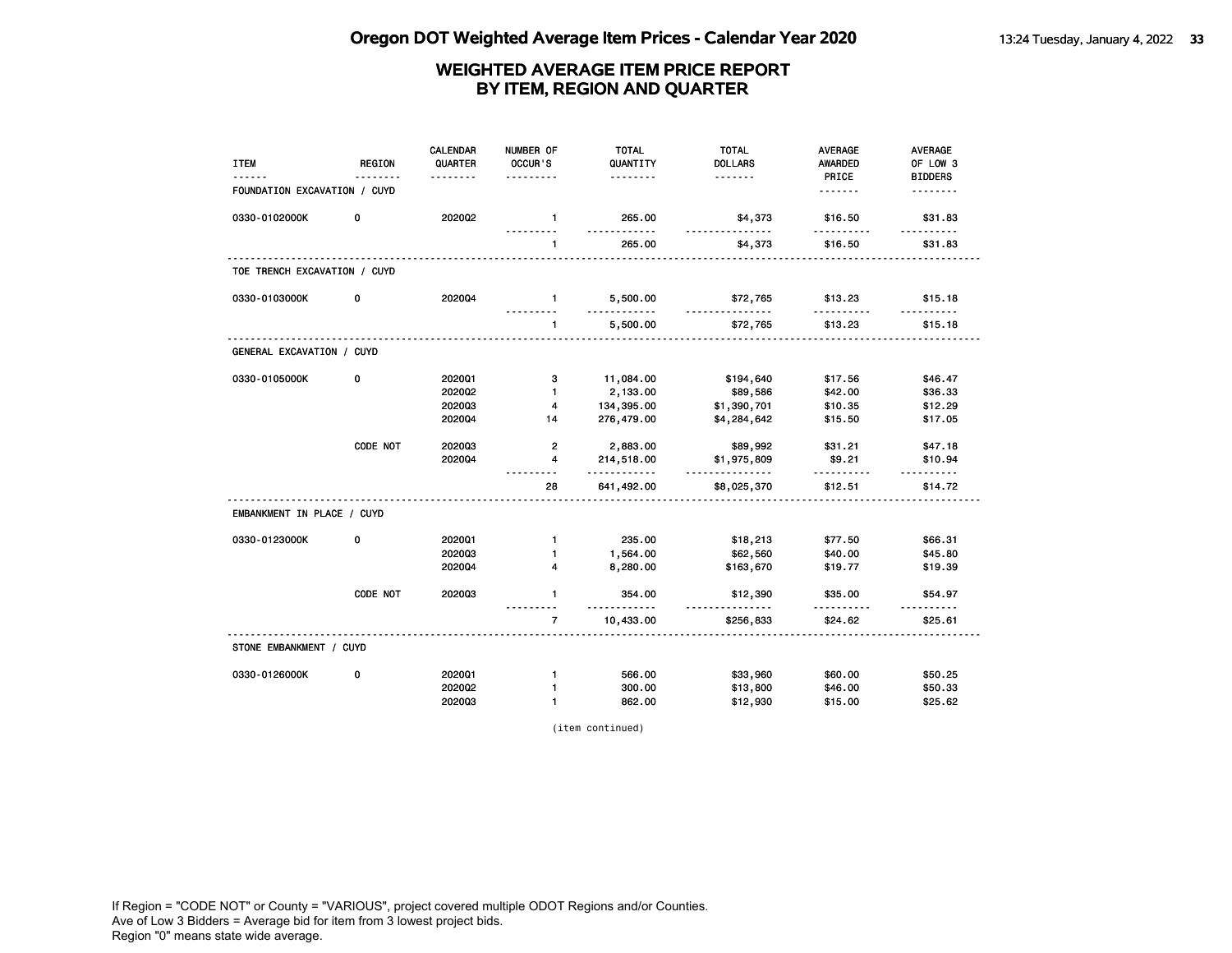# Oregon DOT Weighted Average Item Prices - Calendar Year 2020

## WEIGHTED AVERAGE ITEM PRICE REPORT BY ITEM, REGION AND QUARTER

| ITEM | REGION | CALENDAR QUARTER | NUMBER OF OCCUR'S | TOTAL QUANTITY | TOTAL DOLLARS | AVERAGE AWARDED PRICE | AVERAGE OF LOW 3 BIDDERS |
|---|---|---|---|---|---|---|---|
| **FOUNDATION EXCAVATION / CUYD** | | | | | | | |
| 0330-0102000K | 0 | 2020Q2 | 1 | 265.00 | $4,373 | $16.50 | $31.83 |
| | | | 1 | 265.00 | $4,373 | $16.50 | $31.83 |
| **TOE TRENCH EXCAVATION / CUYD** | | | | | | | |
| 0330-0103000K | 0 | 2020Q4 | 1 | 5,500.00 | $72,765 | $13.23 | $15.18 |
| | | | 1 | 5,500.00 | $72,765 | $13.23 | $15.18 |
| **GENERAL EXCAVATION / CUYD** | | | | | | | |
| 0330-0105000K | 0 | 2020Q1 | 3 | 11,084.00 | $194,640 | $17.56 | $46.47 |
| | | 2020Q2 | 1 | 2,133.00 | $89,586 | $42.00 | $36.33 |
| | | 2020Q3 | 4 | 134,395.00 | $1,390,701 | $10.35 | $12.29 |
| | | 2020Q4 | 14 | 276,479.00 | $4,284,642 | $15.50 | $17.05 |
| | CODE NOT | 2020Q3 | 2 | 2,883.00 | $89,992 | $31.21 | $47.18 |
| | | 2020Q4 | 4 | 214,518.00 | $1,975,809 | $9.21 | $10.94 |
| | | | 28 | 641,492.00 | $8,025,370 | $12.51 | $14.72 |
| **EMBANKMENT IN PLACE / CUYD** | | | | | | | |
| 0330-0123000K | 0 | 2020Q1 | 1 | 235.00 | $18,213 | $77.50 | $66.31 |
| | | 2020Q3 | 1 | 1,564.00 | $62,560 | $40.00 | $45.80 |
| | | 2020Q4 | 4 | 8,280.00 | $163,670 | $19.77 | $19.39 |
| | CODE NOT | 2020Q3 | 1 | 354.00 | $12,390 | $35.00 | $54.97 |
| | | | 7 | 10,433.00 | $256,833 | $24.62 | $25.61 |
| **STONE EMBANKMENT / CUYD** | | | | | | | |
| 0330-0126000K | 0 | 2020Q1 | 1 | 566.00 | $33,960 | $60.00 | $50.25 |
| | | 2020Q2 | 1 | 300.00 | $13,800 | $46.00 | $50.33 |
| | | 2020Q3 | 1 | 862.00 | $12,930 | $15.00 | $25.62 |

(item continued)

If Region = "CODE NOT" or County = "VARIOUS", project covered multiple ODOT Regions and/or Counties.
Ave of Low 3 Bidders = Average bid for item from 3 lowest project bids.
Region "0" means state wide average.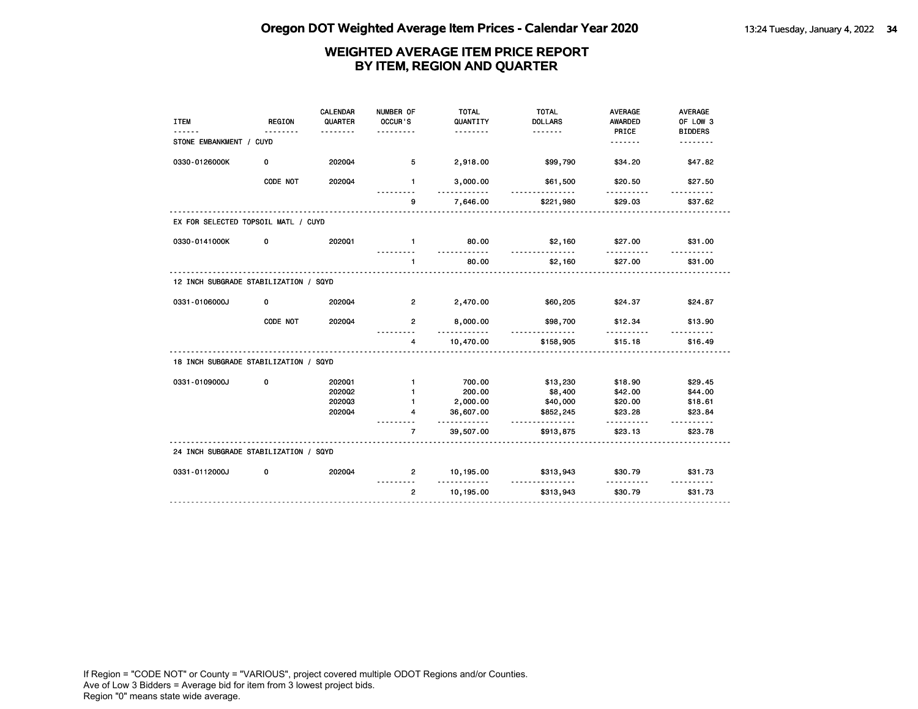# Oregon DOT Weighted Average Item Prices - Calendar Year 2020

## WEIGHTED AVERAGE ITEM PRICE REPORT BY ITEM, REGION AND QUARTER

| ITEM | REGION | CALENDAR QUARTER | NUMBER OF OCCUR'S | TOTAL QUANTITY | TOTAL DOLLARS | AVERAGE AWARDED PRICE | AVERAGE OF LOW 3 BIDDERS |
|---|---|---|---|---|---|---|---|
| STONE EMBANKMENT / CUYD | | | | | | | |
| 0330-0126000K | 0 | 2020Q4 | 5 | 2,918.00 | $99,790 | $34.20 | $47.82 |
| | CODE NOT | 2020Q4 | 1 | 3,000.00 | $61,500 | $20.50 | $27.50 |
| | | | 9 | 7,646.00 | $221,980 | $29.03 | $37.62 |
| EX FOR SELECTED TOPSOIL MATL / CUYD | | | | | | | |
| 0330-0141000K | 0 | 2020Q1 | 1 | 80.00 | $2,160 | $27.00 | $31.00 |
| | | | 1 | 80.00 | $2,160 | $27.00 | $31.00 |
| 12 INCH SUBGRADE STABILIZATION / SQYD | | | | | | | |
| 0331-0106000J | 0 | 2020Q4 | 2 | 2,470.00 | $60,205 | $24.37 | $24.87 |
| | CODE NOT | 2020Q4 | 2 | 8,000.00 | $98,700 | $12.34 | $13.90 |
| | | | 4 | 10,470.00 | $158,905 | $15.18 | $16.49 |
| 18 INCH SUBGRADE STABILIZATION / SQYD | | | | | | | |
| 0331-0109000J | 0 | 2020Q1 | 1 | 700.00 | $13,230 | $18.90 | $29.45 |
| | | 2020Q2 | 1 | 200.00 | $8,400 | $42.00 | $44.00 |
| | | 2020Q3 | 1 | 2,000.00 | $40,000 | $20.00 | $18.61 |
| | | 2020Q4 | 4 | 36,607.00 | $852,245 | $23.28 | $23.84 |
| | | | 7 | 39,507.00 | $913,875 | $23.13 | $23.78 |
| 24 INCH SUBGRADE STABILIZATION / SQYD | | | | | | | |
| 0331-0112000J | 0 | 2020Q4 | 2 | 10,195.00 | $313,943 | $30.79 | $31.73 |
| | | | 2 | 10,195.00 | $313,943 | $30.79 | $31.73 |

If Region = "CODE NOT" or County = "VARIOUS", project covered multiple ODOT Regions and/or Counties.
Ave of Low 3 Bidders = Average bid for item from 3 lowest project bids.
Region "0" means state wide average.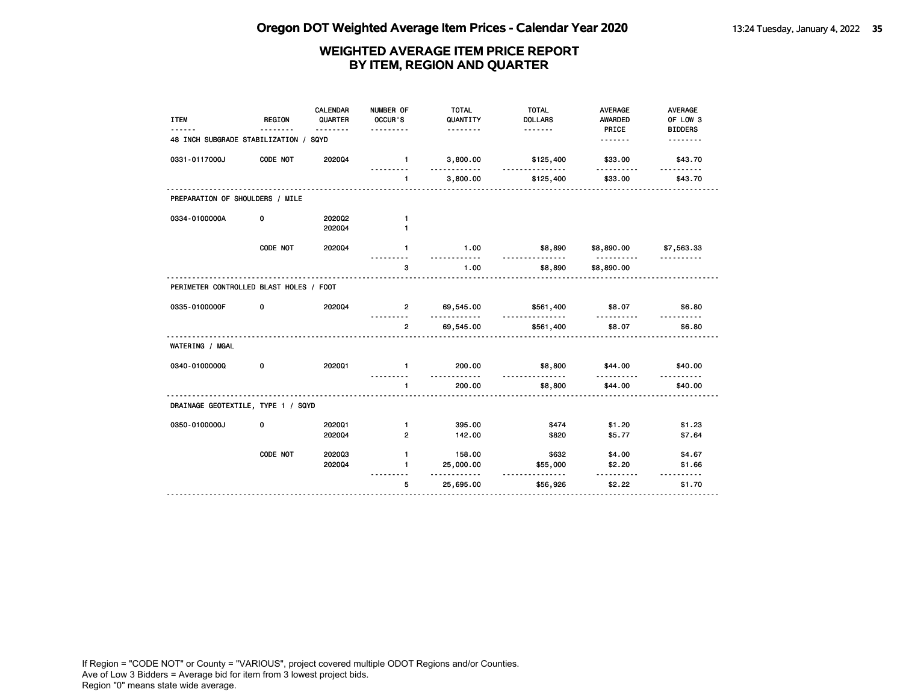# Oregon DOT Weighted Average Item Prices - Calendar Year 2020

## WEIGHTED AVERAGE ITEM PRICE REPORT BY ITEM, REGION AND QUARTER

| ITEM | REGION | CALENDAR QUARTER | NUMBER OF OCCUR'S | TOTAL QUANTITY | TOTAL DOLLARS | AVERAGE AWARDED PRICE | AVERAGE OF LOW 3 BIDDERS |
|---|---|---|---|---|---|---|---|
| **48 INCH SUBGRADE STABILIZATION / SQYD** | | | | | | | |
| 0331-0117000J | CODE NOT | 2020Q4 | 1 | 3,800.00 | $125,400 | $33.00 | $43.70 |
| | | | 1 | 3,800.00 | $125,400 | $33.00 | $43.70 |
| **PREPARATION OF SHOULDERS / MILE** | | | | | | | |
| 0334-0100000A | 0 | 2020Q2 | 1 | | | | |
| | | 2020Q4 | 1 | | | | |
| | CODE NOT | 2020Q4 | 1 | 1.00 | $8,890 | $8,890.00 | $7,563.33 |
| | | | 3 | 1.00 | $8,890 | $8,890.00 | |
| **PERIMETER CONTROLLED BLAST HOLES / FOOT** | | | | | | | |
| 0335-0100000F | 0 | 2020Q4 | 2 | 69,545.00 | $561,400 | $8.07 | $6.80 |
| | | | 2 | 69,545.00 | $561,400 | $8.07 | $6.80 |
| **WATERING / MGAL** | | | | | | | |
| 0340-0100000Q | 0 | 2020Q1 | 1 | 200.00 | $8,800 | $44.00 | $40.00 |
| | | | 1 | 200.00 | $8,800 | $44.00 | $40.00 |
| **DRAINAGE GEOTEXTILE, TYPE 1 / SQYD** | | | | | | | |
| 0350-0100000J | 0 | 2020Q1 | 1 | 395.00 | $474 | $1.20 | $1.23 |
| | | 2020Q4 | 2 | 142.00 | $820 | $5.77 | $7.64 |
| | CODE NOT | 2020Q3 | 1 | 158.00 | $632 | $4.00 | $4.67 |
| | | 2020Q4 | 1 | 25,000.00 | $55,000 | $2.20 | $1.66 |
| | | | 5 | 25,695.00 | $56,926 | $2.22 | $1.70 |

If Region = "CODE NOT" or County = "VARIOUS", project covered multiple ODOT Regions and/or Counties.
Ave of Low 3 Bidders = Average bid for item from 3 lowest project bids.
Region "0" means state wide average.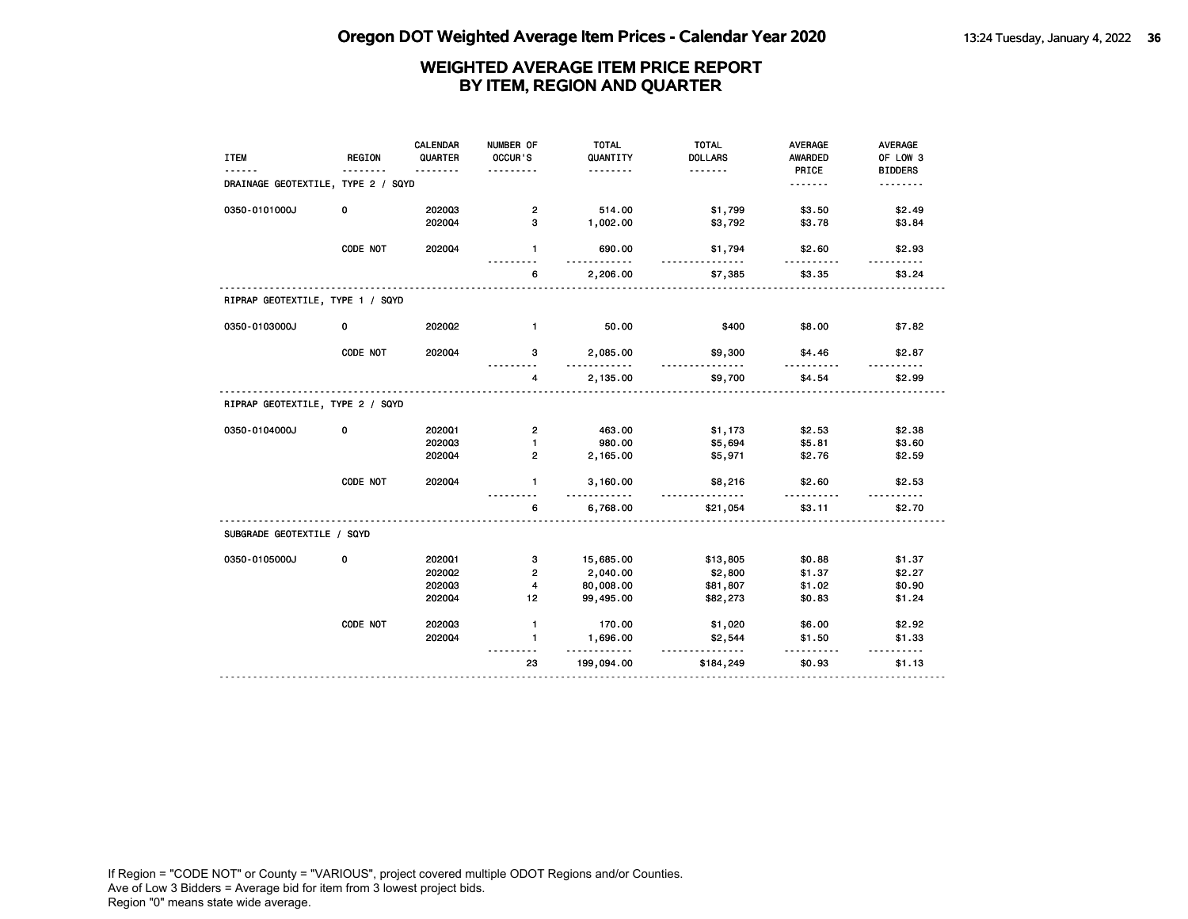# Oregon DOT Weighted Average Item Prices - Calendar Year 2020

## WEIGHTED AVERAGE ITEM PRICE REPORT BY ITEM, REGION AND QUARTER

| ITEM | REGION | CALENDAR QUARTER | NUMBER OF OCCUR'S | TOTAL QUANTITY | TOTAL DOLLARS | AVERAGE AWARDED PRICE | AVERAGE OF LOW 3 BIDDERS |
|---|---|---|---|---|---|---|---|
| **DRAINAGE GEOTEXTILE, TYPE 2 / SQYD** | | | | | | | |
| 0350-0101000J | 0 | 2020Q3 | 2 | 514.00 | $1,799 | $3.50 | $2.49 |
| | | 2020Q4 | 3 | 1,002.00 | $3,792 | $3.78 | $3.84 |
| | CODE NOT | 2020Q4 | 1 | 690.00 | $1,794 | $2.60 | $2.93 |
| | | | 6 | 2,206.00 | $7,385 | $3.35 | $3.24 |
| **RIPRAP GEOTEXTILE, TYPE 1 / SQYD** | | | | | | | |
| 0350-0103000J | 0 | 2020Q2 | 1 | 50.00 | $400 | $8.00 | $7.82 |
| | CODE NOT | 2020Q4 | 3 | 2,085.00 | $9,300 | $4.46 | $2.87 |
| | | | 4 | 2,135.00 | $9,700 | $4.54 | $2.99 |
| **RIPRAP GEOTEXTILE, TYPE 2 / SQYD** | | | | | | | |
| 0350-0104000J | 0 | 2020Q1 | 2 | 463.00 | $1,173 | $2.53 | $2.38 |
| | | 2020Q3 | 1 | 980.00 | $5,694 | $5.81 | $3.60 |
| | | 2020Q4 | 2 | 2,165.00 | $5,971 | $2.76 | $2.59 |
| | CODE NOT | 2020Q4 | 1 | 3,160.00 | $8,216 | $2.60 | $2.53 |
| | | | 6 | 6,768.00 | $21,054 | $3.11 | $2.70 |
| **SUBGRADE GEOTEXTILE / SQYD** | | | | | | | |
| 0350-0105000J | 0 | 2020Q1 | 3 | 15,685.00 | $13,805 | $0.88 | $1.37 |
| | | 2020Q2 | 2 | 2,040.00 | $2,800 | $1.37 | $2.27 |
| | | 2020Q3 | 4 | 80,008.00 | $81,807 | $1.02 | $0.90 |
| | | 2020Q4 | 12 | 99,495.00 | $82,273 | $0.83 | $1.24 |
| | CODE NOT | 2020Q3 | 1 | 170.00 | $1,020 | $6.00 | $2.92 |
| | | 2020Q4 | 1 | 1,696.00 | $2,544 | $1.50 | $1.33 |
| | | | 23 | 199,094.00 | $184,249 | $0.93 | $1.13 |

If Region = "CODE NOT" or County = "VARIOUS", project covered multiple ODOT Regions and/or Counties.
Ave of Low 3 Bidders = Average bid for item from 3 lowest project bids.
Region "0" means state wide average.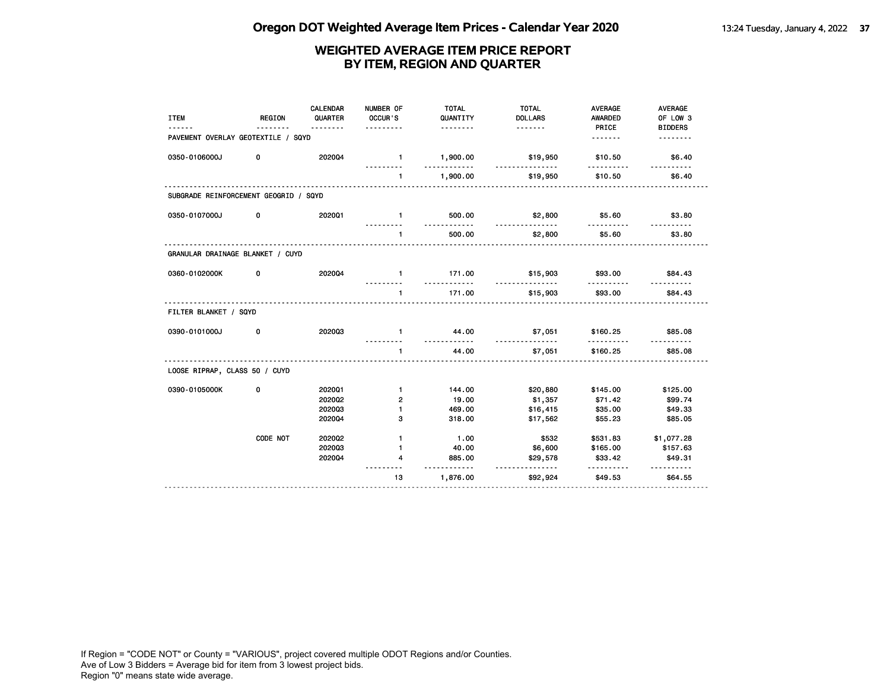# Oregon DOT Weighted Average Item Prices - Calendar Year 2020

## WEIGHTED AVERAGE ITEM PRICE REPORT BY ITEM, REGION AND QUARTER

| ITEM | REGION | CALENDAR QUARTER | NUMBER OF OCCUR'S | TOTAL QUANTITY | TOTAL DOLLARS | AVERAGE AWARDED PRICE | AVERAGE OF LOW 3 BIDDERS |
|---|---|---|---|---|---|---|---|
| **PAVEMENT OVERLAY GEOTEXTILE / SQYD** | | | | | | | |
| 0350-0106000J | 0 | 2020Q4 | 1 | 1,900.00 | $19,950 | $10.50 | $6.40 |
| | | | 1 | 1,900.00 | $19,950 | $10.50 | $6.40 |
| **SUBGRADE REINFORCEMENT GEOGRID / SQYD** | | | | | | | |
| 0350-0107000J | 0 | 2020Q1 | 1 | 500.00 | $2,800 | $5.60 | $3.80 |
| | | | 1 | 500.00 | $2,800 | $5.60 | $3.80 |
| **GRANULAR DRAINAGE BLANKET / CUYD** | | | | | | | |
| 0360-0102000K | 0 | 2020Q4 | 1 | 171.00 | $15,903 | $93.00 | $84.43 |
| | | | 1 | 171.00 | $15,903 | $93.00 | $84.43 |
| **FILTER BLANKET / SQYD** | | | | | | | |
| 0390-0101000J | 0 | 2020Q3 | 1 | 44.00 | $7,051 | $160.25 | $85.08 |
| | | | 1 | 44.00 | $7,051 | $160.25 | $85.08 |
| **LOOSE RIPRAP, CLASS 50 / CUYD** | | | | | | | |
| 0390-0105000K | 0 | 2020Q1 | 1 | 144.00 | $20,880 | $145.00 | $125.00 |
| | | 2020Q2 | 2 | 19.00 | $1,357 | $71.42 | $99.74 |
| | | 2020Q3 | 1 | 469.00 | $16,415 | $35.00 | $49.33 |
| | | 2020Q4 | 3 | 318.00 | $17,562 | $55.23 | $85.05 |
| | CODE NOT | 2020Q2 | 1 | 1.00 | $532 | $531.83 | $1,077.28 |
| | | 2020Q3 | 1 | 40.00 | $6,600 | $165.00 | $157.63 |
| | | 2020Q4 | 4 | 885.00 | $29,578 | $33.42 | $49.31 |
| | | | 13 | 1,876.00 | $92,924 | $49.53 | $64.55 |

If Region = "CODE NOT" or County = "VARIOUS", project covered multiple ODOT Regions and/or Counties.
Ave of Low 3 Bidders = Average bid for item from 3 lowest project bids.
Region "0" means state wide average.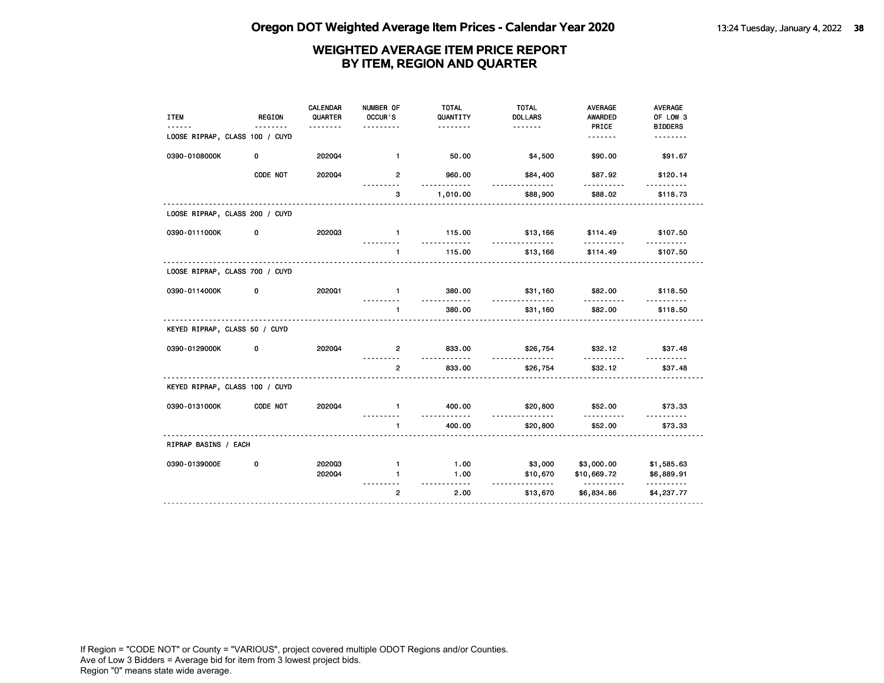# Oregon DOT Weighted Average Item Prices - Calendar Year 2020

## WEIGHTED AVERAGE ITEM PRICE REPORT BY ITEM, REGION AND QUARTER

| ITEM | REGION | CALENDAR QUARTER | NUMBER OF OCCUR'S | TOTAL QUANTITY | TOTAL DOLLARS | AVERAGE AWARDED PRICE | AVERAGE OF LOW 3 BIDDERS |
|---|---|---|---|---|---|---|---|
| LOOSE RIPRAP, CLASS 100 / CUYD | | | | | | | |
| 0390-0108000K | 0 | 2020Q4 | 1 | 50.00 | $4,500 | $90.00 | $91.67 |
| | CODE NOT | 2020Q4 | 2 | 960.00 | $84,400 | $87.92 | $120.14 |
| | | | 3 | 1,010.00 | $88,900 | $88.02 | $118.73 |
| LOOSE RIPRAP, CLASS 200 / CUYD | | | | | | | |
| 0390-0111000K | 0 | 2020Q3 | 1 | 115.00 | $13,166 | $114.49 | $107.50 |
| | | | 1 | 115.00 | $13,166 | $114.49 | $107.50 |
| LOOSE RIPRAP, CLASS 700 / CUYD | | | | | | | |
| 0390-0114000K | 0 | 2020Q1 | 1 | 380.00 | $31,160 | $82.00 | $118.50 |
| | | | 1 | 380.00 | $31,160 | $82.00 | $118.50 |
| KEYED RIPRAP, CLASS 50 / CUYD | | | | | | | |
| 0390-0129000K | 0 | 2020Q4 | 2 | 833.00 | $26,754 | $32.12 | $37.48 |
| | | | 2 | 833.00 | $26,754 | $32.12 | $37.48 |
| KEYED RIPRAP, CLASS 100 / CUYD | | | | | | | |
| 0390-0131000K | CODE NOT | 2020Q4 | 1 | 400.00 | $20,800 | $52.00 | $73.33 |
| | | | 1 | 400.00 | $20,800 | $52.00 | $73.33 |
| RIPRAP BASINS / EACH | | | | | | | |
| 0390-0139000E | 0 | 2020Q3 | 1 | 1.00 | $3,000 | $3,000.00 | $1,585.63 |
| | | 2020Q4 | 1 | 1.00 | $10,670 | $10,669.72 | $6,889.91 |
| | | | 2 | 2.00 | $13,670 | $6,834.86 | $4,237.77 |

If Region = "CODE NOT" or County = "VARIOUS", project covered multiple ODOT Regions and/or Counties.
Ave of Low 3 Bidders = Average bid for item from 3 lowest project bids.
Region "0" means state wide average.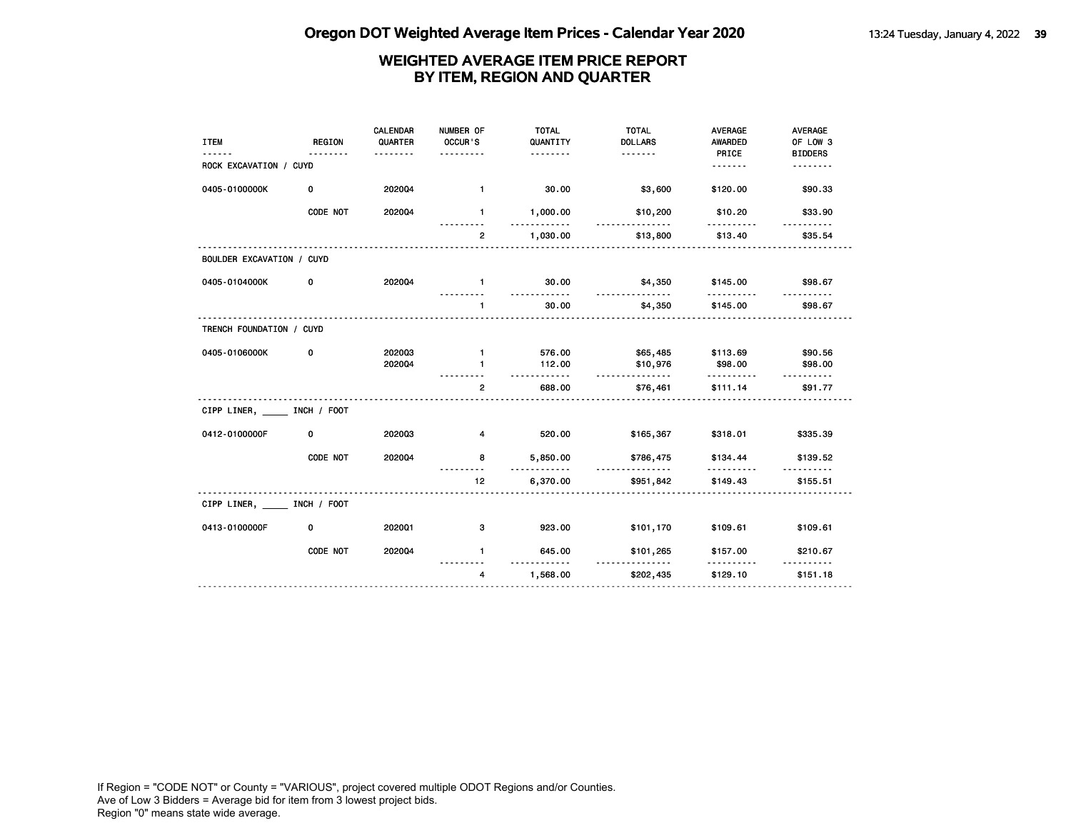# Oregon DOT Weighted Average Item Prices - Calendar Year 2020

## WEIGHTED AVERAGE ITEM PRICE REPORT BY ITEM, REGION AND QUARTER

| ITEM | REGION | CALENDAR QUARTER | NUMBER OF OCCUR'S | TOTAL QUANTITY | TOTAL DOLLARS | AVERAGE AWARDED PRICE | AVERAGE OF LOW 3 BIDDERS |
|---|---|---|---|---|---|---|---|
| ROCK EXCAVATION / CUYD | | | | | | | |
| 0405-0100000K | 0 | 2020Q4 | 1 | 30.00 | $3,600 | $120.00 | $90.33 |
| | CODE NOT | 2020Q4 | 1 | 1,000.00 | $10,200 | $10.20 | $33.90 |
| | | | 2 | 1,030.00 | $13,800 | $13.40 | $35.54 |
| BOULDER EXCAVATION / CUYD | | | | | | | |
| 0405-0104000K | 0 | 2020Q4 | 1 | 30.00 | $4,350 | $145.00 | $98.67 |
| | | | 1 | 30.00 | $4,350 | $145.00 | $98.67 |
| TRENCH FOUNDATION / CUYD | | | | | | | |
| 0405-0106000K | 0 | 2020Q3 | 1 | 576.00 | $65,485 | $113.69 | $90.56 |
| | | 2020Q4 | 1 | 112.00 | $10,976 | $98.00 | $98.00 |
| | | | 2 | 688.00 | $76,461 | $111.14 | $91.77 |
| CIPP LINER, _____ INCH / FOOT | | | | | | | |
| 0412-0100000F | 0 | 2020Q3 | 4 | 520.00 | $165,367 | $318.01 | $335.39 |
| | CODE NOT | 2020Q4 | 8 | 5,850.00 | $786,475 | $134.44 | $139.52 |
| | | | 12 | 6,370.00 | $951,842 | $149.43 | $155.51 |
| CIPP LINER, _____ INCH / FOOT | | | | | | | |
| 0413-0100000F | 0 | 2020Q1 | 3 | 923.00 | $101,170 | $109.61 | $109.61 |
| | CODE NOT | 2020Q4 | 1 | 645.00 | $101,265 | $157.00 | $210.67 |
| | | | 4 | 1,568.00 | $202,435 | $129.10 | $151.18 |

If Region = "CODE NOT" or County = "VARIOUS", project covered multiple ODOT Regions and/or Counties.
Ave of Low 3 Bidders = Average bid for item from 3 lowest project bids.
Region "0" means state wide average.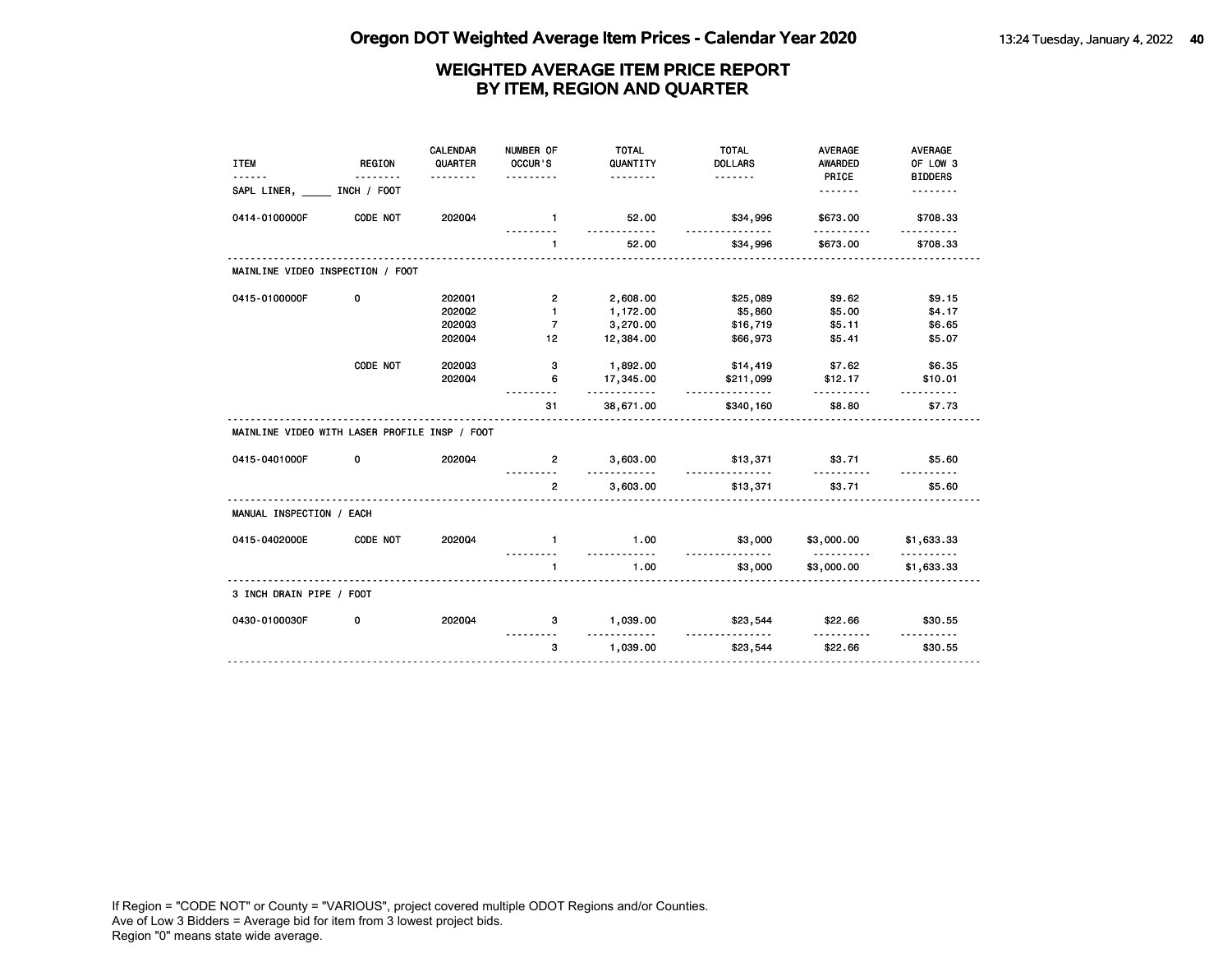# Oregon DOT Weighted Average Item Prices - Calendar Year 2020

## WEIGHTED AVERAGE ITEM PRICE REPORT BY ITEM, REGION AND QUARTER

| ITEM | REGION | CALENDAR QUARTER | NUMBER OF OCCUR'S | TOTAL QUANTITY | TOTAL DOLLARS | AVERAGE AWARDED PRICE | AVERAGE OF LOW 3 BIDDERS |
|---|---|---|---|---|---|---|---|
| SAPL LINER, _____ INCH / FOOT | | | | | | | |
| 0414-0100000F | CODE NOT | 2020Q4 | 1 | 52.00 | $34,996 | $673.00 | $708.33 |
| | | | 1 | 52.00 | $34,996 | $673.00 | $708.33 |
| MAINLINE VIDEO INSPECTION / FOOT | | | | | | | |
| 0415-0100000F | 0 | 2020Q1 | 2 | 2,608.00 | $25,089 | $9.62 | $9.15 |
| | | 2020Q2 | 1 | 1,172.00 | $5,860 | $5.00 | $4.17 |
| | | 2020Q3 | 7 | 3,270.00 | $16,719 | $5.11 | $6.65 |
| | | 2020Q4 | 12 | 12,384.00 | $66,973 | $5.41 | $5.07 |
| | CODE NOT | 2020Q3 | 3 | 1,892.00 | $14,419 | $7.62 | $6.35 |
| | | 2020Q4 | 6 | 17,345.00 | $211,099 | $12.17 | $10.01 |
| | | | 31 | 38,671.00 | $340,160 | $8.80 | $7.73 |
| MAINLINE VIDEO WITH LASER PROFILE INSP / FOOT | | | | | | | |
| 0415-0401000F | 0 | 2020Q4 | 2 | 3,603.00 | $13,371 | $3.71 | $5.60 |
| | | | 2 | 3,603.00 | $13,371 | $3.71 | $5.60 |
| MANUAL INSPECTION / EACH | | | | | | | |
| 0415-0402000E | CODE NOT | 2020Q4 | 1 | 1.00 | $3,000 | $3,000.00 | $1,633.33 |
| | | | 1 | 1.00 | $3,000 | $3,000.00 | $1,633.33 |
| 3 INCH DRAIN PIPE / FOOT | | | | | | | |
| 0430-0100030F | 0 | 2020Q4 | 3 | 1,039.00 | $23,544 | $22.66 | $30.55 |
| | | | 3 | 1,039.00 | $23,544 | $22.66 | $30.55 |

If Region = "CODE NOT" or County = "VARIOUS", project covered multiple ODOT Regions and/or Counties.
Ave of Low 3 Bidders = Average bid for item from 3 lowest project bids.
Region "0" means state wide average.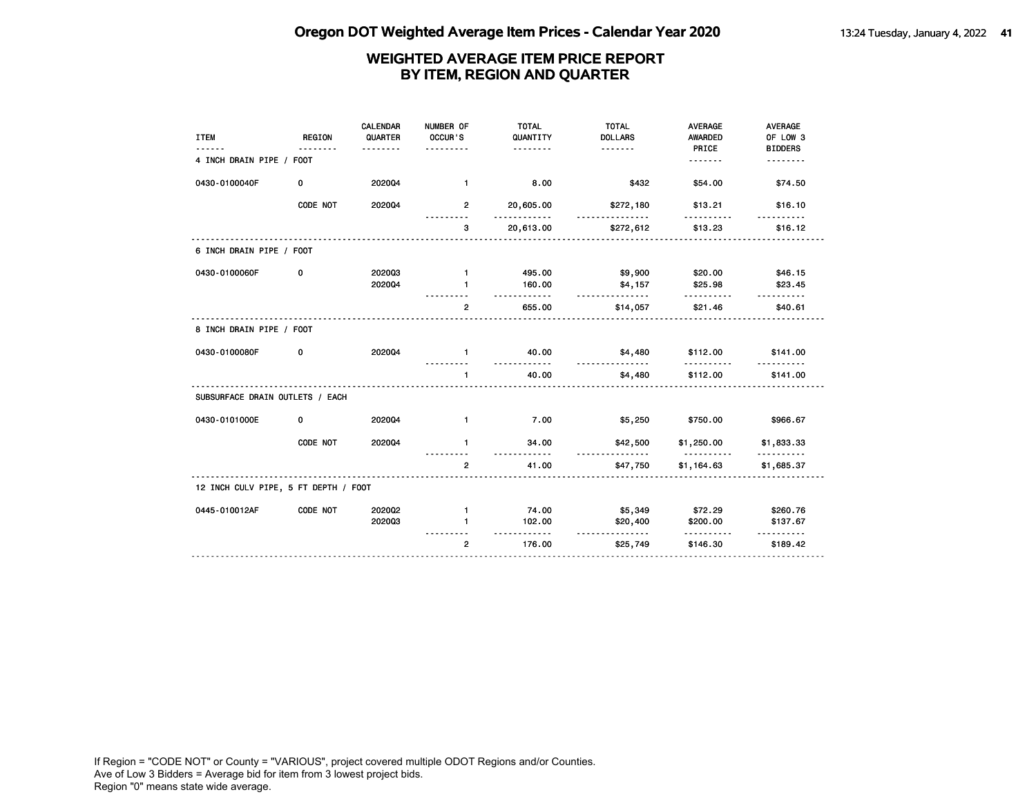# Oregon DOT Weighted Average Item Prices - Calendar Year 2020

## WEIGHTED AVERAGE ITEM PRICE REPORT BY ITEM, REGION AND QUARTER

| ITEM | REGION | CALENDAR QUARTER | NUMBER OF OCCUR'S | TOTAL QUANTITY | TOTAL DOLLARS | AVERAGE AWARDED PRICE | AVERAGE OF LOW 3 BIDDERS |
|---|---|---|---|---|---|---|---|
| **4 INCH DRAIN PIPE / FOOT** | | | | | | | |
| 0430-0100040F | 0 | 2020Q4 | 1 | 8.00 | $432 | $54.00 | $74.50 |
| | CODE NOT | 2020Q4 | 2 | 20,605.00 | $272,180 | $13.21 | $16.10 |
| | | | 3 | 20,613.00 | $272,612 | $13.23 | $16.12 |
| **6 INCH DRAIN PIPE / FOOT** | | | | | | | |
| 0430-0100060F | 0 | 2020Q3 | 1 | 495.00 | $9,900 | $20.00 | $46.15 |
| | | 2020Q4 | 1 | 160.00 | $4,157 | $25.98 | $23.45 |
| | | | 2 | 655.00 | $14,057 | $21.46 | $40.61 |
| **8 INCH DRAIN PIPE / FOOT** | | | | | | | |
| 0430-0100080F | 0 | 2020Q4 | 1 | 40.00 | $4,480 | $112.00 | $141.00 |
| | | | 1 | 40.00 | $4,480 | $112.00 | $141.00 |
| **SUBSURFACE DRAIN OUTLETS / EACH** | | | | | | | |
| 0430-0101000E | 0 | 2020Q4 | 1 | 7.00 | $5,250 | $750.00 | $966.67 |
| | CODE NOT | 2020Q4 | 1 | 34.00 | $42,500 | $1,250.00 | $1,833.33 |
| | | | 2 | 41.00 | $47,750 | $1,164.63 | $1,685.37 |
| **12 INCH CULV PIPE, 5 FT DEPTH / FOOT** | | | | | | | |
| 0445-010012AF | CODE NOT | 2020Q2 | 1 | 74.00 | $5,349 | $72.29 | $260.76 |
| | | 2020Q3 | 1 | 102.00 | $20,400 | $200.00 | $137.67 |
| | | | 2 | 176.00 | $25,749 | $146.30 | $189.42 |

If Region = "CODE NOT" or County = "VARIOUS", project covered multiple ODOT Regions and/or Counties.
Ave of Low 3 Bidders = Average bid for item from 3 lowest project bids.
Region "0" means state wide average.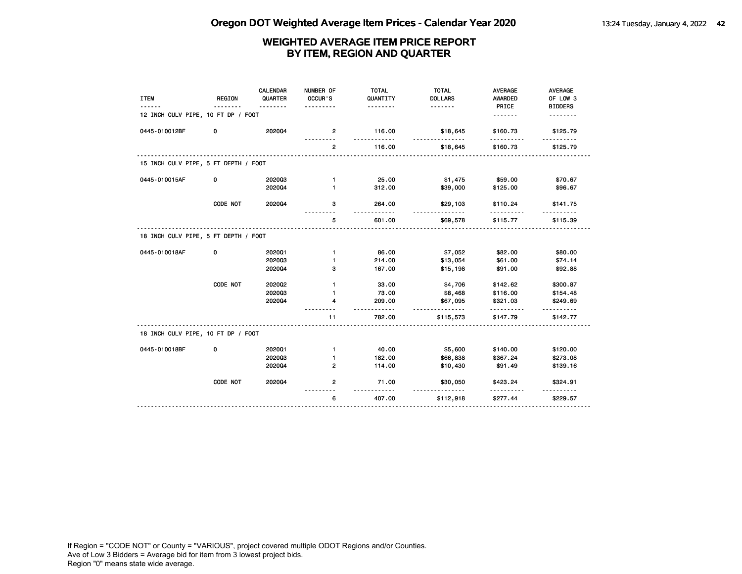# Oregon DOT Weighted Average Item Prices - Calendar Year 2020

## WEIGHTED AVERAGE ITEM PRICE REPORT BY ITEM, REGION AND QUARTER

| ITEM | REGION | CALENDAR QUARTER | NUMBER OF OCCUR'S | TOTAL QUANTITY | TOTAL DOLLARS | AVERAGE AWARDED PRICE | AVERAGE OF LOW 3 BIDDERS |
|---|---|---|---|---|---|---|---|
| **12 INCH CULV PIPE, 10 FT DP / FOOT** | | | | | | | |
| 0445-010012BF | 0 | 2020Q4 | 2 | 116.00 | $18,645 | $160.73 | $125.79 |
| | | | 2 | 116.00 | $18,645 | $160.73 | $125.79 |
| **15 INCH CULV PIPE, 5 FT DEPTH / FOOT** | | | | | | | |
| 0445-010015AF | 0 | 2020Q3 | 1 | 25.00 | $1,475 | $59.00 | $70.67 |
| | | 2020Q4 | 1 | 312.00 | $39,000 | $125.00 | $96.67 |
| | CODE NOT | 2020Q4 | 3 | 264.00 | $29,103 | $110.24 | $141.75 |
| | | | 5 | 601.00 | $69,578 | $115.77 | $115.39 |
| **18 INCH CULV PIPE, 5 FT DEPTH / FOOT** | | | | | | | |
| 0445-010018AF | 0 | 2020Q1 | 1 | 86.00 | $7,052 | $82.00 | $80.00 |
| | | 2020Q3 | 1 | 214.00 | $13,054 | $61.00 | $74.14 |
| | | 2020Q4 | 3 | 167.00 | $15,198 | $91.00 | $92.88 |
| | CODE NOT | 2020Q2 | 1 | 33.00 | $4,706 | $142.62 | $300.87 |
| | | 2020Q3 | 1 | 73.00 | $8,468 | $116.00 | $154.48 |
| | | 2020Q4 | 4 | 209.00 | $67,095 | $321.03 | $249.69 |
| | | | 11 | 782.00 | $115,573 | $147.79 | $142.77 |
| **18 INCH CULV PIPE, 10 FT DP / FOOT** | | | | | | | |
| 0445-010018BF | 0 | 2020Q1 | 1 | 40.00 | $5,600 | $140.00 | $120.00 |
| | | 2020Q3 | 1 | 182.00 | $66,838 | $367.24 | $273.08 |
| | | 2020Q4 | 2 | 114.00 | $10,430 | $91.49 | $139.16 |
| | CODE NOT | 2020Q4 | 2 | 71.00 | $30,050 | $423.24 | $324.91 |
| | | | 6 | 407.00 | $112,918 | $277.44 | $229.57 |

If Region = "CODE NOT" or County = "VARIOUS", project covered multiple ODOT Regions and/or Counties.
Ave of Low 3 Bidders = Average bid for item from 3 lowest project bids.
Region "0" means state wide average.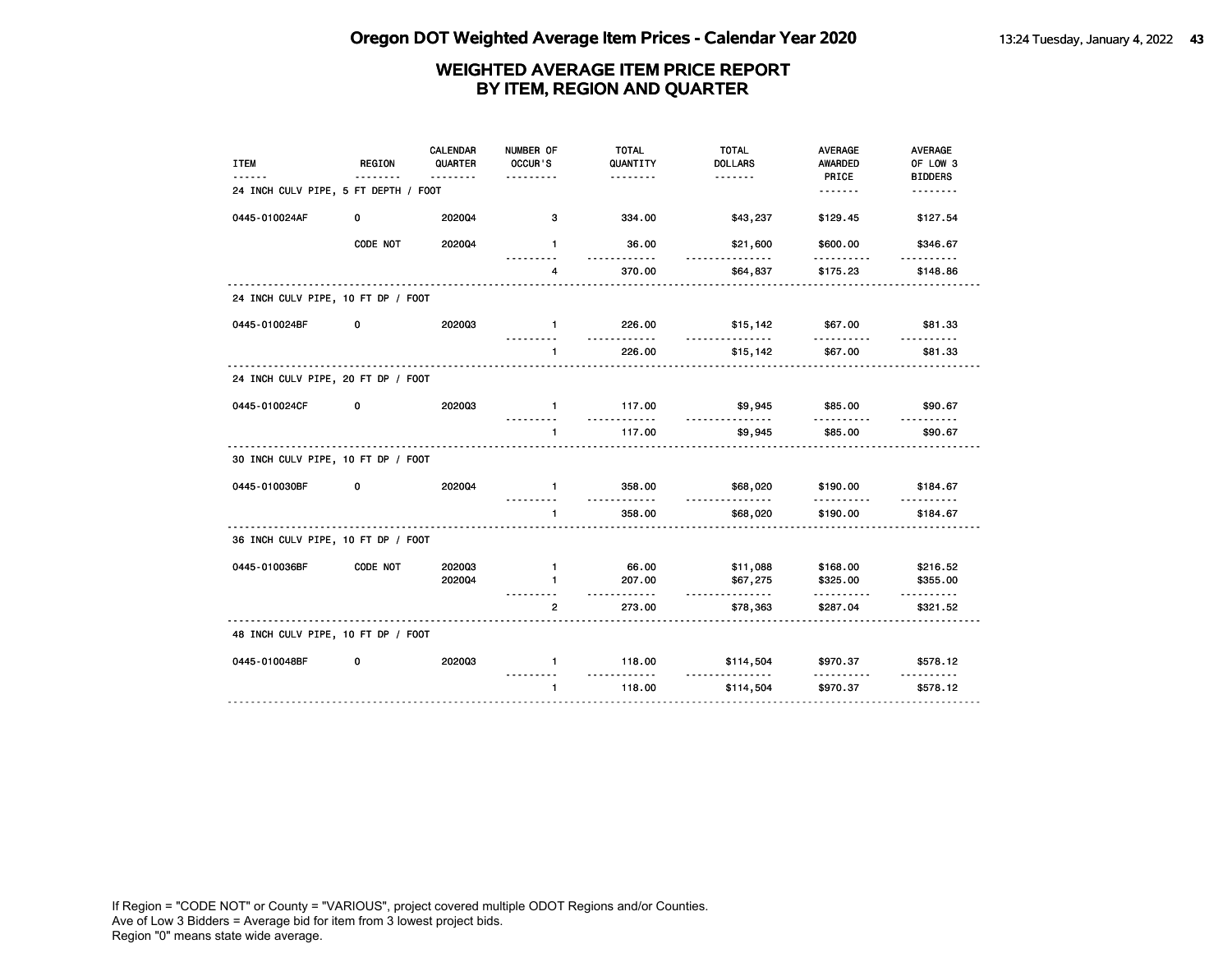# Oregon DOT Weighted Average Item Prices - Calendar Year 2020

## WEIGHTED AVERAGE ITEM PRICE REPORT BY ITEM, REGION AND QUARTER

| ITEM | REGION | CALENDAR QUARTER | NUMBER OF OCCUR'S | TOTAL QUANTITY | TOTAL DOLLARS | AVERAGE AWARDED PRICE | AVERAGE OF LOW 3 BIDDERS |
|---|---|---|---|---|---|---|---|
| **24 INCH CULV PIPE, 5 FT DEPTH / FOOT** | | | | | | | |
| 0445-010024AF | 0 | 2020Q4 | 3 | 334.00 | $43,237 | $129.45 | $127.54 |
| | CODE NOT | 2020Q4 | 1 | 36.00 | $21,600 | $600.00 | $346.67 |
| | | | 4 | 370.00 | $64,837 | $175.23 | $148.86 |
| **24 INCH CULV PIPE, 10 FT DP / FOOT** | | | | | | | |
| 0445-010024BF | 0 | 2020Q3 | 1 | 226.00 | $15,142 | $67.00 | $81.33 |
| | | | 1 | 226.00 | $15,142 | $67.00 | $81.33 |
| **24 INCH CULV PIPE, 20 FT DP / FOOT** | | | | | | | |
| 0445-010024CF | 0 | 2020Q3 | 1 | 117.00 | $9,945 | $85.00 | $90.67 |
| | | | 1 | 117.00 | $9,945 | $85.00 | $90.67 |
| **30 INCH CULV PIPE, 10 FT DP / FOOT** | | | | | | | |
| 0445-010030BF | 0 | 2020Q4 | 1 | 358.00 | $68,020 | $190.00 | $184.67 |
| | | | 1 | 358.00 | $68,020 | $190.00 | $184.67 |
| **36 INCH CULV PIPE, 10 FT DP / FOOT** | | | | | | | |
| 0445-010036BF | CODE NOT | 2020Q3 | 1 | 66.00 | $11,088 | $168.00 | $216.52 |
| | | 2020Q4 | 1 | 207.00 | $67,275 | $325.00 | $355.00 |
| | | | 2 | 273.00 | $78,363 | $287.04 | $321.52 |
| **48 INCH CULV PIPE, 10 FT DP / FOOT** | | | | | | | |
| 0445-010048BF | 0 | 2020Q3 | 1 | 118.00 | $114,504 | $970.37 | $578.12 |
| | | | 1 | 118.00 | $114,504 | $970.37 | $578.12 |

If Region = "CODE NOT" or County = "VARIOUS", project covered multiple ODOT Regions and/or Counties.
Ave of Low 3 Bidders = Average bid for item from 3 lowest project bids.
Region "0" means state wide average.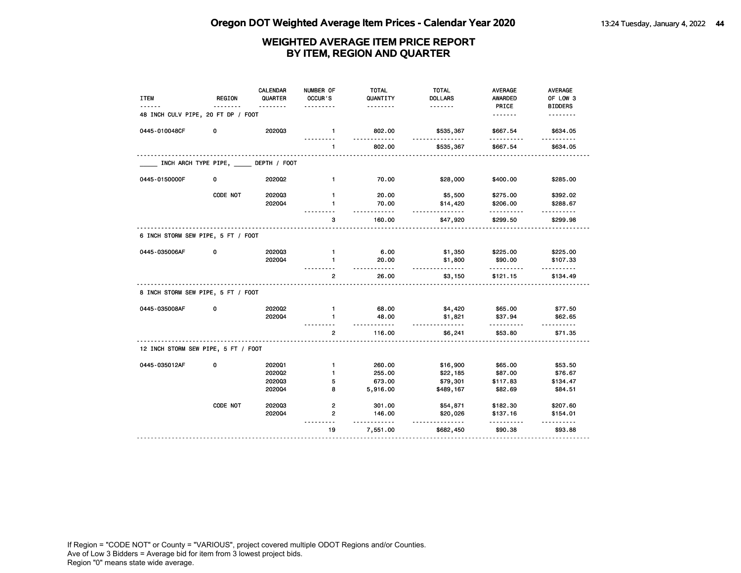# Oregon DOT Weighted Average Item Prices - Calendar Year 2020

## WEIGHTED AVERAGE ITEM PRICE REPORT BY ITEM, REGION AND QUARTER

| ITEM | REGION | CALENDAR QUARTER | NUMBER OF OCCUR'S | TOTAL QUANTITY | TOTAL DOLLARS | AVERAGE AWARDED PRICE | AVERAGE OF LOW 3 BIDDERS |
|---|---|---|---|---|---|---|---|
| **48 INCH CULV PIPE, 20 FT DP / FOOT** | | | | | | | |
| 0445-010048CF | 0 | 2020Q3 | 1 | 802.00 | $535,367 | $667.54 | $634.05 |
| | | | 1 | 802.00 | $535,367 | $667.54 | $634.05 |
| **_____ INCH ARCH TYPE PIPE, _____ DEPTH / FOOT** | | | | | | | |
| 0445-0150000F | 0 | 2020Q2 | 1 | 70.00 | $28,000 | $400.00 | $285.00 |
| | CODE NOT | 2020Q3 | 1 | 20.00 | $5,500 | $275.00 | $392.02 |
| | | 2020Q4 | 1 | 70.00 | $14,420 | $206.00 | $288.67 |
| | | | 3 | 160.00 | $47,920 | $299.50 | $299.98 |
| **6 INCH STORM SEW PIPE, 5 FT / FOOT** | | | | | | | |
| 0445-035006AF | 0 | 2020Q3 | 1 | 6.00 | $1,350 | $225.00 | $225.00 |
| | | 2020Q4 | 1 | 20.00 | $1,800 | $90.00 | $107.33 |
| | | | 2 | 26.00 | $3,150 | $121.15 | $134.49 |
| **8 INCH STORM SEW PIPE, 5 FT / FOOT** | | | | | | | |
| 0445-035008AF | 0 | 2020Q2 | 1 | 68.00 | $4,420 | $65.00 | $77.50 |
| | | 2020Q4 | 1 | 48.00 | $1,821 | $37.94 | $62.65 |
| | | | 2 | 116.00 | $6,241 | $53.80 | $71.35 |
| **12 INCH STORM SEW PIPE, 5 FT / FOOT** | | | | | | | |
| 0445-035012AF | 0 | 2020Q1 | 1 | 260.00 | $16,900 | $65.00 | $53.50 |
| | | 2020Q2 | 1 | 255.00 | $22,185 | $87.00 | $76.67 |
| | | 2020Q3 | 5 | 673.00 | $79,301 | $117.83 | $134.47 |
| | | 2020Q4 | 8 | 5,916.00 | $489,167 | $82.69 | $84.51 |
| | CODE NOT | 2020Q3 | 2 | 301.00 | $54,871 | $182.30 | $207.60 |
| | | 2020Q4 | 2 | 146.00 | $20,026 | $137.16 | $154.01 |
| | | | 19 | 7,551.00 | $682,450 | $90.38 | $93.88 |

If Region = "CODE NOT" or County = "VARIOUS", project covered multiple ODOT Regions and/or Counties.
Ave of Low 3 Bidders = Average bid for item from 3 lowest project bids.
Region "0" means state wide average.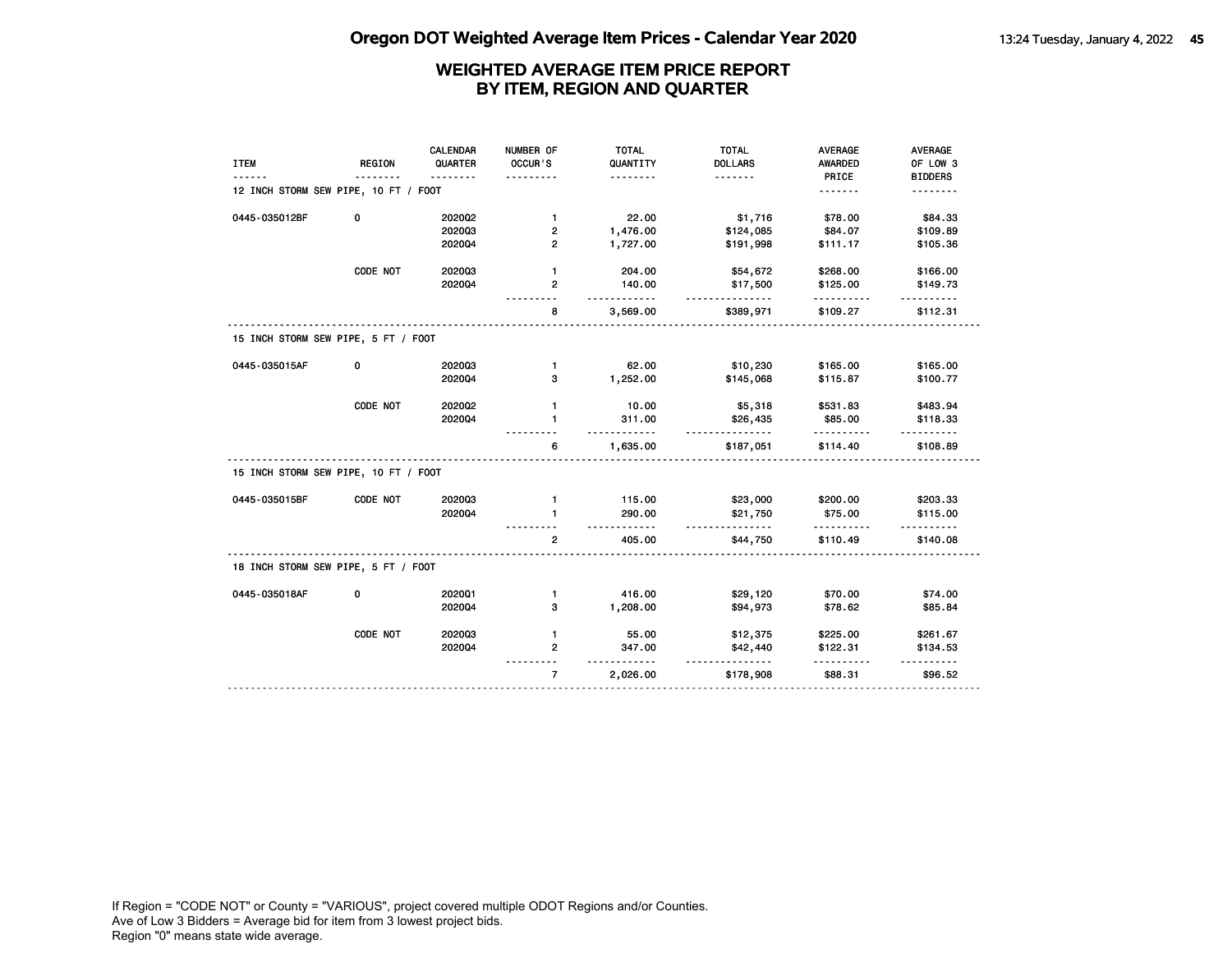# Oregon DOT Weighted Average Item Prices - Calendar Year 2020

## WEIGHTED AVERAGE ITEM PRICE REPORT BY ITEM, REGION AND QUARTER

| ITEM | REGION | CALENDAR QUARTER | NUMBER OF OCCUR'S | TOTAL QUANTITY | TOTAL DOLLARS | AVERAGE AWARDED PRICE | AVERAGE OF LOW 3 BIDDERS |
|---|---|---|---|---|---|---|---|
| **12 INCH STORM SEW PIPE, 10 FT / FOOT** | | | | | | | |
| 0445-035012BF | 0 | 2020Q2 | 1 | 22.00 | $1,716 | $78.00 | $84.33 |
| | | 2020Q3 | 2 | 1,476.00 | $124,085 | $84.07 | $109.89 |
| | | 2020Q4 | 2 | 1,727.00 | $191,998 | $111.17 | $105.36 |
| | CODE NOT | 2020Q3 | 1 | 204.00 | $54,672 | $268.00 | $166.00 |
| | | 2020Q4 | 2 | 140.00 | $17,500 | $125.00 | $149.73 |
| | | | 8 | 3,569.00 | $389,971 | $109.27 | $112.31 |
| **15 INCH STORM SEW PIPE, 5 FT / FOOT** | | | | | | | |
| 0445-035015AF | 0 | 2020Q3 | 1 | 62.00 | $10,230 | $165.00 | $165.00 |
| | | 2020Q4 | 3 | 1,252.00 | $145,068 | $115.87 | $100.77 |
| | CODE NOT | 2020Q2 | 1 | 10.00 | $5,318 | $531.83 | $483.94 |
| | | 2020Q4 | 1 | 311.00 | $26,435 | $85.00 | $118.33 |
| | | | 6 | 1,635.00 | $187,051 | $114.40 | $108.89 |
| **15 INCH STORM SEW PIPE, 10 FT / FOOT** | | | | | | | |
| 0445-035015BF | CODE NOT | 2020Q3 | 1 | 115.00 | $23,000 | $200.00 | $203.33 |
| | | 2020Q4 | 1 | 290.00 | $21,750 | $75.00 | $115.00 |
| | | | 2 | 405.00 | $44,750 | $110.49 | $140.08 |
| **18 INCH STORM SEW PIPE, 5 FT / FOOT** | | | | | | | |
| 0445-035018AF | 0 | 2020Q1 | 1 | 416.00 | $29,120 | $70.00 | $74.00 |
| | | 2020Q4 | 3 | 1,208.00 | $94,973 | $78.62 | $85.84 |
| | CODE NOT | 2020Q3 | 1 | 55.00 | $12,375 | $225.00 | $261.67 |
| | | 2020Q4 | 2 | 347.00 | $42,440 | $122.31 | $134.53 |
| | | | 7 | 2,026.00 | $178,908 | $88.31 | $96.52 |

If Region = "CODE NOT" or County = "VARIOUS", project covered multiple ODOT Regions and/or Counties.
Ave of Low 3 Bidders = Average bid for item from 3 lowest project bids.
Region "0" means state wide average.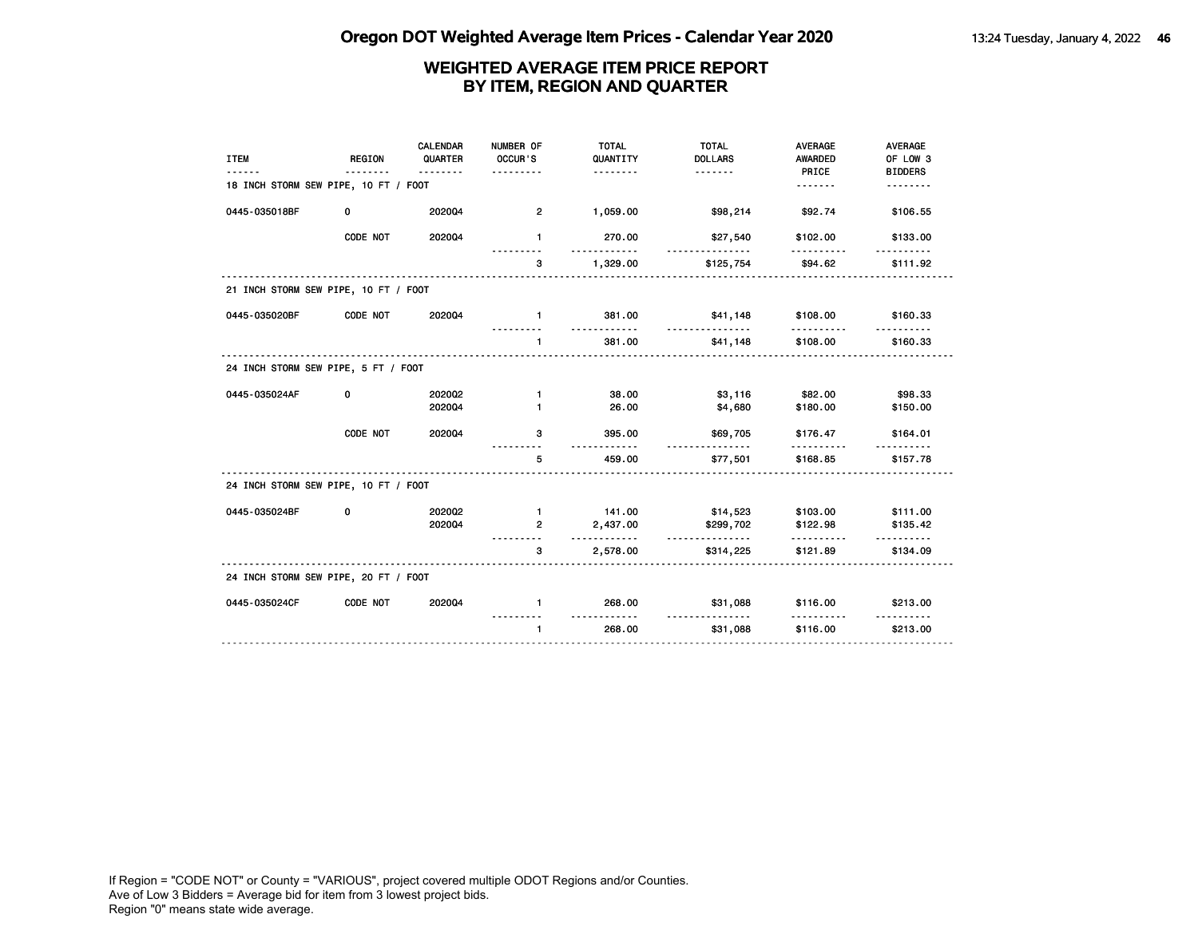# Oregon DOT Weighted Average Item Prices - Calendar Year 2020

## WEIGHTED AVERAGE ITEM PRICE REPORT BY ITEM, REGION AND QUARTER

| ITEM | REGION | CALENDAR QUARTER | NUMBER OF OCCUR'S | TOTAL QUANTITY | TOTAL DOLLARS | AVERAGE AWARDED PRICE | AVERAGE OF LOW 3 BIDDERS |
|---|---|---|---|---|---|---|---|
| **18 INCH STORM SEW PIPE, 10 FT / FOOT** | | | | | | | |
| 0445-035018BF | 0 | 2020Q4 | 2 | 1,059.00 | $98,214 | $92.74 | $106.55 |
| | CODE NOT | 2020Q4 | 1 | 270.00 | $27,540 | $102.00 | $133.00 |
| | | | 3 | 1,329.00 | $125,754 | $94.62 | $111.92 |
| **21 INCH STORM SEW PIPE, 10 FT / FOOT** | | | | | | | |
| 0445-035020BF | CODE NOT | 2020Q4 | 1 | 381.00 | $41,148 | $108.00 | $160.33 |
| | | | 1 | 381.00 | $41,148 | $108.00 | $160.33 |
| **24 INCH STORM SEW PIPE, 5 FT / FOOT** | | | | | | | |
| 0445-035024AF | 0 | 2020Q2 | 1 | 38.00 | $3,116 | $82.00 | $98.33 |
| | | 2020Q4 | 1 | 26.00 | $4,680 | $180.00 | $150.00 |
| | CODE NOT | 2020Q4 | 3 | 395.00 | $69,705 | $176.47 | $164.01 |
| | | | 5 | 459.00 | $77,501 | $168.85 | $157.78 |
| **24 INCH STORM SEW PIPE, 10 FT / FOOT** | | | | | | | |
| 0445-035024BF | 0 | 2020Q2 | 1 | 141.00 | $14,523 | $103.00 | $111.00 |
| | | 2020Q4 | 2 | 2,437.00 | $299,702 | $122.98 | $135.42 |
| | | | 3 | 2,578.00 | $314,225 | $121.89 | $134.09 |
| **24 INCH STORM SEW PIPE, 20 FT / FOOT** | | | | | | | |
| 0445-035024CF | CODE NOT | 2020Q4 | 1 | 268.00 | $31,088 | $116.00 | $213.00 |
| | | | 1 | 268.00 | $31,088 | $116.00 | $213.00 |

If Region = "CODE NOT" or County = "VARIOUS", project covered multiple ODOT Regions and/or Counties.
Ave of Low 3 Bidders = Average bid for item from 3 lowest project bids.
Region "0" means state wide average.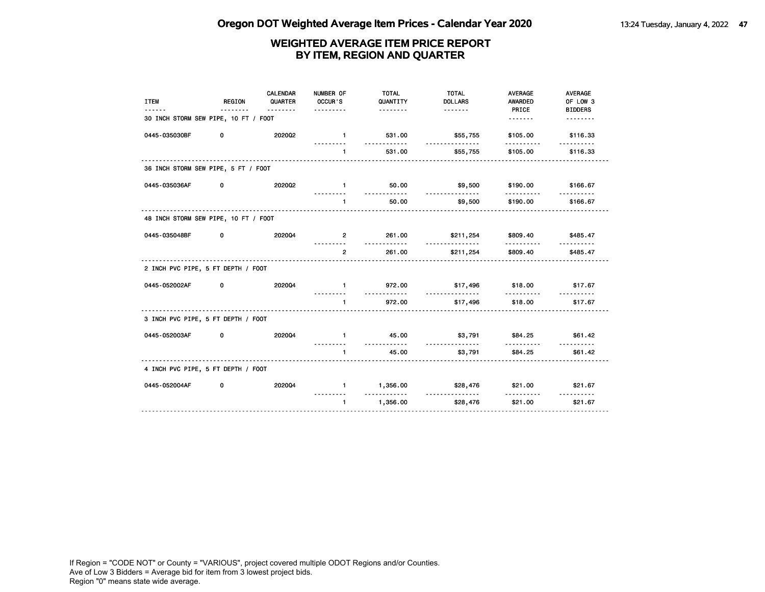# Oregon DOT Weighted Average Item Prices - Calendar Year 2020

## WEIGHTED AVERAGE ITEM PRICE REPORT BY ITEM, REGION AND QUARTER

| ITEM | REGION | CALENDAR QUARTER | NUMBER OF OCCUR'S | TOTAL QUANTITY | TOTAL DOLLARS | AVERAGE AWARDED PRICE | AVERAGE OF LOW 3 BIDDERS |
|---|---|---|---|---|---|---|---|
| **30 INCH STORM SEW PIPE, 10 FT / FOOT** | | | | | | | |
| 0445-035030BF | 0 | 2020Q2 | 1 | 531.00 | $55,755 | $105.00 | $116.33 |
| | | | 1 | 531.00 | $55,755 | $105.00 | $116.33 |
| **36 INCH STORM SEW PIPE, 5 FT / FOOT** | | | | | | | |
| 0445-035036AF | 0 | 2020Q2 | 1 | 50.00 | $9,500 | $190.00 | $166.67 |
| | | | 1 | 50.00 | $9,500 | $190.00 | $166.67 |
| **48 INCH STORM SEW PIPE, 10 FT / FOOT** | | | | | | | |
| 0445-035048BF | 0 | 2020Q4 | 2 | 261.00 | $211,254 | $809.40 | $485.47 |
| | | | 2 | 261.00 | $211,254 | $809.40 | $485.47 |
| **2 INCH PVC PIPE, 5 FT DEPTH / FOOT** | | | | | | | |
| 0445-052002AF | 0 | 2020Q4 | 1 | 972.00 | $17,496 | $18.00 | $17.67 |
| | | | 1 | 972.00 | $17,496 | $18.00 | $17.67 |
| **3 INCH PVC PIPE, 5 FT DEPTH / FOOT** | | | | | | | |
| 0445-052003AF | 0 | 2020Q4 | 1 | 45.00 | $3,791 | $84.25 | $61.42 |
| | | | 1 | 45.00 | $3,791 | $84.25 | $61.42 |
| **4 INCH PVC PIPE, 5 FT DEPTH / FOOT** | | | | | | | |
| 0445-052004AF | 0 | 2020Q4 | 1 | 1,356.00 | $28,476 | $21.00 | $21.67 |
| | | | 1 | 1,356.00 | $28,476 | $21.00 | $21.67 |

If Region = "CODE NOT" or County = "VARIOUS", project covered multiple ODOT Regions and/or Counties.
Ave of Low 3 Bidders = Average bid for item from 3 lowest project bids.
Region "0" means state wide average.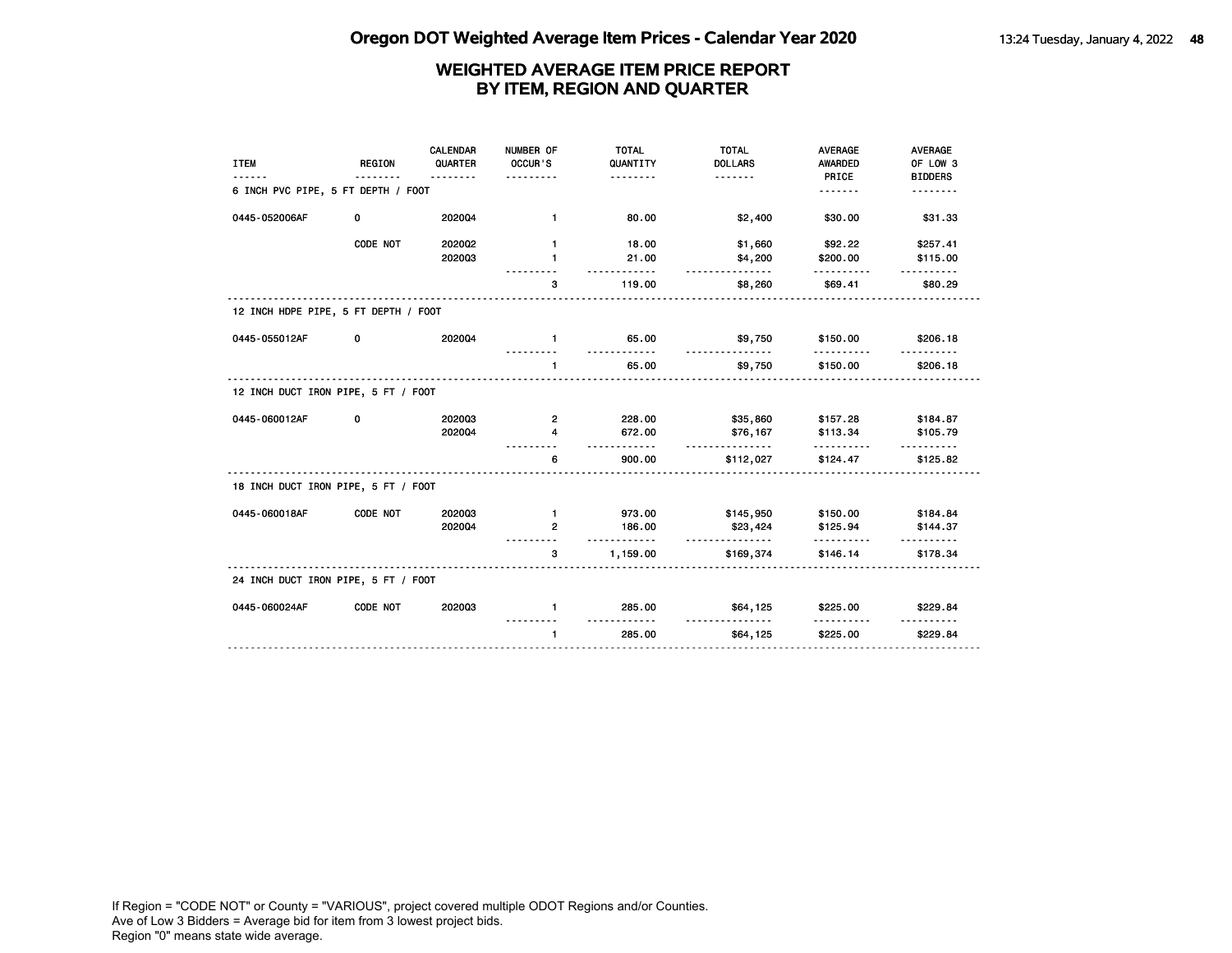# Oregon DOT Weighted Average Item Prices - Calendar Year 2020

## WEIGHTED AVERAGE ITEM PRICE REPORT BY ITEM, REGION AND QUARTER

| ITEM | REGION | CALENDAR QUARTER | NUMBER OF OCCUR'S | TOTAL QUANTITY | TOTAL DOLLARS | AVERAGE AWARDED PRICE | AVERAGE OF LOW 3 BIDDERS |
|---|---|---|---|---|---|---|---|
| **6 INCH PVC PIPE, 5 FT DEPTH / FOOT** | | | | | | | |
| 0445-052006AF | 0 | 2020Q4 | 1 | 80.00 | $2,400 | $30.00 | $31.33 |
| | CODE NOT | 2020Q2 | 1 | 18.00 | $1,660 | $92.22 | $257.41 |
| | | 2020Q3 | 1 | 21.00 | $4,200 | $200.00 | $115.00 |
| | | | 3 | 119.00 | $8,260 | $69.41 | $80.29 |
| **12 INCH HDPE PIPE, 5 FT DEPTH / FOOT** | | | | | | | |
| 0445-055012AF | 0 | 2020Q4 | 1 | 65.00 | $9,750 | $150.00 | $206.18 |
| | | | 1 | 65.00 | $9,750 | $150.00 | $206.18 |
| **12 INCH DUCT IRON PIPE, 5 FT / FOOT** | | | | | | | |
| 0445-060012AF | 0 | 2020Q3 | 2 | 228.00 | $35,860 | $157.28 | $184.87 |
| | | 2020Q4 | 4 | 672.00 | $76,167 | $113.34 | $105.79 |
| | | | 6 | 900.00 | $112,027 | $124.47 | $125.82 |
| **18 INCH DUCT IRON PIPE, 5 FT / FOOT** | | | | | | | |
| 0445-060018AF | CODE NOT | 2020Q3 | 1 | 973.00 | $145,950 | $150.00 | $184.84 |
| | | 2020Q4 | 2 | 186.00 | $23,424 | $125.94 | $144.37 |
| | | | 3 | 1,159.00 | $169,374 | $146.14 | $178.34 |
| **24 INCH DUCT IRON PIPE, 5 FT / FOOT** | | | | | | | |
| 0445-060024AF | CODE NOT | 2020Q3 | 1 | 285.00 | $64,125 | $225.00 | $229.84 |
| | | | 1 | 285.00 | $64,125 | $225.00 | $229.84 |

If Region = "CODE NOT" or County = "VARIOUS", project covered multiple ODOT Regions and/or Counties.
Ave of Low 3 Bidders = Average bid for item from 3 lowest project bids.
Region "0" means state wide average.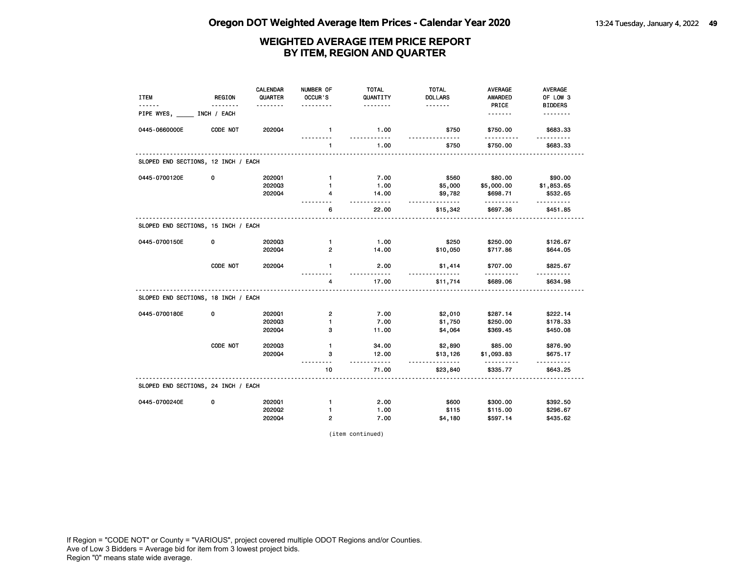# Oregon DOT Weighted Average Item Prices - Calendar Year 2020

## WEIGHTED AVERAGE ITEM PRICE REPORT BY ITEM, REGION AND QUARTER

| ITEM | REGION | CALENDAR QUARTER | NUMBER OF OCCUR'S | TOTAL QUANTITY | TOTAL DOLLARS | AVERAGE AWARDED PRICE | AVERAGE OF LOW 3 BIDDERS |
|---|---|---|---|---|---|---|---|
| **PIPE WYES, _____ INCH / EACH** | | | | | | | |
| 0445-0660000E | CODE NOT | 2020Q4 | 1 | 1.00 | $750 | $750.00 | $683.33 |
| | | | 1 | 1.00 | $750 | $750.00 | $683.33 |
| **SLOPED END SECTIONS, 12 INCH / EACH** | | | | | | | |
| 0445-0700120E | 0 | 2020Q1 | 1 | 7.00 | $560 | $80.00 | $90.00 |
| | | 2020Q3 | 1 | 1.00 | $5,000 | $5,000.00 | $1,853.65 |
| | | 2020Q4 | 4 | 14.00 | $9,782 | $698.71 | $532.65 |
| | | | 6 | 22.00 | $15,342 | $697.36 | $451.85 |
| **SLOPED END SECTIONS, 15 INCH / EACH** | | | | | | | |
| 0445-0700150E | 0 | 2020Q3 | 1 | 1.00 | $250 | $250.00 | $126.67 |
| | | 2020Q4 | 2 | 14.00 | $10,050 | $717.86 | $644.05 |
| | CODE NOT | 2020Q4 | 1 | 2.00 | $1,414 | $707.00 | $825.67 |
| | | | 4 | 17.00 | $11,714 | $689.06 | $634.98 |
| **SLOPED END SECTIONS, 18 INCH / EACH** | | | | | | | |
| 0445-0700180E | 0 | 2020Q1 | 2 | 7.00 | $2,010 | $287.14 | $222.14 |
| | | 2020Q3 | 1 | 7.00 | $1,750 | $250.00 | $178.33 |
| | | 2020Q4 | 3 | 11.00 | $4,064 | $369.45 | $450.08 |
| | CODE NOT | 2020Q3 | 1 | 34.00 | $2,890 | $85.00 | $876.90 |
| | | 2020Q4 | 3 | 12.00 | $13,126 | $1,093.83 | $675.17 |
| | | | 10 | 71.00 | $23,840 | $335.77 | $643.25 |
| **SLOPED END SECTIONS, 24 INCH / EACH** | | | | | | | |
| 0445-0700240E | 0 | 2020Q1 | 1 | 2.00 | $600 | $300.00 | $392.50 |
| | | 2020Q2 | 1 | 1.00 | $115 | $115.00 | $296.67 |
| | | 2020Q4 | 2 | 7.00 | $4,180 | $597.14 | $435.62 |

(item continued)

If Region = "CODE NOT" or County = "VARIOUS", project covered multiple ODOT Regions and/or Counties.
Ave of Low 3 Bidders = Average bid for item from 3 lowest project bids.
Region "0" means state wide average.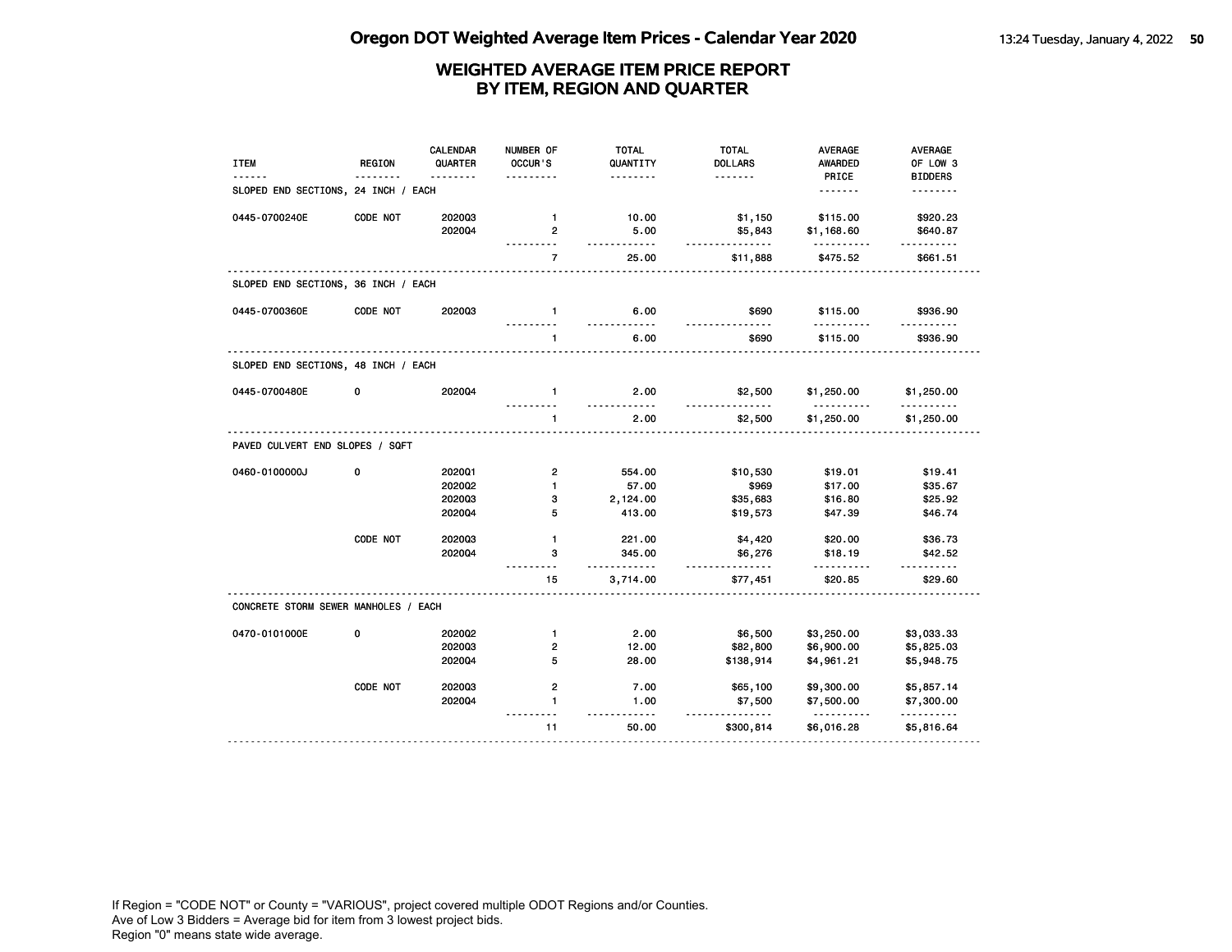# Oregon DOT Weighted Average Item Prices - Calendar Year 2020

## WEIGHTED AVERAGE ITEM PRICE REPORT BY ITEM, REGION AND QUARTER

| ITEM | REGION | CALENDAR QUARTER | NUMBER OF OCCUR'S | TOTAL QUANTITY | TOTAL DOLLARS | AVERAGE AWARDED PRICE | AVERAGE OF LOW 3 BIDDERS |
|---|---|---|---|---|---|---|---|
| **SLOPED END SECTIONS, 24 INCH / EACH** | | | | | | | |
| 0445-0700240E | CODE NOT | 2020Q3 | 1 | 10.00 | $1,150 | $115.00 | $920.23 |
| | | 2020Q4 | 2 | 5.00 | $5,843 | $1,168.60 | $640.87 |
| | | | 7 | 25.00 | $11,888 | $475.52 | $661.51 |
| **SLOPED END SECTIONS, 36 INCH / EACH** | | | | | | | |
| 0445-0700360E | CODE NOT | 2020Q3 | 1 | 6.00 | $690 | $115.00 | $936.90 |
| | | | 1 | 6.00 | $690 | $115.00 | $936.90 |
| **SLOPED END SECTIONS, 48 INCH / EACH** | | | | | | | |
| 0445-0700480E | 0 | 2020Q4 | 1 | 2.00 | $2,500 | $1,250.00 | $1,250.00 |
| | | | 1 | 2.00 | $2,500 | $1,250.00 | $1,250.00 |
| **PAVED CULVERT END SLOPES / SQFT** | | | | | | | |
| 0460-0100000J | 0 | 2020Q1 | 2 | 554.00 | $10,530 | $19.01 | $19.41 |
| | | 2020Q2 | 1 | 57.00 | $969 | $17.00 | $35.67 |
| | | 2020Q3 | 3 | 2,124.00 | $35,683 | $16.80 | $25.92 |
| | | 2020Q4 | 5 | 413.00 | $19,573 | $47.39 | $46.74 |
| | CODE NOT | 2020Q3 | 1 | 221.00 | $4,420 | $20.00 | $36.73 |
| | | 2020Q4 | 3 | 345.00 | $6,276 | $18.19 | $42.52 |
| | | | 15 | 3,714.00 | $77,451 | $20.85 | $29.60 |
| **CONCRETE STORM SEWER MANHOLES / EACH** | | | | | | | |
| 0470-0101000E | 0 | 2020Q2 | 1 | 2.00 | $6,500 | $3,250.00 | $3,033.33 |
| | | 2020Q3 | 2 | 12.00 | $82,800 | $6,900.00 | $5,825.03 |
| | | 2020Q4 | 5 | 28.00 | $138,914 | $4,961.21 | $5,948.75 |
| | CODE NOT | 2020Q3 | 2 | 7.00 | $65,100 | $9,300.00 | $5,857.14 |
| | | 2020Q4 | 1 | 1.00 | $7,500 | $7,500.00 | $7,300.00 |
| | | | 11 | 50.00 | $300,814 | $6,016.28 | $5,816.64 |

If Region = "CODE NOT" or County = "VARIOUS", project covered multiple ODOT Regions and/or Counties.
Ave of Low 3 Bidders = Average bid for item from 3 lowest project bids.
Region "0" means state wide average.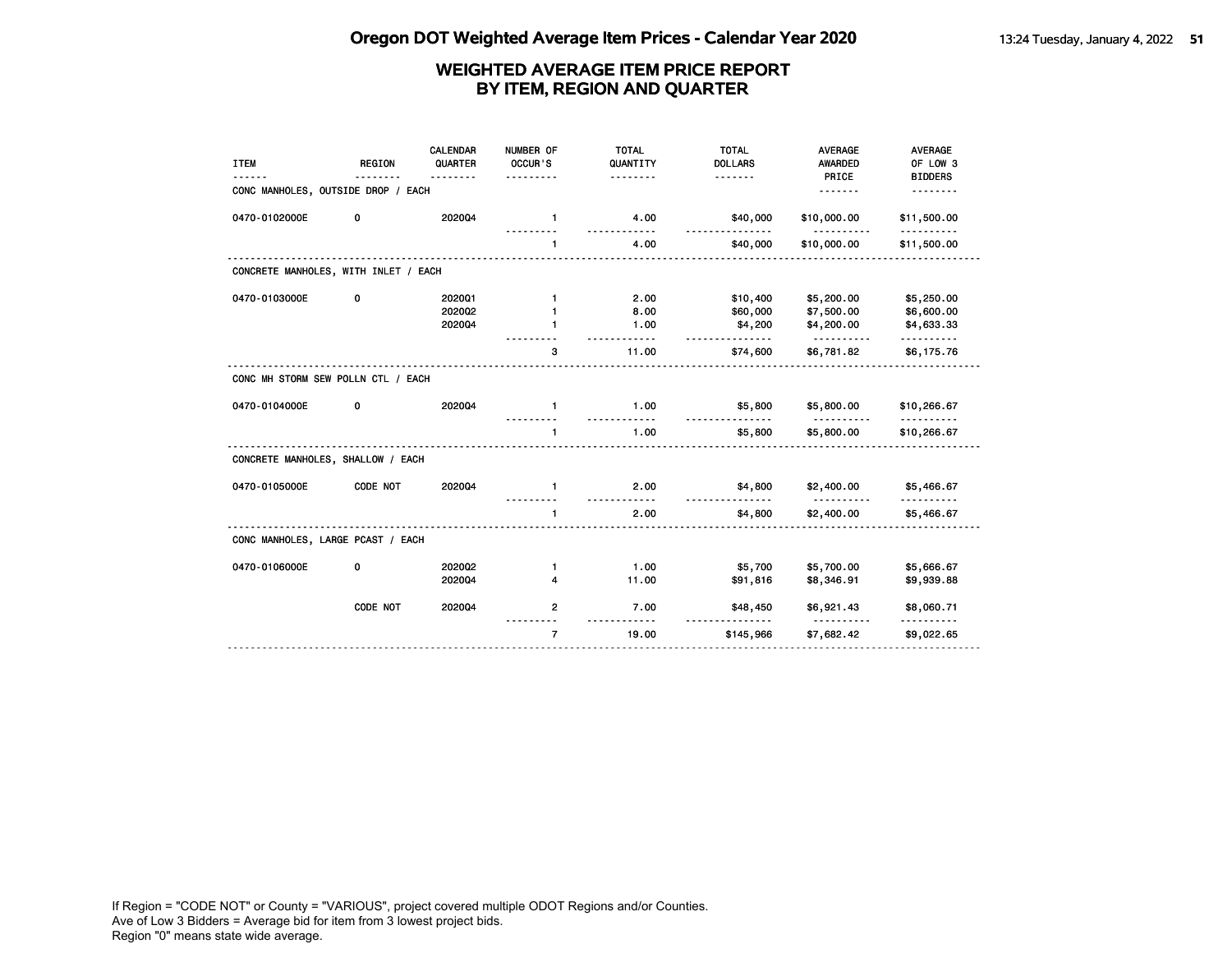# Oregon DOT Weighted Average Item Prices - Calendar Year 2020

## WEIGHTED AVERAGE ITEM PRICE REPORT BY ITEM, REGION AND QUARTER

| ITEM | REGION | CALENDAR QUARTER | NUMBER OF OCCUR'S | TOTAL QUANTITY | TOTAL DOLLARS | AVERAGE AWARDED PRICE | AVERAGE OF LOW 3 BIDDERS |
|---|---|---|---|---|---|---|---|
| **CONC MANHOLES, OUTSIDE DROP / EACH** | | | | | | | |
| 0470-0102000E | 0 | 2020Q4 | 1 | 4.00 | $40,000 | $10,000.00 | $11,500.00 |
| | | | 1 | 4.00 | $40,000 | $10,000.00 | $11,500.00 |
| **CONCRETE MANHOLES, WITH INLET / EACH** | | | | | | | |
| 0470-0103000E | 0 | 2020Q1 | 1 | 2.00 | $10,400 | $5,200.00 | $5,250.00 |
| | | 2020Q2 | 1 | 8.00 | $60,000 | $7,500.00 | $6,600.00 |
| | | 2020Q4 | 1 | 1.00 | $4,200 | $4,200.00 | $4,633.33 |
| | | | 3 | 11.00 | $74,600 | $6,781.82 | $6,175.76 |
| **CONC MH STORM SEW POLLN CTL / EACH** | | | | | | | |
| 0470-0104000E | 0 | 2020Q4 | 1 | 1.00 | $5,800 | $5,800.00 | $10,266.67 |
| | | | 1 | 1.00 | $5,800 | $5,800.00 | $10,266.67 |
| **CONCRETE MANHOLES, SHALLOW / EACH** | | | | | | | |
| 0470-0105000E | CODE NOT | 2020Q4 | 1 | 2.00 | $4,800 | $2,400.00 | $5,466.67 |
| | | | 1 | 2.00 | $4,800 | $2,400.00 | $5,466.67 |
| **CONC MANHOLES, LARGE PCAST / EACH** | | | | | | | |
| 0470-0106000E | 0 | 2020Q2 | 1 | 1.00 | $5,700 | $5,700.00 | $5,666.67 |
| | | 2020Q4 | 4 | 11.00 | $91,816 | $8,346.91 | $9,939.88 |
| | CODE NOT | 2020Q4 | 2 | 7.00 | $48,450 | $6,921.43 | $8,060.71 |
| | | | 7 | 19.00 | $145,966 | $7,682.42 | $9,022.65 |

If Region = "CODE NOT" or County = "VARIOUS", project covered multiple ODOT Regions and/or Counties.
Ave of Low 3 Bidders = Average bid for item from 3 lowest project bids.
Region "0" means state wide average.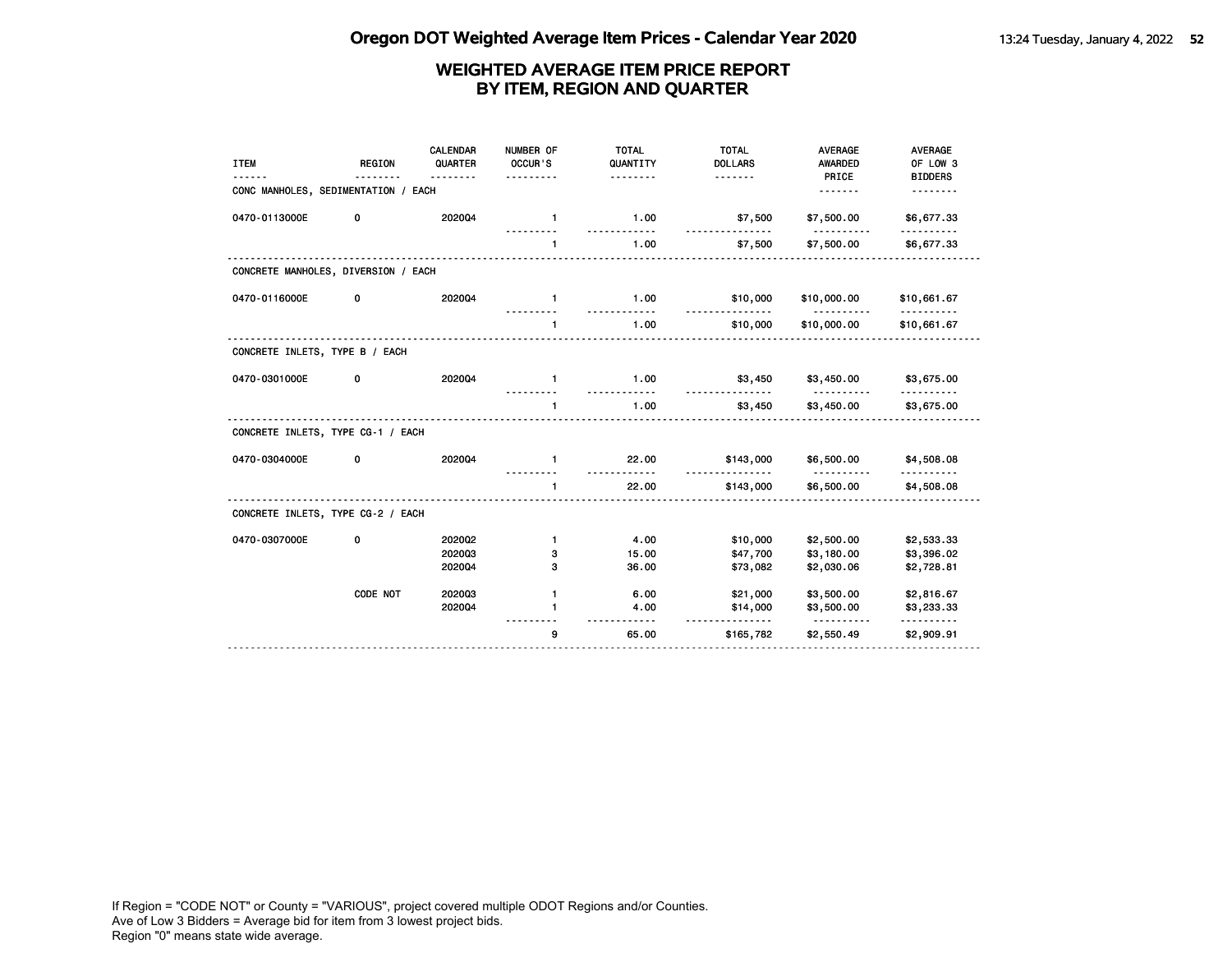# Oregon DOT Weighted Average Item Prices - Calendar Year 2020

## WEIGHTED AVERAGE ITEM PRICE REPORT BY ITEM, REGION AND QUARTER

| ITEM | REGION | CALENDAR QUARTER | NUMBER OF OCCUR'S | TOTAL QUANTITY | TOTAL DOLLARS | AVERAGE AWARDED PRICE | AVERAGE OF LOW 3 BIDDERS |
|---|---|---|---|---|---|---|---|
| **CONC MANHOLES, SEDIMENTATION / EACH** | | | | | | | |
| 0470-0113000E | 0 | 2020Q4 | 1 | 1.00 | $7,500 | $7,500.00 | $6,677.33 |
| | | | 1 | 1.00 | $7,500 | $7,500.00 | $6,677.33 |
| **CONCRETE MANHOLES, DIVERSION / EACH** | | | | | | | |
| 0470-0116000E | 0 | 2020Q4 | 1 | 1.00 | $10,000 | $10,000.00 | $10,661.67 |
| | | | 1 | 1.00 | $10,000 | $10,000.00 | $10,661.67 |
| **CONCRETE INLETS, TYPE B / EACH** | | | | | | | |
| 0470-0301000E | 0 | 2020Q4 | 1 | 1.00 | $3,450 | $3,450.00 | $3,675.00 |
| | | | 1 | 1.00 | $3,450 | $3,450.00 | $3,675.00 |
| **CONCRETE INLETS, TYPE CG-1 / EACH** | | | | | | | |
| 0470-0304000E | 0 | 2020Q4 | 1 | 22.00 | $143,000 | $6,500.00 | $4,508.08 |
| | | | 1 | 22.00 | $143,000 | $6,500.00 | $4,508.08 |
| **CONCRETE INLETS, TYPE CG-2 / EACH** | | | | | | | |
| 0470-0307000E | 0 | 2020Q2 | 1 | 4.00 | $10,000 | $2,500.00 | $2,533.33 |
| | | 2020Q3 | 3 | 15.00 | $47,700 | $3,180.00 | $3,396.02 |
| | | 2020Q4 | 3 | 36.00 | $73,082 | $2,030.06 | $2,728.81 |
| | CODE NOT | 2020Q3 | 1 | 6.00 | $21,000 | $3,500.00 | $2,816.67 |
| | | 2020Q4 | 1 | 4.00 | $14,000 | $3,500.00 | $3,233.33 |
| | | | 9 | 65.00 | $165,782 | $2,550.49 | $2,909.91 |

If Region = "CODE NOT" or County = "VARIOUS", project covered multiple ODOT Regions and/or Counties.
Ave of Low 3 Bidders = Average bid for item from 3 lowest project bids.
Region "0" means state wide average.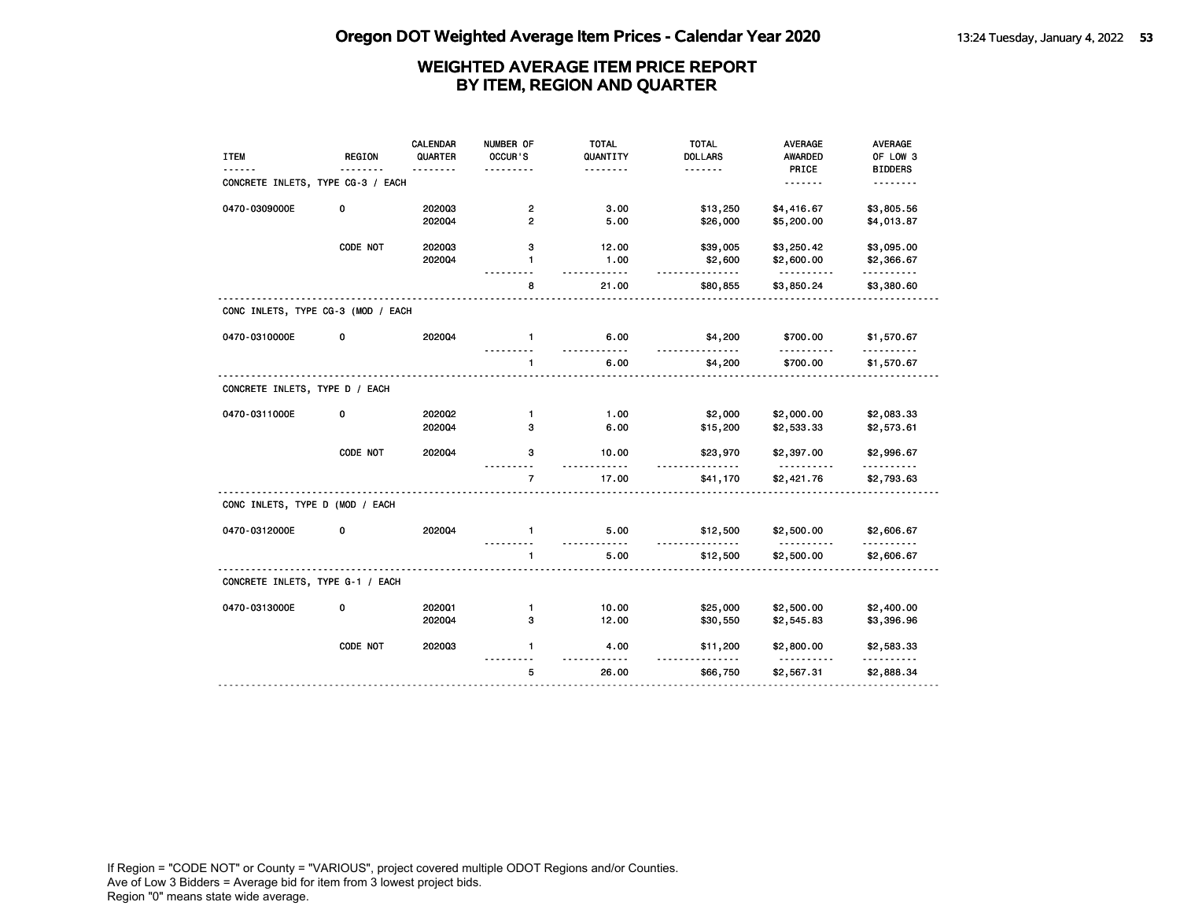# Oregon DOT Weighted Average Item Prices - Calendar Year 2020

## WEIGHTED AVERAGE ITEM PRICE REPORT BY ITEM, REGION AND QUARTER

| ITEM | REGION | CALENDAR QUARTER | NUMBER OF OCCUR'S | TOTAL QUANTITY | TOTAL DOLLARS | AVERAGE AWARDED PRICE | AVERAGE OF LOW 3 BIDDERS |
|---|---|---|---|---|---|---|---|
| **CONCRETE INLETS, TYPE CG-3 / EACH** | | | | | | | |
| 0470-0309000E | 0 | 2020Q3 | 2 | 3.00 | $13,250 | $4,416.67 | $3,805.56 |
| | | 2020Q4 | 2 | 5.00 | $26,000 | $5,200.00 | $4,013.87 |
| | CODE NOT | 2020Q3 | 3 | 12.00 | $39,005 | $3,250.42 | $3,095.00 |
| | | 2020Q4 | 1 | 1.00 | $2,600 | $2,600.00 | $2,366.67 |
| | | | 8 | 21.00 | $80,855 | $3,850.24 | $3,380.60 |
| **CONC INLETS, TYPE CG-3 (MOD / EACH** | | | | | | | |
| 0470-0310000E | 0 | 2020Q4 | 1 | 6.00 | $4,200 | $700.00 | $1,570.67 |
| | | | 1 | 6.00 | $4,200 | $700.00 | $1,570.67 |
| **CONCRETE INLETS, TYPE D / EACH** | | | | | | | |
| 0470-0311000E | 0 | 2020Q2 | 1 | 1.00 | $2,000 | $2,000.00 | $2,083.33 |
| | | 2020Q4 | 3 | 6.00 | $15,200 | $2,533.33 | $2,573.61 |
| | CODE NOT | 2020Q4 | 3 | 10.00 | $23,970 | $2,397.00 | $2,996.67 |
| | | | 7 | 17.00 | $41,170 | $2,421.76 | $2,793.63 |
| **CONC INLETS, TYPE D (MOD / EACH** | | | | | | | |
| 0470-0312000E | 0 | 2020Q4 | 1 | 5.00 | $12,500 | $2,500.00 | $2,606.67 |
| | | | 1 | 5.00 | $12,500 | $2,500.00 | $2,606.67 |
| **CONCRETE INLETS, TYPE G-1 / EACH** | | | | | | | |
| 0470-0313000E | 0 | 2020Q1 | 1 | 10.00 | $25,000 | $2,500.00 | $2,400.00 |
| | | 2020Q4 | 3 | 12.00 | $30,550 | $2,545.83 | $3,396.96 |
| | CODE NOT | 2020Q3 | 1 | 4.00 | $11,200 | $2,800.00 | $2,583.33 |
| | | | 5 | 26.00 | $66,750 | $2,567.31 | $2,888.34 |

If Region = "CODE NOT" or County = "VARIOUS", project covered multiple ODOT Regions and/or Counties.
Ave of Low 3 Bidders = Average bid for item from 3 lowest project bids.
Region "0" means state wide average.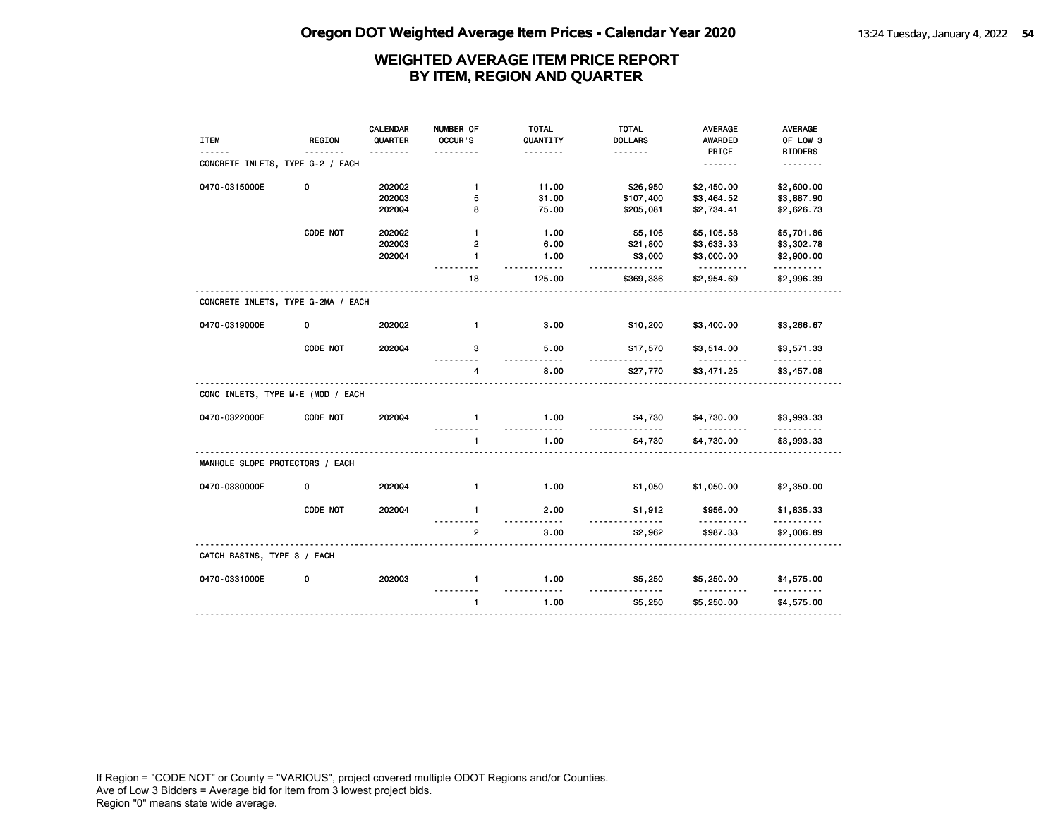# Oregon DOT Weighted Average Item Prices - Calendar Year 2020

## WEIGHTED AVERAGE ITEM PRICE REPORT BY ITEM, REGION AND QUARTER

| ITEM | REGION | CALENDAR QUARTER | NUMBER OF OCCUR'S | TOTAL QUANTITY | TOTAL DOLLARS | AVERAGE AWARDED PRICE | AVERAGE OF LOW 3 BIDDERS |
|---|---|---|---|---|---|---|---|
| **CONCRETE INLETS, TYPE G-2 / EACH** | | | | | | | |
| 0470-0315000E | 0 | 2020Q2 | 1 | 11.00 | $26,950 | $2,450.00 | $2,600.00 |
| | | 2020Q3 | 5 | 31.00 | $107,400 | $3,464.52 | $3,887.90 |
| | | 2020Q4 | 8 | 75.00 | $205,081 | $2,734.41 | $2,626.73 |
| | CODE NOT | 2020Q2 | 1 | 1.00 | $5,106 | $5,105.58 | $5,701.86 |
| | | 2020Q3 | 2 | 6.00 | $21,800 | $3,633.33 | $3,302.78 |
| | | 2020Q4 | 1 | 1.00 | $3,000 | $3,000.00 | $2,900.00 |
| | | | 18 | 125.00 | $369,336 | $2,954.69 | $2,996.39 |
| **CONCRETE INLETS, TYPE G-2MA / EACH** | | | | | | | |
| 0470-0319000E | 0 | 2020Q2 | 1 | 3.00 | $10,200 | $3,400.00 | $3,266.67 |
| | CODE NOT | 2020Q4 | 3 | 5.00 | $17,570 | $3,514.00 | $3,571.33 |
| | | | 4 | 8.00 | $27,770 | $3,471.25 | $3,457.08 |
| **CONC INLETS, TYPE M-E (MOD / EACH** | | | | | | | |
| 0470-0322000E | CODE NOT | 2020Q4 | 1 | 1.00 | $4,730 | $4,730.00 | $3,993.33 |
| | | | 1 | 1.00 | $4,730 | $4,730.00 | $3,993.33 |
| **MANHOLE SLOPE PROTECTORS / EACH** | | | | | | | |
| 0470-0330000E | 0 | 2020Q4 | 1 | 1.00 | $1,050 | $1,050.00 | $2,350.00 |
| | CODE NOT | 2020Q4 | 1 | 2.00 | $1,912 | $956.00 | $1,835.33 |
| | | | 2 | 3.00 | $2,962 | $987.33 | $2,006.89 |
| **CATCH BASINS, TYPE 3 / EACH** | | | | | | | |
| 0470-0331000E | 0 | 2020Q3 | 1 | 1.00 | $5,250 | $5,250.00 | $4,575.00 |
| | | | 1 | 1.00 | $5,250 | $5,250.00 | $4,575.00 |

If Region = "CODE NOT" or County = "VARIOUS", project covered multiple ODOT Regions and/or Counties.
Ave of Low 3 Bidders = Average bid for item from 3 lowest project bids.
Region "0" means state wide average.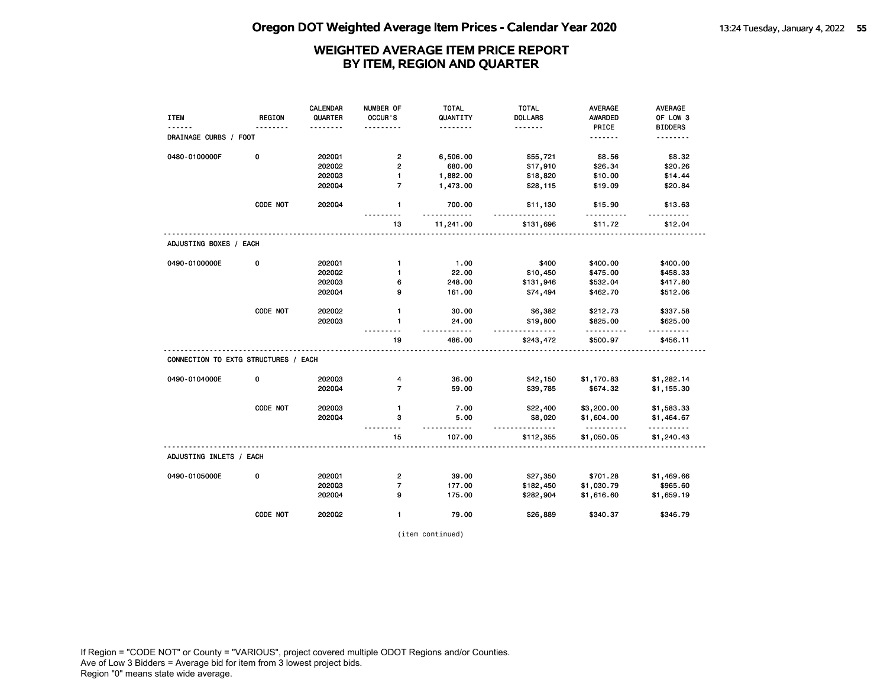# Oregon DOT Weighted Average Item Prices - Calendar Year 2020

## WEIGHTED AVERAGE ITEM PRICE REPORT BY ITEM, REGION AND QUARTER

| ITEM | REGION | CALENDAR QUARTER | NUMBER OF OCCUR'S | TOTAL QUANTITY | TOTAL DOLLARS | AVERAGE AWARDED PRICE | AVERAGE OF LOW 3 BIDDERS |
|---|---|---|---|---|---|---|---|
| DRAINAGE CURBS / FOOT | | | | | | | |
| 0480-0100000F | 0 | 2020Q1 | 2 | 6,506.00 | $55,721 | $8.56 | $8.32 |
| | | 2020Q2 | 2 | 680.00 | $17,910 | $26.34 | $20.26 |
| | | 2020Q3 | 1 | 1,882.00 | $18,820 | $10.00 | $14.44 |
| | | 2020Q4 | 7 | 1,473.00 | $28,115 | $19.09 | $20.84 |
| | CODE NOT | 2020Q4 | 1 | 700.00 | $11,130 | $15.90 | $13.63 |
| | | | 13 | 11,241.00 | $131,696 | $11.72 | $12.04 |
| ADJUSTING BOXES / EACH | | | | | | | |
| 0490-0100000E | 0 | 2020Q1 | 1 | 1.00 | $400 | $400.00 | $400.00 |
| | | 2020Q2 | 1 | 22.00 | $10,450 | $475.00 | $458.33 |
| | | 2020Q3 | 6 | 248.00 | $131,946 | $532.04 | $417.80 |
| | | 2020Q4 | 9 | 161.00 | $74,494 | $462.70 | $512.06 |
| | CODE NOT | 2020Q2 | 1 | 30.00 | $6,382 | $212.73 | $337.58 |
| | | 2020Q3 | 1 | 24.00 | $19,800 | $825.00 | $625.00 |
| | | | 19 | 486.00 | $243,472 | $500.97 | $456.11 |
| CONNECTION TO EXTG STRUCTURES / EACH | | | | | | | |
| 0490-0104000E | 0 | 2020Q3 | 4 | 36.00 | $42,150 | $1,170.83 | $1,282.14 |
| | | 2020Q4 | 7 | 59.00 | $39,785 | $674.32 | $1,155.30 |
| | CODE NOT | 2020Q3 | 1 | 7.00 | $22,400 | $3,200.00 | $1,583.33 |
| | | 2020Q4 | 3 | 5.00 | $8,020 | $1,604.00 | $1,464.67 |
| | | | 15 | 107.00 | $112,355 | $1,050.05 | $1,240.43 |
| ADJUSTING INLETS / EACH | | | | | | | |
| 0490-0105000E | 0 | 2020Q1 | 2 | 39.00 | $27,350 | $701.28 | $1,469.66 |
| | | 2020Q3 | 7 | 177.00 | $182,450 | $1,030.79 | $965.60 |
| | | 2020Q4 | 9 | 175.00 | $282,904 | $1,616.60 | $1,659.19 |
| | CODE NOT | 2020Q2 | 1 | 79.00 | $26,889 | $340.37 | $346.79 |

(item continued)

If Region = "CODE NOT" or County = "VARIOUS", project covered multiple ODOT Regions and/or Counties.
Ave of Low 3 Bidders = Average bid for item from 3 lowest project bids.
Region "0" means state wide average.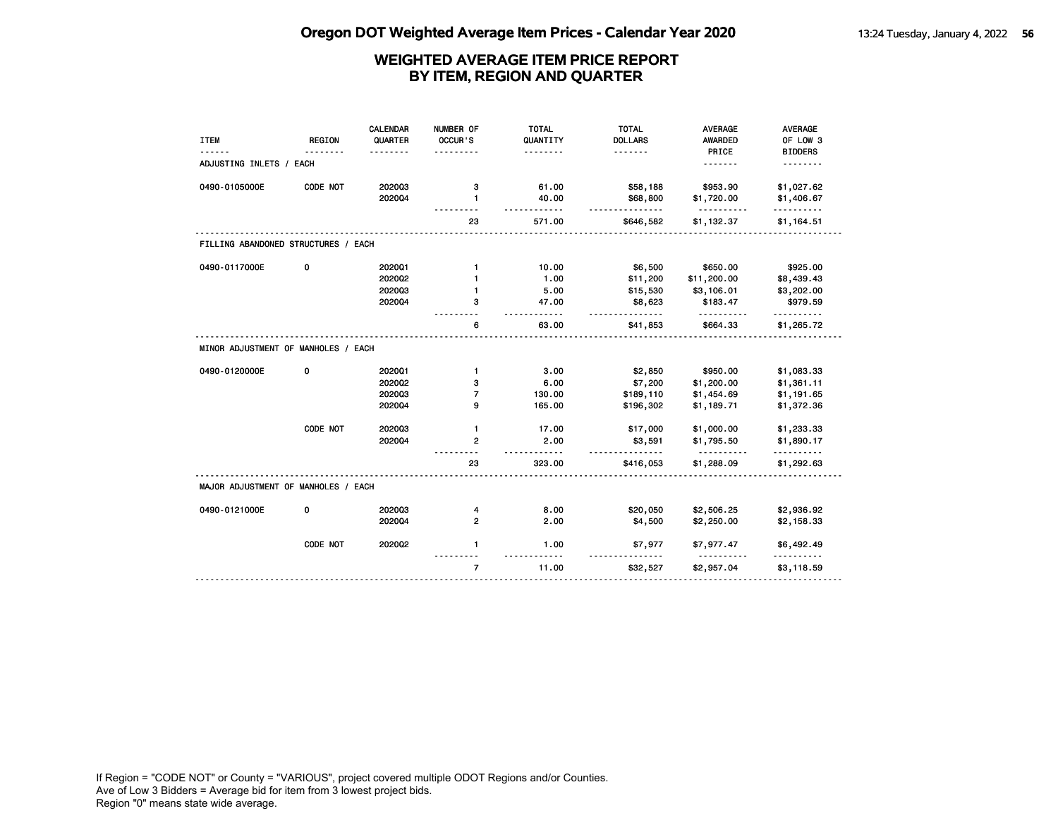# Oregon DOT Weighted Average Item Prices - Calendar Year 2020

## WEIGHTED AVERAGE ITEM PRICE REPORT
## BY ITEM, REGION AND QUARTER

| ITEM | REGION | CALENDAR QUARTER | NUMBER OF OCCUR'S | TOTAL QUANTITY | TOTAL DOLLARS | AVERAGE AWARDED PRICE | AVERAGE OF LOW 3 BIDDERS |
|---|---|---|---|---|---|---|---|
| **ADJUSTING INLETS / EACH** | | | | | | | |
| 0490-0105000E | CODE NOT | 2020Q3 | 3 | 61.00 | $58,188 | $953.90 | $1,027.62 |
| | | 2020Q4 | 1 | 40.00 | $68,800 | $1,720.00 | $1,406.67 |
| | | | 23 | 571.00 | $646,582 | $1,132.37 | $1,164.51 |
| **FILLING ABANDONED STRUCTURES / EACH** | | | | | | | |
| 0490-0117000E | 0 | 2020Q1 | 1 | 10.00 | $6,500 | $650.00 | $925.00 |
| | | 2020Q2 | 1 | 1.00 | $11,200 | $11,200.00 | $8,439.43 |
| | | 2020Q3 | 1 | 5.00 | $15,530 | $3,106.01 | $3,202.00 |
| | | 2020Q4 | 3 | 47.00 | $8,623 | $183.47 | $979.59 |
| | | | 6 | 63.00 | $41,853 | $664.33 | $1,265.72 |
| **MINOR ADJUSTMENT OF MANHOLES / EACH** | | | | | | | |
| 0490-0120000E | 0 | 2020Q1 | 1 | 3.00 | $2,850 | $950.00 | $1,083.33 |
| | | 2020Q2 | 3 | 6.00 | $7,200 | $1,200.00 | $1,361.11 |
| | | 2020Q3 | 7 | 130.00 | $189,110 | $1,454.69 | $1,191.65 |
| | | 2020Q4 | 9 | 165.00 | $196,302 | $1,189.71 | $1,372.36 |
| | CODE NOT | 2020Q3 | 1 | 17.00 | $17,000 | $1,000.00 | $1,233.33 |
| | | 2020Q4 | 2 | 2.00 | $3,591 | $1,795.50 | $1,890.17 |
| | | | 23 | 323.00 | $416,053 | $1,288.09 | $1,292.63 |
| **MAJOR ADJUSTMENT OF MANHOLES / EACH** | | | | | | | |
| 0490-0121000E | 0 | 2020Q3 | 4 | 8.00 | $20,050 | $2,506.25 | $2,936.92 |
| | | 2020Q4 | 2 | 2.00 | $4,500 | $2,250.00 | $2,158.33 |
| | CODE NOT | 2020Q2 | 1 | 1.00 | $7,977 | $7,977.47 | $6,492.49 |
| | | | 7 | 11.00 | $32,527 | $2,957.04 | $3,118.59 |

If Region = "CODE NOT" or County = "VARIOUS", project covered multiple ODOT Regions and/or Counties.
Ave of Low 3 Bidders = Average bid for item from 3 lowest project bids.
Region "0" means state wide average.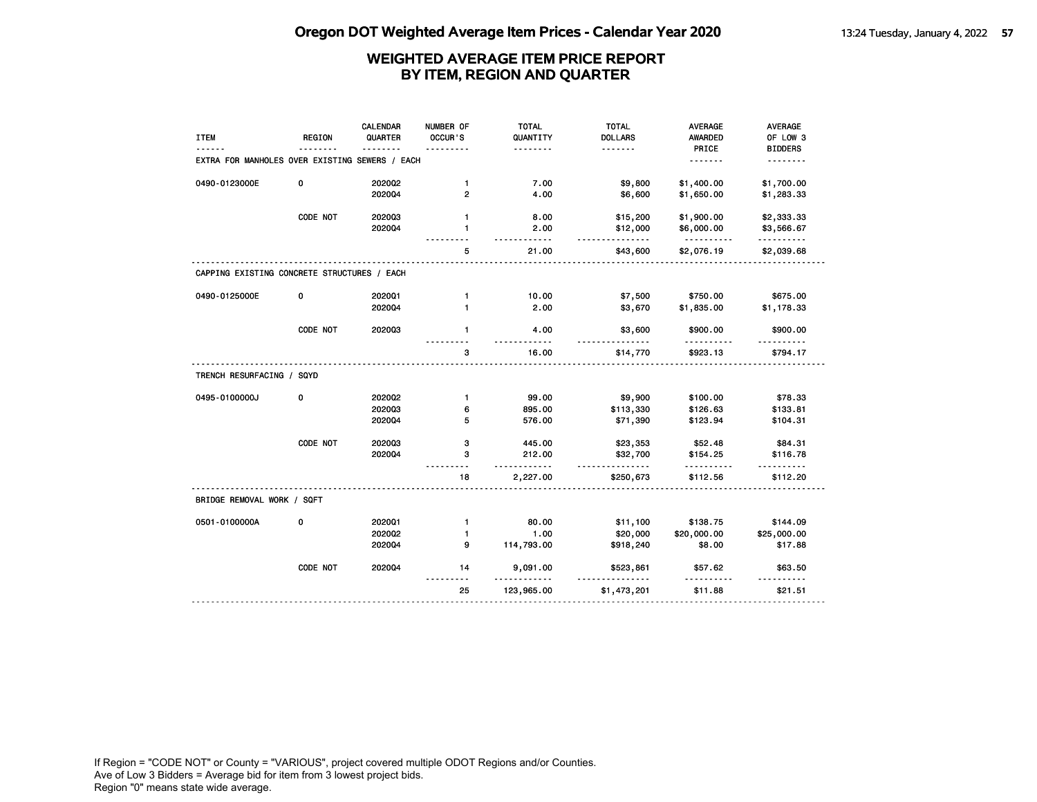# Oregon DOT Weighted Average Item Prices - Calendar Year 2020

## WEIGHTED AVERAGE ITEM PRICE REPORT BY ITEM, REGION AND QUARTER

| ITEM | REGION | CALENDAR QUARTER | NUMBER OF OCCUR'S | TOTAL QUANTITY | TOTAL DOLLARS | AVERAGE AWARDED PRICE | AVERAGE OF LOW 3 BIDDERS |
|---|---|---|---|---|---|---|---|
| **EXTRA FOR MANHOLES OVER EXISTING SEWERS / EACH** | | | | | | | |
| 0490-0123000E | 0 | 2020Q2 | 1 | 7.00 | $9,800 | $1,400.00 | $1,700.00 |
| | | 2020Q4 | 2 | 4.00 | $6,600 | $1,650.00 | $1,283.33 |
| | CODE NOT | 2020Q3 | 1 | 8.00 | $15,200 | $1,900.00 | $2,333.33 |
| | | 2020Q4 | 1 | 2.00 | $12,000 | $6,000.00 | $3,566.67 |
| | | | 5 | 21.00 | $43,600 | $2,076.19 | $2,039.68 |
| **CAPPING EXISTING CONCRETE STRUCTURES / EACH** | | | | | | | |
| 0490-0125000E | 0 | 2020Q1 | 1 | 10.00 | $7,500 | $750.00 | $675.00 |
| | | 2020Q4 | 1 | 2.00 | $3,670 | $1,835.00 | $1,178.33 |
| | CODE NOT | 2020Q3 | 1 | 4.00 | $3,600 | $900.00 | $900.00 |
| | | | 3 | 16.00 | $14,770 | $923.13 | $794.17 |
| **TRENCH RESURFACING / SQYD** | | | | | | | |
| 0495-0100000J | 0 | 2020Q2 | 1 | 99.00 | $9,900 | $100.00 | $78.33 |
| | | 2020Q3 | 6 | 895.00 | $113,330 | $126.63 | $133.81 |
| | | 2020Q4 | 5 | 576.00 | $71,390 | $123.94 | $104.31 |
| | CODE NOT | 2020Q3 | 3 | 445.00 | $23,353 | $52.48 | $84.31 |
| | | 2020Q4 | 3 | 212.00 | $32,700 | $154.25 | $116.78 |
| | | | 18 | 2,227.00 | $250,673 | $112.56 | $112.20 |
| **BRIDGE REMOVAL WORK / SQFT** | | | | | | | |
| 0501-0100000A | 0 | 2020Q1 | 1 | 80.00 | $11,100 | $138.75 | $144.09 |
| | | 2020Q2 | 1 | 1.00 | $20,000 | $20,000.00 | $25,000.00 |
| | | 2020Q4 | 9 | 114,793.00 | $918,240 | $8.00 | $17.88 |
| | CODE NOT | 2020Q4 | 14 | 9,091.00 | $523,861 | $57.62 | $63.50 |
| | | | 25 | 123,965.00 | $1,473,201 | $11.88 | $21.51 |

If Region = "CODE NOT" or County = "VARIOUS", project covered multiple ODOT Regions and/or Counties.
Ave of Low 3 Bidders = Average bid for item from 3 lowest project bids.
Region "0" means state wide average.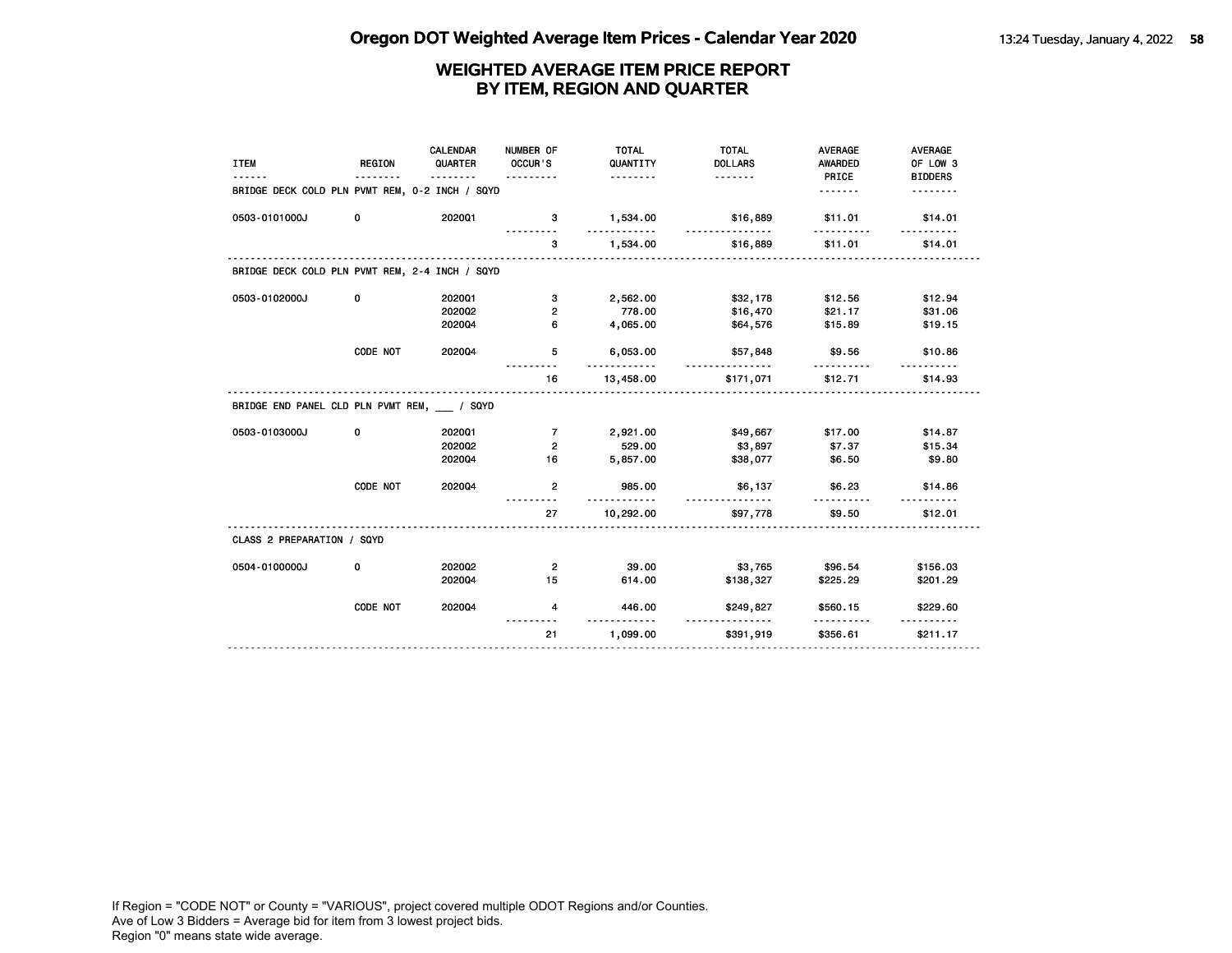# Oregon DOT Weighted Average Item Prices - Calendar Year 2020

## WEIGHTED AVERAGE ITEM PRICE REPORT BY ITEM, REGION AND QUARTER

| ITEM | REGION | CALENDAR QUARTER | NUMBER OF OCCUR'S | TOTAL QUANTITY | TOTAL DOLLARS | AVERAGE AWARDED PRICE | AVERAGE OF LOW 3 BIDDERS |
|---|---|---|---|---|---|---|---|
| **BRIDGE DECK COLD PLN PVMT REM, 0-2 INCH / SQYD** | | | | | | | |
| 0503-0101000J | 0 | 2020Q1 | 3 | 1,534.00 | $16,889 | $11.01 | $14.01 |
| | | | 3 | 1,534.00 | $16,889 | $11.01 | $14.01 |
| **BRIDGE DECK COLD PLN PVMT REM, 2-4 INCH / SQYD** | | | | | | | |
| 0503-0102000J | 0 | 2020Q1 | 3 | 2,562.00 | $32,178 | $12.56 | $12.94 |
| | | 2020Q2 | 2 | 778.00 | $16,470 | $21.17 | $31.06 |
| | | 2020Q4 | 6 | 4,065.00 | $64,576 | $15.89 | $19.15 |
| | CODE NOT | 2020Q4 | 5 | 6,053.00 | $57,848 | $9.56 | $10.86 |
| | | | 16 | 13,458.00 | $171,071 | $12.71 | $14.93 |
| **BRIDGE END PANEL CLD PLN PVMT REM, ___ / SQYD** | | | | | | | |
| 0503-0103000J | 0 | 2020Q1 | 7 | 2,921.00 | $49,667 | $17.00 | $14.87 |
| | | 2020Q2 | 2 | 529.00 | $3,897 | $7.37 | $15.34 |
| | | 2020Q4 | 16 | 5,857.00 | $38,077 | $6.50 | $9.80 |
| | CODE NOT | 2020Q4 | 2 | 985.00 | $6,137 | $6.23 | $14.86 |
| | | | 27 | 10,292.00 | $97,778 | $9.50 | $12.01 |
| **CLASS 2 PREPARATION / SQYD** | | | | | | | |
| 0504-0100000J | 0 | 2020Q2 | 2 | 39.00 | $3,765 | $96.54 | $156.03 |
| | | 2020Q4 | 15 | 614.00 | $138,327 | $225.29 | $201.29 |
| | CODE NOT | 2020Q4 | 4 | 446.00 | $249,827 | $560.15 | $229.60 |
| | | | 21 | 1,099.00 | $391,919 | $356.61 | $211.17 |

If Region = "CODE NOT" or County = "VARIOUS", project covered multiple ODOT Regions and/or Counties.
Ave of Low 3 Bidders = Average bid for item from 3 lowest project bids.
Region "0" means state wide average.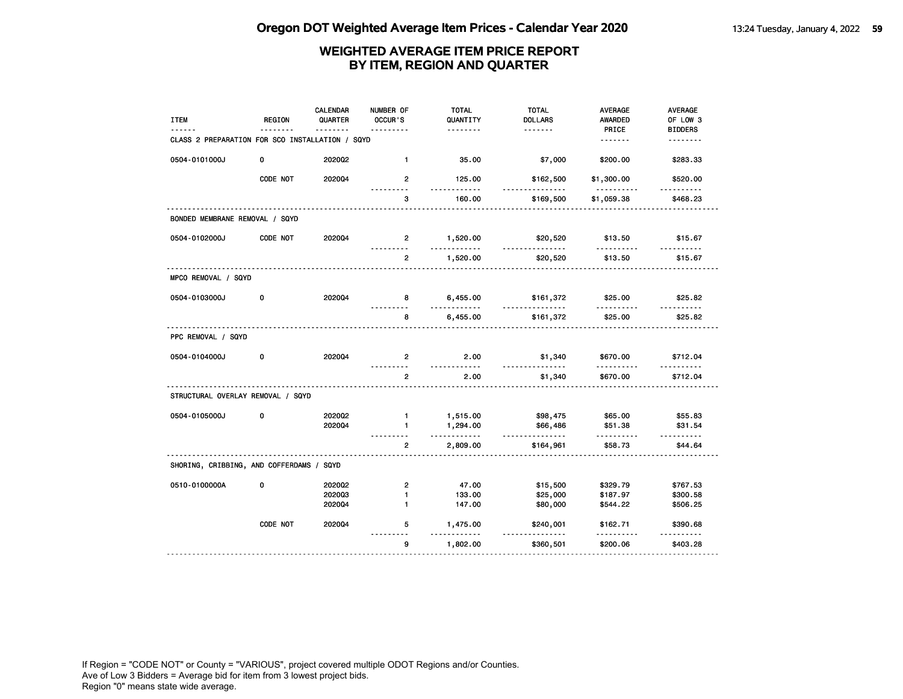# Oregon DOT Weighted Average Item Prices - Calendar Year 2020

## WEIGHTED AVERAGE ITEM PRICE REPORT BY ITEM, REGION AND QUARTER

| ITEM | REGION | CALENDAR QUARTER | NUMBER OF OCCUR'S | TOTAL QUANTITY | TOTAL DOLLARS | AVERAGE AWARDED PRICE | AVERAGE OF LOW 3 BIDDERS |
|---|---|---|---|---|---|---|---|
| **CLASS 2 PREPARATION FOR SCO INSTALLATION / SQYD** | | | | | | | |
| 0504-0101000J | 0 | 2020Q2 | 1 | 35.00 | $7,000 | $200.00 | $283.33 |
| | CODE NOT | 2020Q4 | 2 | 125.00 | $162,500 | $1,300.00 | $520.00 |
| | | | 3 | 160.00 | $169,500 | $1,059.38 | $468.23 |
| **BONDED MEMBRANE REMOVAL / SQYD** | | | | | | | |
| 0504-0102000J | CODE NOT | 2020Q4 | 2 | 1,520.00 | $20,520 | $13.50 | $15.67 |
| | | | 2 | 1,520.00 | $20,520 | $13.50 | $15.67 |
| **MPCO REMOVAL / SQYD** | | | | | | | |
| 0504-0103000J | 0 | 2020Q4 | 8 | 6,455.00 | $161,372 | $25.00 | $25.82 |
| | | | 8 | 6,455.00 | $161,372 | $25.00 | $25.82 |
| **PPC REMOVAL / SQYD** | | | | | | | |
| 0504-0104000J | 0 | 2020Q4 | 2 | 2.00 | $1,340 | $670.00 | $712.04 |
| | | | 2 | 2.00 | $1,340 | $670.00 | $712.04 |
| **STRUCTURAL OVERLAY REMOVAL / SQYD** | | | | | | | |
| 0504-0105000J | 0 | 2020Q2 | 1 | 1,515.00 | $98,475 | $65.00 | $55.83 |
| | | 2020Q4 | 1 | 1,294.00 | $66,486 | $51.38 | $31.54 |
| | | | 2 | 2,809.00 | $164,961 | $58.73 | $44.64 |
| **SHORING, CRIBBING, AND COFFERDAMS / SQYD** | | | | | | | |
| 0510-0100000A | 0 | 2020Q2 | 2 | 47.00 | $15,500 | $329.79 | $767.53 |
| | | 2020Q3 | 1 | 133.00 | $25,000 | $187.97 | $300.58 |
| | | 2020Q4 | 1 | 147.00 | $80,000 | $544.22 | $506.25 |
| | CODE NOT | 2020Q4 | 5 | 1,475.00 | $240,001 | $162.71 | $390.68 |
| | | | 9 | 1,802.00 | $360,501 | $200.06 | $403.28 |

If Region = "CODE NOT" or County = "VARIOUS", project covered multiple ODOT Regions and/or Counties.
Ave of Low 3 Bidders = Average bid for item from 3 lowest project bids.
Region "0" means state wide average.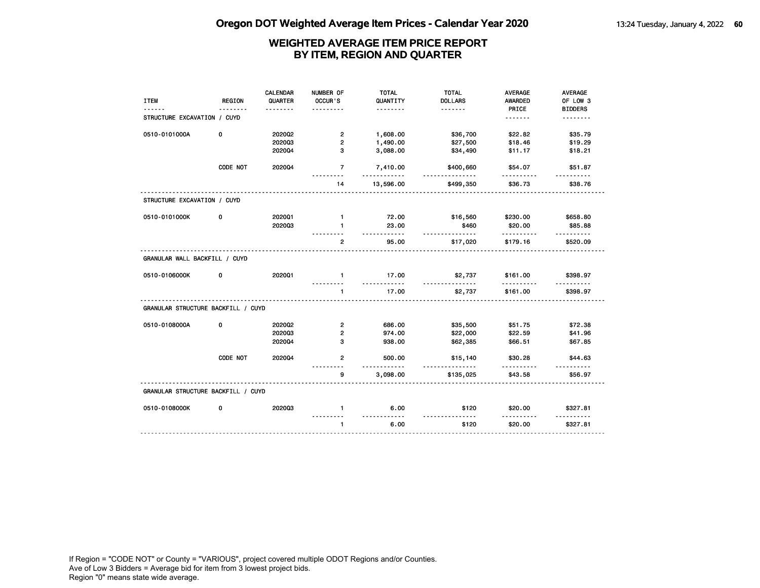# Oregon DOT Weighted Average Item Prices - Calendar Year 2020

## WEIGHTED AVERAGE ITEM PRICE REPORT BY ITEM, REGION AND QUARTER

| ITEM | REGION | CALENDAR QUARTER | NUMBER OF OCCUR'S | TOTAL QUANTITY | TOTAL DOLLARS | AVERAGE AWARDED PRICE | AVERAGE OF LOW 3 BIDDERS |
|---|---|---|---|---|---|---|---|
| STRUCTURE EXCAVATION / CUYD | | | | | | | |
| 0510-0101000A | 0 | 2020Q2 | 2 | 1,608.00 | $36,700 | $22.82 | $35.79 |
| | | 2020Q3 | 2 | 1,490.00 | $27,500 | $18.46 | $19.29 |
| | | 2020Q4 | 3 | 3,088.00 | $34,490 | $11.17 | $18.21 |
| | CODE NOT | 2020Q4 | 7 | 7,410.00 | $400,660 | $54.07 | $51.87 |
| | | | 14 | 13,596.00 | $499,350 | $36.73 | $38.76 |
| STRUCTURE EXCAVATION / CUYD | | | | | | | |
| 0510-0101000K | 0 | 2020Q1 | 1 | 72.00 | $16,560 | $230.00 | $658.80 |
| | | 2020Q3 | 1 | 23.00 | $460 | $20.00 | $85.88 |
| | | | 2 | 95.00 | $17,020 | $179.16 | $520.09 |
| GRANULAR WALL BACKFILL / CUYD | | | | | | | |
| 0510-0106000K | 0 | 2020Q1 | 1 | 17.00 | $2,737 | $161.00 | $398.97 |
| | | | 1 | 17.00 | $2,737 | $161.00 | $398.97 |
| GRANULAR STRUCTURE BACKFILL / CUYD | | | | | | | |
| 0510-0108000A | 0 | 2020Q2 | 2 | 686.00 | $35,500 | $51.75 | $72.38 |
| | | 2020Q3 | 2 | 974.00 | $22,000 | $22.59 | $41.96 |
| | | 2020Q4 | 3 | 938.00 | $62,385 | $66.51 | $67.85 |
| | CODE NOT | 2020Q4 | 2 | 500.00 | $15,140 | $30.28 | $44.63 |
| | | | 9 | 3,098.00 | $135,025 | $43.58 | $56.97 |
| GRANULAR STRUCTURE BACKFILL / CUYD | | | | | | | |
| 0510-0108000K | 0 | 2020Q3 | 1 | 6.00 | $120 | $20.00 | $327.81 |
| | | | 1 | 6.00 | $120 | $20.00 | $327.81 |

If Region = "CODE NOT" or County = "VARIOUS", project covered multiple ODOT Regions and/or Counties.
Ave of Low 3 Bidders = Average bid for item from 3 lowest project bids.
Region "0" means state wide average.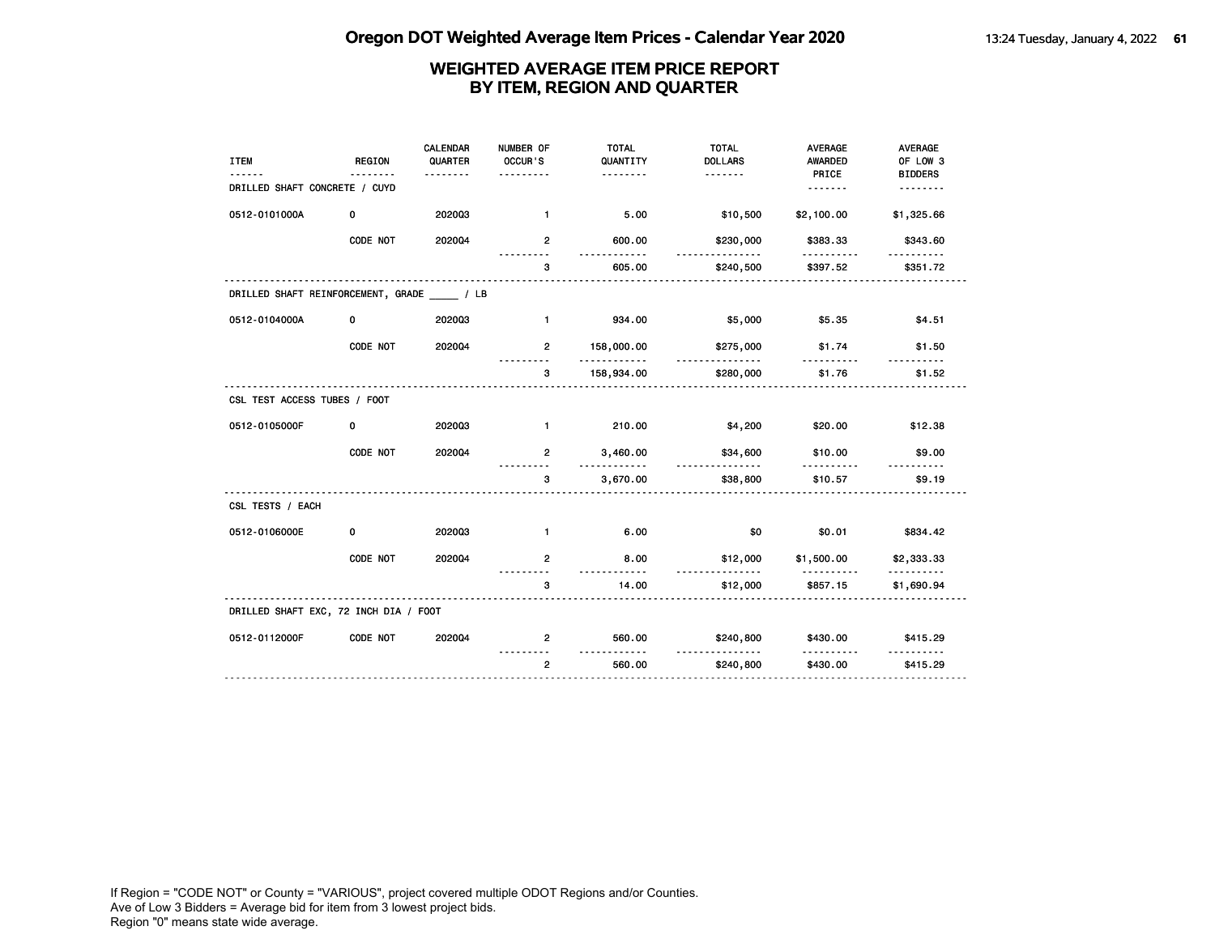# Oregon DOT Weighted Average Item Prices - Calendar Year 2020

## WEIGHTED AVERAGE ITEM PRICE REPORT BY ITEM, REGION AND QUARTER

| ITEM | REGION | CALENDAR QUARTER | NUMBER OF OCCUR'S | TOTAL QUANTITY | TOTAL DOLLARS | AVERAGE AWARDED PRICE | AVERAGE OF LOW 3 BIDDERS |
|---|---|---|---|---|---|---|---|
| **DRILLED SHAFT CONCRETE / CUYD** | | | | | | | |
| 0512-0101000A | 0 | 2020Q3 | 1 | 5.00 | $10,500 | $2,100.00 | $1,325.66 |
| | CODE NOT | 2020Q4 | 2 | 600.00 | $230,000 | $383.33 | $343.60 |
| | | | 3 | 605.00 | $240,500 | $397.52 | $351.72 |
| **DRILLED SHAFT REINFORCEMENT, GRADE _____ / LB** | | | | | | | |
| 0512-0104000A | 0 | 2020Q3 | 1 | 934.00 | $5,000 | $5.35 | $4.51 |
| | CODE NOT | 2020Q4 | 2 | 158,000.00 | $275,000 | $1.74 | $1.50 |
| | | | 3 | 158,934.00 | $280,000 | $1.76 | $1.52 |
| **CSL TEST ACCESS TUBES / FOOT** | | | | | | | |
| 0512-0105000F | 0 | 2020Q3 | 1 | 210.00 | $4,200 | $20.00 | $12.38 |
| | CODE NOT | 2020Q4 | 2 | 3,460.00 | $34,600 | $10.00 | $9.00 |
| | | | 3 | 3,670.00 | $38,800 | $10.57 | $9.19 |
| **CSL TESTS / EACH** | | | | | | | |
| 0512-0106000E | 0 | 2020Q3 | 1 | 6.00 | $0 | $0.01 | $834.42 |
| | CODE NOT | 2020Q4 | 2 | 8.00 | $12,000 | $1,500.00 | $2,333.33 |
| | | | 3 | 14.00 | $12,000 | $857.15 | $1,690.94 |
| **DRILLED SHAFT EXC, 72 INCH DIA / FOOT** | | | | | | | |
| 0512-0112000F | CODE NOT | 2020Q4 | 2 | 560.00 | $240,800 | $430.00 | $415.29 |
| | | | 2 | 560.00 | $240,800 | $430.00 | $415.29 |

If Region = "CODE NOT" or County = "VARIOUS", project covered multiple ODOT Regions and/or Counties.
Ave of Low 3 Bidders = Average bid for item from 3 lowest project bids.
Region "0" means state wide average.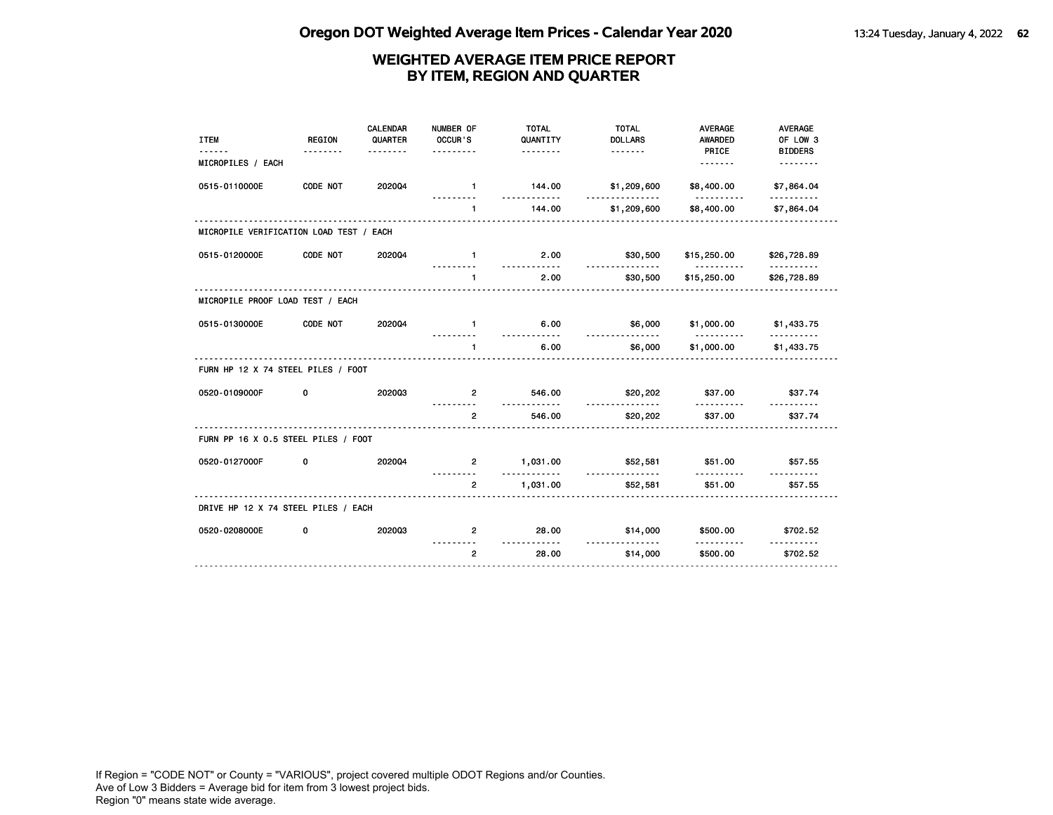# Oregon DOT Weighted Average Item Prices - Calendar Year 2020

## WEIGHTED AVERAGE ITEM PRICE REPORT BY ITEM, REGION AND QUARTER

| ITEM | REGION | CALENDAR QUARTER | NUMBER OF OCCUR'S | TOTAL QUANTITY | TOTAL DOLLARS | AVERAGE AWARDED PRICE | AVERAGE OF LOW 3 BIDDERS |
|---|---|---|---|---|---|---|---|
| **MICROPILES / EACH** | | | | | | | |
| 0515-0110000E | CODE NOT | 2020Q4 | 1 | 144.00 | $1,209,600 | $8,400.00 | $7,864.04 |
| | | | 1 | 144.00 | $1,209,600 | $8,400.00 | $7,864.04 |
| **MICROPILE VERIFICATION LOAD TEST / EACH** | | | | | | | |
| 0515-0120000E | CODE NOT | 2020Q4 | 1 | 2.00 | $30,500 | $15,250.00 | $26,728.89 |
| | | | 1 | 2.00 | $30,500 | $15,250.00 | $26,728.89 |
| **MICROPILE PROOF LOAD TEST / EACH** | | | | | | | |
| 0515-0130000E | CODE NOT | 2020Q4 | 1 | 6.00 | $6,000 | $1,000.00 | $1,433.75 |
| | | | 1 | 6.00 | $6,000 | $1,000.00 | $1,433.75 |
| **FURN HP 12 X 74 STEEL PILES / FOOT** | | | | | | | |
| 0520-0109000F | 0 | 2020Q3 | 2 | 546.00 | $20,202 | $37.00 | $37.74 |
| | | | 2 | 546.00 | $20,202 | $37.00 | $37.74 |
| **FURN PP 16 X 0.5 STEEL PILES / FOOT** | | | | | | | |
| 0520-0127000F | 0 | 2020Q4 | 2 | 1,031.00 | $52,581 | $51.00 | $57.55 |
| | | | 2 | 1,031.00 | $52,581 | $51.00 | $57.55 |
| **DRIVE HP 12 X 74 STEEL PILES / EACH** | | | | | | | |
| 0520-0208000E | 0 | 2020Q3 | 2 | 28.00 | $14,000 | $500.00 | $702.52 |
| | | | 2 | 28.00 | $14,000 | $500.00 | $702.52 |

If Region = "CODE NOT" or County = "VARIOUS", project covered multiple ODOT Regions and/or Counties.
Ave of Low 3 Bidders = Average bid for item from 3 lowest project bids.
Region "0" means state wide average.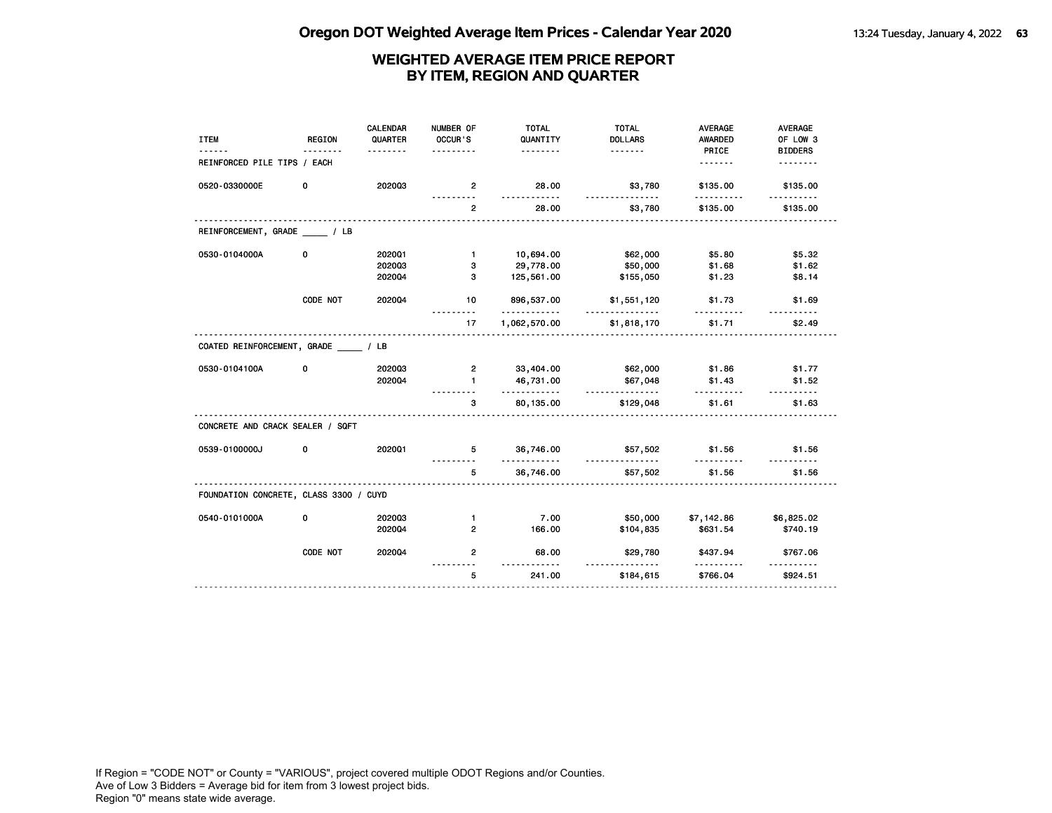# Oregon DOT Weighted Average Item Prices - Calendar Year 2020

## WEIGHTED AVERAGE ITEM PRICE REPORT BY ITEM, REGION AND QUARTER

| ITEM | REGION | CALENDAR QUARTER | NUMBER OF OCCUR'S | TOTAL QUANTITY | TOTAL DOLLARS | AVERAGE AWARDED PRICE | AVERAGE OF LOW 3 BIDDERS |
|---|---|---|---|---|---|---|---|
| REINFORCED PILE TIPS / EACH | | | | | | | |
| 0520-0330000E | 0 | 2020Q3 | 2 | 28.00 | $3,780 | $135.00 | $135.00 |
| | | | 2 | 28.00 | $3,780 | $135.00 | $135.00 |
| REINFORCEMENT, GRADE _____ / LB | | | | | | | |
| 0530-0104000A | 0 | 2020Q1 | 1 | 10,694.00 | $62,000 | $5.80 | $5.32 |
| | | 2020Q3 | 3 | 29,778.00 | $50,000 | $1.68 | $1.62 |
| | | 2020Q4 | 3 | 125,561.00 | $155,050 | $1.23 | $8.14 |
| | CODE NOT | 2020Q4 | 10 | 896,537.00 | $1,551,120 | $1.73 | $1.69 |
| | | | 17 | 1,062,570.00 | $1,818,170 | $1.71 | $2.49 |
| COATED REINFORCEMENT, GRADE _____ / LB | | | | | | | |
| 0530-0104100A | 0 | 2020Q3 | 2 | 33,404.00 | $62,000 | $1.86 | $1.77 |
| | | 2020Q4 | 1 | 46,731.00 | $67,048 | $1.43 | $1.52 |
| | | | 3 | 80,135.00 | $129,048 | $1.61 | $1.63 |
| CONCRETE AND CRACK SEALER / SQFT | | | | | | | |
| 0539-0100000J | 0 | 2020Q1 | 5 | 36,746.00 | $57,502 | $1.56 | $1.56 |
| | | | 5 | 36,746.00 | $57,502 | $1.56 | $1.56 |
| FOUNDATION CONCRETE, CLASS 3300 / CUYD | | | | | | | |
| 0540-0101000A | 0 | 2020Q3 | 1 | 7.00 | $50,000 | $7,142.86 | $6,825.02 |
| | | 2020Q4 | 2 | 166.00 | $104,835 | $631.54 | $740.19 |
| | CODE NOT | 2020Q4 | 2 | 68.00 | $29,780 | $437.94 | $767.06 |
| | | | 5 | 241.00 | $184,615 | $766.04 | $924.51 |

If Region = "CODE NOT" or County = "VARIOUS", project covered multiple ODOT Regions and/or Counties.
Ave of Low 3 Bidders = Average bid for item from 3 lowest project bids.
Region "0" means state wide average.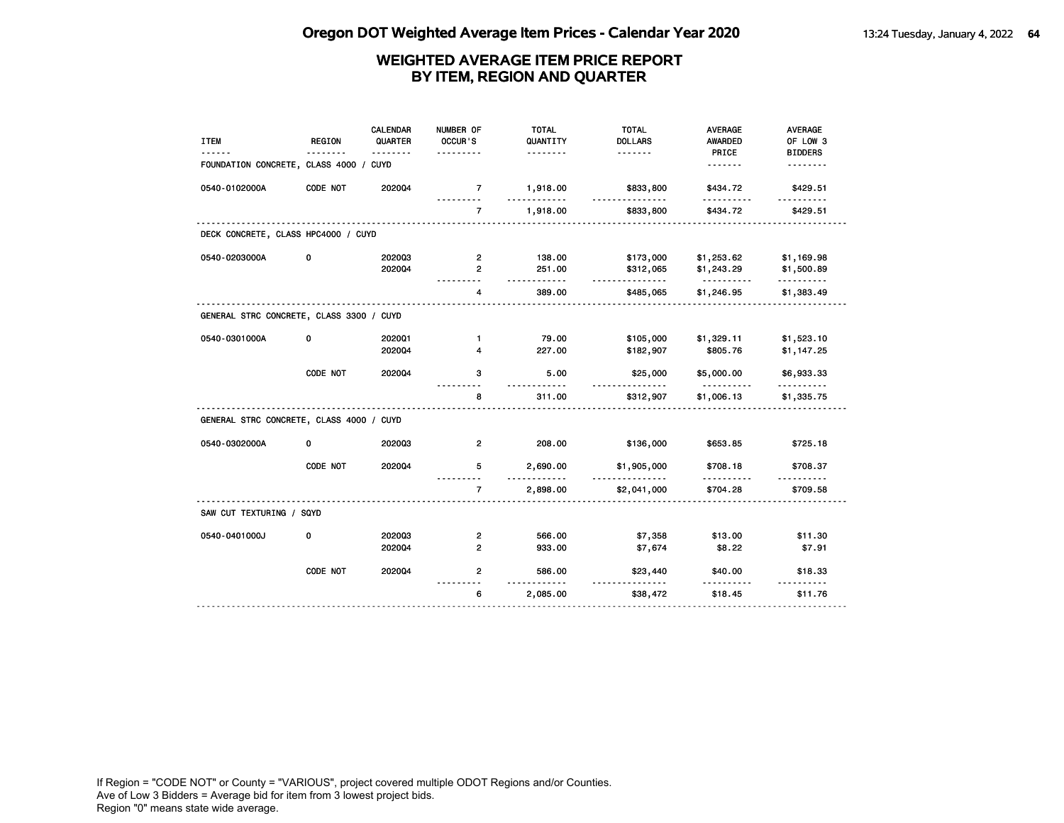# Oregon DOT Weighted Average Item Prices - Calendar Year 2020

## WEIGHTED AVERAGE ITEM PRICE REPORT BY ITEM, REGION AND QUARTER

| ITEM | REGION | CALENDAR QUARTER | NUMBER OF OCCUR'S | TOTAL QUANTITY | TOTAL DOLLARS | AVERAGE AWARDED PRICE | AVERAGE OF LOW 3 BIDDERS |
|---|---|---|---|---|---|---|---|
| **FOUNDATION CONCRETE, CLASS 4000 / CUYD** | | | | | | | |
| 0540-0102000A | CODE NOT | 2020Q4 | 7 | 1,918.00 | $833,800 | $434.72 | $429.51 |
| | | | 7 | 1,918.00 | $833,800 | $434.72 | $429.51 |
| **DECK CONCRETE, CLASS HPC4000 / CUYD** | | | | | | | |
| 0540-0203000A | 0 | 2020Q3 | 2 | 138.00 | $173,000 | $1,253.62 | $1,169.98 |
| | | 2020Q4 | 2 | 251.00 | $312,065 | $1,243.29 | $1,500.89 |
| | | | 4 | 389.00 | $485,065 | $1,246.95 | $1,383.49 |
| **GENERAL STRC CONCRETE, CLASS 3300 / CUYD** | | | | | | | |
| 0540-0301000A | 0 | 2020Q1 | 1 | 79.00 | $105,000 | $1,329.11 | $1,523.10 |
| | | 2020Q4 | 4 | 227.00 | $182,907 | $805.76 | $1,147.25 |
| | CODE NOT | 2020Q4 | 3 | 5.00 | $25,000 | $5,000.00 | $6,933.33 |
| | | | 8 | 311.00 | $312,907 | $1,006.13 | $1,335.75 |
| **GENERAL STRC CONCRETE, CLASS 4000 / CUYD** | | | | | | | |
| 0540-0302000A | 0 | 2020Q3 | 2 | 208.00 | $136,000 | $653.85 | $725.18 |
| | CODE NOT | 2020Q4 | 5 | 2,690.00 | $1,905,000 | $708.18 | $708.37 |
| | | | 7 | 2,898.00 | $2,041,000 | $704.28 | $709.58 |
| **SAW CUT TEXTURING / SQYD** | | | | | | | |
| 0540-0401000J | 0 | 2020Q3 | 2 | 566.00 | $7,358 | $13.00 | $11.30 |
| | | 2020Q4 | 2 | 933.00 | $7,674 | $8.22 | $7.91 |
| | CODE NOT | 2020Q4 | 2 | 586.00 | $23,440 | $40.00 | $18.33 |
| | | | 6 | 2,085.00 | $38,472 | $18.45 | $11.76 |

If Region = "CODE NOT" or County = "VARIOUS", project covered multiple ODOT Regions and/or Counties.
Ave of Low 3 Bidders = Average bid for item from 3 lowest project bids.
Region "0" means state wide average.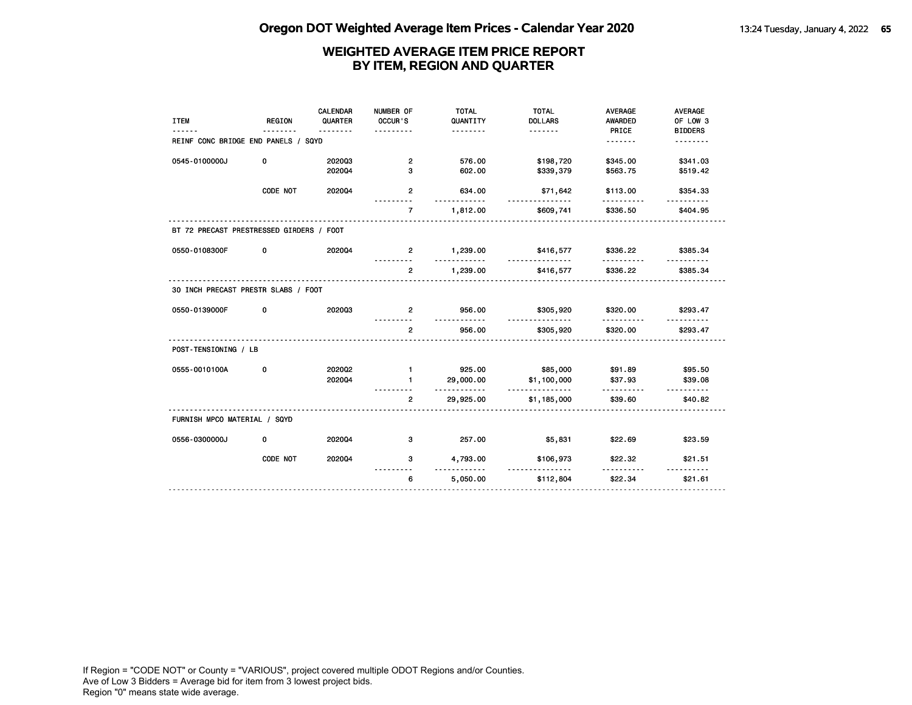# Oregon DOT Weighted Average Item Prices - Calendar Year 2020

## WEIGHTED AVERAGE ITEM PRICE REPORT BY ITEM, REGION AND QUARTER

| ITEM | REGION | CALENDAR QUARTER | NUMBER OF OCCUR'S | TOTAL QUANTITY | TOTAL DOLLARS | AVERAGE AWARDED PRICE | AVERAGE OF LOW 3 BIDDERS |
|---|---|---|---|---|---|---|---|
| REINF CONC BRIDGE END PANELS / SQYD | | | | | | | |
| 0545-0100000J | 0 | 2020Q3 | 2 | 576.00 | $198,720 | $345.00 | $341.03 |
| | | 2020Q4 | 3 | 602.00 | $339,379 | $563.75 | $519.42 |
| | CODE NOT | 2020Q4 | 2 | 634.00 | $71,642 | $113.00 | $354.33 |
| | | | 7 | 1,812.00 | $609,741 | $336.50 | $404.95 |
| BT 72 PRECAST PRESTRESSED GIRDERS / FOOT | | | | | | | |
| 0550-0108300F | 0 | 2020Q4 | 2 | 1,239.00 | $416,577 | $336.22 | $385.34 |
| | | | 2 | 1,239.00 | $416,577 | $336.22 | $385.34 |
| 30 INCH PRECAST PRESTR SLABS / FOOT | | | | | | | |
| 0550-0139000F | 0 | 2020Q3 | 2 | 956.00 | $305,920 | $320.00 | $293.47 |
| | | | 2 | 956.00 | $305,920 | $320.00 | $293.47 |
| POST-TENSIONING / LB | | | | | | | |
| 0555-0010100A | 0 | 2020Q2 | 1 | 925.00 | $85,000 | $91.89 | $95.50 |
| | | 2020Q4 | 1 | 29,000.00 | $1,100,000 | $37.93 | $39.08 |
| | | | 2 | 29,925.00 | $1,185,000 | $39.60 | $40.82 |
| FURNISH MPCO MATERIAL / SQYD | | | | | | | |
| 0556-0300000J | 0 | 2020Q4 | 3 | 257.00 | $5,831 | $22.69 | $23.59 |
| | CODE NOT | 2020Q4 | 3 | 4,793.00 | $106,973 | $22.32 | $21.51 |
| | | | 6 | 5,050.00 | $112,804 | $22.34 | $21.61 |

If Region = "CODE NOT" or County = "VARIOUS", project covered multiple ODOT Regions and/or Counties.
Ave of Low 3 Bidders = Average bid for item from 3 lowest project bids.
Region "0" means state wide average.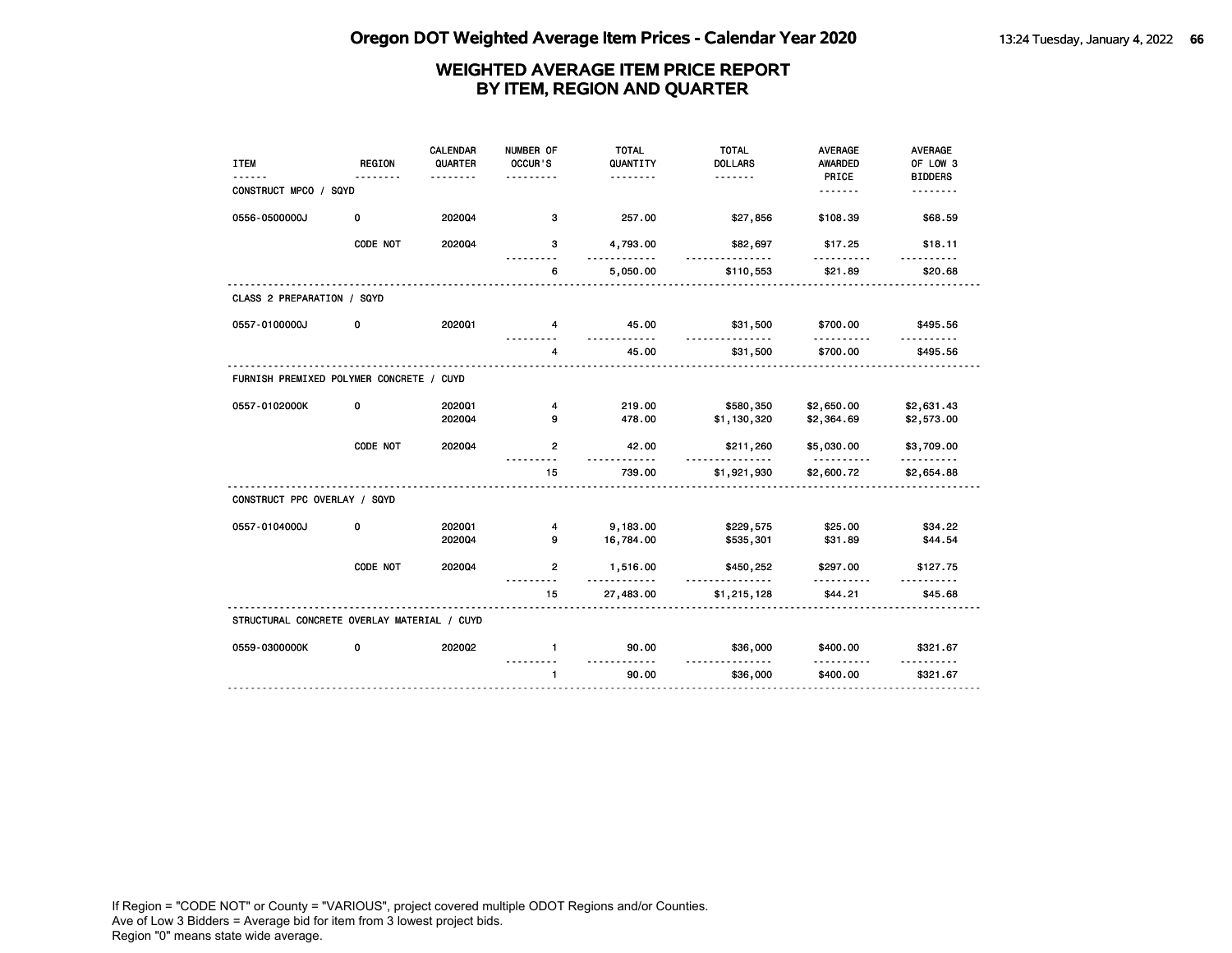## WEIGHTED AVERAGE ITEM PRICE REPORT
## BY ITEM, REGION AND QUARTER

| ITEM | REGION | CALENDAR QUARTER | NUMBER OF OCCUR'S | TOTAL QUANTITY | TOTAL DOLLARS | AVERAGE AWARDED PRICE | AVERAGE OF LOW 3 BIDDERS |
|---|---|---|---|---|---|---|---|
| **CONSTRUCT MPCO / SQYD** | | | | | | | |
| 0556-0500000J | 0 | 2020Q4 | 3 | 257.00 | $27,856 | $108.39 | $68.59 |
| | CODE NOT | 2020Q4 | 3 | 4,793.00 | $82,697 | $17.25 | $18.11 |
| | | | 6 | 5,050.00 | $110,553 | $21.89 | $20.68 |
| **CLASS 2 PREPARATION / SQYD** | | | | | | | |
| 0557-0100000J | 0 | 2020Q1 | 4 | 45.00 | $31,500 | $700.00 | $495.56 |
| | | | 4 | 45.00 | $31,500 | $700.00 | $495.56 |
| **FURNISH PREMIXED POLYMER CONCRETE / CUYD** | | | | | | | |
| 0557-0102000K | 0 | 2020Q1 | 4 | 219.00 | $580,350 | $2,650.00 | $2,631.43 |
| | | 2020Q4 | 9 | 478.00 | $1,130,320 | $2,364.69 | $2,573.00 |
| | CODE NOT | 2020Q4 | 2 | 42.00 | $211,260 | $5,030.00 | $3,709.00 |
| | | | 15 | 739.00 | $1,921,930 | $2,600.72 | $2,654.88 |
| **CONSTRUCT PPC OVERLAY / SQYD** | | | | | | | |
| 0557-0104000J | 0 | 2020Q1 | 4 | 9,183.00 | $229,575 | $25.00 | $34.22 |
| | | 2020Q4 | 9 | 16,784.00 | $535,301 | $31.89 | $44.54 |
| | CODE NOT | 2020Q4 | 2 | 1,516.00 | $450,252 | $297.00 | $127.75 |
| | | | 15 | 27,483.00 | $1,215,128 | $44.21 | $45.68 |
| **STRUCTURAL CONCRETE OVERLAY MATERIAL / CUYD** | | | | | | | |
| 0559-0300000K | 0 | 2020Q2 | 1 | 90.00 | $36,000 | $400.00 | $321.67 |
| | | | 1 | 90.00 | $36,000 | $400.00 | $321.67 |

If Region = "CODE NOT" or County = "VARIOUS", project covered multiple ODOT Regions and/or Counties.
Ave of Low 3 Bidders = Average bid for item from 3 lowest project bids.
Region "0" means state wide average.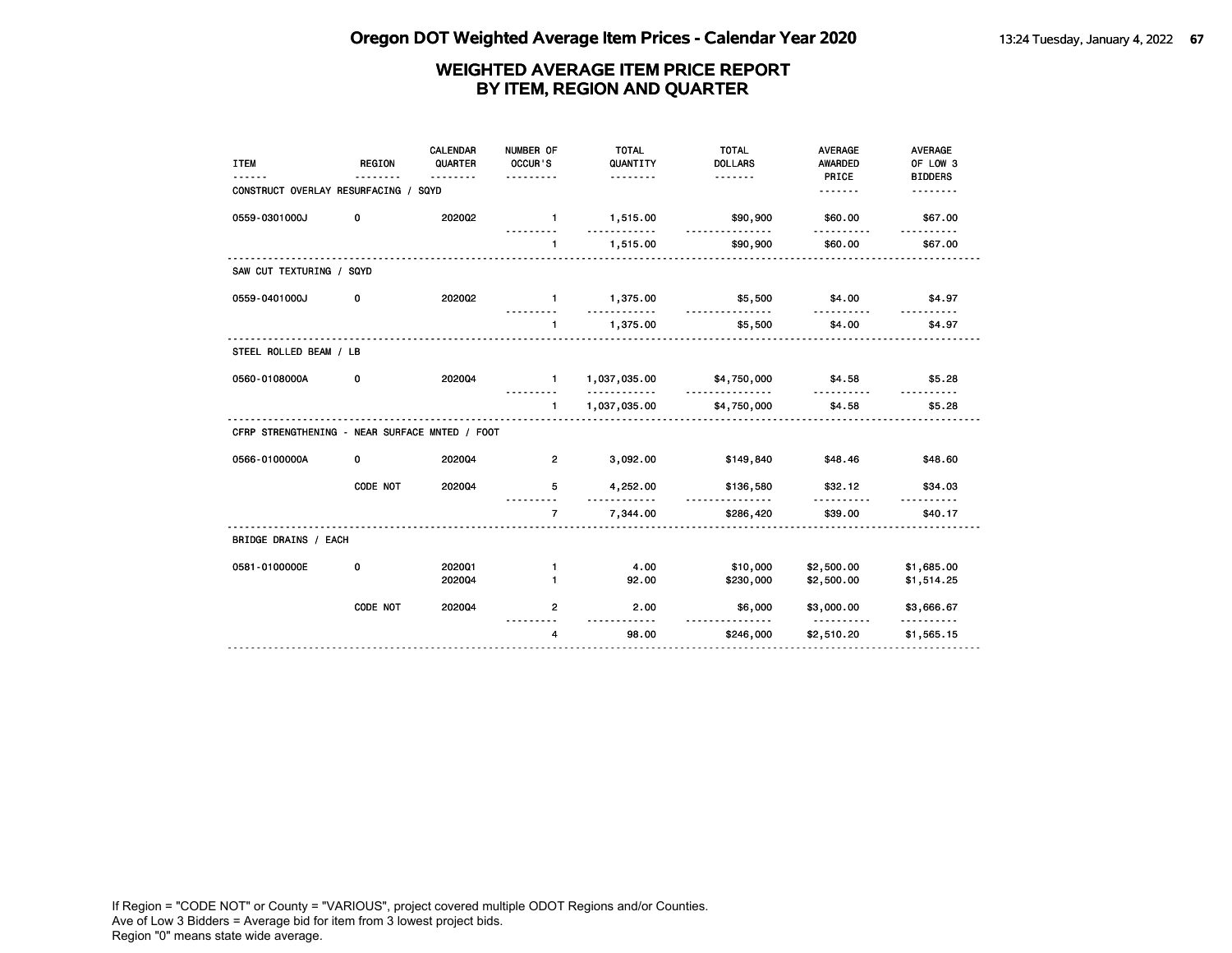## WEIGHTED AVERAGE ITEM PRICE REPORT BY ITEM, REGION AND QUARTER

| ITEM | REGION | CALENDAR QUARTER | NUMBER OF OCCUR'S | TOTAL QUANTITY | TOTAL DOLLARS | AVERAGE AWARDED PRICE | AVERAGE OF LOW 3 BIDDERS |
|---|---|---|---|---|---|---|---|
| **CONSTRUCT OVERLAY RESURFACING / SQYD** | | | | | | | |
| 0559-0301000J | 0 | 2020Q2 | 1 | 1,515.00 | $90,900 | $60.00 | $67.00 |
| | | | 1 | 1,515.00 | $90,900 | $60.00 | $67.00 |
| **SAW CUT TEXTURING / SQYD** | | | | | | | |
| 0559-0401000J | 0 | 2020Q2 | 1 | 1,375.00 | $5,500 | $4.00 | $4.97 |
| | | | 1 | 1,375.00 | $5,500 | $4.00 | $4.97 |
| **STEEL ROLLED BEAM / LB** | | | | | | | |
| 0560-0108000A | 0 | 2020Q4 | 1 | 1,037,035.00 | $4,750,000 | $4.58 | $5.28 |
| | | | 1 | 1,037,035.00 | $4,750,000 | $4.58 | $5.28 |
| **CFRP STRENGTHENING - NEAR SURFACE MNTED / FOOT** | | | | | | | |
| 0566-0100000A | 0 | 2020Q4 | 2 | 3,092.00 | $149,840 | $48.46 | $48.60 |
| | CODE NOT | 2020Q4 | 5 | 4,252.00 | $136,580 | $32.12 | $34.03 |
| | | | 7 | 7,344.00 | $286,420 | $39.00 | $40.17 |
| **BRIDGE DRAINS / EACH** | | | | | | | |
| 0581-0100000E | 0 | 2020Q1 | 1 | 4.00 | $10,000 | $2,500.00 | $1,685.00 |
| | | 2020Q4 | 1 | 92.00 | $230,000 | $2,500.00 | $1,514.25 |
| | CODE NOT | 2020Q4 | 2 | 2.00 | $6,000 | $3,000.00 | $3,666.67 |
| | | | 4 | 98.00 | $246,000 | $2,510.20 | $1,565.15 |

If Region = "CODE NOT" or County = "VARIOUS", project covered multiple ODOT Regions and/or Counties.
Ave of Low 3 Bidders = Average bid for item from 3 lowest project bids.
Region "0" means state wide average.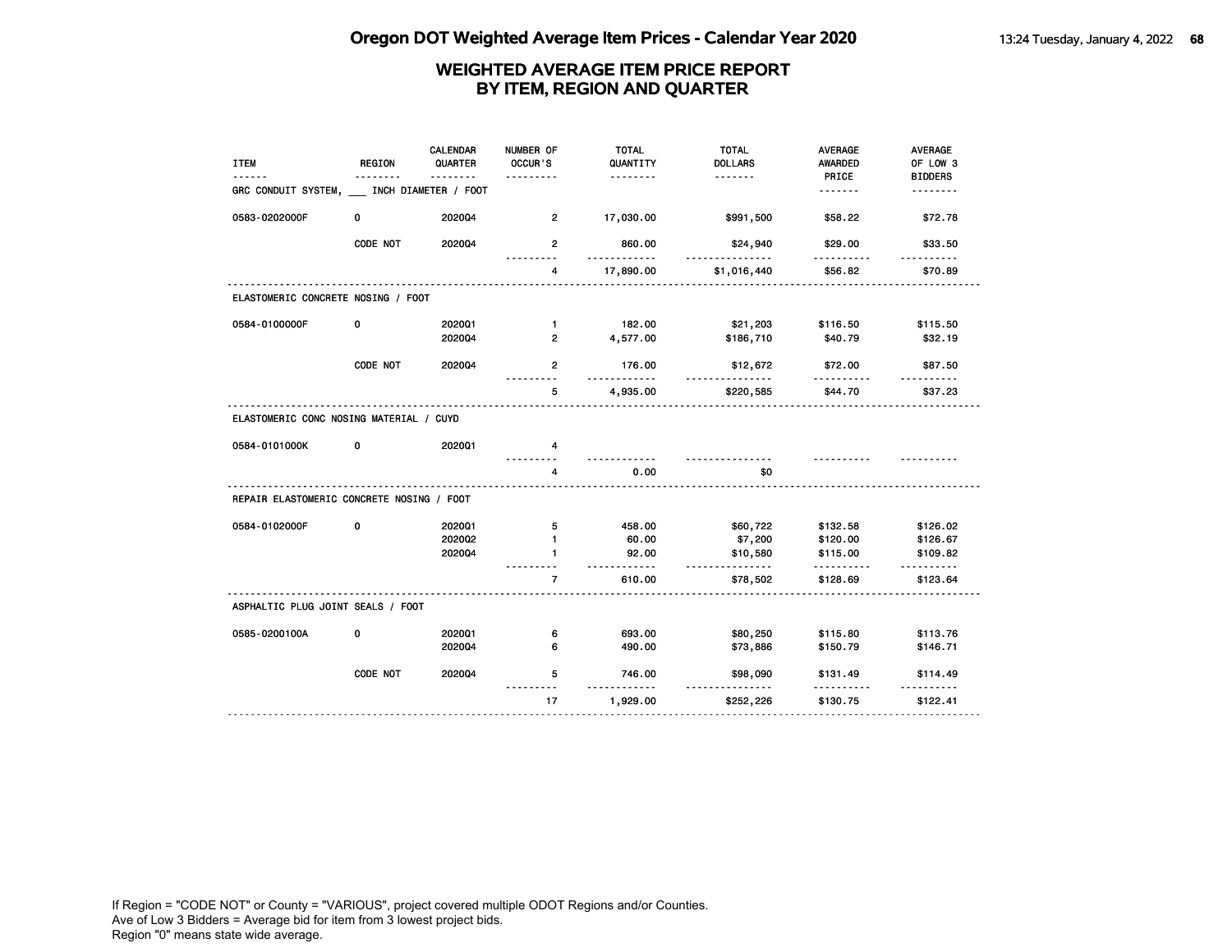# Oregon DOT Weighted Average Item Prices - Calendar Year 2020

## WEIGHTED AVERAGE ITEM PRICE REPORT BY ITEM, REGION AND QUARTER

| ITEM | REGION | CALENDAR QUARTER | NUMBER OF OCCUR'S | TOTAL QUANTITY | TOTAL DOLLARS | AVERAGE AWARDED PRICE | AVERAGE OF LOW 3 BIDDERS |
|---|---|---|---|---|---|---|---|
| GRC CONDUIT SYSTEM, ___ INCH DIAMETER / FOOT | | | | | | | |
| 0583-0202000F | 0 | 2020Q4 | 2 | 17,030.00 | $991,500 | $58.22 | $72.78 |
| | CODE NOT | 2020Q4 | 2 | 860.00 | $24,940 | $29.00 | $33.50 |
| | | | 4 | 17,890.00 | $1,016,440 | $56.82 | $70.89 |
| ELASTOMERIC CONCRETE NOSING / FOOT | | | | | | | |
| 0584-0100000F | 0 | 2020Q1 | 1 | 182.00 | $21,203 | $116.50 | $115.50 |
| | | 2020Q4 | 2 | 4,577.00 | $186,710 | $40.79 | $32.19 |
| | CODE NOT | 2020Q4 | 2 | 176.00 | $12,672 | $72.00 | $87.50 |
| | | | 5 | 4,935.00 | $220,585 | $44.70 | $37.23 |
| ELASTOMERIC CONC NOSING MATERIAL / CUYD | | | | | | | |
| 0584-0101000K | 0 | 2020Q1 | 4 | | | | |
| | | | 4 | 0.00 | $0 | | |
| REPAIR ELASTOMERIC CONCRETE NOSING / FOOT | | | | | | | |
| 0584-0102000F | 0 | 2020Q1 | 5 | 458.00 | $60,722 | $132.58 | $126.02 |
| | | 2020Q2 | 1 | 60.00 | $7,200 | $120.00 | $126.67 |
| | | 2020Q4 | 1 | 92.00 | $10,580 | $115.00 | $109.82 |
| | | | 7 | 610.00 | $78,502 | $128.69 | $123.64 |
| ASPHALTIC PLUG JOINT SEALS / FOOT | | | | | | | |
| 0585-0200100A | 0 | 2020Q1 | 6 | 693.00 | $80,250 | $115.80 | $113.76 |
| | | 2020Q4 | 6 | 490.00 | $73,886 | $150.79 | $146.71 |
| | CODE NOT | 2020Q4 | 5 | 746.00 | $98,090 | $131.49 | $114.49 |
| | | | 17 | 1,929.00 | $252,226 | $130.75 | $122.41 |

If Region = "CODE NOT" or County = "VARIOUS", project covered multiple ODOT Regions and/or Counties.
Ave of Low 3 Bidders = Average bid for item from 3 lowest project bids.
Region "0" means state wide average.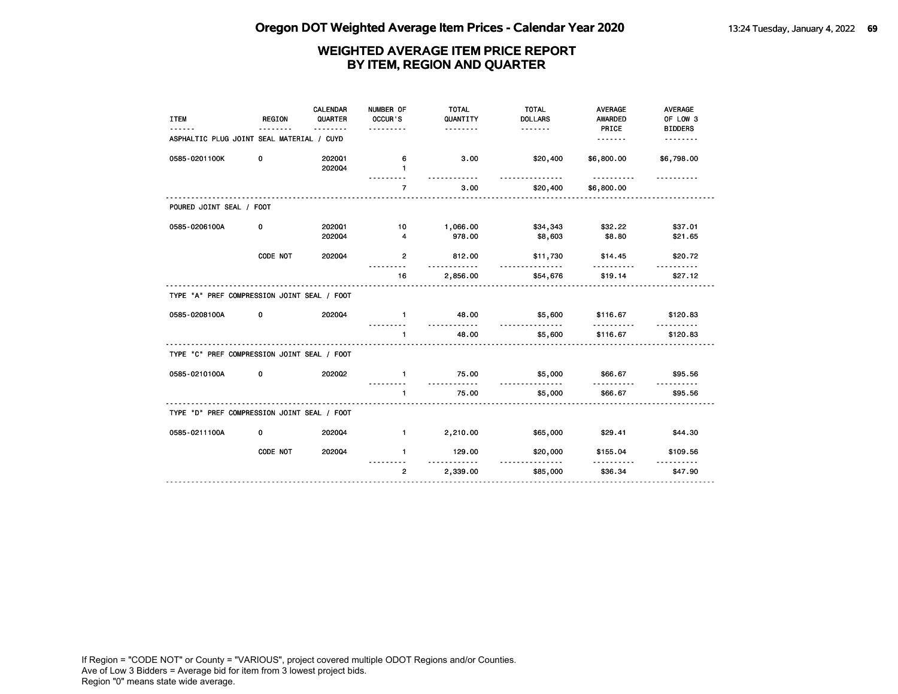# Oregon DOT Weighted Average Item Prices - Calendar Year 2020

## WEIGHTED AVERAGE ITEM PRICE REPORT BY ITEM, REGION AND QUARTER

| ITEM | REGION | CALENDAR QUARTER | NUMBER OF OCCUR'S | TOTAL QUANTITY | TOTAL DOLLARS | AVERAGE AWARDED PRICE | AVERAGE OF LOW 3 BIDDERS |
|---|---|---|---|---|---|---|---|
| **ASPHALTIC PLUG JOINT SEAL MATERIAL / CUYD** | | | | | | | |
| 0585-0201100K | 0 | 2020Q1 | 6 | 3.00 | $20,400 | $6,800.00 | $6,798.00 |
| | | 2020Q4 | 1 | | | | |
| | | | 7 | 3.00 | $20,400 | $6,800.00 | |
| **POURED JOINT SEAL / FOOT** | | | | | | | |
| 0585-0206100A | 0 | 2020Q1 | 10 | 1,066.00 | $34,343 | $32.22 | $37.01 |
| | | 2020Q4 | 4 | 978.00 | $8,603 | $8.80 | $21.65 |
| | CODE NOT | 2020Q4 | 2 | 812.00 | $11,730 | $14.45 | $20.72 |
| | | | 16 | 2,856.00 | $54,676 | $19.14 | $27.12 |
| **TYPE "A" PREF COMPRESSION JOINT SEAL / FOOT** | | | | | | | |
| 0585-0208100A | 0 | 2020Q4 | 1 | 48.00 | $5,600 | $116.67 | $120.83 |
| | | | 1 | 48.00 | $5,600 | $116.67 | $120.83 |
| **TYPE "C" PREF COMPRESSION JOINT SEAL / FOOT** | | | | | | | |
| 0585-0210100A | 0 | 2020Q2 | 1 | 75.00 | $5,000 | $66.67 | $95.56 |
| | | | 1 | 75.00 | $5,000 | $66.67 | $95.56 |
| **TYPE "D" PREF COMPRESSION JOINT SEAL / FOOT** | | | | | | | |
| 0585-0211100A | 0 | 2020Q4 | 1 | 2,210.00 | $65,000 | $29.41 | $44.30 |
| | CODE NOT | 2020Q4 | 1 | 129.00 | $20,000 | $155.04 | $109.56 |
| | | | 2 | 2,339.00 | $85,000 | $36.34 | $47.90 |

If Region = "CODE NOT" or County = "VARIOUS", project covered multiple ODOT Regions and/or Counties.
Ave of Low 3 Bidders = Average bid for item from 3 lowest project bids.
Region "0" means state wide average.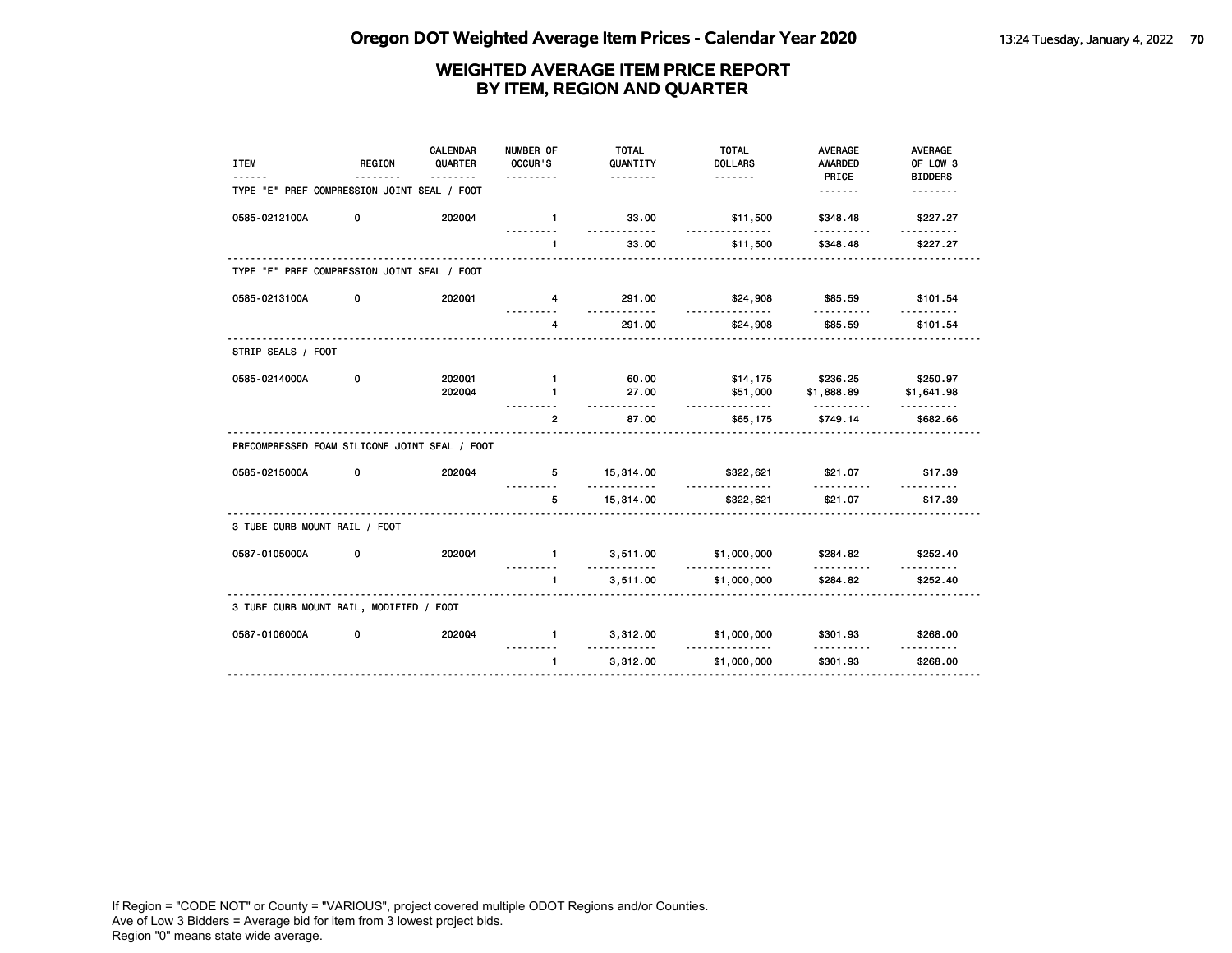# WEIGHTED AVERAGE ITEM PRICE REPORT BY ITEM, REGION AND QUARTER

| ITEM | REGION | CALENDAR QUARTER | NUMBER OF OCCUR'S | TOTAL QUANTITY | TOTAL DOLLARS | AVERAGE AWARDED PRICE | AVERAGE OF LOW 3 BIDDERS |
|---|---|---|---|---|---|---|---|
| **TYPE "E" PREF COMPRESSION JOINT SEAL / FOOT** | | | | | | | |
| 0585-0212100A | 0 | 2020Q4 | 1 | 33.00 | $11,500 | $348.48 | $227.27 |
| | | | 1 | 33.00 | $11,500 | $348.48 | $227.27 |
| **TYPE "F" PREF COMPRESSION JOINT SEAL / FOOT** | | | | | | | |
| 0585-0213100A | 0 | 2020Q1 | 4 | 291.00 | $24,908 | $85.59 | $101.54 |
| | | | 4 | 291.00 | $24,908 | $85.59 | $101.54 |
| **STRIP SEALS / FOOT** | | | | | | | |
| 0585-0214000A | 0 | 2020Q1 | 1 | 60.00 | $14,175 | $236.25 | $250.97 |
| | | 2020Q4 | 1 | 27.00 | $51,000 | $1,888.89 | $1,641.98 |
| | | | 2 | 87.00 | $65,175 | $749.14 | $682.66 |
| **PRECOMPRESSED FOAM SILICONE JOINT SEAL / FOOT** | | | | | | | |
| 0585-0215000A | 0 | 2020Q4 | 5 | 15,314.00 | $322,621 | $21.07 | $17.39 |
| | | | 5 | 15,314.00 | $322,621 | $21.07 | $17.39 |
| **3 TUBE CURB MOUNT RAIL / FOOT** | | | | | | | |
| 0587-0105000A | 0 | 2020Q4 | 1 | 3,511.00 | $1,000,000 | $284.82 | $252.40 |
| | | | 1 | 3,511.00 | $1,000,000 | $284.82 | $252.40 |
| **3 TUBE CURB MOUNT RAIL, MODIFIED / FOOT** | | | | | | | |
| 0587-0106000A | 0 | 2020Q4 | 1 | 3,312.00 | $1,000,000 | $301.93 | $268.00 |
| | | | 1 | 3,312.00 | $1,000,000 | $301.93 | $268.00 |

If Region = "CODE NOT" or County = "VARIOUS", project covered multiple ODOT Regions and/or Counties.
Ave of Low 3 Bidders = Average bid for item from 3 lowest project bids.
Region "0" means state wide average.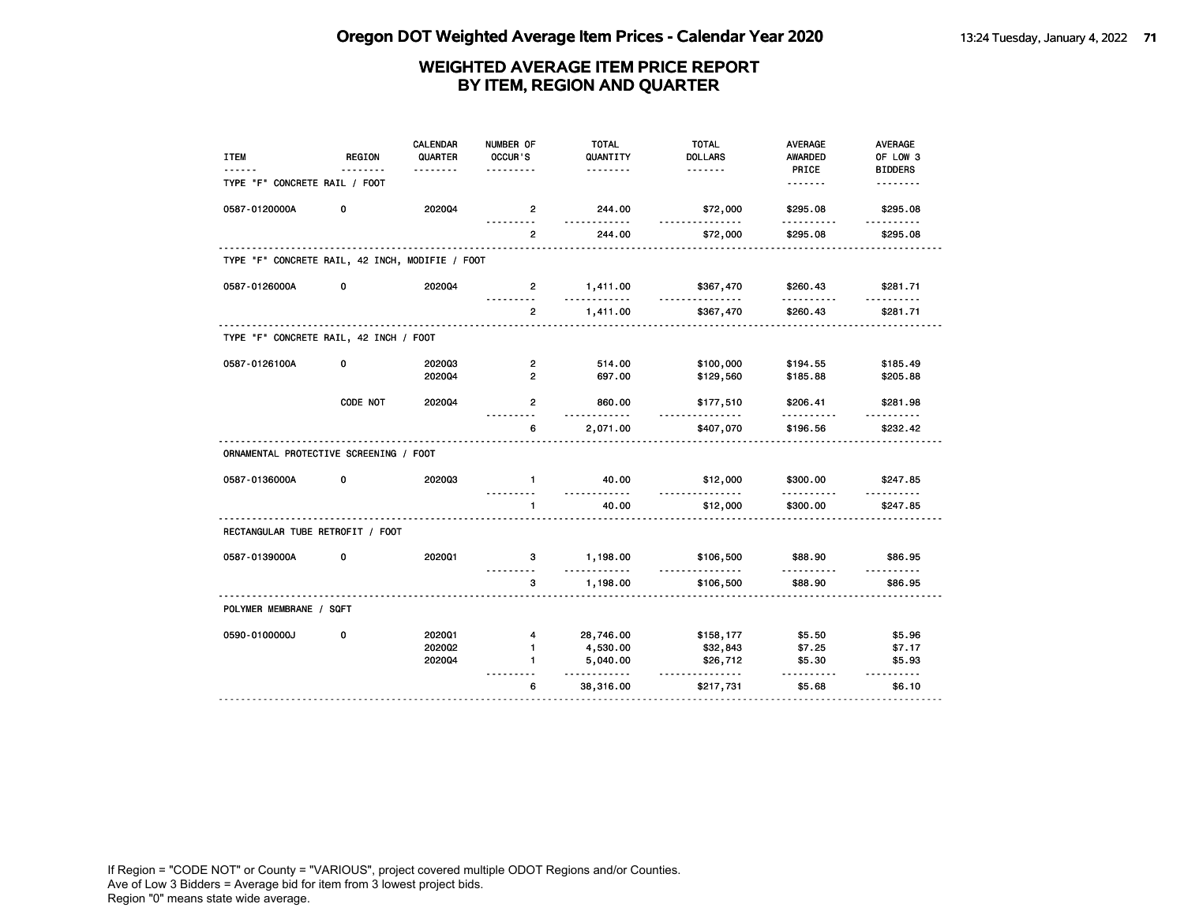# Oregon DOT Weighted Average Item Prices - Calendar Year 2020

## WEIGHTED AVERAGE ITEM PRICE REPORT BY ITEM, REGION AND QUARTER

| ITEM | REGION | CALENDAR QUARTER | NUMBER OF OCCUR'S | TOTAL QUANTITY | TOTAL DOLLARS | AVERAGE AWARDED PRICE | AVERAGE OF LOW 3 BIDDERS |
|---|---|---|---|---|---|---|---|
| **TYPE "F" CONCRETE RAIL / FOOT** | | | | | | | |
| 0587-0120000A | 0 | 2020Q4 | 2 | 244.00 | $72,000 | $295.08 | $295.08 |
| | | | 2 | 244.00 | $72,000 | $295.08 | $295.08 |
| **TYPE "F" CONCRETE RAIL, 42 INCH, MODIFIE / FOOT** | | | | | | | |
| 0587-0126000A | 0 | 2020Q4 | 2 | 1,411.00 | $367,470 | $260.43 | $281.71 |
| | | | 2 | 1,411.00 | $367,470 | $260.43 | $281.71 |
| **TYPE "F" CONCRETE RAIL, 42 INCH / FOOT** | | | | | | | |
| 0587-0126100A | 0 | 2020Q3 | 2 | 514.00 | $100,000 | $194.55 | $185.49 |
| | | 2020Q4 | 2 | 697.00 | $129,560 | $185.88 | $205.88 |
| | CODE NOT | 2020Q4 | 2 | 860.00 | $177,510 | $206.41 | $281.98 |
| | | | 6 | 2,071.00 | $407,070 | $196.56 | $232.42 |
| **ORNAMENTAL PROTECTIVE SCREENING / FOOT** | | | | | | | |
| 0587-0136000A | 0 | 2020Q3 | 1 | 40.00 | $12,000 | $300.00 | $247.85 |
| | | | 1 | 40.00 | $12,000 | $300.00 | $247.85 |
| **RECTANGULAR TUBE RETROFIT / FOOT** | | | | | | | |
| 0587-0139000A | 0 | 2020Q1 | 3 | 1,198.00 | $106,500 | $88.90 | $86.95 |
| | | | 3 | 1,198.00 | $106,500 | $88.90 | $86.95 |
| **POLYMER MEMBRANE / SQFT** | | | | | | | |
| 0590-0100000J | 0 | 2020Q1 | 4 | 28,746.00 | $158,177 | $5.50 | $5.96 |
| | | 2020Q2 | 1 | 4,530.00 | $32,843 | $7.25 | $7.17 |
| | | 2020Q4 | 1 | 5,040.00 | $26,712 | $5.30 | $5.93 |
| | | | 6 | 38,316.00 | $217,731 | $5.68 | $6.10 |

If Region = "CODE NOT" or County = "VARIOUS", project covered multiple ODOT Regions and/or Counties.
Ave of Low 3 Bidders = Average bid for item from 3 lowest project bids.
Region "0" means state wide average.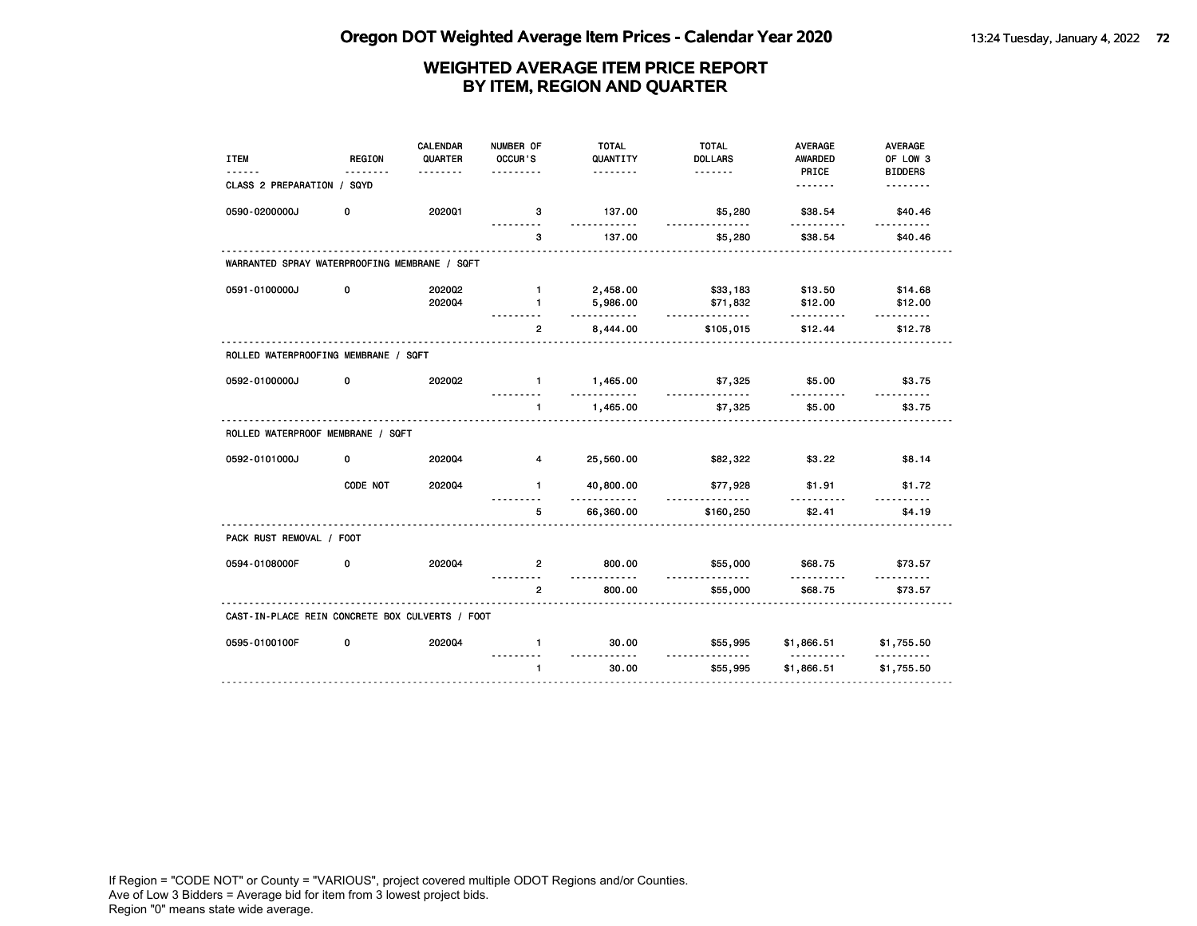# Oregon DOT Weighted Average Item Prices - Calendar Year 2020

## WEIGHTED AVERAGE ITEM PRICE REPORT BY ITEM, REGION AND QUARTER

| ITEM | REGION | CALENDAR QUARTER | NUMBER OF OCCUR'S | TOTAL QUANTITY | TOTAL DOLLARS | AVERAGE AWARDED PRICE | AVERAGE OF LOW 3 BIDDERS |
|---|---|---|---|---|---|---|---|
| **CLASS 2 PREPARATION / SQYD** | | | | | | | |
| 0590-0200000J | 0 | 2020Q1 | 3 | 137.00 | $5,280 | $38.54 | $40.46 |
| | | | 3 | 137.00 | $5,280 | $38.54 | $40.46 |
| **WARRANTED SPRAY WATERPROOFING MEMBRANE / SQFT** | | | | | | | |
| 0591-0100000J | 0 | 2020Q2 | 1 | 2,458.00 | $33,183 | $13.50 | $14.68 |
| | | 2020Q4 | 1 | 5,986.00 | $71,832 | $12.00 | $12.00 |
| | | | 2 | 8,444.00 | $105,015 | $12.44 | $12.78 |
| **ROLLED WATERPROOFING MEMBRANE / SQFT** | | | | | | | |
| 0592-0100000J | 0 | 2020Q2 | 1 | 1,465.00 | $7,325 | $5.00 | $3.75 |
| | | | 1 | 1,465.00 | $7,325 | $5.00 | $3.75 |
| **ROLLED WATERPROOF MEMBRANE / SQFT** | | | | | | | |
| 0592-0101000J | 0 | 2020Q4 | 4 | 25,560.00 | $82,322 | $3.22 | $8.14 |
| | CODE NOT | 2020Q4 | 1 | 40,800.00 | $77,928 | $1.91 | $1.72 |
| | | | 5 | 66,360.00 | $160,250 | $2.41 | $4.19 |
| **PACK RUST REMOVAL / FOOT** | | | | | | | |
| 0594-0108000F | 0 | 2020Q4 | 2 | 800.00 | $55,000 | $68.75 | $73.57 |
| | | | 2 | 800.00 | $55,000 | $68.75 | $73.57 |
| **CAST-IN-PLACE REIN CONCRETE BOX CULVERTS / FOOT** | | | | | | | |
| 0595-0100100F | 0 | 2020Q4 | 1 | 30.00 | $55,995 | $1,866.51 | $1,755.50 |
| | | | 1 | 30.00 | $55,995 | $1,866.51 | $1,755.50 |

If Region = "CODE NOT" or County = "VARIOUS", project covered multiple ODOT Regions and/or Counties.
Ave of Low 3 Bidders = Average bid for item from 3 lowest project bids.
Region "0" means state wide average.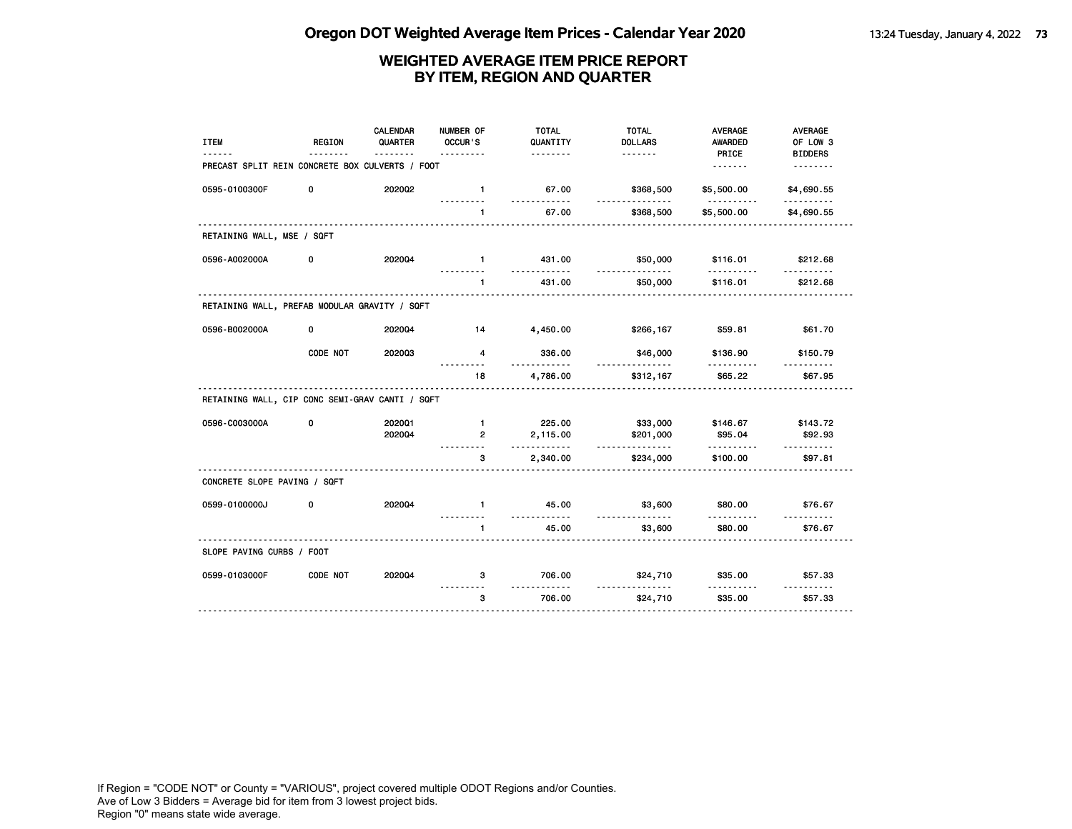# Oregon DOT Weighted Average Item Prices - Calendar Year 2020

## WEIGHTED AVERAGE ITEM PRICE REPORT BY ITEM, REGION AND QUARTER

| ITEM | REGION | CALENDAR QUARTER | NUMBER OF OCCUR'S | TOTAL QUANTITY | TOTAL DOLLARS | AVERAGE AWARDED PRICE | AVERAGE OF LOW 3 BIDDERS |
|---|---|---|---|---|---|---|---|
| **PRECAST SPLIT REIN CONCRETE BOX CULVERTS / FOOT** | | | | | | | |
| 0595-0100300F | 0 | 2020Q2 | 1 | 67.00 | $368,500 | $5,500.00 | $4,690.55 |
| | | | 1 | 67.00 | $368,500 | $5,500.00 | $4,690.55 |
| **RETAINING WALL, MSE / SQFT** | | | | | | | |
| 0596-A002000A | 0 | 2020Q4 | 1 | 431.00 | $50,000 | $116.01 | $212.68 |
| | | | 1 | 431.00 | $50,000 | $116.01 | $212.68 |
| **RETAINING WALL, PREFAB MODULAR GRAVITY / SQFT** | | | | | | | |
| 0596-B002000A | 0 | 2020Q4 | 14 | 4,450.00 | $266,167 | $59.81 | $61.70 |
| | CODE NOT | 2020Q3 | 4 | 336.00 | $46,000 | $136.90 | $150.79 |
| | | | 18 | 4,786.00 | $312,167 | $65.22 | $67.95 |
| **RETAINING WALL, CIP CONC SEMI-GRAV CANTI / SQFT** | | | | | | | |
| 0596-C003000A | 0 | 2020Q1 | 1 | 225.00 | $33,000 | $146.67 | $143.72 |
| | | 2020Q4 | 2 | 2,115.00 | $201,000 | $95.04 | $92.93 |
| | | | 3 | 2,340.00 | $234,000 | $100.00 | $97.81 |
| **CONCRETE SLOPE PAVING / SQFT** | | | | | | | |
| 0599-0100000J | 0 | 2020Q4 | 1 | 45.00 | $3,600 | $80.00 | $76.67 |
| | | | 1 | 45.00 | $3,600 | $80.00 | $76.67 |
| **SLOPE PAVING CURBS / FOOT** | | | | | | | |
| 0599-0103000F | CODE NOT | 2020Q4 | 3 | 706.00 | $24,710 | $35.00 | $57.33 |
| | | | 3 | 706.00 | $24,710 | $35.00 | $57.33 |

If Region = "CODE NOT" or County = "VARIOUS", project covered multiple ODOT Regions and/or Counties.
Ave of Low 3 Bidders = Average bid for item from 3 lowest project bids.
Region "0" means state wide average.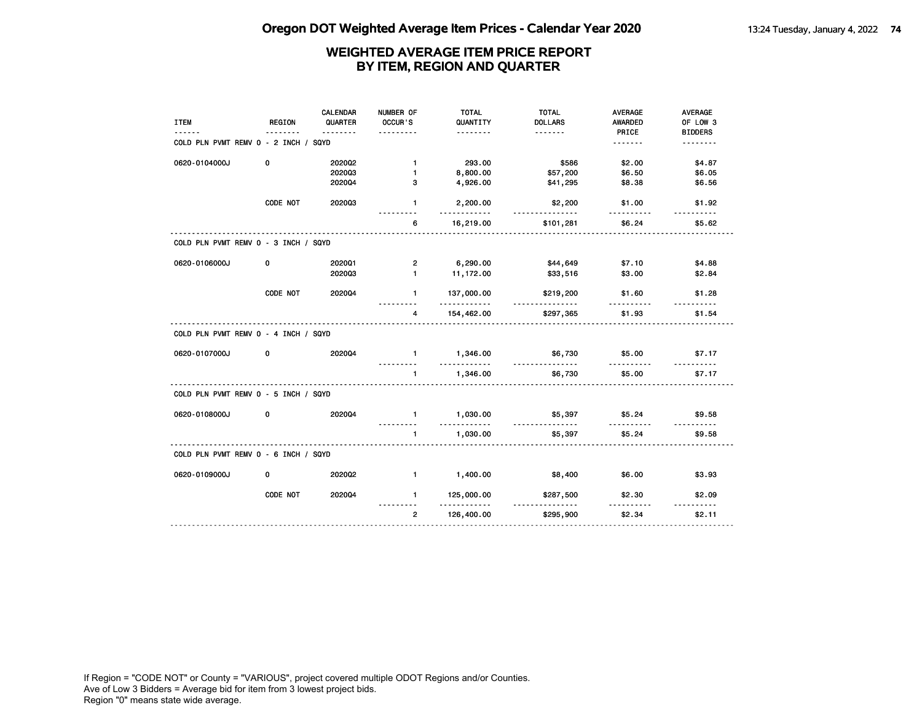# Oregon DOT Weighted Average Item Prices - Calendar Year 2020

## WEIGHTED AVERAGE ITEM PRICE REPORT BY ITEM, REGION AND QUARTER

| ITEM | REGION | CALENDAR QUARTER | NUMBER OF OCCUR'S | TOTAL QUANTITY | TOTAL DOLLARS | AVERAGE AWARDED PRICE | AVERAGE OF LOW 3 BIDDERS |
|---|---|---|---|---|---|---|---|
| **COLD PLN PVMT REMV 0 - 2 INCH / SQYD** | | | | | | | |
| 0620-0104000J | 0 | 2020Q2 | 1 | 293.00 | $586 | $2.00 | $4.87 |
| | | 2020Q3 | 1 | 8,800.00 | $57,200 | $6.50 | $6.05 |
| | | 2020Q4 | 3 | 4,926.00 | $41,295 | $8.38 | $6.56 |
| | CODE NOT | 2020Q3 | 1 | 2,200.00 | $2,200 | $1.00 | $1.92 |
| | | | 6 | 16,219.00 | $101,281 | $6.24 | $5.62 |
| **COLD PLN PVMT REMV 0 - 3 INCH / SQYD** | | | | | | | |
| 0620-0106000J | 0 | 2020Q1 | 2 | 6,290.00 | $44,649 | $7.10 | $4.88 |
| | | 2020Q3 | 1 | 11,172.00 | $33,516 | $3.00 | $2.84 |
| | CODE NOT | 2020Q4 | 1 | 137,000.00 | $219,200 | $1.60 | $1.28 |
| | | | 4 | 154,462.00 | $297,365 | $1.93 | $1.54 |
| **COLD PLN PVMT REMV 0 - 4 INCH / SQYD** | | | | | | | |
| 0620-0107000J | 0 | 2020Q4 | 1 | 1,346.00 | $6,730 | $5.00 | $7.17 |
| | | | 1 | 1,346.00 | $6,730 | $5.00 | $7.17 |
| **COLD PLN PVMT REMV 0 - 5 INCH / SQYD** | | | | | | | |
| 0620-0108000J | 0 | 2020Q4 | 1 | 1,030.00 | $5,397 | $5.24 | $9.58 |
| | | | 1 | 1,030.00 | $5,397 | $5.24 | $9.58 |
| **COLD PLN PVMT REMV 0 - 6 INCH / SQYD** | | | | | | | |
| 0620-0109000J | 0 | 2020Q2 | 1 | 1,400.00 | $8,400 | $6.00 | $3.93 |
| | CODE NOT | 2020Q4 | 1 | 125,000.00 | $287,500 | $2.30 | $2.09 |
| | | | 2 | 126,400.00 | $295,900 | $2.34 | $2.11 |

If Region = "CODE NOT" or County = "VARIOUS", project covered multiple ODOT Regions and/or Counties.
Ave of Low 3 Bidders = Average bid for item from 3 lowest project bids.
Region "0" means state wide average.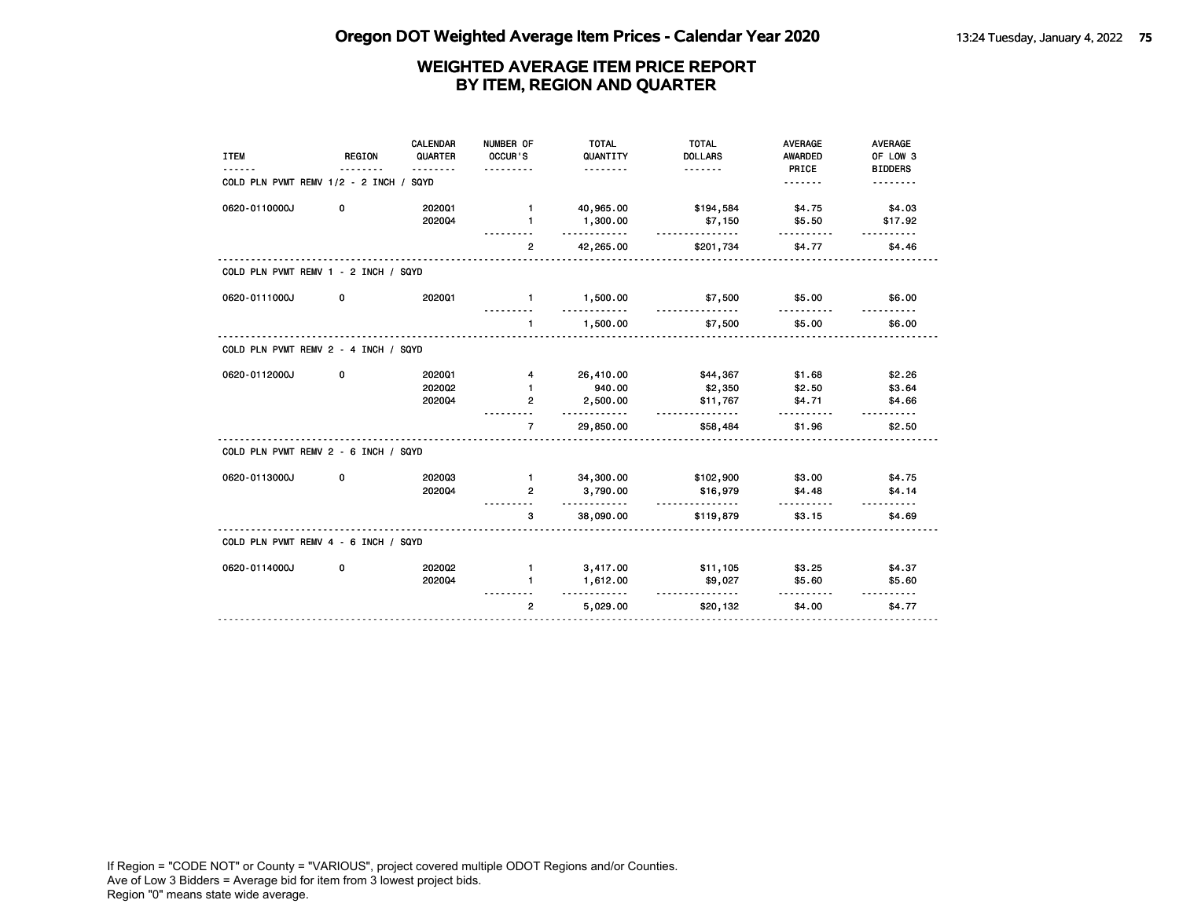# Oregon DOT Weighted Average Item Prices - Calendar Year 2020

## WEIGHTED AVERAGE ITEM PRICE REPORT BY ITEM, REGION AND QUARTER

| ITEM | REGION | CALENDAR QUARTER | NUMBER OF OCCUR'S | TOTAL QUANTITY | TOTAL DOLLARS | AVERAGE AWARDED PRICE | AVERAGE OF LOW 3 BIDDERS |
|---|---|---|---|---|---|---|---|
| **COLD PLN PVMT REMV 1/2 - 2 INCH / SQYD** | | | | | | | |
| 0620-0110000J | 0 | 2020Q1 | 1 | 40,965.00 | $194,584 | $4.75 | $4.03 |
| | | 2020Q4 | 1 | 1,300.00 | $7,150 | $5.50 | $17.92 |
| | | | 2 | 42,265.00 | $201,734 | $4.77 | $4.46 |
| **COLD PLN PVMT REMV 1 - 2 INCH / SQYD** | | | | | | | |
| 0620-0111000J | 0 | 2020Q1 | 1 | 1,500.00 | $7,500 | $5.00 | $6.00 |
| | | | 1 | 1,500.00 | $7,500 | $5.00 | $6.00 |
| **COLD PLN PVMT REMV 2 - 4 INCH / SQYD** | | | | | | | |
| 0620-0112000J | 0 | 2020Q1 | 4 | 26,410.00 | $44,367 | $1.68 | $2.26 |
| | | 2020Q2 | 1 | 940.00 | $2,350 | $2.50 | $3.64 |
| | | 2020Q4 | 2 | 2,500.00 | $11,767 | $4.71 | $4.66 |
| | | | 7 | 29,850.00 | $58,484 | $1.96 | $2.50 |
| **COLD PLN PVMT REMV 2 - 6 INCH / SQYD** | | | | | | | |
| 0620-0113000J | 0 | 2020Q3 | 1 | 34,300.00 | $102,900 | $3.00 | $4.75 |
| | | 2020Q4 | 2 | 3,790.00 | $16,979 | $4.48 | $4.14 |
| | | | 3 | 38,090.00 | $119,879 | $3.15 | $4.69 |
| **COLD PLN PVMT REMV 4 - 6 INCH / SQYD** | | | | | | | |
| 0620-0114000J | 0 | 2020Q2 | 1 | 3,417.00 | $11,105 | $3.25 | $4.37 |
| | | 2020Q4 | 1 | 1,612.00 | $9,027 | $5.60 | $5.60 |
| | | | 2 | 5,029.00 | $20,132 | $4.00 | $4.77 |

If Region = "CODE NOT" or County = "VARIOUS", project covered multiple ODOT Regions and/or Counties.
Ave of Low 3 Bidders = Average bid for item from 3 lowest project bids.
Region "0" means state wide average.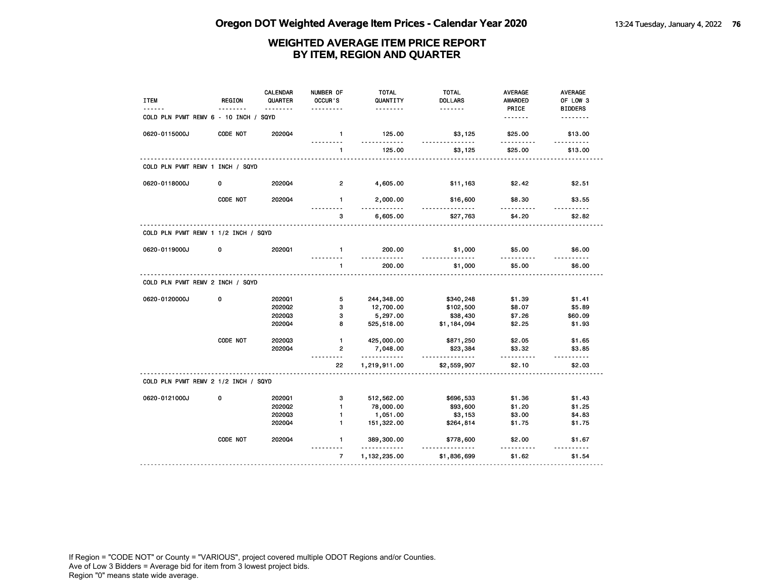# Oregon DOT Weighted Average Item Prices - Calendar Year 2020

## WEIGHTED AVERAGE ITEM PRICE REPORT BY ITEM, REGION AND QUARTER

| ITEM | REGION | CALENDAR QUARTER | NUMBER OF OCCUR'S | TOTAL QUANTITY | TOTAL DOLLARS | AVERAGE AWARDED PRICE | AVERAGE OF LOW 3 BIDDERS |
|---|---|---|---|---|---|---|---|
| **COLD PLN PVMT REMV 6 - 10 INCH / SQYD** | | | | | | | |
| 0620-0115000J | CODE NOT | 2020Q4 | 1 | 125.00 | $3,125 | $25.00 | $13.00 |
| | | | 1 | 125.00 | $3,125 | $25.00 | $13.00 |
| **COLD PLN PVMT REMV 1 INCH / SQYD** | | | | | | | |
| 0620-0118000J | 0 | 2020Q4 | 2 | 4,605.00 | $11,163 | $2.42 | $2.51 |
| | CODE NOT | 2020Q4 | 1 | 2,000.00 | $16,600 | $8.30 | $3.55 |
| | | | 3 | 6,605.00 | $27,763 | $4.20 | $2.82 |
| **COLD PLN PVMT REMV 1 1/2 INCH / SQYD** | | | | | | | |
| 0620-0119000J | 0 | 2020Q1 | 1 | 200.00 | $1,000 | $5.00 | $6.00 |
| | | | 1 | 200.00 | $1,000 | $5.00 | $6.00 |
| **COLD PLN PVMT REMV 2 INCH / SQYD** | | | | | | | |
| 0620-0120000J | 0 | 2020Q1 | 5 | 244,348.00 | $340,248 | $1.39 | $1.41 |
| | | 2020Q2 | 3 | 12,700.00 | $102,500 | $8.07 | $5.89 |
| | | 2020Q3 | 3 | 5,297.00 | $38,430 | $7.26 | $60.09 |
| | | 2020Q4 | 8 | 525,518.00 | $1,184,094 | $2.25 | $1.93 |
| | CODE NOT | 2020Q3 | 1 | 425,000.00 | $871,250 | $2.05 | $1.65 |
| | | 2020Q4 | 2 | 7,048.00 | $23,384 | $3.32 | $3.85 |
| | | | 22 | 1,219,911.00 | $2,559,907 | $2.10 | $2.03 |
| **COLD PLN PVMT REMV 2 1/2 INCH / SQYD** | | | | | | | |
| 0620-0121000J | 0 | 2020Q1 | 3 | 512,562.00 | $696,533 | $1.36 | $1.43 |
| | | 2020Q2 | 1 | 78,000.00 | $93,600 | $1.20 | $1.25 |
| | | 2020Q3 | 1 | 1,051.00 | $3,153 | $3.00 | $4.83 |
| | | 2020Q4 | 1 | 151,322.00 | $264,814 | $1.75 | $1.75 |
| | CODE NOT | 2020Q4 | 1 | 389,300.00 | $778,600 | $2.00 | $1.67 |
| | | | 7 | 1,132,235.00 | $1,836,699 | $1.62 | $1.54 |

If Region = "CODE NOT" or County = "VARIOUS", project covered multiple ODOT Regions and/or Counties.
Ave of Low 3 Bidders = Average bid for item from 3 lowest project bids.
Region "0" means state wide average.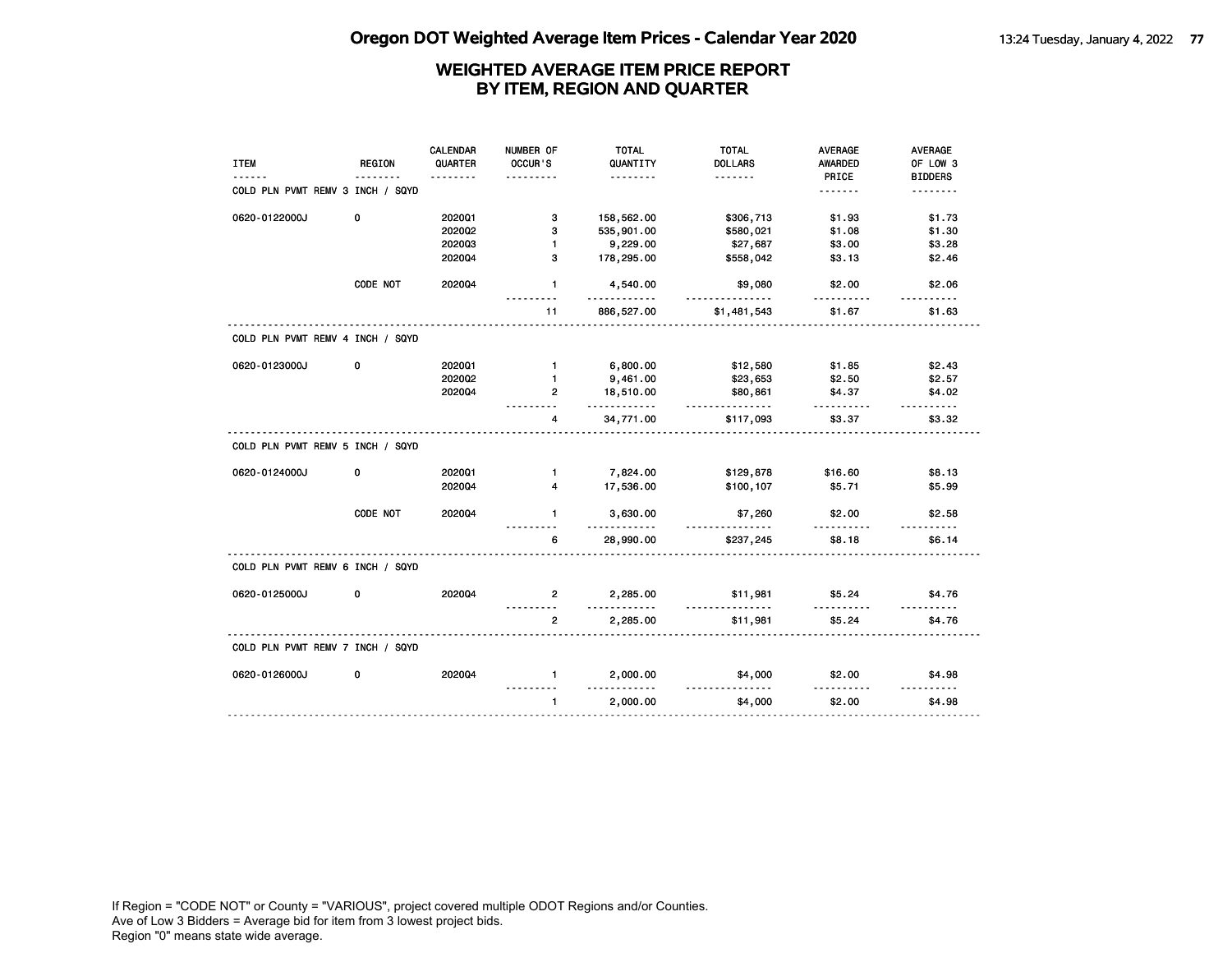# Oregon DOT Weighted Average Item Prices - Calendar Year 2020

## WEIGHTED AVERAGE ITEM PRICE REPORT BY ITEM, REGION AND QUARTER

| ITEM | REGION | CALENDAR QUARTER | NUMBER OF OCCUR'S | TOTAL QUANTITY | TOTAL DOLLARS | AVERAGE AWARDED PRICE | AVERAGE OF LOW 3 BIDDERS |
|---|---|---|---|---|---|---|---|
| **COLD PLN PVMT REMV 3 INCH / SQYD** | | | | | | | |
| 0620-0122000J | 0 | 2020Q1 | 3 | 158,562.00 | $306,713 | $1.93 | $1.73 |
| | | 2020Q2 | 3 | 535,901.00 | $580,021 | $1.08 | $1.30 |
| | | 2020Q3 | 1 | 9,229.00 | $27,687 | $3.00 | $3.28 |
| | | 2020Q4 | 3 | 178,295.00 | $558,042 | $3.13 | $2.46 |
| | CODE NOT | 2020Q4 | 1 | 4,540.00 | $9,080 | $2.00 | $2.06 |
| | | | 11 | 886,527.00 | $1,481,543 | $1.67 | $1.63 |
| **COLD PLN PVMT REMV 4 INCH / SQYD** | | | | | | | |
| 0620-0123000J | 0 | 2020Q1 | 1 | 6,800.00 | $12,580 | $1.85 | $2.43 |
| | | 2020Q2 | 1 | 9,461.00 | $23,653 | $2.50 | $2.57 |
| | | 2020Q4 | 2 | 18,510.00 | $80,861 | $4.37 | $4.02 |
| | | | 4 | 34,771.00 | $117,093 | $3.37 | $3.32 |
| **COLD PLN PVMT REMV 5 INCH / SQYD** | | | | | | | |
| 0620-0124000J | 0 | 2020Q1 | 1 | 7,824.00 | $129,878 | $16.60 | $8.13 |
| | | 2020Q4 | 4 | 17,536.00 | $100,107 | $5.71 | $5.99 |
| | CODE NOT | 2020Q4 | 1 | 3,630.00 | $7,260 | $2.00 | $2.58 |
| | | | 6 | 28,990.00 | $237,245 | $8.18 | $6.14 |
| **COLD PLN PVMT REMV 6 INCH / SQYD** | | | | | | | |
| 0620-0125000J | 0 | 2020Q4 | 2 | 2,285.00 | $11,981 | $5.24 | $4.76 |
| | | | 2 | 2,285.00 | $11,981 | $5.24 | $4.76 |
| **COLD PLN PVMT REMV 7 INCH / SQYD** | | | | | | | |
| 0620-0126000J | 0 | 2020Q4 | 1 | 2,000.00 | $4,000 | $2.00 | $4.98 |
| | | | 1 | 2,000.00 | $4,000 | $2.00 | $4.98 |

If Region = "CODE NOT" or County = "VARIOUS", project covered multiple ODOT Regions and/or Counties.
Ave of Low 3 Bidders = Average bid for item from 3 lowest project bids.
Region "0" means state wide average.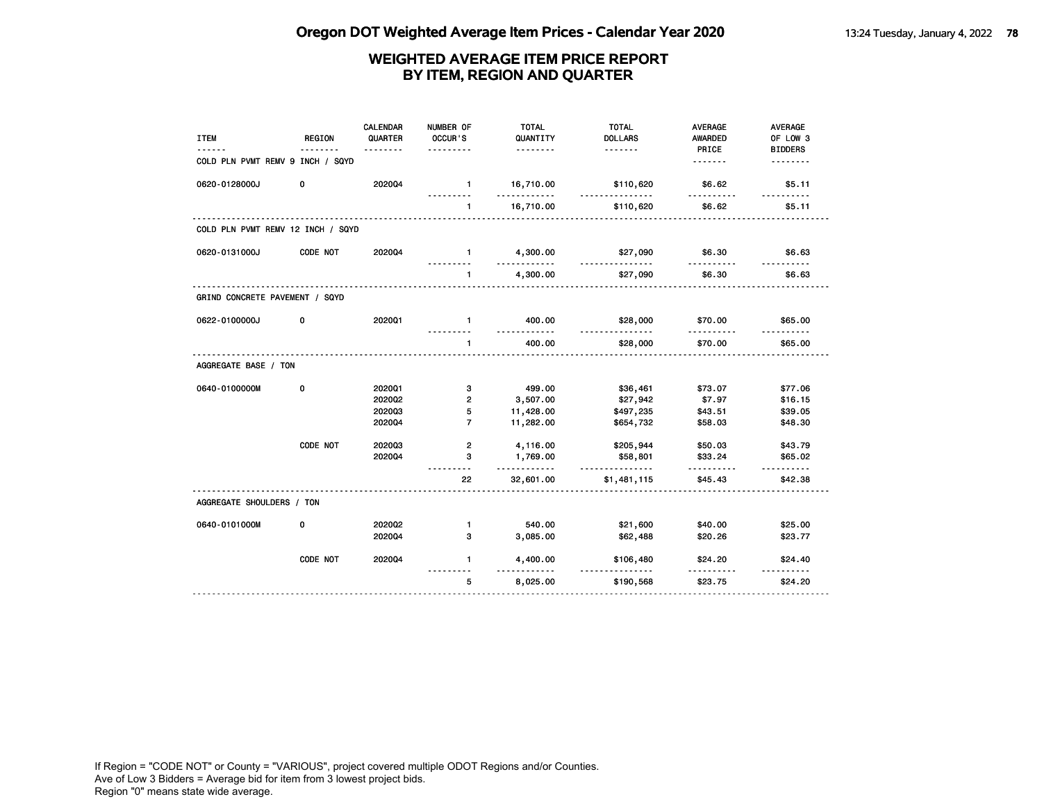## WEIGHTED AVERAGE ITEM PRICE REPORT
## BY ITEM, REGION AND QUARTER

| ITEM | REGION | CALENDAR QUARTER | NUMBER OF OCCUR'S | TOTAL QUANTITY | TOTAL DOLLARS | AVERAGE AWARDED PRICE | AVERAGE OF LOW 3 BIDDERS |
|---|---|---|---|---|---|---|---|
| **COLD PLN PVMT REMV 9 INCH / SQYD** | | | | | | | |
| 0620-0128000J | 0 | 2020Q4 | 1 | 16,710.00 | $110,620 | $6.62 | $5.11 |
| | | | 1 | 16,710.00 | $110,620 | $6.62 | $5.11 |
| **COLD PLN PVMT REMV 12 INCH / SQYD** | | | | | | | |
| 0620-0131000J | CODE NOT | 2020Q4 | 1 | 4,300.00 | $27,090 | $6.30 | $6.63 |
| | | | 1 | 4,300.00 | $27,090 | $6.30 | $6.63 |
| **GRIND CONCRETE PAVEMENT / SQYD** | | | | | | | |
| 0622-0100000J | 0 | 2020Q1 | 1 | 400.00 | $28,000 | $70.00 | $65.00 |
| | | | 1 | 400.00 | $28,000 | $70.00 | $65.00 |
| **AGGREGATE BASE / TON** | | | | | | | |
| 0640-0100000M | 0 | 2020Q1 | 3 | 499.00 | $36,461 | $73.07 | $77.06 |
| | | 2020Q2 | 2 | 3,507.00 | $27,942 | $7.97 | $16.15 |
| | | 2020Q3 | 5 | 11,428.00 | $497,235 | $43.51 | $39.05 |
| | | 2020Q4 | 7 | 11,282.00 | $654,732 | $58.03 | $48.30 |
| | CODE NOT | 2020Q3 | 2 | 4,116.00 | $205,944 | $50.03 | $43.79 |
| | | 2020Q4 | 3 | 1,769.00 | $58,801 | $33.24 | $65.02 |
| | | | 22 | 32,601.00 | $1,481,115 | $45.43 | $42.38 |
| **AGGREGATE SHOULDERS / TON** | | | | | | | |
| 0640-0101000M | 0 | 2020Q2 | 1 | 540.00 | $21,600 | $40.00 | $25.00 |
| | | 2020Q4 | 3 | 3,085.00 | $62,488 | $20.26 | $23.77 |
| | CODE NOT | 2020Q4 | 1 | 4,400.00 | $106,480 | $24.20 | $24.40 |
| | | | 5 | 8,025.00 | $190,568 | $23.75 | $24.20 |

If Region = "CODE NOT" or County = "VARIOUS", project covered multiple ODOT Regions and/or Counties.
Ave of Low 3 Bidders = Average bid for item from 3 lowest project bids.
Region "0" means state wide average.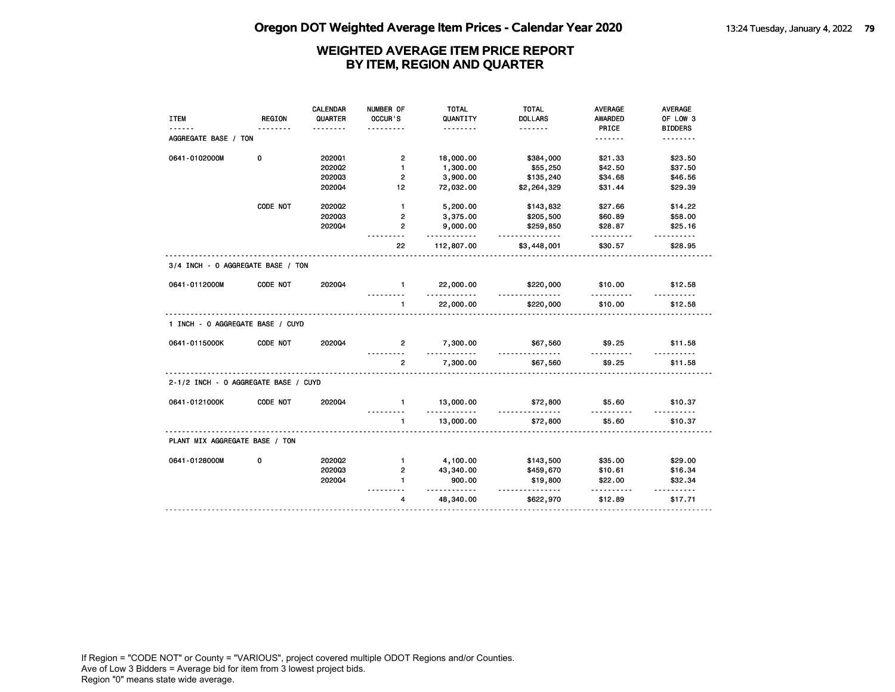# Oregon DOT Weighted Average Item Prices - Calendar Year 2020

## WEIGHTED AVERAGE ITEM PRICE REPORT BY ITEM, REGION AND QUARTER

| ITEM | REGION | CALENDAR QUARTER | NUMBER OF OCCUR'S | TOTAL QUANTITY | TOTAL DOLLARS | AVERAGE AWARDED PRICE | AVERAGE OF LOW 3 BIDDERS |
|---|---|---|---|---|---|---|---|
| **AGGREGATE BASE / TON** | | | | | | | |
| 0641-0102000M | 0 | 2020Q1 | 2 | 18,000.00 | $384,000 | $21.33 | $23.50 |
| | | 2020Q2 | 1 | 1,300.00 | $55,250 | $42.50 | $37.50 |
| | | 2020Q3 | 2 | 3,900.00 | $135,240 | $34.68 | $46.56 |
| | | 2020Q4 | 12 | 72,032.00 | $2,264,329 | $31.44 | $29.39 |
| | CODE NOT | 2020Q2 | 1 | 5,200.00 | $143,832 | $27.66 | $14.22 |
| | | 2020Q3 | 2 | 3,375.00 | $205,500 | $60.89 | $58.00 |
| | | 2020Q4 | 2 | 9,000.00 | $259,850 | $28.87 | $25.16 |
| | | | 22 | 112,807.00 | $3,448,001 | $30.57 | $28.95 |
| **3/4 INCH - 0 AGGREGATE BASE / TON** | | | | | | | |
| 0641-0112000M | CODE NOT | 2020Q4 | 1 | 22,000.00 | $220,000 | $10.00 | $12.58 |
| | | | 1 | 22,000.00 | $220,000 | $10.00 | $12.58 |
| **1 INCH - 0 AGGREGATE BASE / CUYD** | | | | | | | |
| 0641-0115000K | CODE NOT | 2020Q4 | 2 | 7,300.00 | $67,560 | $9.25 | $11.58 |
| | | | 2 | 7,300.00 | $67,560 | $9.25 | $11.58 |
| **2-1/2 INCH - 0 AGGREGATE BASE / CUYD** | | | | | | | |
| 0641-0121000K | CODE NOT | 2020Q4 | 1 | 13,000.00 | $72,800 | $5.60 | $10.37 |
| | | | 1 | 13,000.00 | $72,800 | $5.60 | $10.37 |
| **PLANT MIX AGGREGATE BASE / TON** | | | | | | | |
| 0641-0128000M | 0 | 2020Q2 | 1 | 4,100.00 | $143,500 | $35.00 | $29.00 |
| | | 2020Q3 | 2 | 43,340.00 | $459,670 | $10.61 | $16.34 |
| | | 2020Q4 | 1 | 900.00 | $19,800 | $22.00 | $32.34 |
| | | | 4 | 48,340.00 | $622,970 | $12.89 | $17.71 |

If Region = "CODE NOT" or County = "VARIOUS", project covered multiple ODOT Regions and/or Counties.
Ave of Low 3 Bidders = Average bid for item from 3 lowest project bids.
Region "0" means state wide average.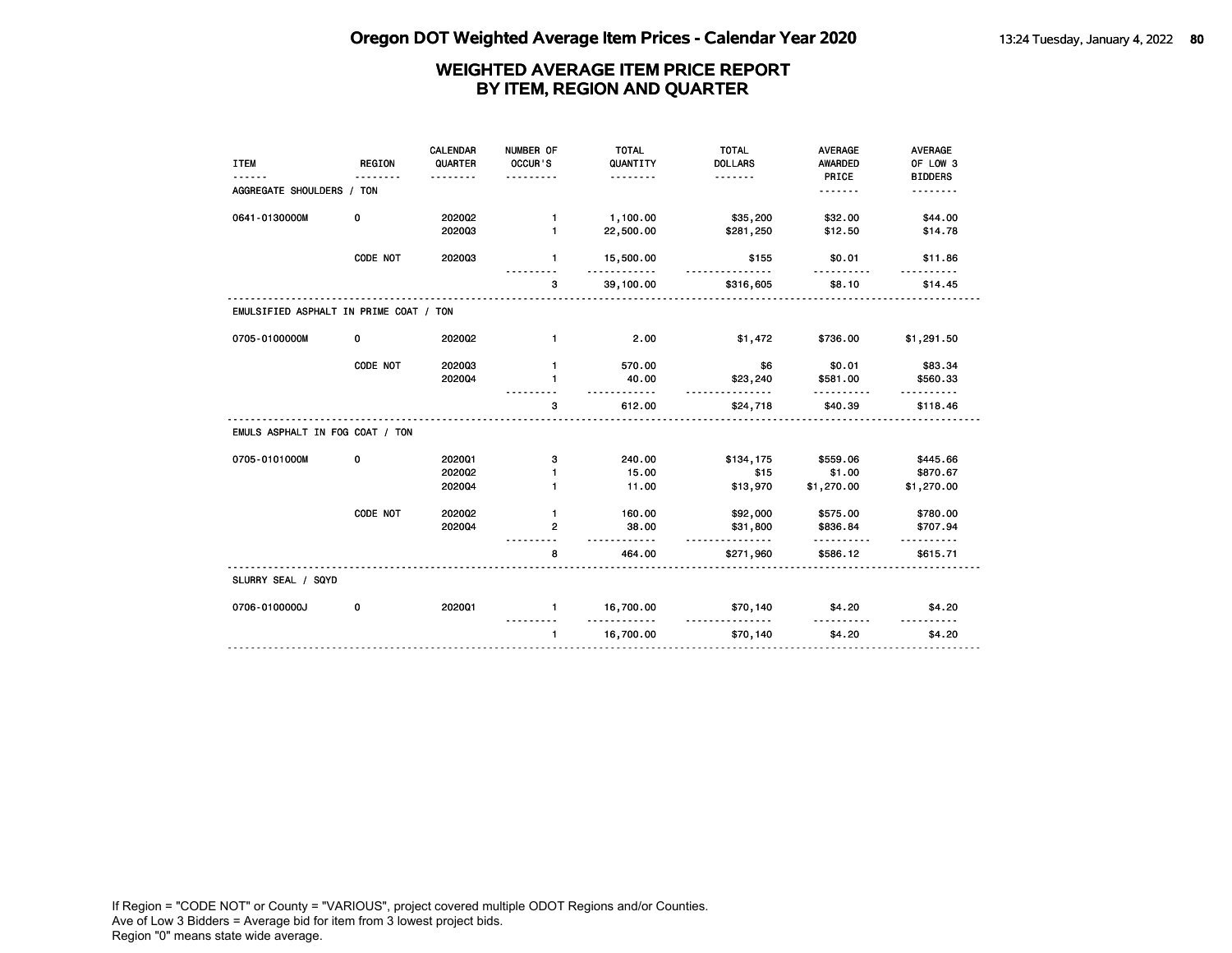# Oregon DOT Weighted Average Item Prices - Calendar Year 2020

## WEIGHTED AVERAGE ITEM PRICE REPORT BY ITEM, REGION AND QUARTER

| ITEM | REGION | CALENDAR QUARTER | NUMBER OF OCCUR'S | TOTAL QUANTITY | TOTAL DOLLARS | AVERAGE AWARDED PRICE | AVERAGE OF LOW 3 BIDDERS |
|---|---|---|---|---|---|---|---|
| **AGGREGATE SHOULDERS / TON** | | | | | | | |
| 0641-0130000M | 0 | 2020Q2 | 1 | 1,100.00 | $35,200 | $32.00 | $44.00 |
| | | 2020Q3 | 1 | 22,500.00 | $281,250 | $12.50 | $14.78 |
| | CODE NOT | 2020Q3 | 1 | 15,500.00 | $155 | $0.01 | $11.86 |
| | | | 3 | 39,100.00 | $316,605 | $8.10 | $14.45 |
| **EMULSIFIED ASPHALT IN PRIME COAT / TON** | | | | | | | |
| 0705-0100000M | 0 | 2020Q2 | 1 | 2.00 | $1,472 | $736.00 | $1,291.50 |
| | CODE NOT | 2020Q3 | 1 | 570.00 | $6 | $0.01 | $83.34 |
| | | 2020Q4 | 1 | 40.00 | $23,240 | $581.00 | $560.33 |
| | | | 3 | 612.00 | $24,718 | $40.39 | $118.46 |
| **EMULS ASPHALT IN FOG COAT / TON** | | | | | | | |
| 0705-0101000M | 0 | 2020Q1 | 3 | 240.00 | $134,175 | $559.06 | $445.66 |
| | | 2020Q2 | 1 | 15.00 | $15 | $1.00 | $870.67 |
| | | 2020Q4 | 1 | 11.00 | $13,970 | $1,270.00 | $1,270.00 |
| | CODE NOT | 2020Q2 | 1 | 160.00 | $92,000 | $575.00 | $780.00 |
| | | 2020Q4 | 2 | 38.00 | $31,800 | $836.84 | $707.94 |
| | | | 8 | 464.00 | $271,960 | $586.12 | $615.71 |
| **SLURRY SEAL / SQYD** | | | | | | | |
| 0706-0100000J | 0 | 2020Q1 | 1 | 16,700.00 | $70,140 | $4.20 | $4.20 |
| | | | 1 | 16,700.00 | $70,140 | $4.20 | $4.20 |

If Region = "CODE NOT" or County = "VARIOUS", project covered multiple ODOT Regions and/or Counties.
Ave of Low 3 Bidders = Average bid for item from 3 lowest project bids.
Region "0" means state wide average.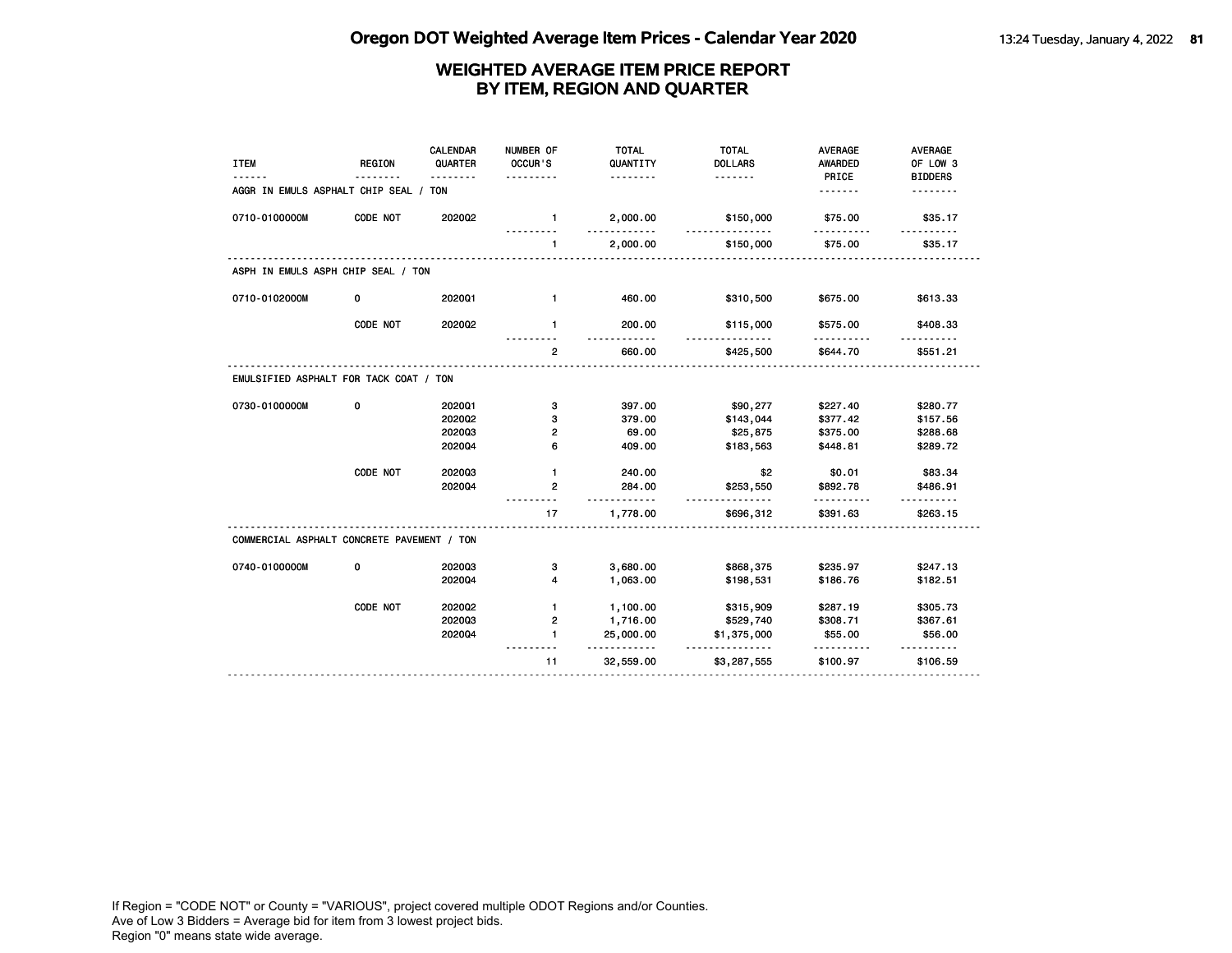# Oregon DOT Weighted Average Item Prices - Calendar Year 2020

## WEIGHTED AVERAGE ITEM PRICE REPORT
## BY ITEM, REGION AND QUARTER

| ITEM | REGION | CALENDAR QUARTER | NUMBER OF OCCUR'S | TOTAL QUANTITY | TOTAL DOLLARS | AVERAGE AWARDED PRICE | AVERAGE OF LOW 3 BIDDERS |
|---|---|---|---|---|---|---|---|
| **AGGR IN EMULS ASPHALT CHIP SEAL / TON** | | | | | | | |
| 0710-0100000M | CODE NOT | 2020Q2 | 1 | 2,000.00 | $150,000 | $75.00 | $35.17 |
| | | | 1 | 2,000.00 | $150,000 | $75.00 | $35.17 |
| **ASPH IN EMULS ASPH CHIP SEAL / TON** | | | | | | | |
| 0710-0102000M | 0 | 2020Q1 | 1 | 460.00 | $310,500 | $675.00 | $613.33 |
| | CODE NOT | 2020Q2 | 1 | 200.00 | $115,000 | $575.00 | $408.33 |
| | | | 2 | 660.00 | $425,500 | $644.70 | $551.21 |
| **EMULSIFIED ASPHALT FOR TACK COAT / TON** | | | | | | | |
| 0730-0100000M | 0 | 2020Q1 | 3 | 397.00 | $90,277 | $227.40 | $280.77 |
| | | 2020Q2 | 3 | 379.00 | $143,044 | $377.42 | $157.56 |
| | | 2020Q3 | 2 | 69.00 | $25,875 | $375.00 | $288.68 |
| | | 2020Q4 | 6 | 409.00 | $183,563 | $448.81 | $289.72 |
| | CODE NOT | 2020Q3 | 1 | 240.00 | $2 | $0.01 | $83.34 |
| | | 2020Q4 | 2 | 284.00 | $253,550 | $892.78 | $486.91 |
| | | | 17 | 1,778.00 | $696,312 | $391.63 | $263.15 |
| **COMMERCIAL ASPHALT CONCRETE PAVEMENT / TON** | | | | | | | |
| 0740-0100000M | 0 | 2020Q3 | 3 | 3,680.00 | $868,375 | $235.97 | $247.13 |
| | | 2020Q4 | 4 | 1,063.00 | $198,531 | $186.76 | $182.51 |
| | CODE NOT | 2020Q2 | 1 | 1,100.00 | $315,909 | $287.19 | $305.73 |
| | | 2020Q3 | 2 | 1,716.00 | $529,740 | $308.71 | $367.61 |
| | | 2020Q4 | 1 | 25,000.00 | $1,375,000 | $55.00 | $56.00 |
| | | | 11 | 32,559.00 | $3,287,555 | $100.97 | $106.59 |

If Region = "CODE NOT" or County = "VARIOUS", project covered multiple ODOT Regions and/or Counties.
Ave of Low 3 Bidders = Average bid for item from 3 lowest project bids.
Region "0" means state wide average.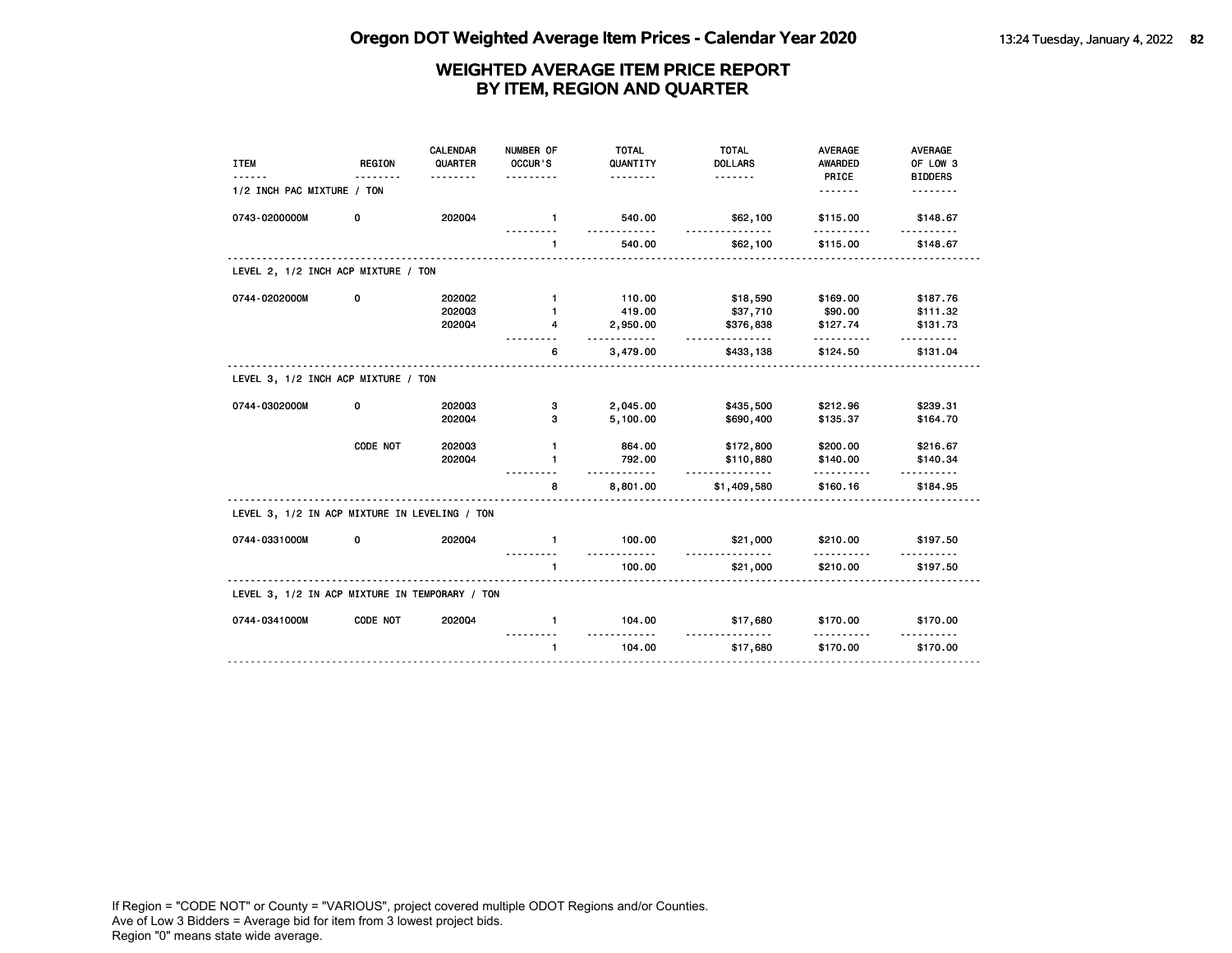# Oregon DOT Weighted Average Item Prices - Calendar Year 2020

## WEIGHTED AVERAGE ITEM PRICE REPORT BY ITEM, REGION AND QUARTER

| ITEM | REGION | CALENDAR QUARTER | NUMBER OF OCCUR'S | TOTAL QUANTITY | TOTAL DOLLARS | AVERAGE AWARDED PRICE | AVERAGE OF LOW 3 BIDDERS |
|---|---|---|---|---|---|---|---|
| **1/2 INCH PAC MIXTURE / TON** | | | | | | | |
| 0743-0200000M | 0 | 2020Q4 | 1 | 540.00 | $62,100 | $115.00 | $148.67 |
| | | | 1 | 540.00 | $62,100 | $115.00 | $148.67 |
| **LEVEL 2, 1/2 INCH ACP MIXTURE / TON** | | | | | | | |
| 0744-0202000M | 0 | 2020Q2 | 1 | 110.00 | $18,590 | $169.00 | $187.76 |
| | | 2020Q3 | 1 | 419.00 | $37,710 | $90.00 | $111.32 |
| | | 2020Q4 | 4 | 2,950.00 | $376,838 | $127.74 | $131.73 |
| | | | 6 | 3,479.00 | $433,138 | $124.50 | $131.04 |
| **LEVEL 3, 1/2 INCH ACP MIXTURE / TON** | | | | | | | |
| 0744-0302000M | 0 | 2020Q3 | 3 | 2,045.00 | $435,500 | $212.96 | $239.31 |
| | | 2020Q4 | 3 | 5,100.00 | $690,400 | $135.37 | $164.70 |
| | CODE NOT | 2020Q3 | 1 | 864.00 | $172,800 | $200.00 | $216.67 |
| | | 2020Q4 | 1 | 792.00 | $110,880 | $140.00 | $140.34 |
| | | | 8 | 8,801.00 | $1,409,580 | $160.16 | $184.95 |
| **LEVEL 3, 1/2 IN ACP MIXTURE IN LEVELING / TON** | | | | | | | |
| 0744-0331000M | 0 | 2020Q4 | 1 | 100.00 | $21,000 | $210.00 | $197.50 |
| | | | 1 | 100.00 | $21,000 | $210.00 | $197.50 |
| **LEVEL 3, 1/2 IN ACP MIXTURE IN TEMPORARY / TON** | | | | | | | |
| 0744-0341000M | CODE NOT | 2020Q4 | 1 | 104.00 | $17,680 | $170.00 | $170.00 |
| | | | 1 | 104.00 | $17,680 | $170.00 | $170.00 |

If Region = "CODE NOT" or County = "VARIOUS", project covered multiple ODOT Regions and/or Counties.
Ave of Low 3 Bidders = Average bid for item from 3 lowest project bids.
Region "0" means state wide average.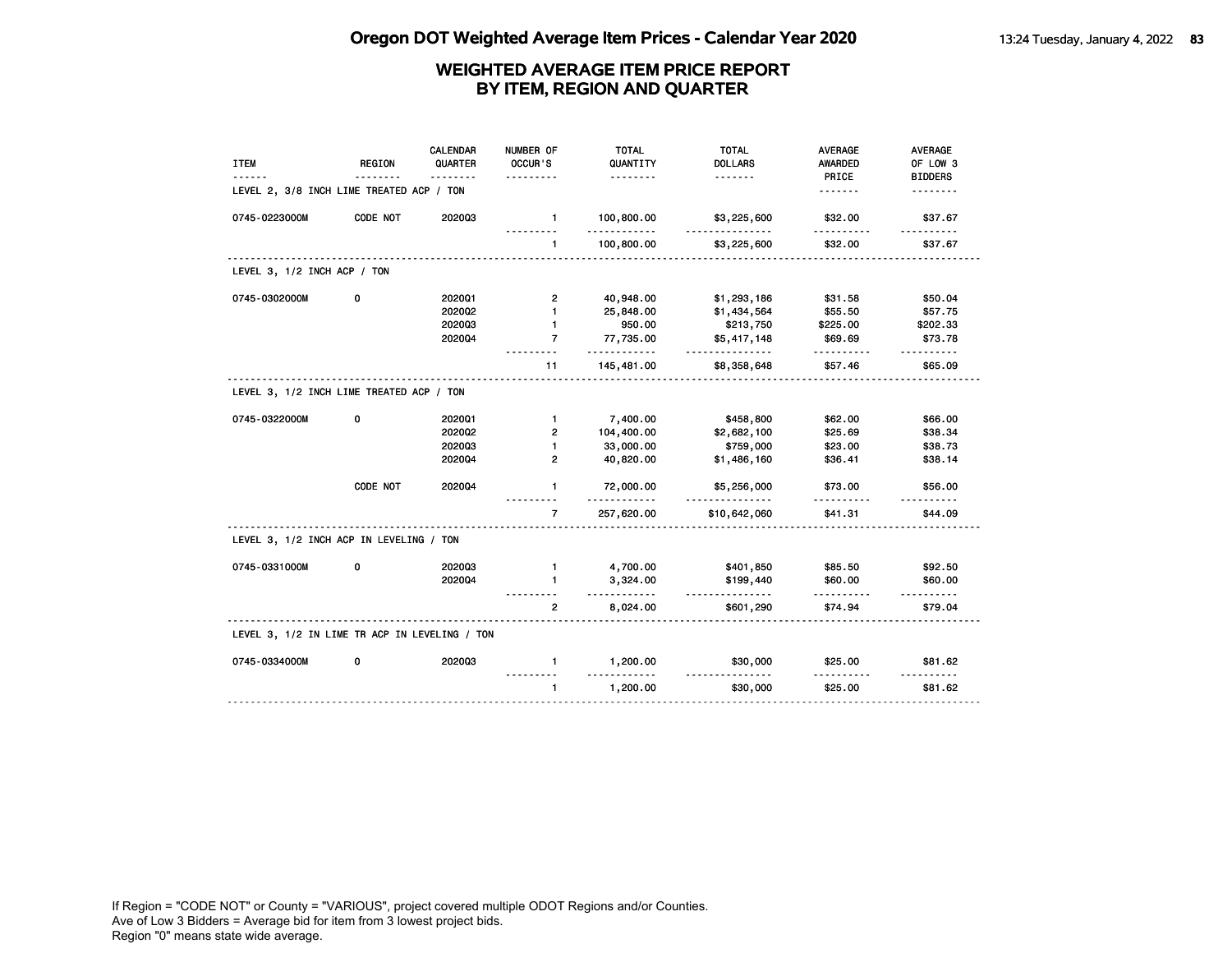# Oregon DOT Weighted Average Item Prices - Calendar Year 2020

## WEIGHTED AVERAGE ITEM PRICE REPORT BY ITEM, REGION AND QUARTER

| ITEM | REGION | CALENDAR QUARTER | NUMBER OF OCCUR'S | TOTAL QUANTITY | TOTAL DOLLARS | AVERAGE AWARDED PRICE | AVERAGE OF LOW 3 BIDDERS |
|---|---|---|---|---|---|---|---|
| **LEVEL 2, 3/8 INCH LIME TREATED ACP / TON** | | | | | | | |
| 0745-0223000M | CODE NOT | 2020Q3 | 1 | 100,800.00 | $3,225,600 | $32.00 | $37.67 |
| | | | 1 | 100,800.00 | $3,225,600 | $32.00 | $37.67 |
| **LEVEL 3, 1/2 INCH ACP / TON** | | | | | | | |
| 0745-0302000M | 0 | 2020Q1 | 2 | 40,948.00 | $1,293,186 | $31.58 | $50.04 |
| | | 2020Q2 | 1 | 25,848.00 | $1,434,564 | $55.50 | $57.75 |
| | | 2020Q3 | 1 | 950.00 | $213,750 | $225.00 | $202.33 |
| | | 2020Q4 | 7 | 77,735.00 | $5,417,148 | $69.69 | $73.78 |
| | | | 11 | 145,481.00 | $8,358,648 | $57.46 | $65.09 |
| **LEVEL 3, 1/2 INCH LIME TREATED ACP / TON** | | | | | | | |
| 0745-0322000M | 0 | 2020Q1 | 1 | 7,400.00 | $458,800 | $62.00 | $66.00 |
| | | 2020Q2 | 2 | 104,400.00 | $2,682,100 | $25.69 | $38.34 |
| | | 2020Q3 | 1 | 33,000.00 | $759,000 | $23.00 | $38.73 |
| | | 2020Q4 | 2 | 40,820.00 | $1,486,160 | $36.41 | $38.14 |
| | CODE NOT | 2020Q4 | 1 | 72,000.00 | $5,256,000 | $73.00 | $56.00 |
| | | | 7 | 257,620.00 | $10,642,060 | $41.31 | $44.09 |
| **LEVEL 3, 1/2 INCH ACP IN LEVELING / TON** | | | | | | | |
| 0745-0331000M | 0 | 2020Q3 | 1 | 4,700.00 | $401,850 | $85.50 | $92.50 |
| | | 2020Q4 | 1 | 3,324.00 | $199,440 | $60.00 | $60.00 |
| | | | 2 | 8,024.00 | $601,290 | $74.94 | $79.04 |
| **LEVEL 3, 1/2 IN LIME TR ACP IN LEVELING / TON** | | | | | | | |
| 0745-0334000M | 0 | 2020Q3 | 1 | 1,200.00 | $30,000 | $25.00 | $81.62 |
| | | | 1 | 1,200.00 | $30,000 | $25.00 | $81.62 |

If Region = "CODE NOT" or County = "VARIOUS", project covered multiple ODOT Regions and/or Counties.
Ave of Low 3 Bidders = Average bid for item from 3 lowest project bids.
Region "0" means state wide average.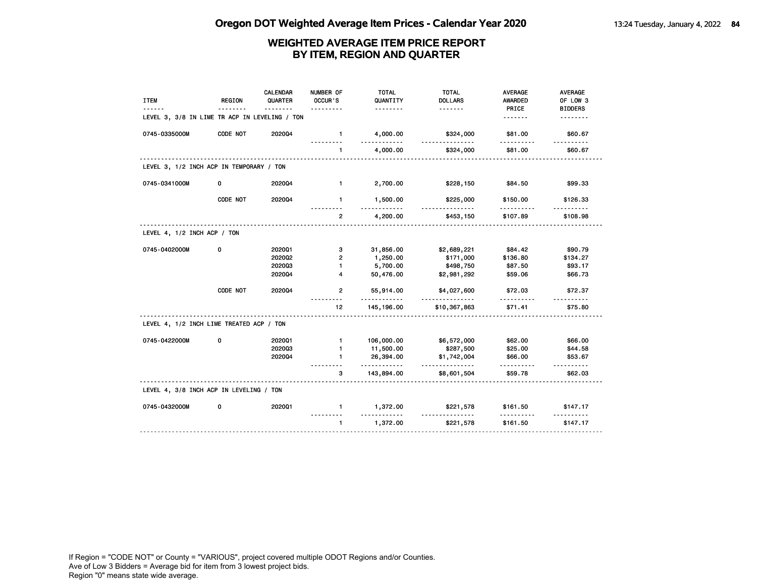# Oregon DOT Weighted Average Item Prices - Calendar Year 2020

## WEIGHTED AVERAGE ITEM PRICE REPORT BY ITEM, REGION AND QUARTER

| ITEM | REGION | CALENDAR QUARTER | NUMBER OF OCCUR'S | TOTAL QUANTITY | TOTAL DOLLARS | AVERAGE AWARDED PRICE | AVERAGE OF LOW 3 BIDDERS |
|---|---|---|---|---|---|---|---|
| **LEVEL 3, 3/8 IN LIME TR ACP IN LEVELING / TON** | | | | | | | |
| 0745-0335000M | CODE NOT | 2020Q4 | 1 | 4,000.00 | $324,000 | $81.00 | $60.67 |
| | | | 1 | 4,000.00 | $324,000 | $81.00 | $60.67 |
| **LEVEL 3, 1/2 INCH ACP IN TEMPORARY / TON** | | | | | | | |
| 0745-0341000M | 0 | 2020Q4 | 1 | 2,700.00 | $228,150 | $84.50 | $99.33 |
| | CODE NOT | 2020Q4 | 1 | 1,500.00 | $225,000 | $150.00 | $126.33 |
| | | | 2 | 4,200.00 | $453,150 | $107.89 | $108.98 |
| **LEVEL 4, 1/2 INCH ACP / TON** | | | | | | | |
| 0745-0402000M | 0 | 2020Q1 | 3 | 31,856.00 | $2,689,221 | $84.42 | $90.79 |
| | | 2020Q2 | 2 | 1,250.00 | $171,000 | $136.80 | $134.27 |
| | | 2020Q3 | 1 | 5,700.00 | $498,750 | $87.50 | $93.17 |
| | | 2020Q4 | 4 | 50,476.00 | $2,981,292 | $59.06 | $66.73 |
| | CODE NOT | 2020Q4 | 2 | 55,914.00 | $4,027,600 | $72.03 | $72.37 |
| | | | 12 | 145,196.00 | $10,367,863 | $71.41 | $75.80 |
| **LEVEL 4, 1/2 INCH LIME TREATED ACP / TON** | | | | | | | |
| 0745-0422000M | 0 | 2020Q1 | 1 | 106,000.00 | $6,572,000 | $62.00 | $66.00 |
| | | 2020Q3 | 1 | 11,500.00 | $287,500 | $25.00 | $44.58 |
| | | 2020Q4 | 1 | 26,394.00 | $1,742,004 | $66.00 | $53.67 |
| | | | 3 | 143,894.00 | $8,601,504 | $59.78 | $62.03 |
| **LEVEL 4, 3/8 INCH ACP IN LEVELING / TON** | | | | | | | |
| 0745-0432000M | 0 | 2020Q1 | 1 | 1,372.00 | $221,578 | $161.50 | $147.17 |
| | | | 1 | 1,372.00 | $221,578 | $161.50 | $147.17 |

If Region = "CODE NOT" or County = "VARIOUS", project covered multiple ODOT Regions and/or Counties.
Ave of Low 3 Bidders = Average bid for item from 3 lowest project bids.
Region "0" means state wide average.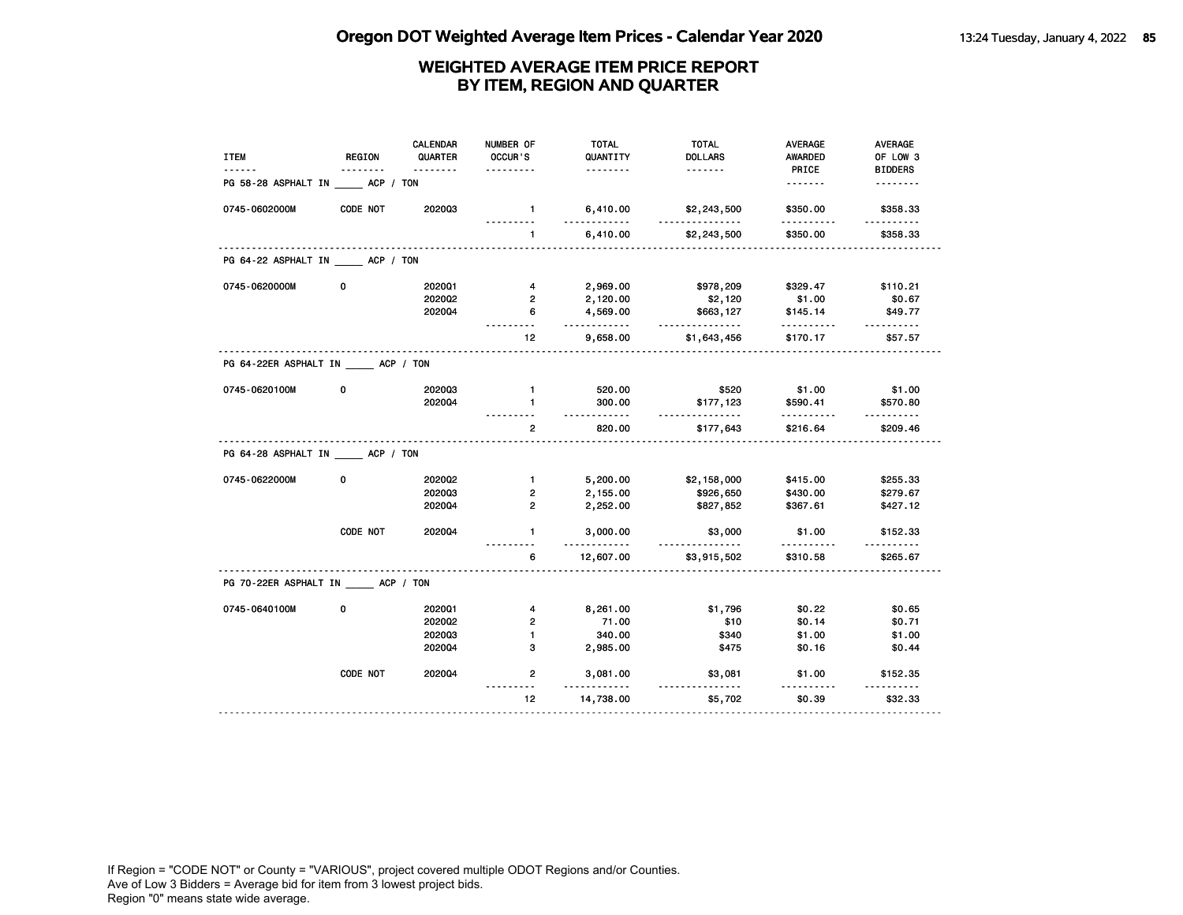# Oregon DOT Weighted Average Item Prices - Calendar Year 2020

## WEIGHTED AVERAGE ITEM PRICE REPORT
## BY ITEM, REGION AND QUARTER

| ITEM | REGION | CALENDAR QUARTER | NUMBER OF OCCUR'S | TOTAL QUANTITY | TOTAL DOLLARS | AVERAGE AWARDED PRICE | AVERAGE OF LOW 3 BIDDERS |
|---|---|---|---|---|---|---|---|
| PG 58-28 ASPHALT IN _____ ACP / TON | | | | | | | |
| 0745-0602000M | CODE NOT | 2020Q3 | 1 | 6,410.00 | $2,243,500 | $350.00 | $358.33 |
| | | | 1 | 6,410.00 | $2,243,500 | $350.00 | $358.33 |
| PG 64-22 ASPHALT IN _____ ACP / TON | | | | | | | |
| 0745-0620000M | 0 | 2020Q1 | 4 | 2,969.00 | $978,209 | $329.47 | $110.21 |
| | | 2020Q2 | 2 | 2,120.00 | $2,120 | $1.00 | $0.67 |
| | | 2020Q4 | 6 | 4,569.00 | $663,127 | $145.14 | $49.77 |
| | | | 12 | 9,658.00 | $1,643,456 | $170.17 | $57.57 |
| PG 64-22ER ASPHALT IN _____ ACP / TON | | | | | | | |
| 0745-0620100M | 0 | 2020Q3 | 1 | 520.00 | $520 | $1.00 | $1.00 |
| | | 2020Q4 | 1 | 300.00 | $177,123 | $590.41 | $570.80 |
| | | | 2 | 820.00 | $177,643 | $216.64 | $209.46 |
| PG 64-28 ASPHALT IN _____ ACP / TON | | | | | | | |
| 0745-0622000M | 0 | 2020Q2 | 1 | 5,200.00 | $2,158,000 | $415.00 | $255.33 |
| | | 2020Q3 | 2 | 2,155.00 | $926,650 | $430.00 | $279.67 |
| | | 2020Q4 | 2 | 2,252.00 | $827,852 | $367.61 | $427.12 |
| | CODE NOT | 2020Q4 | 1 | 3,000.00 | $3,000 | $1.00 | $152.33 |
| | | | 6 | 12,607.00 | $3,915,502 | $310.58 | $265.67 |
| PG 70-22ER ASPHALT IN _____ ACP / TON | | | | | | | |
| 0745-0640100M | 0 | 2020Q1 | 4 | 8,261.00 | $1,796 | $0.22 | $0.65 |
| | | 2020Q2 | 2 | 71.00 | $10 | $0.14 | $0.71 |
| | | 2020Q3 | 1 | 340.00 | $340 | $1.00 | $1.00 |
| | | 2020Q4 | 3 | 2,985.00 | $475 | $0.16 | $0.44 |
| | CODE NOT | 2020Q4 | 2 | 3,081.00 | $3,081 | $1.00 | $152.35 |
| | | | 12 | 14,738.00 | $5,702 | $0.39 | $32.33 |

If Region = "CODE NOT" or County = "VARIOUS", project covered multiple ODOT Regions and/or Counties.
Ave of Low 3 Bidders = Average bid for item from 3 lowest project bids.
Region "0" means state wide average.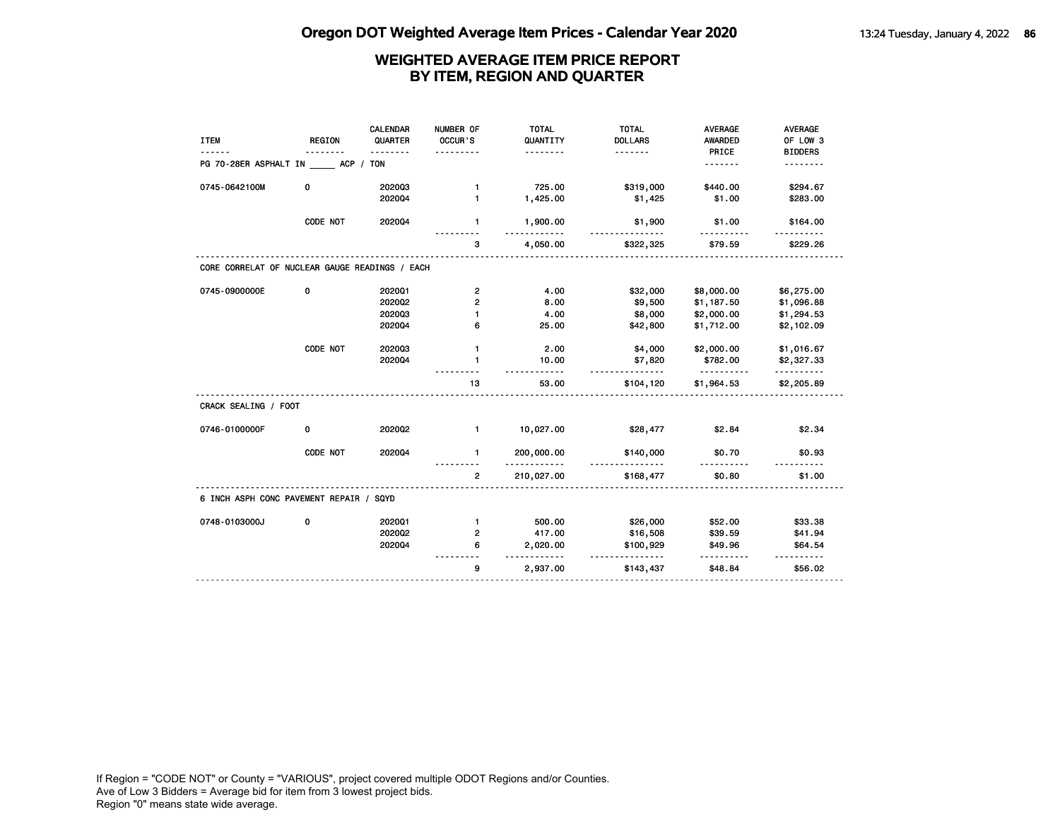# Oregon DOT Weighted Average Item Prices - Calendar Year 2020

## WEIGHTED AVERAGE ITEM PRICE REPORT BY ITEM, REGION AND QUARTER

| ITEM | REGION | CALENDAR QUARTER | NUMBER OF OCCUR'S | TOTAL QUANTITY | TOTAL DOLLARS | AVERAGE AWARDED PRICE | AVERAGE OF LOW 3 BIDDERS |
|---|---|---|---|---|---|---|---|
| **PG 70-28ER ASPHALT IN _____ ACP / TON** | | | | | | | |
| 0745-0642100M | 0 | 2020Q3 | 1 | 725.00 | $319,000 | $440.00 | $294.67 |
| | | 2020Q4 | 1 | 1,425.00 | $1,425 | $1.00 | $283.00 |
| | CODE NOT | 2020Q4 | 1 | 1,900.00 | $1,900 | $1.00 | $164.00 |
| | | | 3 | 4,050.00 | $322,325 | $79.59 | $229.26 |
| **CORE CORRELAT OF NUCLEAR GAUGE READINGS / EACH** | | | | | | | |
| 0745-0900000E | 0 | 2020Q1 | 2 | 4.00 | $32,000 | $8,000.00 | $6,275.00 |
| | | 2020Q2 | 2 | 8.00 | $9,500 | $1,187.50 | $1,096.88 |
| | | 2020Q3 | 1 | 4.00 | $8,000 | $2,000.00 | $1,294.53 |
| | | 2020Q4 | 6 | 25.00 | $42,800 | $1,712.00 | $2,102.09 |
| | CODE NOT | 2020Q3 | 1 | 2.00 | $4,000 | $2,000.00 | $1,016.67 |
| | | 2020Q4 | 1 | 10.00 | $7,820 | $782.00 | $2,327.33 |
| | | | 13 | 53.00 | $104,120 | $1,964.53 | $2,205.89 |
| **CRACK SEALING / FOOT** | | | | | | | |
| 0746-0100000F | 0 | 2020Q2 | 1 | 10,027.00 | $28,477 | $2.84 | $2.34 |
| | CODE NOT | 2020Q4 | 1 | 200,000.00 | $140,000 | $0.70 | $0.93 |
| | | | 2 | 210,027.00 | $168,477 | $0.80 | $1.00 |
| **6 INCH ASPH CONC PAVEMENT REPAIR / SQYD** | | | | | | | |
| 0748-0103000J | 0 | 2020Q1 | 1 | 500.00 | $26,000 | $52.00 | $33.38 |
| | | 2020Q2 | 2 | 417.00 | $16,508 | $39.59 | $41.94 |
| | | 2020Q4 | 6 | 2,020.00 | $100,929 | $49.96 | $64.54 |
| | | | 9 | 2,937.00 | $143,437 | $48.84 | $56.02 |

If Region = "CODE NOT" or County = "VARIOUS", project covered multiple ODOT Regions and/or Counties.
Ave of Low 3 Bidders = Average bid for item from 3 lowest project bids.
Region "0" means state wide average.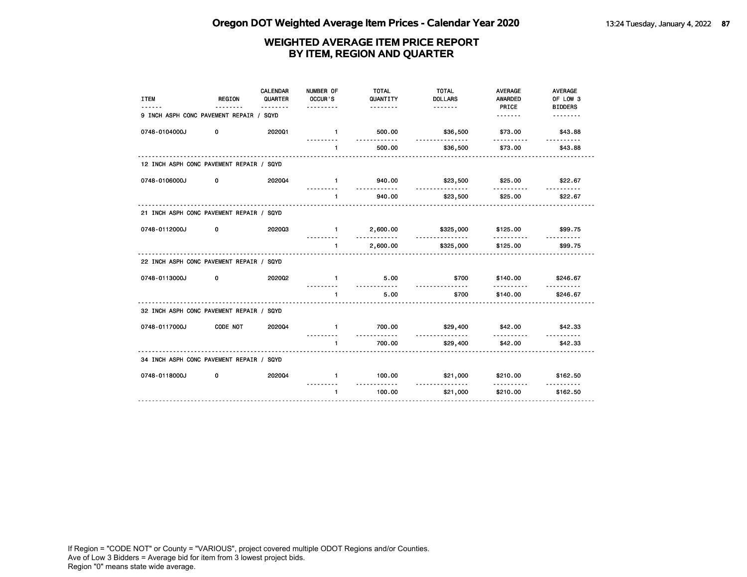# Oregon DOT Weighted Average Item Prices - Calendar Year 2020

## WEIGHTED AVERAGE ITEM PRICE REPORT BY ITEM, REGION AND QUARTER

| ITEM | REGION | CALENDAR QUARTER | NUMBER OF OCCUR'S | TOTAL QUANTITY | TOTAL DOLLARS | AVERAGE AWARDED PRICE | AVERAGE OF LOW 3 BIDDERS |
|---|---|---|---|---|---|---|---|
| **9 INCH ASPH CONC PAVEMENT REPAIR / SQYD** | | | | | | | |
| 0748-0104000J | 0 | 2020Q1 | 1 | 500.00 | $36,500 | $73.00 | $43.88 |
| | | | 1 | 500.00 | $36,500 | $73.00 | $43.88 |
| **12 INCH ASPH CONC PAVEMENT REPAIR / SQYD** | | | | | | | |
| 0748-0106000J | 0 | 2020Q4 | 1 | 940.00 | $23,500 | $25.00 | $22.67 |
| | | | 1 | 940.00 | $23,500 | $25.00 | $22.67 |
| **21 INCH ASPH CONC PAVEMENT REPAIR / SQYD** | | | | | | | |
| 0748-0112000J | 0 | 2020Q3 | 1 | 2,600.00 | $325,000 | $125.00 | $99.75 |
| | | | 1 | 2,600.00 | $325,000 | $125.00 | $99.75 |
| **22 INCH ASPH CONC PAVEMENT REPAIR / SQYD** | | | | | | | |
| 0748-0113000J | 0 | 2020Q2 | 1 | 5.00 | $700 | $140.00 | $246.67 |
| | | | 1 | 5.00 | $700 | $140.00 | $246.67 |
| **32 INCH ASPH CONC PAVEMENT REPAIR / SQYD** | | | | | | | |
| 0748-0117000J | CODE NOT | 2020Q4 | 1 | 700.00 | $29,400 | $42.00 | $42.33 |
| | | | 1 | 700.00 | $29,400 | $42.00 | $42.33 |
| **34 INCH ASPH CONC PAVEMENT REPAIR / SQYD** | | | | | | | |
| 0748-0118000J | 0 | 2020Q4 | 1 | 100.00 | $21,000 | $210.00 | $162.50 |
| | | | 1 | 100.00 | $21,000 | $210.00 | $162.50 |

If Region = "CODE NOT" or County = "VARIOUS", project covered multiple ODOT Regions and/or Counties.
Ave of Low 3 Bidders = Average bid for item from 3 lowest project bids.
Region "0" means state wide average.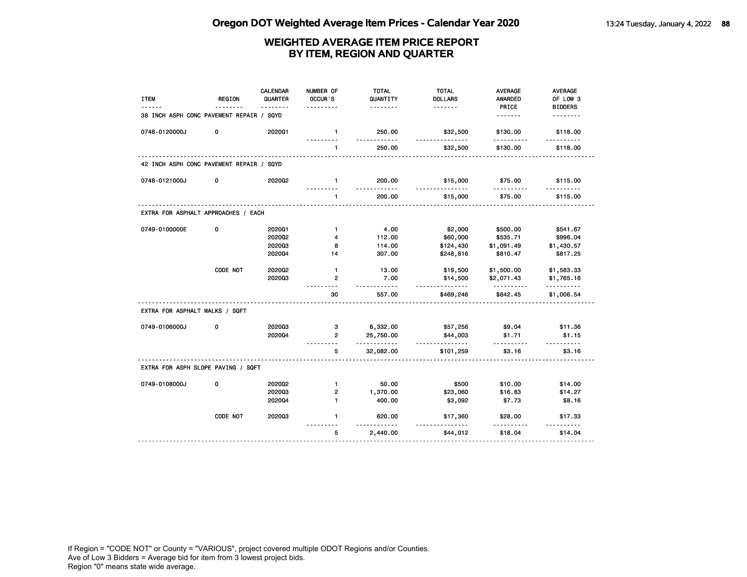# Oregon DOT Weighted Average Item Prices - Calendar Year 2020

## WEIGHTED AVERAGE ITEM PRICE REPORT BY ITEM, REGION AND QUARTER

| ITEM | REGION | CALENDAR QUARTER | NUMBER OF OCCUR'S | TOTAL QUANTITY | TOTAL DOLLARS | AVERAGE AWARDED PRICE | AVERAGE OF LOW 3 BIDDERS |
|---|---|---|---|---|---|---|---|
| **38 INCH ASPH CONC PAVEMENT REPAIR / SQYD** | | | | | | | |
| 0748-0120000J | 0 | 2020Q1 | 1 | 250.00 | $32,500 | $130.00 | $118.00 |
| | | | 1 | 250.00 | $32,500 | $130.00 | $118.00 |
| **42 INCH ASPH CONC PAVEMENT REPAIR / SQYD** | | | | | | | |
| 0748-0121000J | 0 | 2020Q2 | 1 | 200.00 | $15,000 | $75.00 | $115.00 |
| | | | 1 | 200.00 | $15,000 | $75.00 | $115.00 |
| **EXTRA FOR ASPHALT APPROACHES / EACH** | | | | | | | |
| 0749-0100000E | 0 | 2020Q1 | 1 | 4.00 | $2,000 | $500.00 | $541.67 |
| | | 2020Q2 | 4 | 112.00 | $60,000 | $535.71 | $996.04 |
| | | 2020Q3 | 8 | 114.00 | $124,430 | $1,091.49 | $1,430.57 |
| | | 2020Q4 | 14 | 307.00 | $248,816 | $810.47 | $817.25 |
| | CODE NOT | 2020Q2 | 1 | 13.00 | $19,500 | $1,500.00 | $1,583.33 |
| | | 2020Q3 | 2 | 7.00 | $14,500 | $2,071.43 | $1,765.16 |
| | | | 30 | 557.00 | $469,246 | $842.45 | $1,006.54 |
| **EXTRA FOR ASPHALT WALKS / SQFT** | | | | | | | |
| 0749-0106000J | 0 | 2020Q3 | 3 | 6,332.00 | $57,256 | $9.04 | $11.36 |
| | | 2020Q4 | 2 | 25,750.00 | $44,003 | $1.71 | $1.15 |
| | | | 5 | 32,082.00 | $101,259 | $3.16 | $3.16 |
| **EXTRA FOR ASPH SLOPE PAVING / SQFT** | | | | | | | |
| 0749-0108000J | 0 | 2020Q2 | 1 | 50.00 | $500 | $10.00 | $14.00 |
| | | 2020Q3 | 2 | 1,370.00 | $23,060 | $16.83 | $14.27 |
| | | 2020Q4 | 1 | 400.00 | $3,092 | $7.73 | $8.16 |
| | CODE NOT | 2020Q3 | 1 | 620.00 | $17,360 | $28.00 | $17.33 |
| | | | 5 | 2,440.00 | $44,012 | $18.04 | $14.04 |

If Region = "CODE NOT" or County = "VARIOUS", project covered multiple ODOT Regions and/or Counties.
Ave of Low 3 Bidders = Average bid for item from 3 lowest project bids.
Region "0" means state wide average.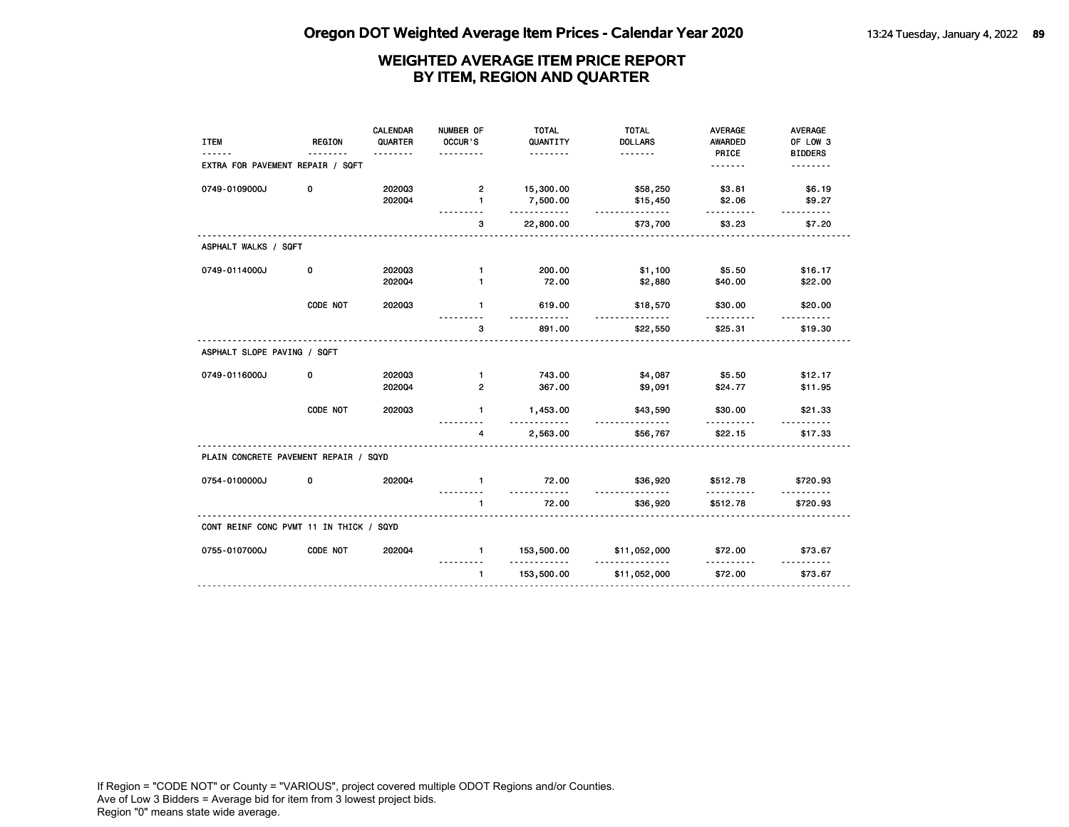# Oregon DOT Weighted Average Item Prices - Calendar Year 2020

## WEIGHTED AVERAGE ITEM PRICE REPORT BY ITEM, REGION AND QUARTER

| ITEM | REGION | CALENDAR QUARTER | NUMBER OF OCCUR'S | TOTAL QUANTITY | TOTAL DOLLARS | AVERAGE AWARDED PRICE | AVERAGE OF LOW 3 BIDDERS |
|---|---|---|---|---|---|---|---|
| **EXTRA FOR PAVEMENT REPAIR / SQFT** | | | | | | | |
| 0749-0109000J | 0 | 2020Q3 | 2 | 15,300.00 | $58,250 | $3.81 | $6.19 |
| | | 2020Q4 | 1 | 7,500.00 | $15,450 | $2.06 | $9.27 |
| | | | 3 | 22,800.00 | $73,700 | $3.23 | $7.20 |
| **ASPHALT WALKS / SQFT** | | | | | | | |
| 0749-0114000J | 0 | 2020Q3 | 1 | 200.00 | $1,100 | $5.50 | $16.17 |
| | | 2020Q4 | 1 | 72.00 | $2,880 | $40.00 | $22.00 |
| | CODE NOT | 2020Q3 | 1 | 619.00 | $18,570 | $30.00 | $20.00 |
| | | | 3 | 891.00 | $22,550 | $25.31 | $19.30 |
| **ASPHALT SLOPE PAVING / SQFT** | | | | | | | |
| 0749-0116000J | 0 | 2020Q3 | 1 | 743.00 | $4,087 | $5.50 | $12.17 |
| | | 2020Q4 | 2 | 367.00 | $9,091 | $24.77 | $11.95 |
| | CODE NOT | 2020Q3 | 1 | 1,453.00 | $43,590 | $30.00 | $21.33 |
| | | | 4 | 2,563.00 | $56,767 | $22.15 | $17.33 |
| **PLAIN CONCRETE PAVEMENT REPAIR / SQYD** | | | | | | | |
| 0754-0100000J | 0 | 2020Q4 | 1 | 72.00 | $36,920 | $512.78 | $720.93 |
| | | | 1 | 72.00 | $36,920 | $512.78 | $720.93 |
| **CONT REINF CONC PVMT 11 IN THICK / SQYD** | | | | | | | |
| 0755-0107000J | CODE NOT | 2020Q4 | 1 | 153,500.00 | $11,052,000 | $72.00 | $73.67 |
| | | | 1 | 153,500.00 | $11,052,000 | $72.00 | $73.67 |

If Region = "CODE NOT" or County = "VARIOUS", project covered multiple ODOT Regions and/or Counties.
Ave of Low 3 Bidders = Average bid for item from 3 lowest project bids.
Region "0" means state wide average.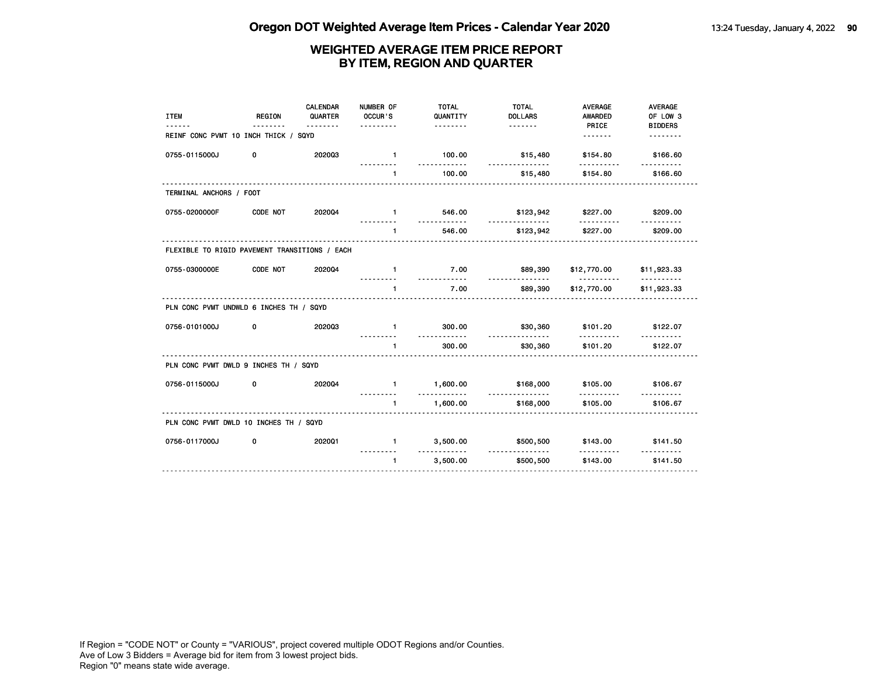# Oregon DOT Weighted Average Item Prices - Calendar Year 2020

## WEIGHTED AVERAGE ITEM PRICE REPORT BY ITEM, REGION AND QUARTER

| ITEM | REGION | CALENDAR QUARTER | NUMBER OF OCCUR'S | TOTAL QUANTITY | TOTAL DOLLARS | AVERAGE AWARDED PRICE | AVERAGE OF LOW 3 BIDDERS |
|---|---|---|---|---|---|---|---|
| **REINF CONC PVMT 10 INCH THICK / SQYD** | | | | | | | |
| 0755-0115000J | 0 | 2020Q3 | 1 | 100.00 | $15,480 | $154.80 | $166.60 |
| | | | 1 | 100.00 | $15,480 | $154.80 | $166.60 |
| **TERMINAL ANCHORS / FOOT** | | | | | | | |
| 0755-0200000F | CODE NOT | 2020Q4 | 1 | 546.00 | $123,942 | $227.00 | $209.00 |
| | | | 1 | 546.00 | $123,942 | $227.00 | $209.00 |
| **FLEXIBLE TO RIGID PAVEMENT TRANSITIONS / EACH** | | | | | | | |
| 0755-0300000E | CODE NOT | 2020Q4 | 1 | 7.00 | $89,390 | $12,770.00 | $11,923.33 |
| | | | 1 | 7.00 | $89,390 | $12,770.00 | $11,923.33 |
| **PLN CONC PVMT UNDWLD 6 INCHES TH / SQYD** | | | | | | | |
| 0756-0101000J | 0 | 2020Q3 | 1 | 300.00 | $30,360 | $101.20 | $122.07 |
| | | | 1 | 300.00 | $30,360 | $101.20 | $122.07 |
| **PLN CONC PVMT DWLD 9 INCHES TH / SQYD** | | | | | | | |
| 0756-0115000J | 0 | 2020Q4 | 1 | 1,600.00 | $168,000 | $105.00 | $106.67 |
| | | | 1 | 1,600.00 | $168,000 | $105.00 | $106.67 |
| **PLN CONC PVMT DWLD 10 INCHES TH / SQYD** | | | | | | | |
| 0756-0117000J | 0 | 2020Q1 | 1 | 3,500.00 | $500,500 | $143.00 | $141.50 |
| | | | 1 | 3,500.00 | $500,500 | $143.00 | $141.50 |

If Region = "CODE NOT" or County = "VARIOUS", project covered multiple ODOT Regions and/or Counties.
Ave of Low 3 Bidders = Average bid for item from 3 lowest project bids.
Region "0" means state wide average.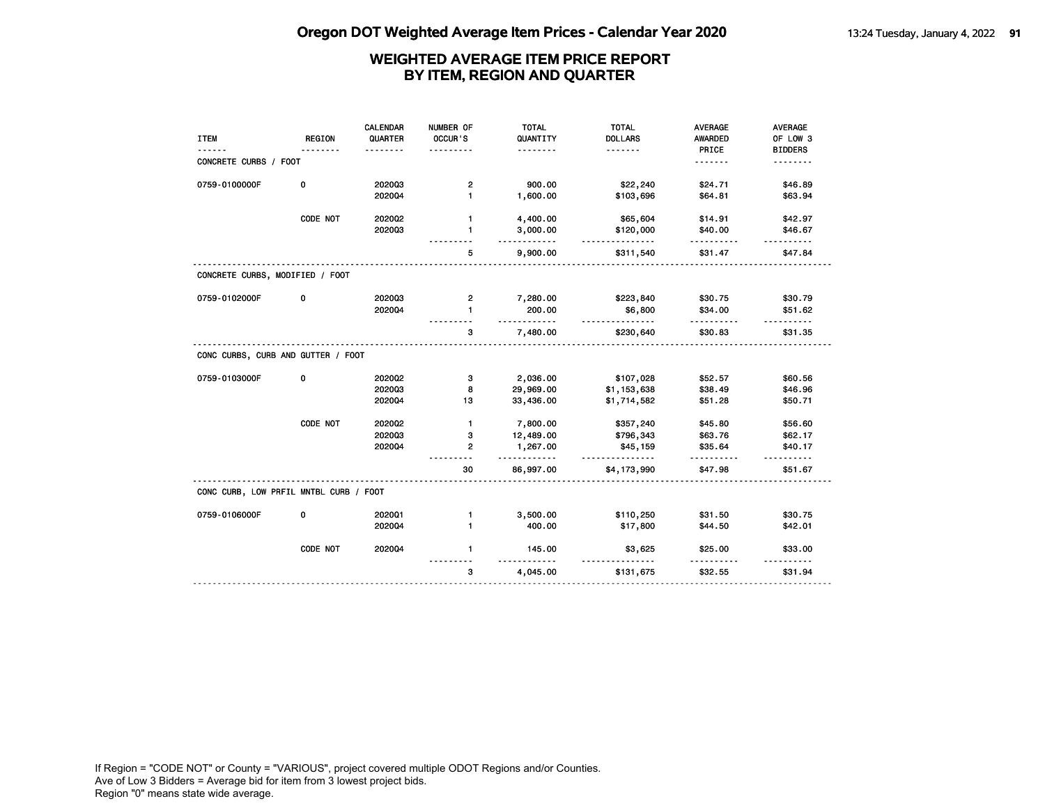# Oregon DOT Weighted Average Item Prices - Calendar Year 2020

## WEIGHTED AVERAGE ITEM PRICE REPORT
## BY ITEM, REGION AND QUARTER

| ITEM | REGION | CALENDAR QUARTER | NUMBER OF OCCUR'S | TOTAL QUANTITY | TOTAL DOLLARS | AVERAGE AWARDED PRICE | AVERAGE OF LOW 3 BIDDERS |
|---|---|---|---|---|---|---|---|
| **CONCRETE CURBS / FOOT** | | | | | | | |
| 0759-0100000F | 0 | 2020Q3 | 2 | 900.00 | $22,240 | $24.71 | $46.89 |
| | | 2020Q4 | 1 | 1,600.00 | $103,696 | $64.81 | $63.94 |
| | CODE NOT | 2020Q2 | 1 | 4,400.00 | $65,604 | $14.91 | $42.97 |
| | | 2020Q3 | 1 | 3,000.00 | $120,000 | $40.00 | $46.67 |
| | | | 5 | 9,900.00 | $311,540 | $31.47 | $47.84 |
| **CONCRETE CURBS, MODIFIED / FOOT** | | | | | | | |
| 0759-0102000F | 0 | 2020Q3 | 2 | 7,280.00 | $223,840 | $30.75 | $30.79 |
| | | 2020Q4 | 1 | 200.00 | $6,800 | $34.00 | $51.62 |
| | | | 3 | 7,480.00 | $230,640 | $30.83 | $31.35 |
| **CONC CURBS, CURB AND GUTTER / FOOT** | | | | | | | |
| 0759-0103000F | 0 | 2020Q2 | 3 | 2,036.00 | $107,028 | $52.57 | $60.56 |
| | | 2020Q3 | 8 | 29,969.00 | $1,153,638 | $38.49 | $46.96 |
| | | 2020Q4 | 13 | 33,436.00 | $1,714,582 | $51.28 | $50.71 |
| | CODE NOT | 2020Q2 | 1 | 7,800.00 | $357,240 | $45.80 | $56.60 |
| | | 2020Q3 | 3 | 12,489.00 | $796,343 | $63.76 | $62.17 |
| | | 2020Q4 | 2 | 1,267.00 | $45,159 | $35.64 | $40.17 |
| | | | 30 | 86,997.00 | $4,173,990 | $47.98 | $51.67 |
| **CONC CURB, LOW PRFIL MNTBL CURB / FOOT** | | | | | | | |
| 0759-0106000F | 0 | 2020Q1 | 1 | 3,500.00 | $110,250 | $31.50 | $30.75 |
| | | 2020Q4 | 1 | 400.00 | $17,800 | $44.50 | $42.01 |
| | CODE NOT | 2020Q4 | 1 | 145.00 | $3,625 | $25.00 | $33.00 |
| | | | 3 | 4,045.00 | $131,675 | $32.55 | $31.94 |

If Region = "CODE NOT" or County = "VARIOUS", project covered multiple ODOT Regions and/or Counties.
Ave of Low 3 Bidders = Average bid for item from 3 lowest project bids.
Region "0" means state wide average.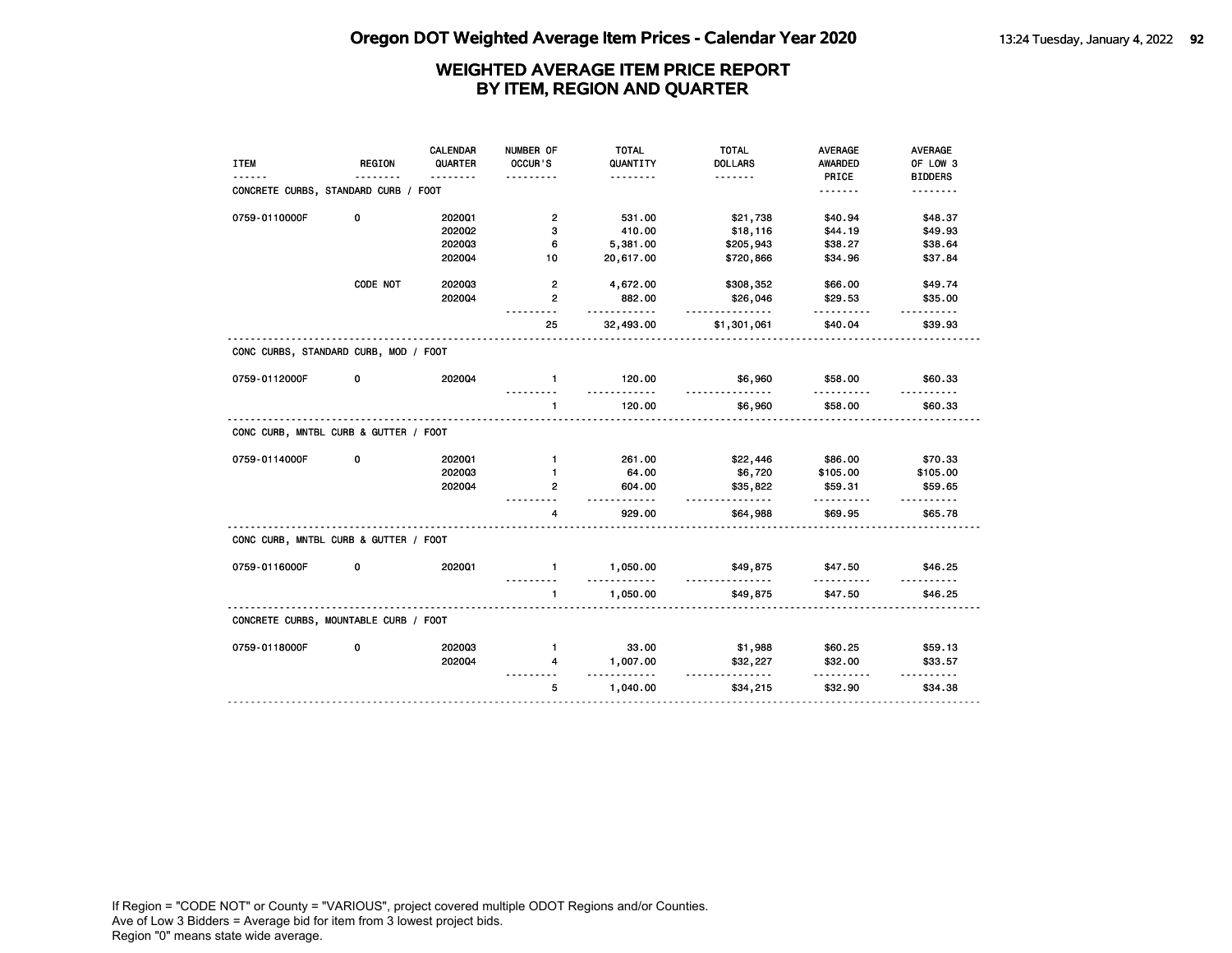# Oregon DOT Weighted Average Item Prices - Calendar Year 2020

## WEIGHTED AVERAGE ITEM PRICE REPORT BY ITEM, REGION AND QUARTER

| ITEM | REGION | CALENDAR QUARTER | NUMBER OF OCCUR'S | TOTAL QUANTITY | TOTAL DOLLARS | AVERAGE AWARDED PRICE | AVERAGE OF LOW 3 BIDDERS |
|---|---|---|---|---|---|---|---|
| **CONCRETE CURBS, STANDARD CURB / FOOT** | | | | | | | |
| 0759-0110000F | 0 | 2020Q1 | 2 | 531.00 | $21,738 | $40.94 | $48.37 |
| | | 2020Q2 | 3 | 410.00 | $18,116 | $44.19 | $49.93 |
| | | 2020Q3 | 6 | 5,381.00 | $205,943 | $38.27 | $38.64 |
| | | 2020Q4 | 10 | 20,617.00 | $720,866 | $34.96 | $37.84 |
| | CODE NOT | 2020Q3 | 2 | 4,672.00 | $308,352 | $66.00 | $49.74 |
| | | 2020Q4 | 2 | 882.00 | $26,046 | $29.53 | $35.00 |
| | | | 25 | 32,493.00 | $1,301,061 | $40.04 | $39.93 |
| **CONC CURBS, STANDARD CURB, MOD / FOOT** | | | | | | | |
| 0759-0112000F | 0 | 2020Q4 | 1 | 120.00 | $6,960 | $58.00 | $60.33 |
| | | | 1 | 120.00 | $6,960 | $58.00 | $60.33 |
| **CONC CURB, MNTBL CURB & GUTTER / FOOT** | | | | | | | |
| 0759-0114000F | 0 | 2020Q1 | 1 | 261.00 | $22,446 | $86.00 | $70.33 |
| | | 2020Q3 | 1 | 64.00 | $6,720 | $105.00 | $105.00 |
| | | 2020Q4 | 2 | 604.00 | $35,822 | $59.31 | $59.65 |
| | | | 4 | 929.00 | $64,988 | $69.95 | $65.78 |
| **CONC CURB, MNTBL CURB & GUTTER / FOOT** | | | | | | | |
| 0759-0116000F | 0 | 2020Q1 | 1 | 1,050.00 | $49,875 | $47.50 | $46.25 |
| | | | 1 | 1,050.00 | $49,875 | $47.50 | $46.25 |
| **CONCRETE CURBS, MOUNTABLE CURB / FOOT** | | | | | | | |
| 0759-0118000F | 0 | 2020Q3 | 1 | 33.00 | $1,988 | $60.25 | $59.13 |
| | | 2020Q4 | 4 | 1,007.00 | $32,227 | $32.00 | $33.57 |
| | | | 5 | 1,040.00 | $34,215 | $32.90 | $34.38 |

If Region = "CODE NOT" or County = "VARIOUS", project covered multiple ODOT Regions and/or Counties.
Ave of Low 3 Bidders = Average bid for item from 3 lowest project bids.
Region "0" means state wide average.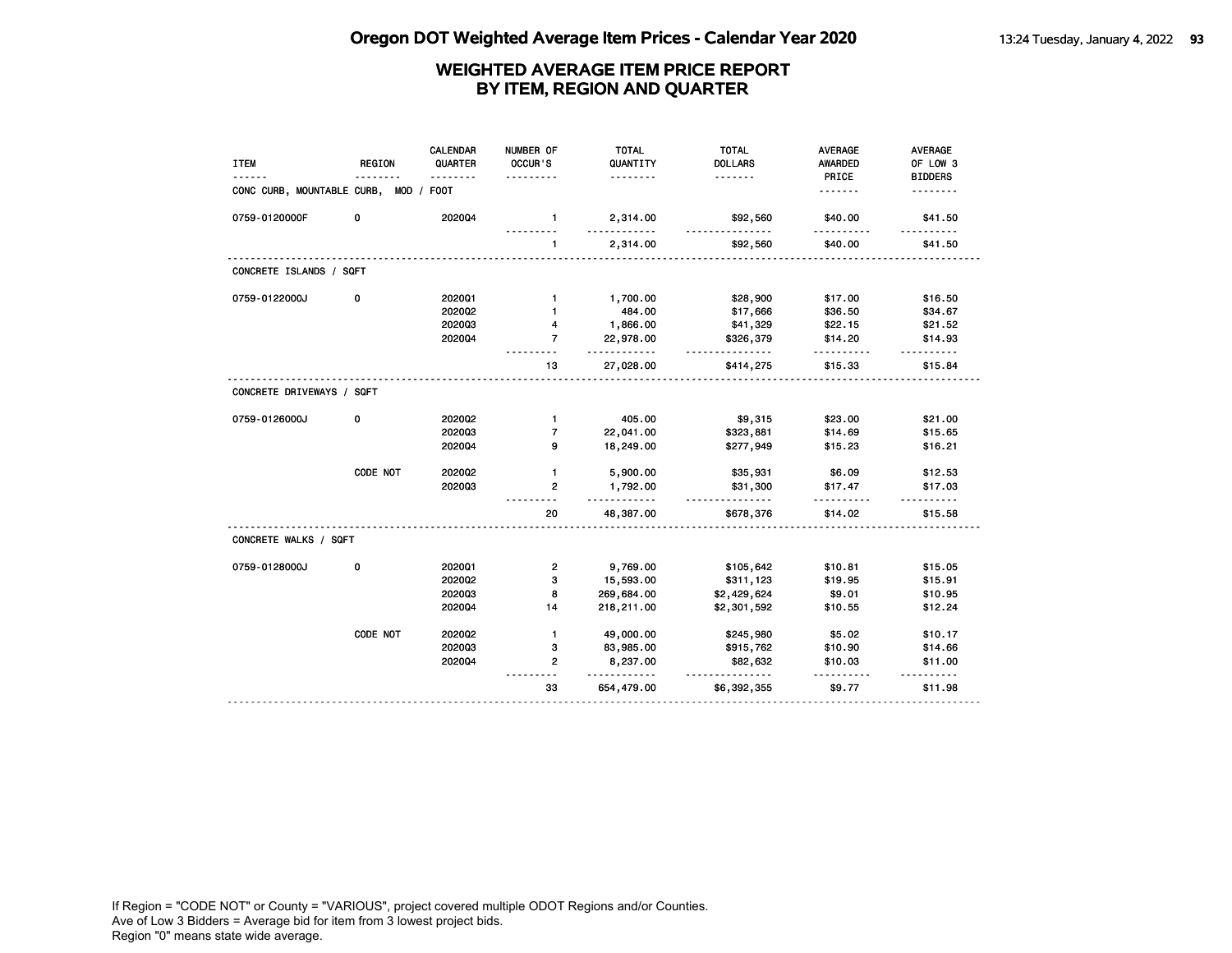# Oregon DOT Weighted Average Item Prices - Calendar Year 2020

## WEIGHTED AVERAGE ITEM PRICE REPORT BY ITEM, REGION AND QUARTER

| ITEM | REGION | CALENDAR QUARTER | NUMBER OF OCCUR'S | TOTAL QUANTITY | TOTAL DOLLARS | AVERAGE AWARDED PRICE | AVERAGE OF LOW 3 BIDDERS |
|---|---|---|---|---|---|---|---|
| **CONC CURB, MOUNTABLE CURB, MOD / FOOT** | | | | | | | |
| 0759-0120000F | 0 | 2020Q4 | 1 | 2,314.00 | $92,560 | $40.00 | $41.50 |
| | | | 1 | 2,314.00 | $92,560 | $40.00 | $41.50 |
| **CONCRETE ISLANDS / SQFT** | | | | | | | |
| 0759-0122000J | 0 | 2020Q1 | 1 | 1,700.00 | $28,900 | $17.00 | $16.50 |
| | | 2020Q2 | 1 | 484.00 | $17,666 | $36.50 | $34.67 |
| | | 2020Q3 | 4 | 1,866.00 | $41,329 | $22.15 | $21.52 |
| | | 2020Q4 | 7 | 22,978.00 | $326,379 | $14.20 | $14.93 |
| | | | 13 | 27,028.00 | $414,275 | $15.33 | $15.84 |
| **CONCRETE DRIVEWAYS / SQFT** | | | | | | | |
| 0759-0126000J | 0 | 2020Q2 | 1 | 405.00 | $9,315 | $23.00 | $21.00 |
| | | 2020Q3 | 7 | 22,041.00 | $323,881 | $14.69 | $15.65 |
| | | 2020Q4 | 9 | 18,249.00 | $277,949 | $15.23 | $16.21 |
| | CODE NOT | 2020Q2 | 1 | 5,900.00 | $35,931 | $6.09 | $12.53 |
| | | 2020Q3 | 2 | 1,792.00 | $31,300 | $17.47 | $17.03 |
| | | | 20 | 48,387.00 | $678,376 | $14.02 | $15.58 |
| **CONCRETE WALKS / SQFT** | | | | | | | |
| 0759-0128000J | 0 | 2020Q1 | 2 | 9,769.00 | $105,642 | $10.81 | $15.05 |
| | | 2020Q2 | 3 | 15,593.00 | $311,123 | $19.95 | $15.91 |
| | | 2020Q3 | 8 | 269,684.00 | $2,429,624 | $9.01 | $10.95 |
| | | 2020Q4 | 14 | 218,211.00 | $2,301,592 | $10.55 | $12.24 |
| | CODE NOT | 2020Q2 | 1 | 49,000.00 | $245,980 | $5.02 | $10.17 |
| | | 2020Q3 | 3 | 83,985.00 | $915,762 | $10.90 | $14.66 |
| | | 2020Q4 | 2 | 8,237.00 | $82,632 | $10.03 | $11.00 |
| | | | 33 | 654,479.00 | $6,392,355 | $9.77 | $11.98 |

If Region = "CODE NOT" or County = "VARIOUS", project covered multiple ODOT Regions and/or Counties.
Ave of Low 3 Bidders = Average bid for item from 3 lowest project bids.
Region "0" means state wide average.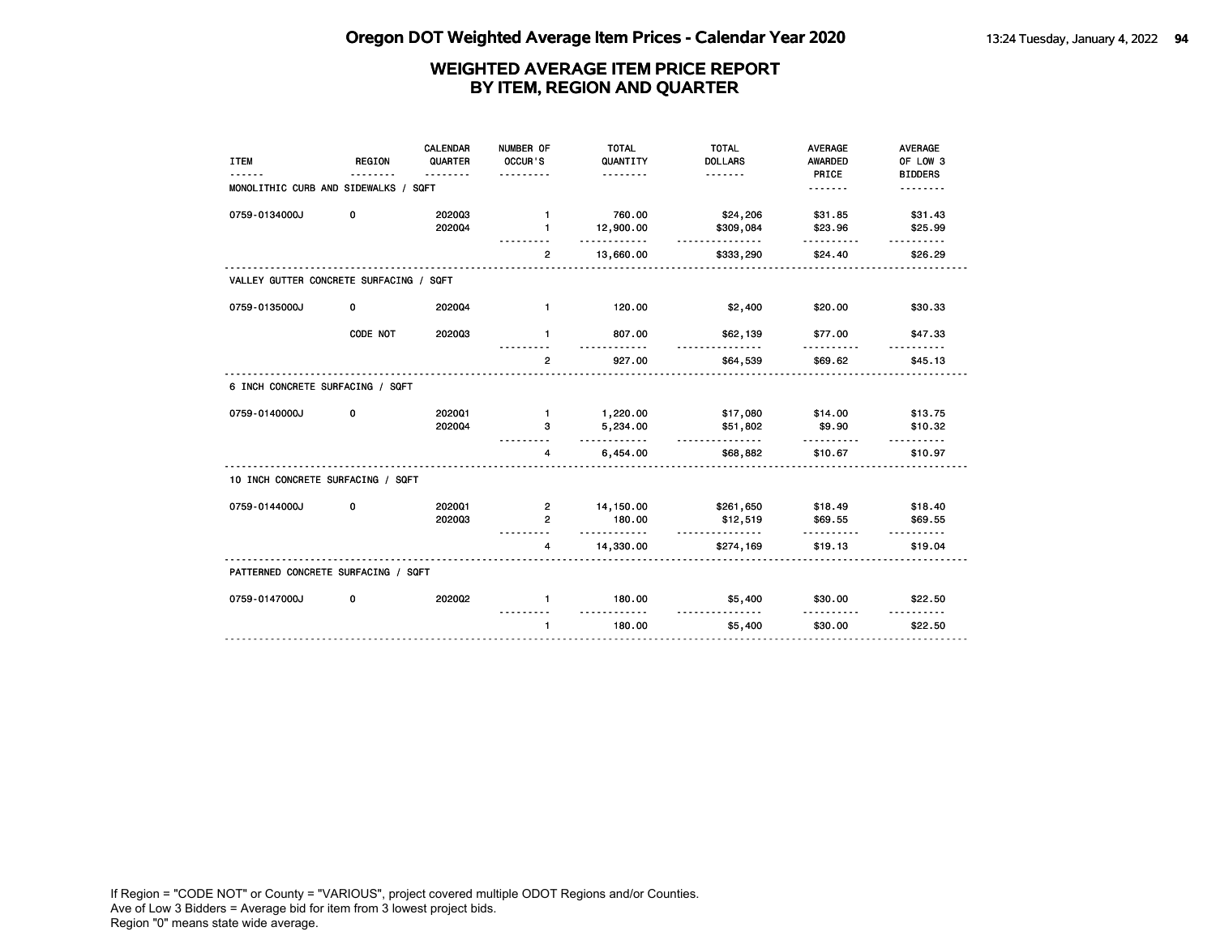# Oregon DOT Weighted Average Item Prices - Calendar Year 2020

## WEIGHTED AVERAGE ITEM PRICE REPORT BY ITEM, REGION AND QUARTER

| ITEM | REGION | CALENDAR QUARTER | NUMBER OF OCCUR'S | TOTAL QUANTITY | TOTAL DOLLARS | AVERAGE AWARDED PRICE | AVERAGE OF LOW 3 BIDDERS |
|---|---|---|---|---|---|---|---|
| **MONOLITHIC CURB AND SIDEWALKS / SQFT** | | | | | | | |
| 0759-0134000J | 0 | 2020Q3 | 1 | 760.00 | $24,206 | $31.85 | $31.43 |
| | | 2020Q4 | 1 | 12,900.00 | $309,084 | $23.96 | $25.99 |
| | | | 2 | 13,660.00 | $333,290 | $24.40 | $26.29 |
| **VALLEY GUTTER CONCRETE SURFACING / SQFT** | | | | | | | |
| 0759-0135000J | 0 | 2020Q4 | 1 | 120.00 | $2,400 | $20.00 | $30.33 |
| | CODE NOT | 2020Q3 | 1 | 807.00 | $62,139 | $77.00 | $47.33 |
| | | | 2 | 927.00 | $64,539 | $69.62 | $45.13 |
| **6 INCH CONCRETE SURFACING / SQFT** | | | | | | | |
| 0759-0140000J | 0 | 2020Q1 | 1 | 1,220.00 | $17,080 | $14.00 | $13.75 |
| | | 2020Q4 | 3 | 5,234.00 | $51,802 | $9.90 | $10.32 |
| | | | 4 | 6,454.00 | $68,882 | $10.67 | $10.97 |
| **10 INCH CONCRETE SURFACING / SQFT** | | | | | | | |
| 0759-0144000J | 0 | 2020Q1 | 2 | 14,150.00 | $261,650 | $18.49 | $18.40 |
| | | 2020Q3 | 2 | 180.00 | $12,519 | $69.55 | $69.55 |
| | | | 4 | 14,330.00 | $274,169 | $19.13 | $19.04 |
| **PATTERNED CONCRETE SURFACING / SQFT** | | | | | | | |
| 0759-0147000J | 0 | 2020Q2 | 1 | 180.00 | $5,400 | $30.00 | $22.50 |
| | | | 1 | 180.00 | $5,400 | $30.00 | $22.50 |

If Region = "CODE NOT" or County = "VARIOUS", project covered multiple ODOT Regions and/or Counties.
Ave of Low 3 Bidders = Average bid for item from 3 lowest project bids.
Region "0" means state wide average.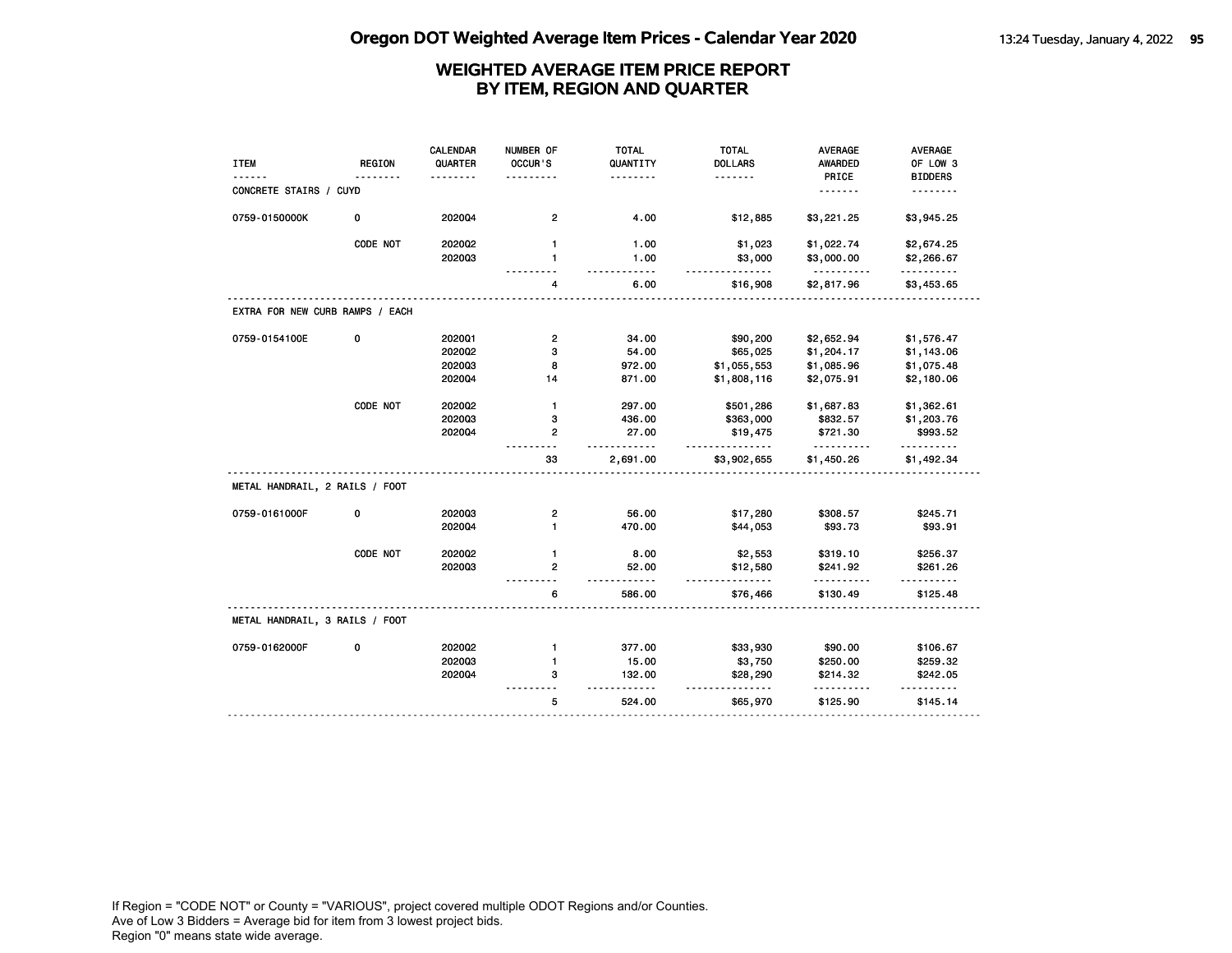# Oregon DOT Weighted Average Item Prices - Calendar Year 2020

## WEIGHTED AVERAGE ITEM PRICE REPORT BY ITEM, REGION AND QUARTER

| ITEM | REGION | CALENDAR QUARTER | NUMBER OF OCCUR'S | TOTAL QUANTITY | TOTAL DOLLARS | AVERAGE AWARDED PRICE | AVERAGE OF LOW 3 BIDDERS |
|---|---|---|---|---|---|---|---|
| CONCRETE STAIRS / CUYD | | | | | | | |
| 0759-0150000K | 0 | 2020Q4 | 2 | 4.00 | $12,885 | $3,221.25 | $3,945.25 |
| | CODE NOT | 2020Q2 | 1 | 1.00 | $1,023 | $1,022.74 | $2,674.25 |
| | | 2020Q3 | 1 | 1.00 | $3,000 | $3,000.00 | $2,266.67 |
| | | | 4 | 6.00 | $16,908 | $2,817.96 | $3,453.65 |
| EXTRA FOR NEW CURB RAMPS / EACH | | | | | | | |
| 0759-0154100E | 0 | 2020Q1 | 2 | 34.00 | $90,200 | $2,652.94 | $1,576.47 |
| | | 2020Q2 | 3 | 54.00 | $65,025 | $1,204.17 | $1,143.06 |
| | | 2020Q3 | 8 | 972.00 | $1,055,553 | $1,085.96 | $1,075.48 |
| | | 2020Q4 | 14 | 871.00 | $1,808,116 | $2,075.91 | $2,180.06 |
| | CODE NOT | 2020Q2 | 1 | 297.00 | $501,286 | $1,687.83 | $1,362.61 |
| | | 2020Q3 | 3 | 436.00 | $363,000 | $832.57 | $1,203.76 |
| | | 2020Q4 | 2 | 27.00 | $19,475 | $721.30 | $993.52 |
| | | | 33 | 2,691.00 | $3,902,655 | $1,450.26 | $1,492.34 |
| METAL HANDRAIL, 2 RAILS / FOOT | | | | | | | |
| 0759-0161000F | 0 | 2020Q3 | 2 | 56.00 | $17,280 | $308.57 | $245.71 |
| | | 2020Q4 | 1 | 470.00 | $44,053 | $93.73 | $93.91 |
| | CODE NOT | 2020Q2 | 1 | 8.00 | $2,553 | $319.10 | $256.37 |
| | | 2020Q3 | 2 | 52.00 | $12,580 | $241.92 | $261.26 |
| | | | 6 | 586.00 | $76,466 | $130.49 | $125.48 |
| METAL HANDRAIL, 3 RAILS / FOOT | | | | | | | |
| 0759-0162000F | 0 | 2020Q2 | 1 | 377.00 | $33,930 | $90.00 | $106.67 |
| | | 2020Q3 | 1 | 15.00 | $3,750 | $250.00 | $259.32 |
| | | 2020Q4 | 3 | 132.00 | $28,290 | $214.32 | $242.05 |
| | | | 5 | 524.00 | $65,970 | $125.90 | $145.14 |

If Region = "CODE NOT" or County = "VARIOUS", project covered multiple ODOT Regions and/or Counties.
Ave of Low 3 Bidders = Average bid for item from 3 lowest project bids.
Region "0" means state wide average.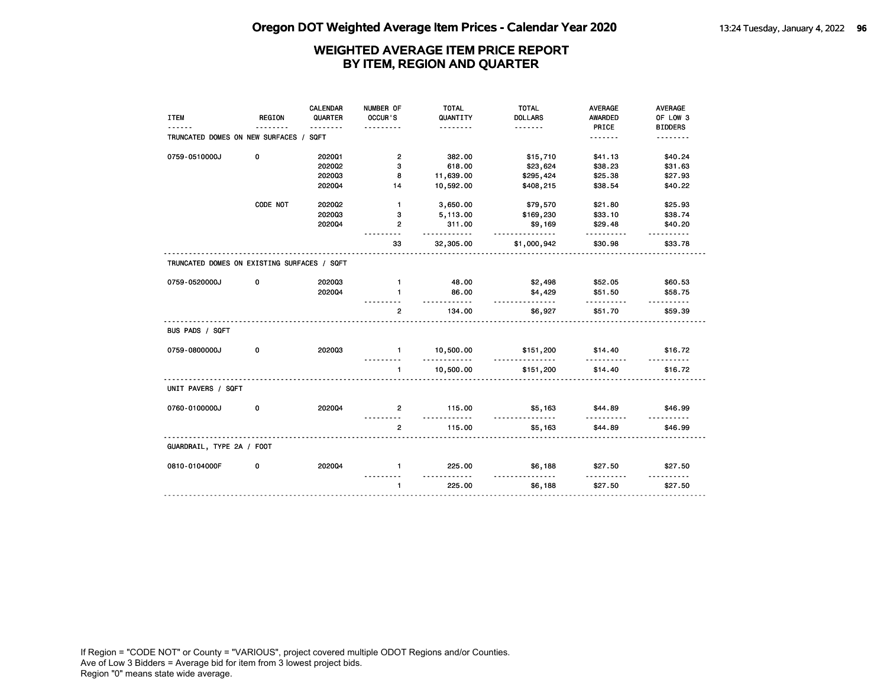# Oregon DOT Weighted Average Item Prices - Calendar Year 2020

## WEIGHTED AVERAGE ITEM PRICE REPORT BY ITEM, REGION AND QUARTER

| ITEM | REGION | CALENDAR QUARTER | NUMBER OF OCCUR'S | TOTAL QUANTITY | TOTAL DOLLARS | AVERAGE AWARDED PRICE | AVERAGE OF LOW 3 BIDDERS |
|---|---|---|---|---|---|---|---|
| TRUNCATED DOMES ON NEW SURFACES / SQFT | | | | | | | |
| 0759-0510000J | 0 | 2020Q1 | 2 | 382.00 | $15,710 | $41.13 | $40.24 |
| | | 2020Q2 | 3 | 618.00 | $23,624 | $38.23 | $31.63 |
| | | 2020Q3 | 8 | 11,639.00 | $295,424 | $25.38 | $27.93 |
| | | 2020Q4 | 14 | 10,592.00 | $408,215 | $38.54 | $40.22 |
| | CODE NOT | 2020Q2 | 1 | 3,650.00 | $79,570 | $21.80 | $25.93 |
| | | 2020Q3 | 3 | 5,113.00 | $169,230 | $33.10 | $38.74 |
| | | 2020Q4 | 2 | 311.00 | $9,169 | $29.48 | $40.20 |
| | | | 33 | 32,305.00 | $1,000,942 | $30.98 | $33.78 |
| TRUNCATED DOMES ON EXISTING SURFACES / SQFT | | | | | | | |
| 0759-0520000J | 0 | 2020Q3 | 1 | 48.00 | $2,498 | $52.05 | $60.53 |
| | | 2020Q4 | 1 | 86.00 | $4,429 | $51.50 | $58.75 |
| | | | 2 | 134.00 | $6,927 | $51.70 | $59.39 |
| BUS PADS / SQFT | | | | | | | |
| 0759-0800000J | 0 | 2020Q3 | 1 | 10,500.00 | $151,200 | $14.40 | $16.72 |
| | | | 1 | 10,500.00 | $151,200 | $14.40 | $16.72 |
| UNIT PAVERS / SQFT | | | | | | | |
| 0760-0100000J | 0 | 2020Q4 | 2 | 115.00 | $5,163 | $44.89 | $46.99 |
| | | | 2 | 115.00 | $5,163 | $44.89 | $46.99 |
| GUARDRAIL, TYPE 2A / FOOT | | | | | | | |
| 0810-0104000F | 0 | 2020Q4 | 1 | 225.00 | $6,188 | $27.50 | $27.50 |
| | | | 1 | 225.00 | $6,188 | $27.50 | $27.50 |

If Region = "CODE NOT" or County = "VARIOUS", project covered multiple ODOT Regions and/or Counties.
Ave of Low 3 Bidders = Average bid for item from 3 lowest project bids.
Region "0" means state wide average.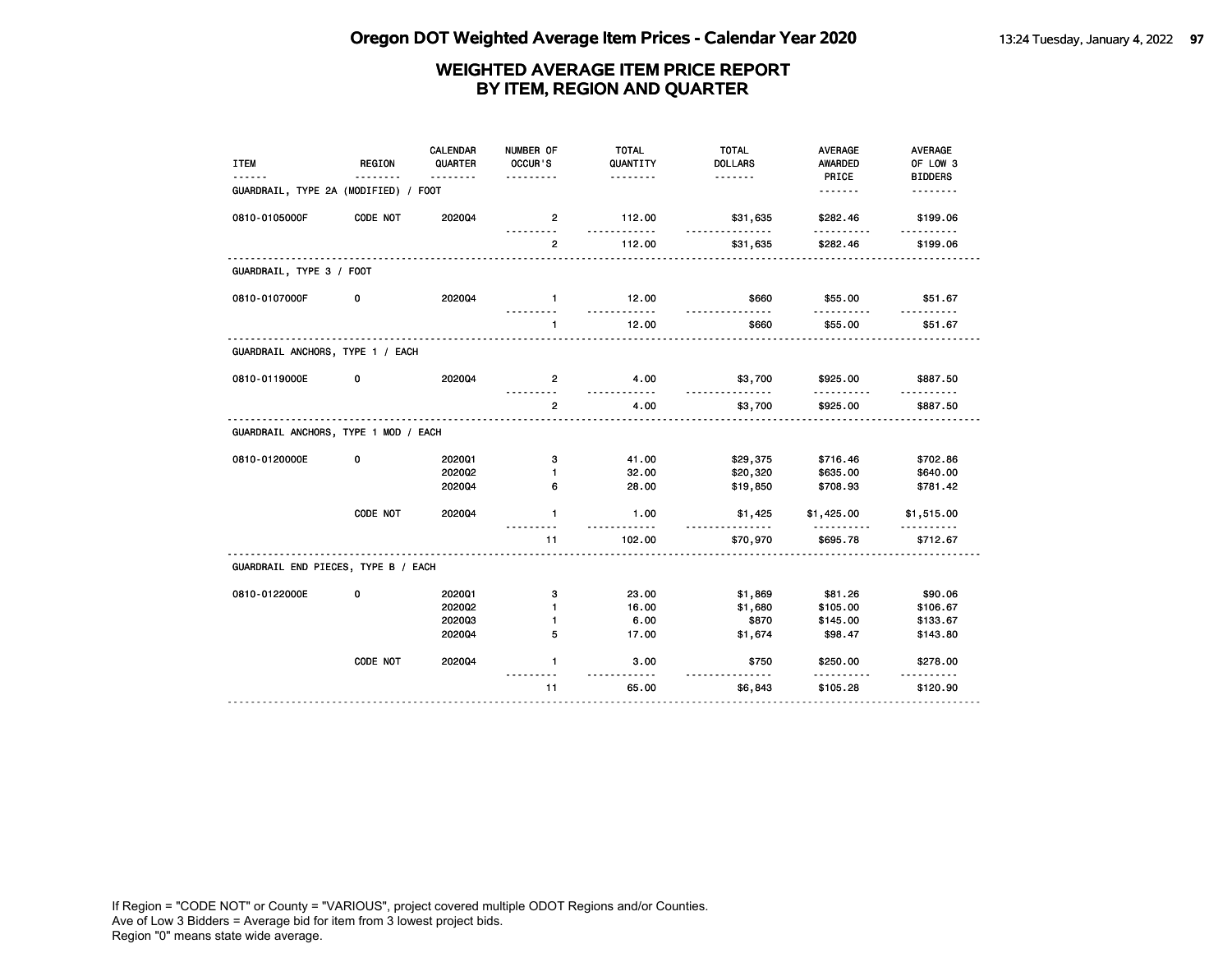# Oregon DOT Weighted Average Item Prices - Calendar Year 2020

## WEIGHTED AVERAGE ITEM PRICE REPORT BY ITEM, REGION AND QUARTER

| ITEM | REGION | CALENDAR QUARTER | NUMBER OF OCCUR'S | TOTAL QUANTITY | TOTAL DOLLARS | AVERAGE AWARDED PRICE | AVERAGE OF LOW 3 BIDDERS |
|---|---|---|---|---|---|---|---|
| **GUARDRAIL, TYPE 2A (MODIFIED) / FOOT** | | | | | | | |
| 0810-0105000F | CODE NOT | 2020Q4 | 2 | 112.00 | $31,635 | $282.46 | $199.06 |
| | | | 2 | 112.00 | $31,635 | $282.46 | $199.06 |
| **GUARDRAIL, TYPE 3 / FOOT** | | | | | | | |
| 0810-0107000F | 0 | 2020Q4 | 1 | 12.00 | $660 | $55.00 | $51.67 |
| | | | 1 | 12.00 | $660 | $55.00 | $51.67 |
| **GUARDRAIL ANCHORS, TYPE 1 / EACH** | | | | | | | |
| 0810-0119000E | 0 | 2020Q4 | 2 | 4.00 | $3,700 | $925.00 | $887.50 |
| | | | 2 | 4.00 | $3,700 | $925.00 | $887.50 |
| **GUARDRAIL ANCHORS, TYPE 1 MOD / EACH** | | | | | | | |
| 0810-0120000E | 0 | 2020Q1 | 3 | 41.00 | $29,375 | $716.46 | $702.86 |
| | | 2020Q2 | 1 | 32.00 | $20,320 | $635.00 | $640.00 |
| | | 2020Q4 | 6 | 28.00 | $19,850 | $708.93 | $781.42 |
| | CODE NOT | 2020Q4 | 1 | 1.00 | $1,425 | $1,425.00 | $1,515.00 |
| | | | 11 | 102.00 | $70,970 | $695.78 | $712.67 |
| **GUARDRAIL END PIECES, TYPE B / EACH** | | | | | | | |
| 0810-0122000E | 0 | 2020Q1 | 3 | 23.00 | $1,869 | $81.26 | $90.06 |
| | | 2020Q2 | 1 | 16.00 | $1,680 | $105.00 | $106.67 |
| | | 2020Q3 | 1 | 6.00 | $870 | $145.00 | $133.67 |
| | | 2020Q4 | 5 | 17.00 | $1,674 | $98.47 | $143.80 |
| | CODE NOT | 2020Q4 | 1 | 3.00 | $750 | $250.00 | $278.00 |
| | | | 11 | 65.00 | $6,843 | $105.28 | $120.90 |

If Region = "CODE NOT" or County = "VARIOUS", project covered multiple ODOT Regions and/or Counties.
Ave of Low 3 Bidders = Average bid for item from 3 lowest project bids.
Region "0" means state wide average.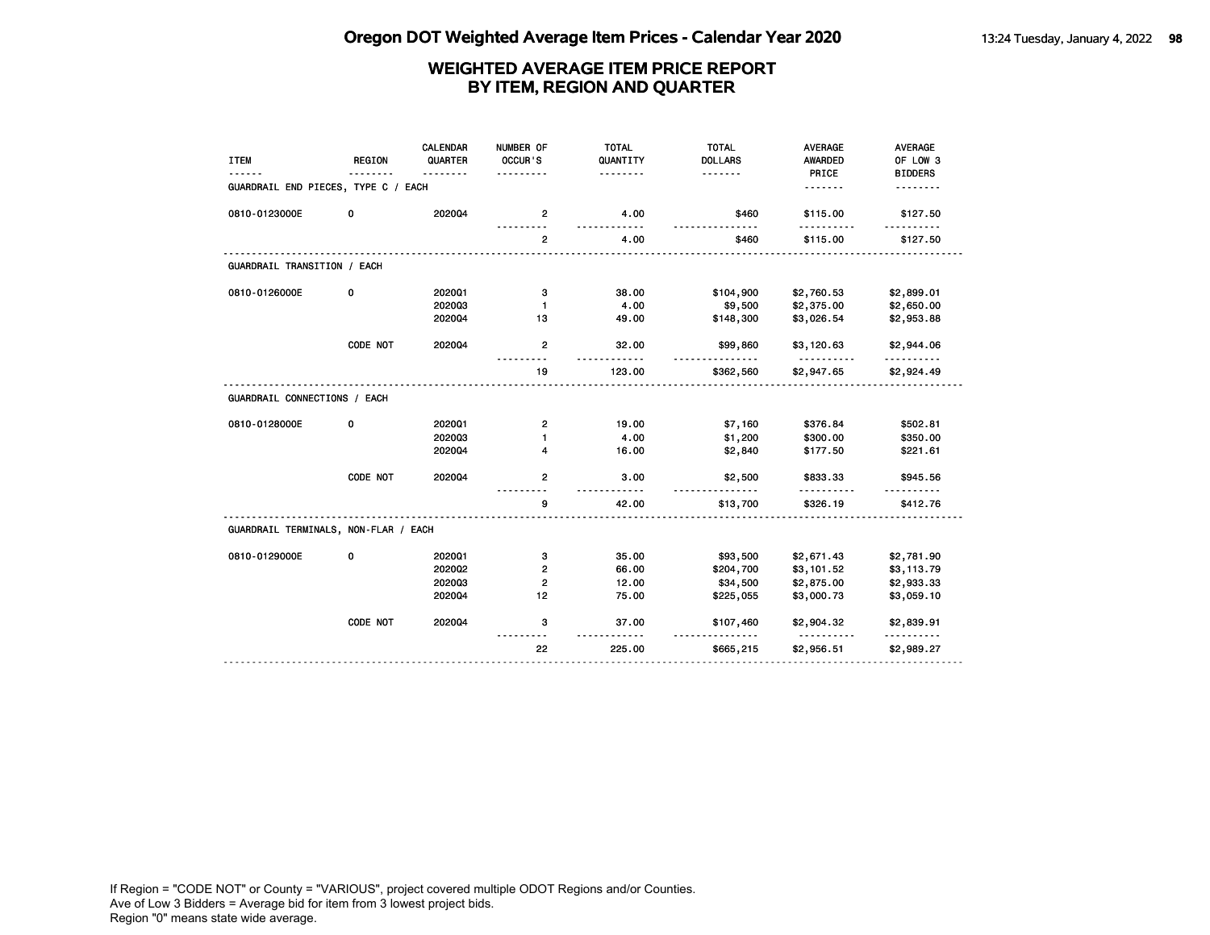# Oregon DOT Weighted Average Item Prices - Calendar Year 2020

## WEIGHTED AVERAGE ITEM PRICE REPORT BY ITEM, REGION AND QUARTER

| ITEM | REGION | CALENDAR QUARTER | NUMBER OF OCCUR'S | TOTAL QUANTITY | TOTAL DOLLARS | AVERAGE AWARDED PRICE | AVERAGE OF LOW 3 BIDDERS |
|---|---|---|---|---|---|---|---|
| GUARDRAIL END PIECES, TYPE C / EACH | | | | | | | |
| 0810-0123000E | 0 | 2020Q4 | 2 | 4.00 | $460 | $115.00 | $127.50 |
| | | | 2 | 4.00 | $460 | $115.00 | $127.50 |
| GUARDRAIL TRANSITION / EACH | | | | | | | |
| 0810-0126000E | 0 | 2020Q1 | 3 | 38.00 | $104,900 | $2,760.53 | $2,899.01 |
| | | 2020Q3 | 1 | 4.00 | $9,500 | $2,375.00 | $2,650.00 |
| | | 2020Q4 | 13 | 49.00 | $148,300 | $3,026.54 | $2,953.88 |
| | CODE NOT | 2020Q4 | 2 | 32.00 | $99,860 | $3,120.63 | $2,944.06 |
| | | | 19 | 123.00 | $362,560 | $2,947.65 | $2,924.49 |
| GUARDRAIL CONNECTIONS / EACH | | | | | | | |
| 0810-0128000E | 0 | 2020Q1 | 2 | 19.00 | $7,160 | $376.84 | $502.81 |
| | | 2020Q3 | 1 | 4.00 | $1,200 | $300.00 | $350.00 |
| | | 2020Q4 | 4 | 16.00 | $2,840 | $177.50 | $221.61 |
| | CODE NOT | 2020Q4 | 2 | 3.00 | $2,500 | $833.33 | $945.56 |
| | | | 9 | 42.00 | $13,700 | $326.19 | $412.76 |
| GUARDRAIL TERMINALS, NON-FLAR / EACH | | | | | | | |
| 0810-0129000E | 0 | 2020Q1 | 3 | 35.00 | $93,500 | $2,671.43 | $2,781.90 |
| | | 2020Q2 | 2 | 66.00 | $204,700 | $3,101.52 | $3,113.79 |
| | | 2020Q3 | 2 | 12.00 | $34,500 | $2,875.00 | $2,933.33 |
| | | 2020Q4 | 12 | 75.00 | $225,055 | $3,000.73 | $3,059.10 |
| | CODE NOT | 2020Q4 | 3 | 37.00 | $107,460 | $2,904.32 | $2,839.91 |
| | | | 22 | 225.00 | $665,215 | $2,956.51 | $2,989.27 |

If Region = "CODE NOT" or County = "VARIOUS", project covered multiple ODOT Regions and/or Counties.
Ave of Low 3 Bidders = Average bid for item from 3 lowest project bids.
Region "0" means state wide average.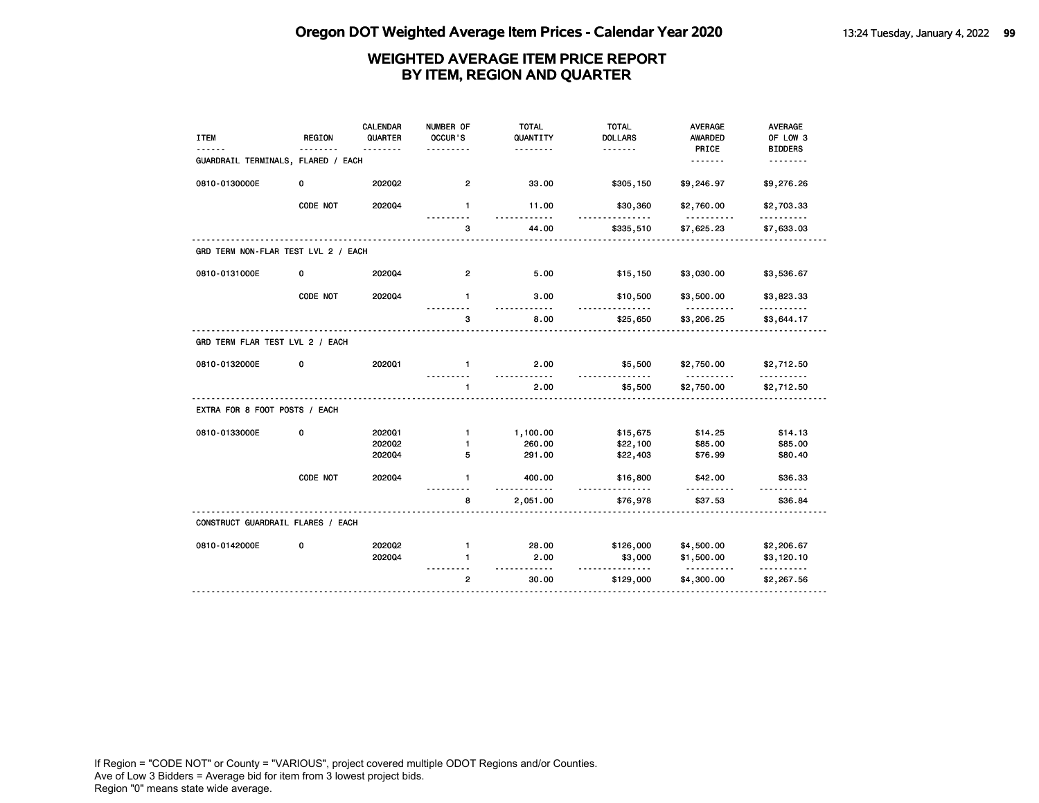# Oregon DOT Weighted Average Item Prices - Calendar Year 2020

## WEIGHTED AVERAGE ITEM PRICE REPORT BY ITEM, REGION AND QUARTER

| ITEM | REGION | CALENDAR QUARTER | NUMBER OF OCCUR'S | TOTAL QUANTITY | TOTAL DOLLARS | AVERAGE AWARDED PRICE | AVERAGE OF LOW 3 BIDDERS |
|---|---|---|---|---|---|---|---|
| **GUARDRAIL TERMINALS, FLARED / EACH** | | | | | | | |
| 0810-0130000E | 0 | 2020Q2 | 2 | 33.00 | $305,150 | $9,246.97 | $9,276.26 |
| | CODE NOT | 2020Q4 | 1 | 11.00 | $30,360 | $2,760.00 | $2,703.33 |
| | | | 3 | 44.00 | $335,510 | $7,625.23 | $7,633.03 |
| **GRD TERM NON-FLAR TEST LVL 2 / EACH** | | | | | | | |
| 0810-0131000E | 0 | 2020Q4 | 2 | 5.00 | $15,150 | $3,030.00 | $3,536.67 |
| | CODE NOT | 2020Q4 | 1 | 3.00 | $10,500 | $3,500.00 | $3,823.33 |
| | | | 3 | 8.00 | $25,650 | $3,206.25 | $3,644.17 |
| **GRD TERM FLAR TEST LVL 2 / EACH** | | | | | | | |
| 0810-0132000E | 0 | 2020Q1 | 1 | 2.00 | $5,500 | $2,750.00 | $2,712.50 |
| | | | 1 | 2.00 | $5,500 | $2,750.00 | $2,712.50 |
| **EXTRA FOR 8 FOOT POSTS / EACH** | | | | | | | |
| 0810-0133000E | 0 | 2020Q1 | 1 | 1,100.00 | $15,675 | $14.25 | $14.13 |
| | | 2020Q2 | 1 | 260.00 | $22,100 | $85.00 | $85.00 |
| | | 2020Q4 | 5 | 291.00 | $22,403 | $76.99 | $80.40 |
| | CODE NOT | 2020Q4 | 1 | 400.00 | $16,800 | $42.00 | $36.33 |
| | | | 8 | 2,051.00 | $76,978 | $37.53 | $36.84 |
| **CONSTRUCT GUARDRAIL FLARES / EACH** | | | | | | | |
| 0810-0142000E | 0 | 2020Q2 | 1 | 28.00 | $126,000 | $4,500.00 | $2,206.67 |
| | | 2020Q4 | 1 | 2.00 | $3,000 | $1,500.00 | $3,120.10 |
| | | | 2 | 30.00 | $129,000 | $4,300.00 | $2,267.56 |

If Region = "CODE NOT" or County = "VARIOUS", project covered multiple ODOT Regions and/or Counties.
Ave of Low 3 Bidders = Average bid for item from 3 lowest project bids.
Region "0" means state wide average.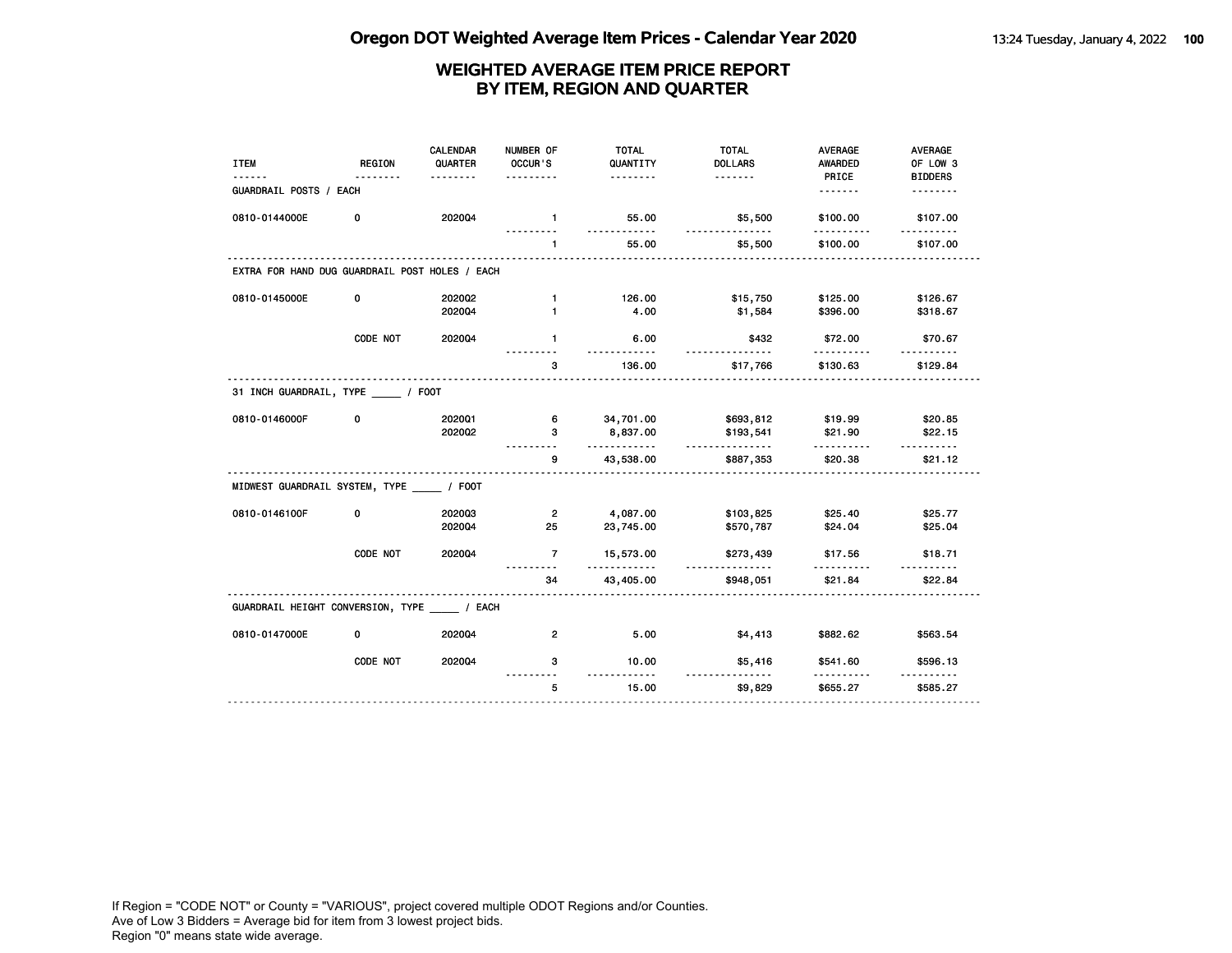# Oregon DOT Weighted Average Item Prices - Calendar Year 2020

## WEIGHTED AVERAGE ITEM PRICE REPORT BY ITEM, REGION AND QUARTER

| ITEM | REGION | CALENDAR QUARTER | NUMBER OF OCCUR'S | TOTAL QUANTITY | TOTAL DOLLARS | AVERAGE AWARDED PRICE | AVERAGE OF LOW 3 BIDDERS |
|---|---|---|---|---|---|---|---|
| **GUARDRAIL POSTS / EACH** | | | | | | | |
| 0810-0144000E | 0 | 2020Q4 | 1 | 55.00 | $5,500 | $100.00 | $107.00 |
| | | | 1 | 55.00 | $5,500 | $100.00 | $107.00 |
| **EXTRA FOR HAND DUG GUARDRAIL POST HOLES / EACH** | | | | | | | |
| 0810-0145000E | 0 | 2020Q2 | 1 | 126.00 | $15,750 | $125.00 | $126.67 |
| | | 2020Q4 | 1 | 4.00 | $1,584 | $396.00 | $318.67 |
| | CODE NOT | 2020Q4 | 1 | 6.00 | $432 | $72.00 | $70.67 |
| | | | 3 | 136.00 | $17,766 | $130.63 | $129.84 |
| **31 INCH GUARDRAIL, TYPE _____ / FOOT** | | | | | | | |
| 0810-0146000F | 0 | 2020Q1 | 6 | 34,701.00 | $693,812 | $19.99 | $20.85 |
| | | 2020Q2 | 3 | 8,837.00 | $193,541 | $21.90 | $22.15 |
| | | | 9 | 43,538.00 | $887,353 | $20.38 | $21.12 |
| **MIDWEST GUARDRAIL SYSTEM, TYPE _____ / FOOT** | | | | | | | |
| 0810-0146100F | 0 | 2020Q3 | 2 | 4,087.00 | $103,825 | $25.40 | $25.77 |
| | | 2020Q4 | 25 | 23,745.00 | $570,787 | $24.04 | $25.04 |
| | CODE NOT | 2020Q4 | 7 | 15,573.00 | $273,439 | $17.56 | $18.71 |
| | | | 34 | 43,405.00 | $948,051 | $21.84 | $22.84 |
| **GUARDRAIL HEIGHT CONVERSION, TYPE _____ / EACH** | | | | | | | |
| 0810-0147000E | 0 | 2020Q4 | 2 | 5.00 | $4,413 | $882.62 | $563.54 |
| | CODE NOT | 2020Q4 | 3 | 10.00 | $5,416 | $541.60 | $596.13 |
| | | | 5 | 15.00 | $9,829 | $655.27 | $585.27 |

If Region = "CODE NOT" or County = "VARIOUS", project covered multiple ODOT Regions and/or Counties.
Ave of Low 3 Bidders = Average bid for item from 3 lowest project bids.
Region "0" means state wide average.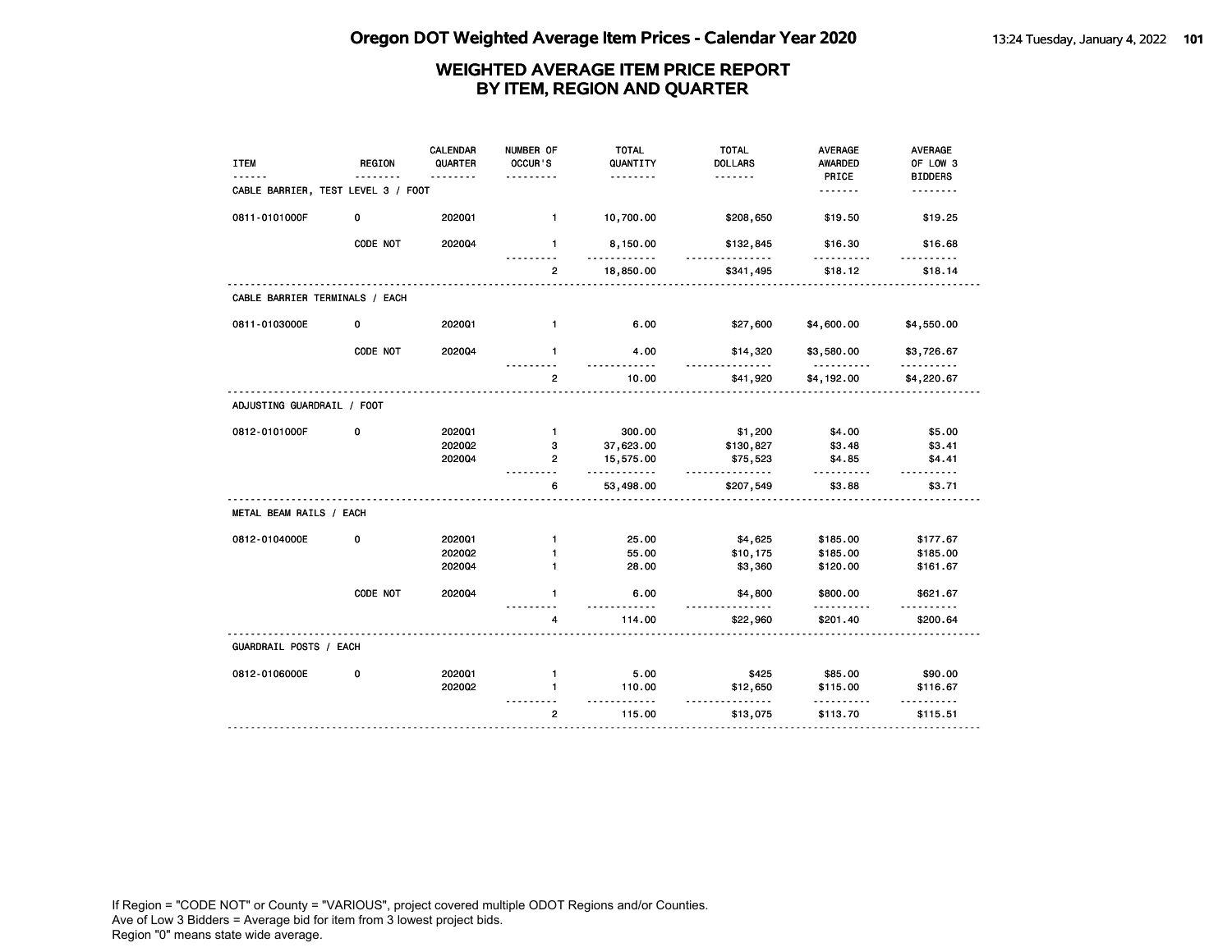# WEIGHTED AVERAGE ITEM PRICE REPORT BY ITEM, REGION AND QUARTER

| ITEM | REGION | CALENDAR QUARTER | NUMBER OF OCCUR'S | TOTAL QUANTITY | TOTAL DOLLARS | AVERAGE AWARDED PRICE | AVERAGE OF LOW 3 BIDDERS |
|---|---|---|---|---|---|---|---|
| CABLE BARRIER, TEST LEVEL 3 / FOOT | | | | | | | |
| 0811-0101000F | 0 | 2020Q1 | 1 | 10,700.00 | $208,650 | $19.50 | $19.25 |
| | CODE NOT | 2020Q4 | 1 | 8,150.00 | $132,845 | $16.30 | $16.68 |
| | | | 2 | 18,850.00 | $341,495 | $18.12 | $18.14 |
| CABLE BARRIER TERMINALS / EACH | | | | | | | |
| 0811-0103000E | 0 | 2020Q1 | 1 | 6.00 | $27,600 | $4,600.00 | $4,550.00 |
| | CODE NOT | 2020Q4 | 1 | 4.00 | $14,320 | $3,580.00 | $3,726.67 |
| | | | 2 | 10.00 | $41,920 | $4,192.00 | $4,220.67 |
| ADJUSTING GUARDRAIL / FOOT | | | | | | | |
| 0812-0101000F | 0 | 2020Q1 | 1 | 300.00 | $1,200 | $4.00 | $5.00 |
| | | 2020Q2 | 3 | 37,623.00 | $130,827 | $3.48 | $3.41 |
| | | 2020Q4 | 2 | 15,575.00 | $75,523 | $4.85 | $4.41 |
| | | | 6 | 53,498.00 | $207,549 | $3.88 | $3.71 |
| METAL BEAM RAILS / EACH | | | | | | | |
| 0812-0104000E | 0 | 2020Q1 | 1 | 25.00 | $4,625 | $185.00 | $177.67 |
| | | 2020Q2 | 1 | 55.00 | $10,175 | $185.00 | $185.00 |
| | | 2020Q4 | 1 | 28.00 | $3,360 | $120.00 | $161.67 |
| | CODE NOT | 2020Q4 | 1 | 6.00 | $4,800 | $800.00 | $621.67 |
| | | | 4 | 114.00 | $22,960 | $201.40 | $200.64 |
| GUARDRAIL POSTS / EACH | | | | | | | |
| 0812-0106000E | 0 | 2020Q1 | 1 | 5.00 | $425 | $85.00 | $90.00 |
| | | 2020Q2 | 1 | 110.00 | $12,650 | $115.00 | $116.67 |
| | | | 2 | 115.00 | $13,075 | $113.70 | $115.51 |

If Region = "CODE NOT" or County = "VARIOUS", project covered multiple ODOT Regions and/or Counties.
Ave of Low 3 Bidders = Average bid for item from 3 lowest project bids.
Region "0" means state wide average.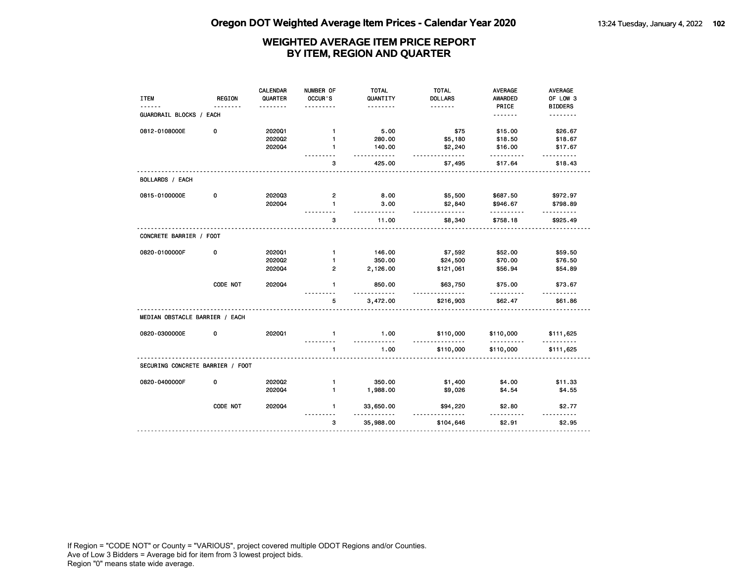# Oregon DOT Weighted Average Item Prices - Calendar Year 2020

## WEIGHTED AVERAGE ITEM PRICE REPORT BY ITEM, REGION AND QUARTER

| ITEM | REGION | CALENDAR QUARTER | NUMBER OF OCCUR'S | TOTAL QUANTITY | TOTAL DOLLARS | AVERAGE AWARDED PRICE | AVERAGE OF LOW 3 BIDDERS |
|---|---|---|---|---|---|---|---|
| **GUARDRAIL BLOCKS / EACH** | | | | | | | |
| 0812-0108000E | 0 | 2020Q1 | 1 | 5.00 | $75 | $15.00 | $26.67 |
| | | 2020Q2 | 1 | 280.00 | $5,180 | $18.50 | $18.67 |
| | | 2020Q4 | 1 | 140.00 | $2,240 | $16.00 | $17.67 |
| | | | 3 | 425.00 | $7,495 | $17.64 | $18.43 |
| **BOLLARDS / EACH** | | | | | | | |
| 0815-0100000E | 0 | 2020Q3 | 2 | 8.00 | $5,500 | $687.50 | $972.97 |
| | | 2020Q4 | 1 | 3.00 | $2,840 | $946.67 | $798.89 |
| | | | 3 | 11.00 | $8,340 | $758.18 | $925.49 |
| **CONCRETE BARRIER / FOOT** | | | | | | | |
| 0820-0100000F | 0 | 2020Q1 | 1 | 146.00 | $7,592 | $52.00 | $59.50 |
| | | 2020Q2 | 1 | 350.00 | $24,500 | $70.00 | $76.50 |
| | | 2020Q4 | 2 | 2,126.00 | $121,061 | $56.94 | $54.89 |
| | CODE NOT | 2020Q4 | 1 | 850.00 | $63,750 | $75.00 | $73.67 |
| | | | 5 | 3,472.00 | $216,903 | $62.47 | $61.86 |
| **MEDIAN OBSTACLE BARRIER / EACH** | | | | | | | |
| 0820-0300000E | 0 | 2020Q1 | 1 | 1.00 | $110,000 | $110,000 | $111,625 |
| | | | 1 | 1.00 | $110,000 | $110,000 | $111,625 |
| **SECURING CONCRETE BARRIER / FOOT** | | | | | | | |
| 0820-0400000F | 0 | 2020Q2 | 1 | 350.00 | $1,400 | $4.00 | $11.33 |
| | | 2020Q4 | 1 | 1,988.00 | $9,026 | $4.54 | $4.55 |
| | CODE NOT | 2020Q4 | 1 | 33,650.00 | $94,220 | $2.80 | $2.77 |
| | | | 3 | 35,988.00 | $104,646 | $2.91 | $2.95 |

If Region = "CODE NOT" or County = "VARIOUS", project covered multiple ODOT Regions and/or Counties.
Ave of Low 3 Bidders = Average bid for item from 3 lowest project bids.
Region "0" means state wide average.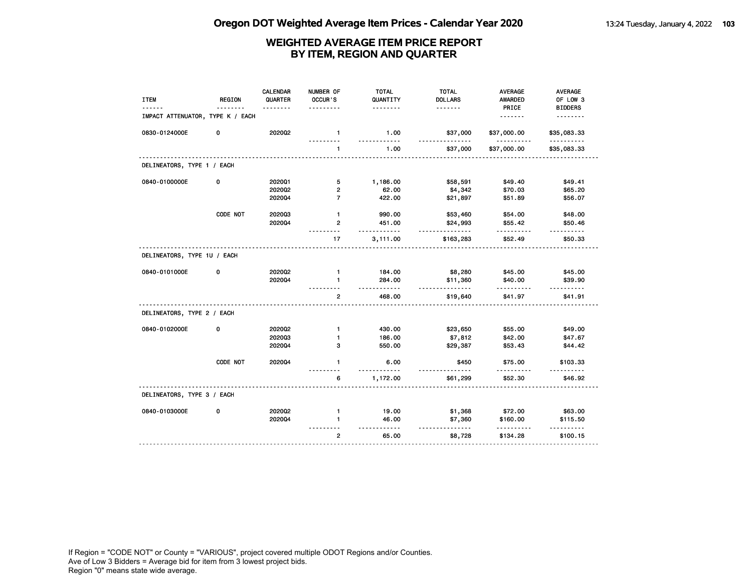# Oregon DOT Weighted Average Item Prices - Calendar Year 2020

## WEIGHTED AVERAGE ITEM PRICE REPORT BY ITEM, REGION AND QUARTER

| ITEM | REGION | CALENDAR QUARTER | NUMBER OF OCCUR'S | TOTAL QUANTITY | TOTAL DOLLARS | AVERAGE AWARDED PRICE | AVERAGE OF LOW 3 BIDDERS |
|---|---|---|---|---|---|---|---|
| IMPACT ATTENUATOR, TYPE K / EACH | | | | | | | |
| 0830-0124000E | 0 | 2020Q2 | 1 | 1.00 | $37,000 | $37,000.00 | $35,083.33 |
| | | | 1 | 1.00 | $37,000 | $37,000.00 | $35,083.33 |
| DELINEATORS, TYPE 1 / EACH | | | | | | | |
| 0840-0100000E | 0 | 2020Q1 | 5 | 1,186.00 | $58,591 | $49.40 | $49.41 |
| | | 2020Q2 | 2 | 62.00 | $4,342 | $70.03 | $65.20 |
| | | 2020Q4 | 7 | 422.00 | $21,897 | $51.89 | $56.07 |
| | CODE NOT | 2020Q3 | 1 | 990.00 | $53,460 | $54.00 | $48.00 |
| | | 2020Q4 | 2 | 451.00 | $24,993 | $55.42 | $50.46 |
| | | | 17 | 3,111.00 | $163,283 | $52.49 | $50.33 |
| DELINEATORS, TYPE 1U / EACH | | | | | | | |
| 0840-0101000E | 0 | 2020Q2 | 1 | 184.00 | $8,280 | $45.00 | $45.00 |
| | | 2020Q4 | 1 | 284.00 | $11,360 | $40.00 | $39.90 |
| | | | 2 | 468.00 | $19,640 | $41.97 | $41.91 |
| DELINEATORS, TYPE 2 / EACH | | | | | | | |
| 0840-0102000E | 0 | 2020Q2 | 1 | 430.00 | $23,650 | $55.00 | $49.00 |
| | | 2020Q3 | 1 | 186.00 | $7,812 | $42.00 | $47.67 |
| | | 2020Q4 | 3 | 550.00 | $29,387 | $53.43 | $44.42 |
| | CODE NOT | 2020Q4 | 1 | 6.00 | $450 | $75.00 | $103.33 |
| | | | 6 | 1,172.00 | $61,299 | $52.30 | $46.92 |
| DELINEATORS, TYPE 3 / EACH | | | | | | | |
| 0840-0103000E | 0 | 2020Q2 | 1 | 19.00 | $1,368 | $72.00 | $63.00 |
| | | 2020Q4 | 1 | 46.00 | $7,360 | $160.00 | $115.50 |
| | | | 2 | 65.00 | $8,728 | $134.28 | $100.15 |

If Region = "CODE NOT" or County = "VARIOUS", project covered multiple ODOT Regions and/or Counties.
Ave of Low 3 Bidders = Average bid for item from 3 lowest project bids.
Region "0" means state wide average.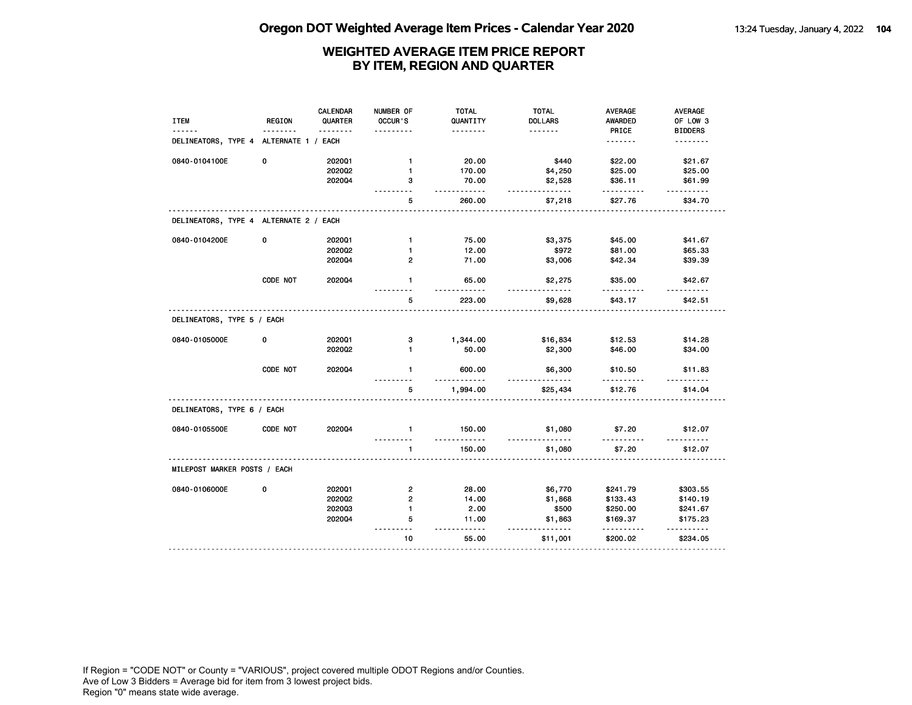# Oregon DOT Weighted Average Item Prices - Calendar Year 2020

## WEIGHTED AVERAGE ITEM PRICE REPORT BY ITEM, REGION AND QUARTER

| ITEM | REGION | CALENDAR QUARTER | NUMBER OF OCCUR'S | TOTAL QUANTITY | TOTAL DOLLARS | AVERAGE AWARDED PRICE | AVERAGE OF LOW 3 BIDDERS |
|---|---|---|---|---|---|---|---|
| **DELINEATORS, TYPE 4 ALTERNATE 1 / EACH** | | | | | | | |
| 0840-0104100E | 0 | 2020Q1 | 1 | 20.00 | $440 | $22.00 | $21.67 |
| | | 2020Q2 | 1 | 170.00 | $4,250 | $25.00 | $25.00 |
| | | 2020Q4 | 3 | 70.00 | $2,528 | $36.11 | $61.99 |
| | | | 5 | 260.00 | $7,218 | $27.76 | $34.70 |
| **DELINEATORS, TYPE 4 ALTERNATE 2 / EACH** | | | | | | | |
| 0840-0104200E | 0 | 2020Q1 | 1 | 75.00 | $3,375 | $45.00 | $41.67 |
| | | 2020Q2 | 1 | 12.00 | $972 | $81.00 | $65.33 |
| | | 2020Q4 | 2 | 71.00 | $3,006 | $42.34 | $39.39 |
| | CODE NOT | 2020Q4 | 1 | 65.00 | $2,275 | $35.00 | $42.67 |
| | | | 5 | 223.00 | $9,628 | $43.17 | $42.51 |
| **DELINEATORS, TYPE 5 / EACH** | | | | | | | |
| 0840-0105000E | 0 | 2020Q1 | 3 | 1,344.00 | $16,834 | $12.53 | $14.28 |
| | | 2020Q2 | 1 | 50.00 | $2,300 | $46.00 | $34.00 |
| | CODE NOT | 2020Q4 | 1 | 600.00 | $6,300 | $10.50 | $11.83 |
| | | | 5 | 1,994.00 | $25,434 | $12.76 | $14.04 |
| **DELINEATORS, TYPE 6 / EACH** | | | | | | | |
| 0840-0105500E | CODE NOT | 2020Q4 | 1 | 150.00 | $1,080 | $7.20 | $12.07 |
| | | | 1 | 150.00 | $1,080 | $7.20 | $12.07 |
| **MILEPOST MARKER POSTS / EACH** | | | | | | | |
| 0840-0106000E | 0 | 2020Q1 | 2 | 28.00 | $6,770 | $241.79 | $303.55 |
| | | 2020Q2 | 2 | 14.00 | $1,868 | $133.43 | $140.19 |
| | | 2020Q3 | 1 | 2.00 | $500 | $250.00 | $241.67 |
| | | 2020Q4 | 5 | 11.00 | $1,863 | $169.37 | $175.23 |
| | | | 10 | 55.00 | $11,001 | $200.02 | $234.05 |

If Region = "CODE NOT" or County = "VARIOUS", project covered multiple ODOT Regions and/or Counties.
Ave of Low 3 Bidders = Average bid for item from 3 lowest project bids.
Region "0" means state wide average.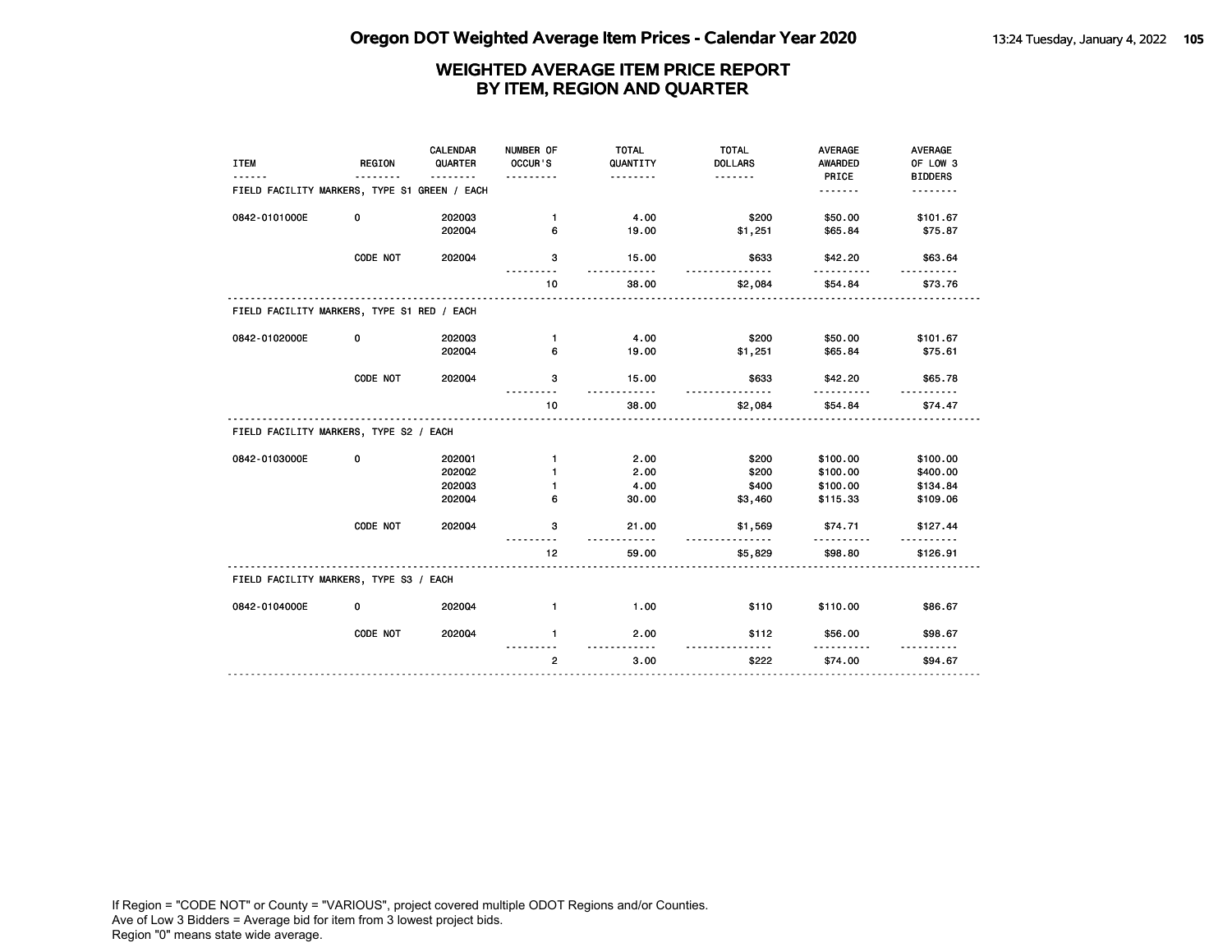## WEIGHTED AVERAGE ITEM PRICE REPORT
## BY ITEM, REGION AND QUARTER

| ITEM | REGION | CALENDAR QUARTER | NUMBER OF OCCUR'S | TOTAL QUANTITY | TOTAL DOLLARS | AVERAGE AWARDED PRICE | AVERAGE OF LOW 3 BIDDERS |
|---|---|---|---|---|---|---|---|
| FIELD FACILITY MARKERS, TYPE S1 GREEN / EACH | | | | | | | |
| 0842-0101000E | 0 | 2020Q3 | 1 | 4.00 | $200 | $50.00 | $101.67 |
| | | 2020Q4 | 6 | 19.00 | $1,251 | $65.84 | $75.87 |
| | CODE NOT | 2020Q4 | 3 | 15.00 | $633 | $42.20 | $63.64 |
| | | | 10 | 38.00 | $2,084 | $54.84 | $73.76 |
| FIELD FACILITY MARKERS, TYPE S1 RED / EACH | | | | | | | |
| 0842-0102000E | 0 | 2020Q3 | 1 | 4.00 | $200 | $50.00 | $101.67 |
| | | 2020Q4 | 6 | 19.00 | $1,251 | $65.84 | $75.61 |
| | CODE NOT | 2020Q4 | 3 | 15.00 | $633 | $42.20 | $65.78 |
| | | | 10 | 38.00 | $2,084 | $54.84 | $74.47 |
| FIELD FACILITY MARKERS, TYPE S2 / EACH | | | | | | | |
| 0842-0103000E | 0 | 2020Q1 | 1 | 2.00 | $200 | $100.00 | $100.00 |
| | | 2020Q2 | 1 | 2.00 | $200 | $100.00 | $400.00 |
| | | 2020Q3 | 1 | 4.00 | $400 | $100.00 | $134.84 |
| | | 2020Q4 | 6 | 30.00 | $3,460 | $115.33 | $109.06 |
| | CODE NOT | 2020Q4 | 3 | 21.00 | $1,569 | $74.71 | $127.44 |
| | | | 12 | 59.00 | $5,829 | $98.80 | $126.91 |
| FIELD FACILITY MARKERS, TYPE S3 / EACH | | | | | | | |
| 0842-0104000E | 0 | 2020Q4 | 1 | 1.00 | $110 | $110.00 | $86.67 |
| | CODE NOT | 2020Q4 | 1 | 2.00 | $112 | $56.00 | $98.67 |
| | | | 2 | 3.00 | $222 | $74.00 | $94.67 |

If Region = "CODE NOT" or County = "VARIOUS", project covered multiple ODOT Regions and/or Counties.
Ave of Low 3 Bidders = Average bid for item from 3 lowest project bids.
Region "0" means state wide average.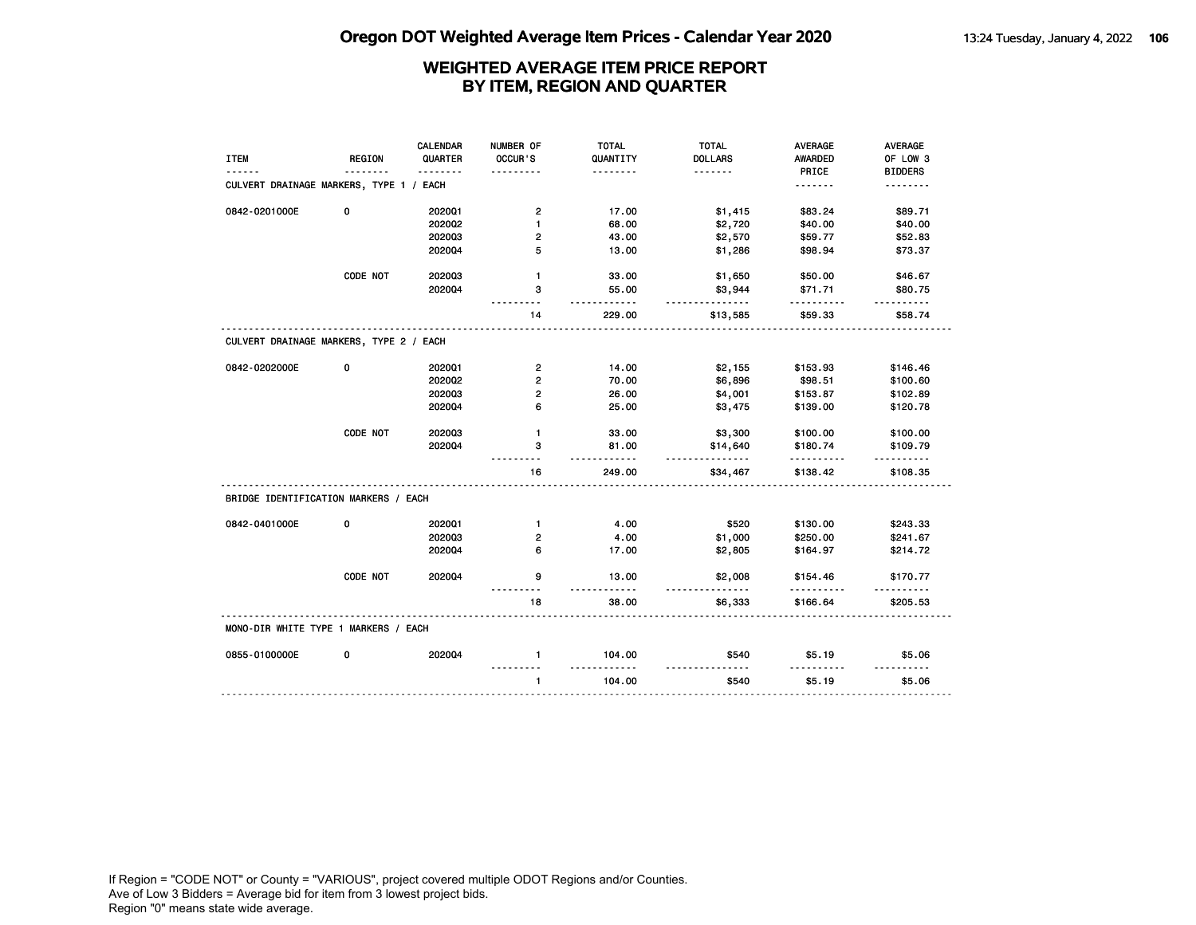# Oregon DOT Weighted Average Item Prices - Calendar Year 2020

## WEIGHTED AVERAGE ITEM PRICE REPORT BY ITEM, REGION AND QUARTER

| ITEM | REGION | CALENDAR QUARTER | NUMBER OF OCCUR'S | TOTAL QUANTITY | TOTAL DOLLARS | AVERAGE AWARDED PRICE | AVERAGE OF LOW 3 BIDDERS |
|---|---|---|---|---|---|---|---|
| **CULVERT DRAINAGE MARKERS, TYPE 1 / EACH** | | | | | | | |
| 0842-0201000E | 0 | 2020Q1 | 2 | 17.00 | $1,415 | $83.24 | $89.71 |
| | | 2020Q2 | 1 | 68.00 | $2,720 | $40.00 | $40.00 |
| | | 2020Q3 | 2 | 43.00 | $2,570 | $59.77 | $52.83 |
| | | 2020Q4 | 5 | 13.00 | $1,286 | $98.94 | $73.37 |
| | CODE NOT | 2020Q3 | 1 | 33.00 | $1,650 | $50.00 | $46.67 |
| | | 2020Q4 | 3 | 55.00 | $3,944 | $71.71 | $80.75 |
| | | | 14 | 229.00 | $13,585 | $59.33 | $58.74 |
| **CULVERT DRAINAGE MARKERS, TYPE 2 / EACH** | | | | | | | |
| 0842-0202000E | 0 | 2020Q1 | 2 | 14.00 | $2,155 | $153.93 | $146.46 |
| | | 2020Q2 | 2 | 70.00 | $6,896 | $98.51 | $100.60 |
| | | 2020Q3 | 2 | 26.00 | $4,001 | $153.87 | $102.89 |
| | | 2020Q4 | 6 | 25.00 | $3,475 | $139.00 | $120.78 |
| | CODE NOT | 2020Q3 | 1 | 33.00 | $3,300 | $100.00 | $100.00 |
| | | 2020Q4 | 3 | 81.00 | $14,640 | $180.74 | $109.79 |
| | | | 16 | 249.00 | $34,467 | $138.42 | $108.35 |
| **BRIDGE IDENTIFICATION MARKERS / EACH** | | | | | | | |
| 0842-0401000E | 0 | 2020Q1 | 1 | 4.00 | $520 | $130.00 | $243.33 |
| | | 2020Q3 | 2 | 4.00 | $1,000 | $250.00 | $241.67 |
| | | 2020Q4 | 6 | 17.00 | $2,805 | $164.97 | $214.72 |
| | CODE NOT | 2020Q4 | 9 | 13.00 | $2,008 | $154.46 | $170.77 |
| | | | 18 | 38.00 | $6,333 | $166.64 | $205.53 |
| **MONO-DIR WHITE TYPE 1 MARKERS / EACH** | | | | | | | |
| 0855-0100000E | 0 | 2020Q4 | 1 | 104.00 | $540 | $5.19 | $5.06 |
| | | | 1 | 104.00 | $540 | $5.19 | $5.06 |

If Region = "CODE NOT" or County = "VARIOUS", project covered multiple ODOT Regions and/or Counties.
Ave of Low 3 Bidders = Average bid for item from 3 lowest project bids.
Region "0" means state wide average.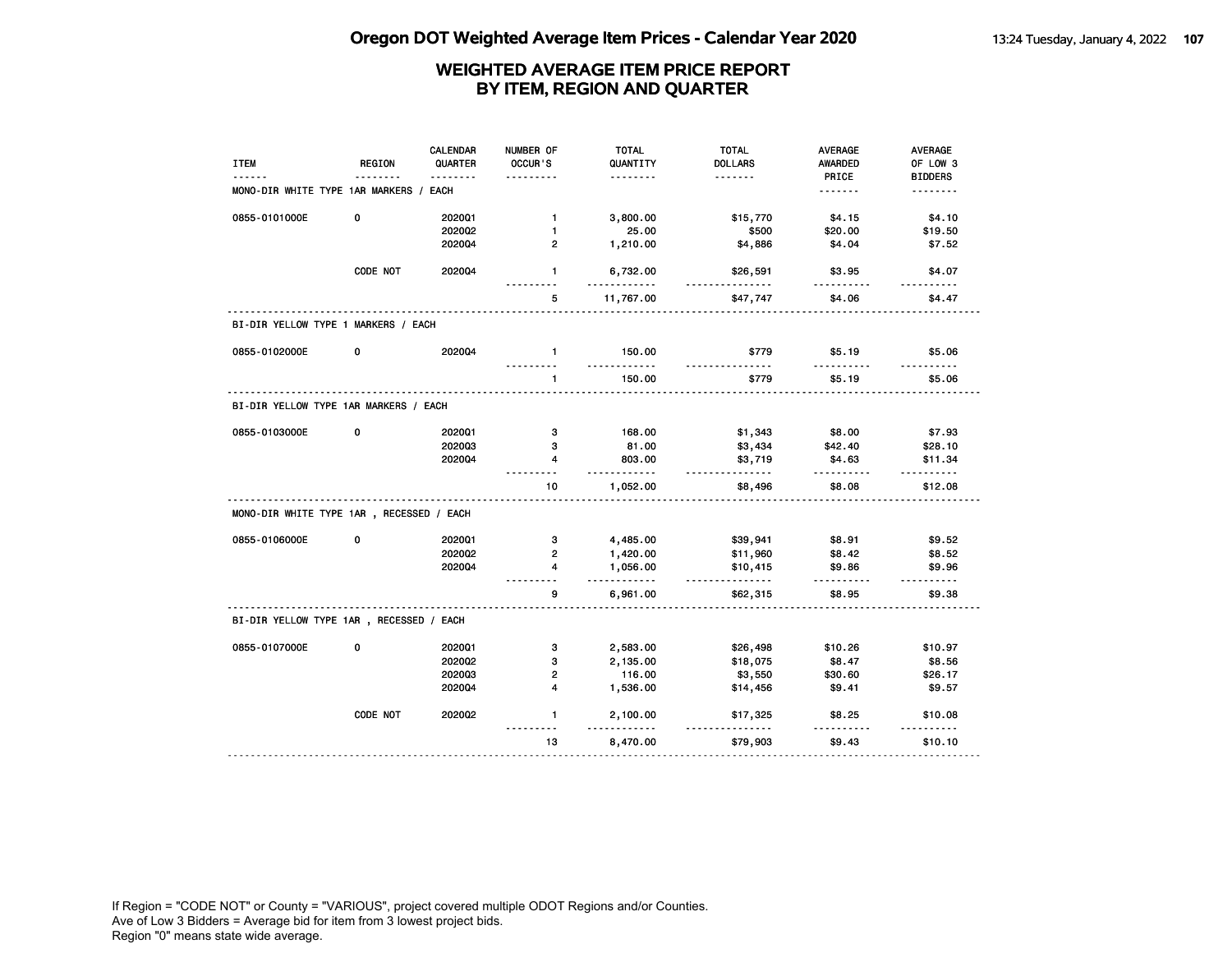# Oregon DOT Weighted Average Item Prices - Calendar Year 2020

## WEIGHTED AVERAGE ITEM PRICE REPORT BY ITEM, REGION AND QUARTER

| ITEM | REGION | CALENDAR QUARTER | NUMBER OF OCCUR'S | TOTAL QUANTITY | TOTAL DOLLARS | AVERAGE AWARDED PRICE | AVERAGE OF LOW 3 BIDDERS |
|---|---|---|---|---|---|---|---|
| **MONO-DIR WHITE TYPE 1AR MARKERS / EACH** | | | | | | | |
| 0855-0101000E | 0 | 2020Q1 | 1 | 3,800.00 | $15,770 | $4.15 | $4.10 |
| | | 2020Q2 | 1 | 25.00 | $500 | $20.00 | $19.50 |
| | | 2020Q4 | 2 | 1,210.00 | $4,886 | $4.04 | $7.52 |
| | CODE NOT | 2020Q4 | 1 | 6,732.00 | $26,591 | $3.95 | $4.07 |
| | | | 5 | 11,767.00 | $47,747 | $4.06 | $4.47 |
| **BI-DIR YELLOW TYPE 1 MARKERS / EACH** | | | | | | | |
| 0855-0102000E | 0 | 2020Q4 | 1 | 150.00 | $779 | $5.19 | $5.06 |
| | | | 1 | 150.00 | $779 | $5.19 | $5.06 |
| **BI-DIR YELLOW TYPE 1AR MARKERS / EACH** | | | | | | | |
| 0855-0103000E | 0 | 2020Q1 | 3 | 168.00 | $1,343 | $8.00 | $7.93 |
| | | 2020Q3 | 3 | 81.00 | $3,434 | $42.40 | $28.10 |
| | | 2020Q4 | 4 | 803.00 | $3,719 | $4.63 | $11.34 |
| | | | 10 | 1,052.00 | $8,496 | $8.08 | $12.08 |
| **MONO-DIR WHITE TYPE 1AR , RECESSED / EACH** | | | | | | | |
| 0855-0106000E | 0 | 2020Q1 | 3 | 4,485.00 | $39,941 | $8.91 | $9.52 |
| | | 2020Q2 | 2 | 1,420.00 | $11,960 | $8.42 | $8.52 |
| | | 2020Q4 | 4 | 1,056.00 | $10,415 | $9.86 | $9.96 |
| | | | 9 | 6,961.00 | $62,315 | $8.95 | $9.38 |
| **BI-DIR YELLOW TYPE 1AR , RECESSED / EACH** | | | | | | | |
| 0855-0107000E | 0 | 2020Q1 | 3 | 2,583.00 | $26,498 | $10.26 | $10.97 |
| | | 2020Q2 | 3 | 2,135.00 | $18,075 | $8.47 | $8.56 |
| | | 2020Q3 | 2 | 116.00 | $3,550 | $30.60 | $26.17 |
| | | 2020Q4 | 4 | 1,536.00 | $14,456 | $9.41 | $9.57 |
| | CODE NOT | 2020Q2 | 1 | 2,100.00 | $17,325 | $8.25 | $10.08 |
| | | | 13 | 8,470.00 | $79,903 | $9.43 | $10.10 |

If Region = "CODE NOT" or County = "VARIOUS", project covered multiple ODOT Regions and/or Counties.
Ave of Low 3 Bidders = Average bid for item from 3 lowest project bids.
Region "0" means state wide average.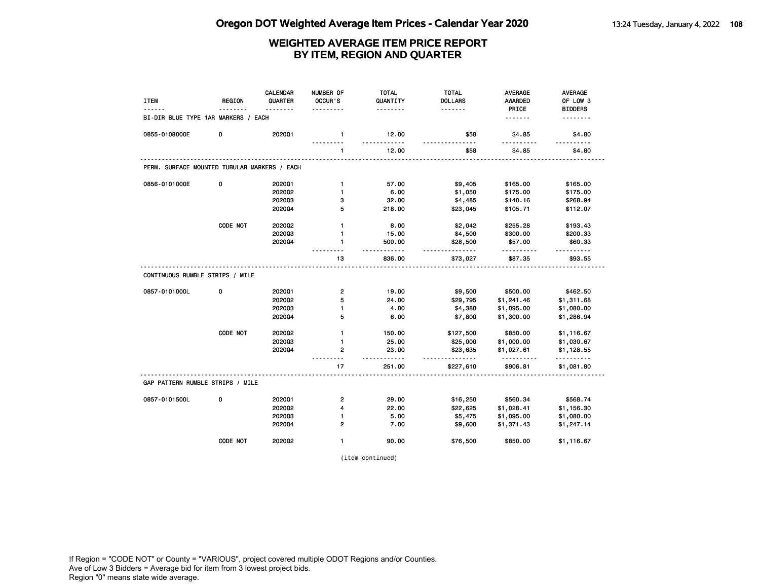# Oregon DOT Weighted Average Item Prices - Calendar Year 2020

## WEIGHTED AVERAGE ITEM PRICE REPORT BY ITEM, REGION AND QUARTER

| ITEM | REGION | CALENDAR QUARTER | NUMBER OF OCCUR'S | TOTAL QUANTITY | TOTAL DOLLARS | AVERAGE AWARDED PRICE | AVERAGE OF LOW 3 BIDDERS |
|---|---|---|---|---|---|---|---|
| **BI-DIR BLUE TYPE 1AR MARKERS / EACH** | | | | | | | |
| 0855-0108000E | 0 | 2020Q1 | 1 | 12.00 | $58 | $4.85 | $4.80 |
| | | | 1 | 12.00 | $58 | $4.85 | $4.80 |
| **PERM. SURFACE MOUNTED TUBULAR MARKERS / EACH** | | | | | | | |
| 0856-0101000E | 0 | 2020Q1 | 1 | 57.00 | $9,405 | $165.00 | $165.00 |
| | | 2020Q2 | 1 | 6.00 | $1,050 | $175.00 | $175.00 |
| | | 2020Q3 | 3 | 32.00 | $4,485 | $140.16 | $268.94 |
| | | 2020Q4 | 5 | 218.00 | $23,045 | $105.71 | $112.07 |
| | CODE NOT | 2020Q2 | 1 | 8.00 | $2,042 | $255.28 | $193.43 |
| | | 2020Q3 | 1 | 15.00 | $4,500 | $300.00 | $200.33 |
| | | 2020Q4 | 1 | 500.00 | $28,500 | $57.00 | $60.33 |
| | | | 13 | 836.00 | $73,027 | $87.35 | $93.55 |
| **CONTINUOUS RUMBLE STRIPS / MILE** | | | | | | | |
| 0857-0101000L | 0 | 2020Q1 | 2 | 19.00 | $9,500 | $500.00 | $462.50 |
| | | 2020Q2 | 5 | 24.00 | $29,795 | $1,241.46 | $1,311.68 |
| | | 2020Q3 | 1 | 4.00 | $4,380 | $1,095.00 | $1,080.00 |
| | | 2020Q4 | 5 | 6.00 | $7,800 | $1,300.00 | $1,286.94 |
| | CODE NOT | 2020Q2 | 1 | 150.00 | $127,500 | $850.00 | $1,116.67 |
| | | 2020Q3 | 1 | 25.00 | $25,000 | $1,000.00 | $1,030.67 |
| | | 2020Q4 | 2 | 23.00 | $23,635 | $1,027.61 | $1,128.55 |
| | | | 17 | 251.00 | $227,610 | $906.81 | $1,081.80 |
| **GAP PATTERN RUMBLE STRIPS / MILE** | | | | | | | |
| 0857-0101500L | 0 | 2020Q1 | 2 | 29.00 | $16,250 | $560.34 | $568.74 |
| | | 2020Q2 | 4 | 22.00 | $22,625 | $1,028.41 | $1,156.30 |
| | | 2020Q3 | 1 | 5.00 | $5,475 | $1,095.00 | $1,080.00 |
| | | 2020Q4 | 2 | 7.00 | $9,600 | $1,371.43 | $1,247.14 |
| | CODE NOT | 2020Q2 | 1 | 90.00 | $76,500 | $850.00 | $1,116.67 |

(item continued)

If Region = "CODE NOT" or County = "VARIOUS", project covered multiple ODOT Regions and/or Counties.
Ave of Low 3 Bidders = Average bid for item from 3 lowest project bids.
Region "0" means state wide average.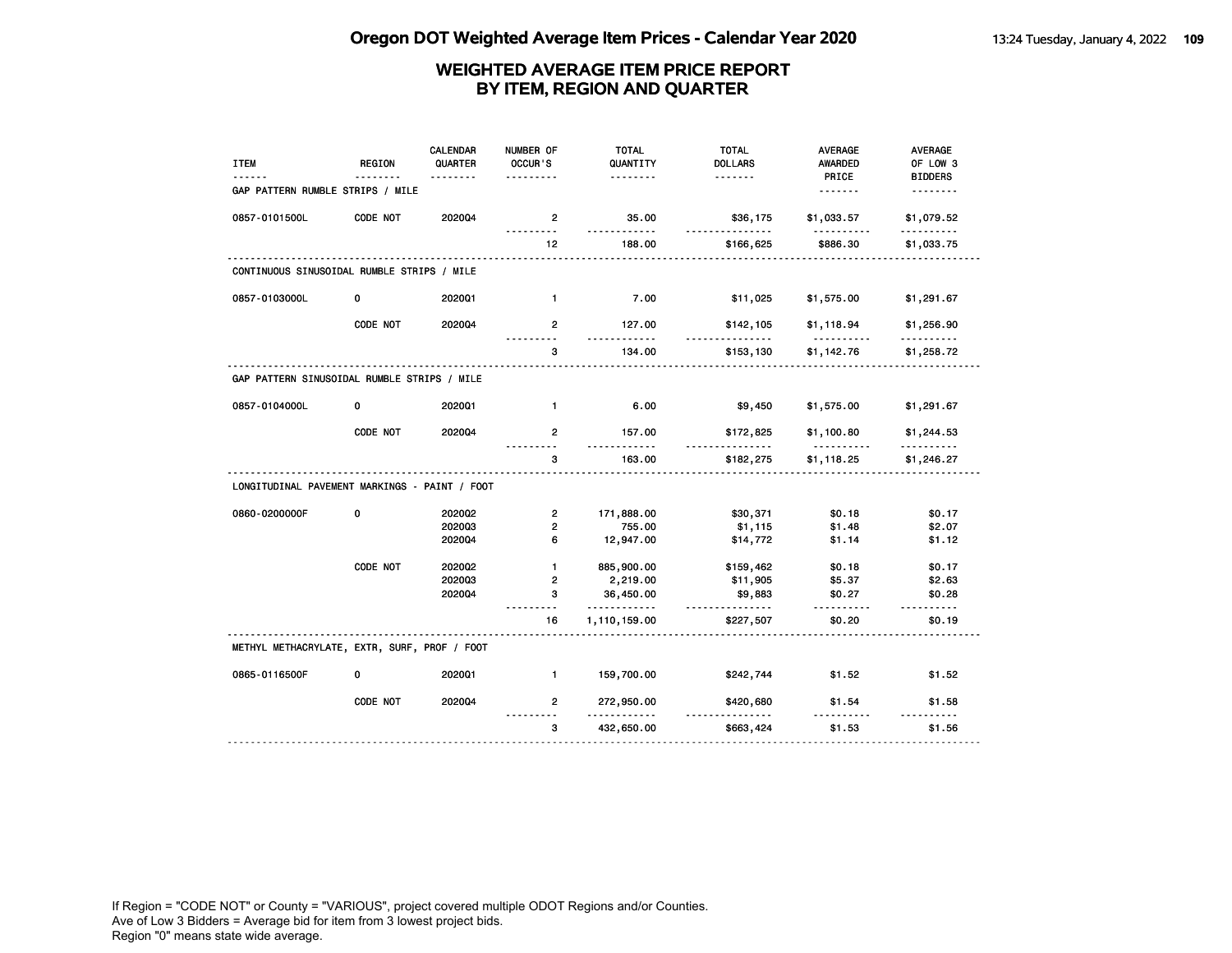# Oregon DOT Weighted Average Item Prices - Calendar Year 2020

## WEIGHTED AVERAGE ITEM PRICE REPORT BY ITEM, REGION AND QUARTER

| ITEM | REGION | CALENDAR QUARTER | NUMBER OF OCCUR'S | TOTAL QUANTITY | TOTAL DOLLARS | AVERAGE AWARDED PRICE | AVERAGE OF LOW 3 BIDDERS |
|---|---|---|---|---|---|---|---|
| GAP PATTERN RUMBLE STRIPS / MILE | | | | | | | |
| 0857-0101500L | CODE NOT | 2020Q4 | 2 | 35.00 | $36,175 | $1,033.57 | $1,079.52 |
| | | | 12 | 188.00 | $166,625 | $886.30 | $1,033.75 |
| CONTINUOUS SINUSOIDAL RUMBLE STRIPS / MILE | | | | | | | |
| 0857-0103000L | 0 | 2020Q1 | 1 | 7.00 | $11,025 | $1,575.00 | $1,291.67 |
| | CODE NOT | 2020Q4 | 2 | 127.00 | $142,105 | $1,118.94 | $1,256.90 |
| | | | 3 | 134.00 | $153,130 | $1,142.76 | $1,258.72 |
| GAP PATTERN SINUSOIDAL RUMBLE STRIPS / MILE | | | | | | | |
| 0857-0104000L | 0 | 2020Q1 | 1 | 6.00 | $9,450 | $1,575.00 | $1,291.67 |
| | CODE NOT | 2020Q4 | 2 | 157.00 | $172,825 | $1,100.80 | $1,244.53 |
| | | | 3 | 163.00 | $182,275 | $1,118.25 | $1,246.27 |
| LONGITUDINAL PAVEMENT MARKINGS - PAINT / FOOT | | | | | | | |
| 0860-0200000F | 0 | 2020Q2 | 2 | 171,888.00 | $30,371 | $0.18 | $0.17 |
| | | 2020Q3 | 2 | 755.00 | $1,115 | $1.48 | $2.07 |
| | | 2020Q4 | 6 | 12,947.00 | $14,772 | $1.14 | $1.12 |
| | CODE NOT | 2020Q2 | 1 | 885,900.00 | $159,462 | $0.18 | $0.17 |
| | | 2020Q3 | 2 | 2,219.00 | $11,905 | $5.37 | $2.63 |
| | | 2020Q4 | 3 | 36,450.00 | $9,883 | $0.27 | $0.28 |
| | | | 16 | 1,110,159.00 | $227,507 | $0.20 | $0.19 |
| METHYL METHACRYLATE, EXTR, SURF, PROF / FOOT | | | | | | | |
| 0865-0116500F | 0 | 2020Q1 | 1 | 159,700.00 | $242,744 | $1.52 | $1.52 |
| | CODE NOT | 2020Q4 | 2 | 272,950.00 | $420,680 | $1.54 | $1.58 |
| | | | 3 | 432,650.00 | $663,424 | $1.53 | $1.56 |

If Region = "CODE NOT" or County = "VARIOUS", project covered multiple ODOT Regions and/or Counties.
Ave of Low 3 Bidders = Average bid for item from 3 lowest project bids.
Region "0" means state wide average.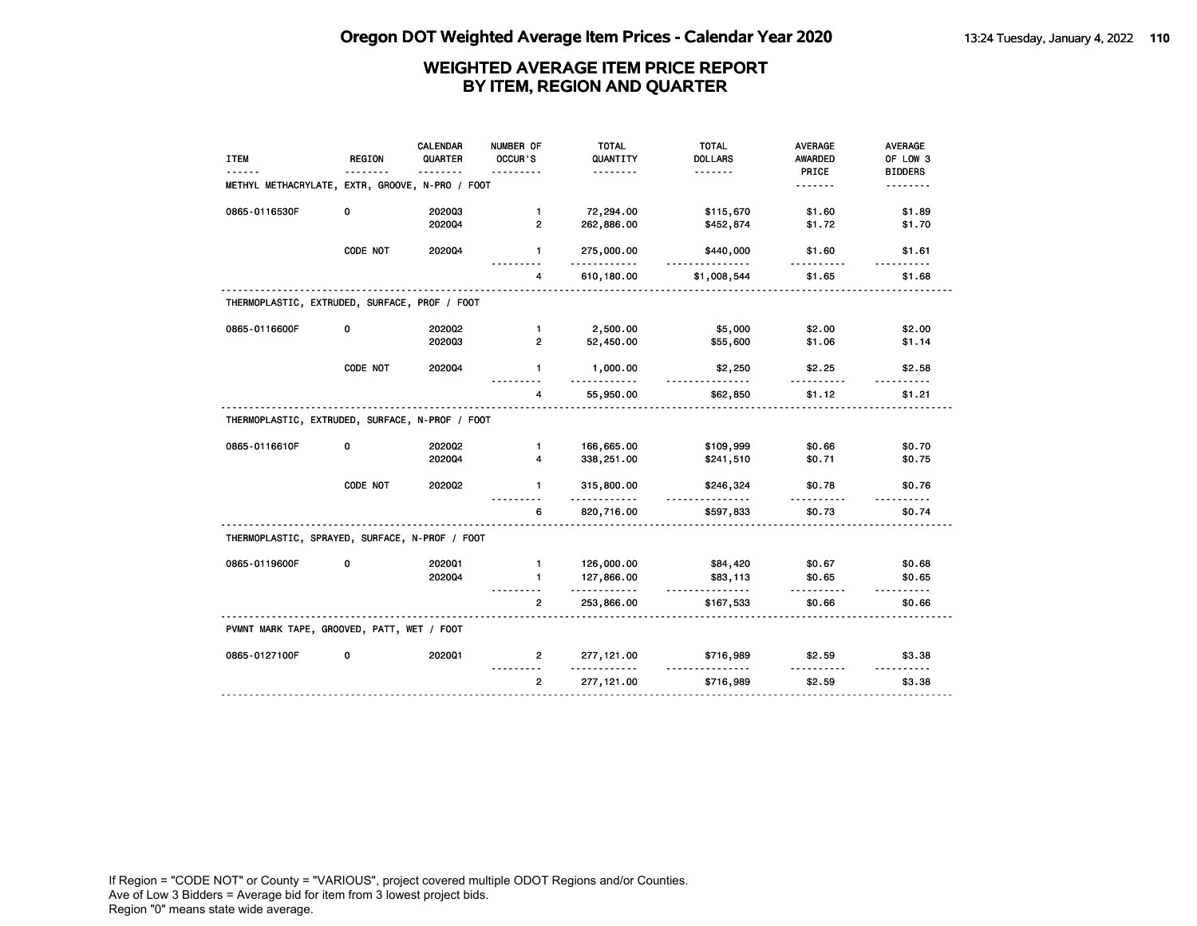# Oregon DOT Weighted Average Item Prices - Calendar Year 2020

## WEIGHTED AVERAGE ITEM PRICE REPORT
## BY ITEM, REGION AND QUARTER

| ITEM | REGION | CALENDAR QUARTER | NUMBER OF OCCUR'S | TOTAL QUANTITY | TOTAL DOLLARS | AVERAGE AWARDED PRICE | AVERAGE OF LOW 3 BIDDERS |
|---|---|---|---|---|---|---|---|
| **METHYL METHACRYLATE, EXTR, GROOVE, N-PRO / FOOT** | | | | | | | |
| 0865-0116530F | 0 | 2020Q3 | 1 | 72,294.00 | $115,670 | $1.60 | $1.89 |
| | | 2020Q4 | 2 | 262,886.00 | $452,874 | $1.72 | $1.70 |
| | CODE NOT | 2020Q4 | 1 | 275,000.00 | $440,000 | $1.60 | $1.61 |
| | | | 4 | 610,180.00 | $1,008,544 | $1.65 | $1.68 |
| **THERMOPLASTIC, EXTRUDED, SURFACE, PROF / FOOT** | | | | | | | |
| 0865-0116600F | 0 | 2020Q2 | 1 | 2,500.00 | $5,000 | $2.00 | $2.00 |
| | | 2020Q3 | 2 | 52,450.00 | $55,600 | $1.06 | $1.14 |
| | CODE NOT | 2020Q4 | 1 | 1,000.00 | $2,250 | $2.25 | $2.58 |
| | | | 4 | 55,950.00 | $62,850 | $1.12 | $1.21 |
| **THERMOPLASTIC, EXTRUDED, SURFACE, N-PROF / FOOT** | | | | | | | |
| 0865-0116610F | 0 | 2020Q2 | 1 | 166,665.00 | $109,999 | $0.66 | $0.70 |
| | | 2020Q4 | 4 | 338,251.00 | $241,510 | $0.71 | $0.75 |
| | CODE NOT | 2020Q2 | 1 | 315,800.00 | $246,324 | $0.78 | $0.76 |
| | | | 6 | 820,716.00 | $597,833 | $0.73 | $0.74 |
| **THERMOPLASTIC, SPRAYED, SURFACE, N-PROF / FOOT** | | | | | | | |
| 0865-0119600F | 0 | 2020Q1 | 1 | 126,000.00 | $84,420 | $0.67 | $0.68 |
| | | 2020Q4 | 1 | 127,866.00 | $83,113 | $0.65 | $0.65 |
| | | | 2 | 253,866.00 | $167,533 | $0.66 | $0.66 |
| **PVMNT MARK TAPE, GROOVED, PATT, WET / FOOT** | | | | | | | |
| 0865-0127100F | 0 | 2020Q1 | 2 | 277,121.00 | $716,989 | $2.59 | $3.38 |
| | | | 2 | 277,121.00 | $716,989 | $2.59 | $3.38 |

If Region = "CODE NOT" or County = "VARIOUS", project covered multiple ODOT Regions and/or Counties.
Ave of Low 3 Bidders = Average bid for item from 3 lowest project bids.
Region "0" means state wide average.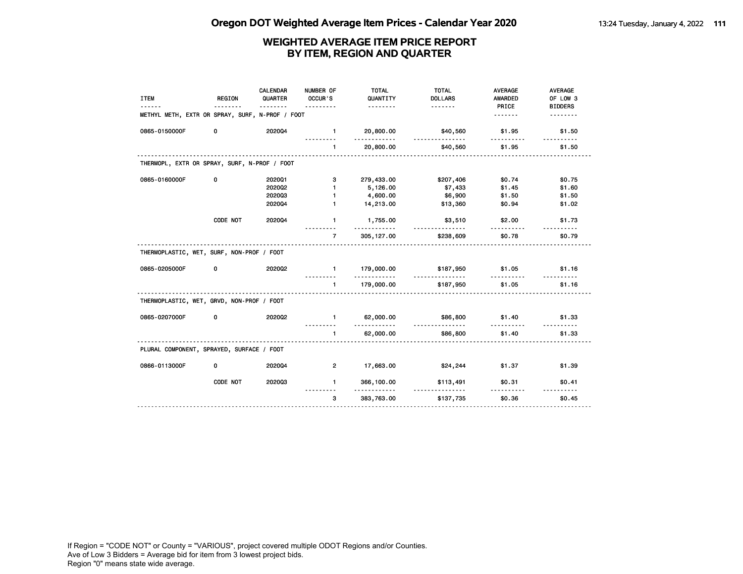# Oregon DOT Weighted Average Item Prices - Calendar Year 2020

## WEIGHTED AVERAGE ITEM PRICE REPORT BY ITEM, REGION AND QUARTER

| ITEM | REGION | CALENDAR QUARTER | NUMBER OF OCCUR'S | TOTAL QUANTITY | TOTAL DOLLARS | AVERAGE AWARDED PRICE | AVERAGE OF LOW 3 BIDDERS |
|---|---|---|---|---|---|---|---|
| METHYL METH, EXTR OR SPRAY, SURF, N-PROF / FOOT | | | | | | | |
| 0865-0150000F | 0 | 2020Q4 | 1 | 20,800.00 | $40,560 | $1.95 | $1.50 |
| | | | 1 | 20,800.00 | $40,560 | $1.95 | $1.50 |
| THERMOPL, EXTR OR SPRAY, SURF, N-PROF / FOOT | | | | | | | |
| 0865-0160000F | 0 | 2020Q1 | 3 | 279,433.00 | $207,406 | $0.74 | $0.75 |
| | | 2020Q2 | 1 | 5,126.00 | $7,433 | $1.45 | $1.60 |
| | | 2020Q3 | 1 | 4,600.00 | $6,900 | $1.50 | $1.50 |
| | | 2020Q4 | 1 | 14,213.00 | $13,360 | $0.94 | $1.02 |
| | CODE NOT | 2020Q4 | 1 | 1,755.00 | $3,510 | $2.00 | $1.73 |
| | | | 7 | 305,127.00 | $238,609 | $0.78 | $0.79 |
| THERMOPLASTIC, WET, SURF, NON-PROF / FOOT | | | | | | | |
| 0865-0205000F | 0 | 2020Q2 | 1 | 179,000.00 | $187,950 | $1.05 | $1.16 |
| | | | 1 | 179,000.00 | $187,950 | $1.05 | $1.16 |
| THERMOPLASTIC, WET, GRVD, NON-PROF / FOOT | | | | | | | |
| 0865-0207000F | 0 | 2020Q2 | 1 | 62,000.00 | $86,800 | $1.40 | $1.33 |
| | | | 1 | 62,000.00 | $86,800 | $1.40 | $1.33 |
| PLURAL COMPONENT, SPRAYED, SURFACE / FOOT | | | | | | | |
| 0866-0113000F | 0 | 2020Q4 | 2 | 17,663.00 | $24,244 | $1.37 | $1.39 |
| | CODE NOT | 2020Q3 | 1 | 366,100.00 | $113,491 | $0.31 | $0.41 |
| | | | 3 | 383,763.00 | $137,735 | $0.36 | $0.45 |

If Region = "CODE NOT" or County = "VARIOUS", project covered multiple ODOT Regions and/or Counties.
Ave of Low 3 Bidders = Average bid for item from 3 lowest project bids.
Region "0" means state wide average.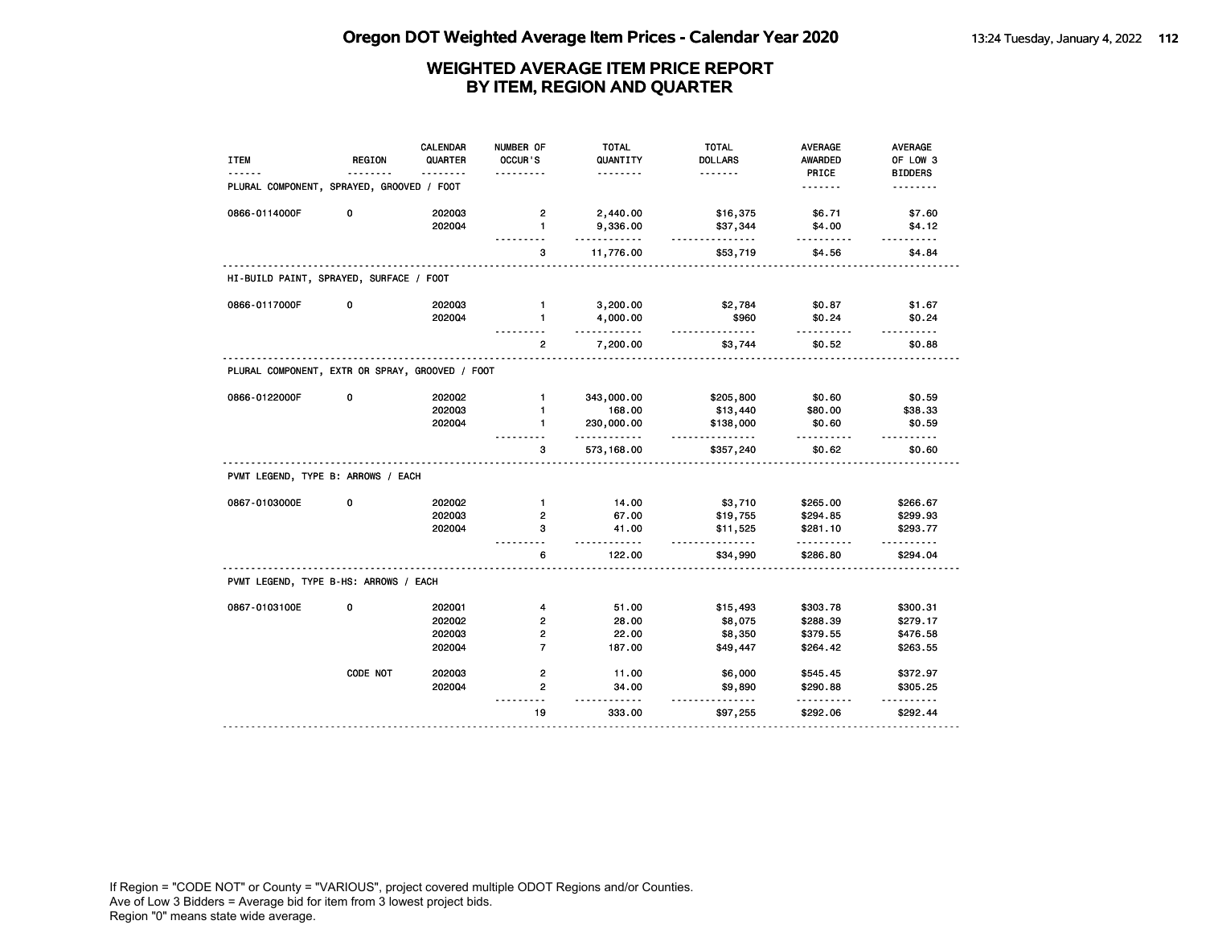# Oregon DOT Weighted Average Item Prices - Calendar Year 2020

## WEIGHTED AVERAGE ITEM PRICE REPORT BY ITEM, REGION AND QUARTER

| ITEM | REGION | CALENDAR QUARTER | NUMBER OF OCCUR'S | TOTAL QUANTITY | TOTAL DOLLARS | AVERAGE AWARDED PRICE | AVERAGE OF LOW 3 BIDDERS |
|---|---|---|---|---|---|---|---|
| **PLURAL COMPONENT, SPRAYED, GROOVED / FOOT** | | | | | | | |
| 0866-0114000F | 0 | 2020Q3 | 2 | 2,440.00 | $16,375 | $6.71 | $7.60 |
| | | 2020Q4 | 1 | 9,336.00 | $37,344 | $4.00 | $4.12 |
| | | | 3 | 11,776.00 | $53,719 | $4.56 | $4.84 |
| **HI-BUILD PAINT, SPRAYED, SURFACE / FOOT** | | | | | | | |
| 0866-0117000F | 0 | 2020Q3 | 1 | 3,200.00 | $2,784 | $0.87 | $1.67 |
| | | 2020Q4 | 1 | 4,000.00 | $960 | $0.24 | $0.24 |
| | | | 2 | 7,200.00 | $3,744 | $0.52 | $0.88 |
| **PLURAL COMPONENT, EXTR OR SPRAY, GROOVED / FOOT** | | | | | | | |
| 0866-0122000F | 0 | 2020Q2 | 1 | 343,000.00 | $205,800 | $0.60 | $0.59 |
| | | 2020Q3 | 1 | 168.00 | $13,440 | $80.00 | $38.33 |
| | | 2020Q4 | 1 | 230,000.00 | $138,000 | $0.60 | $0.59 |
| | | | 3 | 573,168.00 | $357,240 | $0.62 | $0.60 |
| **PVMT LEGEND, TYPE B: ARROWS / EACH** | | | | | | | |
| 0867-0103000E | 0 | 2020Q2 | 1 | 14.00 | $3,710 | $265.00 | $266.67 |
| | | 2020Q3 | 2 | 67.00 | $19,755 | $294.85 | $299.93 |
| | | 2020Q4 | 3 | 41.00 | $11,525 | $281.10 | $293.77 |
| | | | 6 | 122.00 | $34,990 | $286.80 | $294.04 |
| **PVMT LEGEND, TYPE B-HS: ARROWS / EACH** | | | | | | | |
| 0867-0103100E | 0 | 2020Q1 | 4 | 51.00 | $15,493 | $303.78 | $300.31 |
| | | 2020Q2 | 2 | 28.00 | $8,075 | $288.39 | $279.17 |
| | | 2020Q3 | 2 | 22.00 | $8,350 | $379.55 | $476.58 |
| | | 2020Q4 | 7 | 187.00 | $49,447 | $264.42 | $263.55 |
| | CODE NOT | 2020Q3 | 2 | 11.00 | $6,000 | $545.45 | $372.97 |
| | | 2020Q4 | 2 | 34.00 | $9,890 | $290.88 | $305.25 |
| | | | 19 | 333.00 | $97,255 | $292.06 | $292.44 |

If Region = "CODE NOT" or County = "VARIOUS", project covered multiple ODOT Regions and/or Counties.
Ave of Low 3 Bidders = Average bid for item from 3 lowest project bids.
Region "0" means state wide average.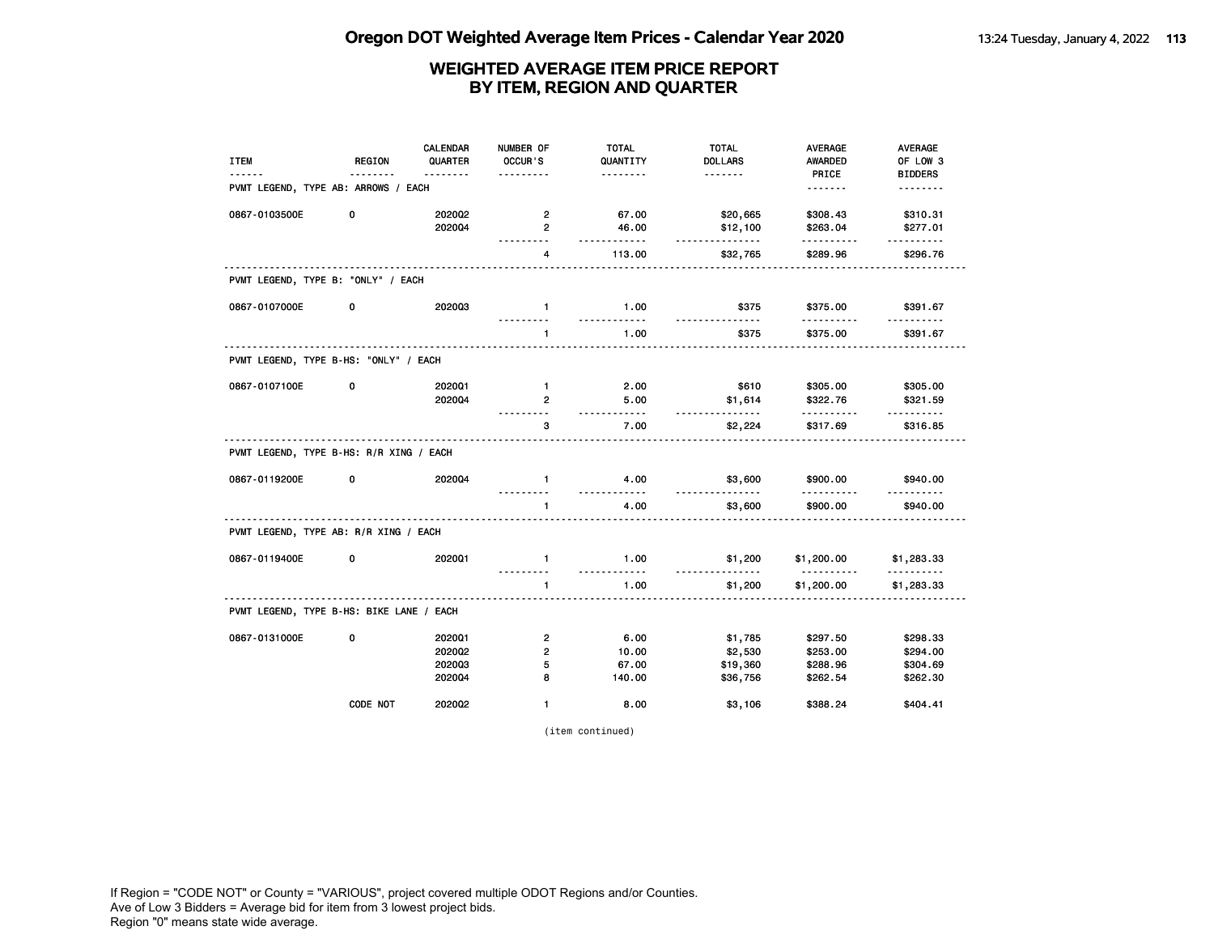## WEIGHTED AVERAGE ITEM PRICE REPORT
## BY ITEM, REGION AND QUARTER

| ITEM | REGION | CALENDAR QUARTER | NUMBER OF OCCUR'S | TOTAL QUANTITY | TOTAL DOLLARS | AVERAGE AWARDED PRICE | AVERAGE OF LOW 3 BIDDERS |
|---|---|---|---|---|---|---|---|
| **PVMT LEGEND, TYPE AB: ARROWS / EACH** | | | | | | | |
| 0867-0103500E | 0 | 2020Q2 | 2 | 67.00 | $20,665 | $308.43 | $310.31 |
| | | 2020Q4 | 2 | 46.00 | $12,100 | $263.04 | $277.01 |
| | | | 4 | 113.00 | $32,765 | $289.96 | $296.76 |
| **PVMT LEGEND, TYPE B: "ONLY" / EACH** | | | | | | | |
| 0867-0107000E | 0 | 2020Q3 | 1 | 1.00 | $375 | $375.00 | $391.67 |
| | | | 1 | 1.00 | $375 | $375.00 | $391.67 |
| **PVMT LEGEND, TYPE B-HS: "ONLY" / EACH** | | | | | | | |
| 0867-0107100E | 0 | 2020Q1 | 1 | 2.00 | $610 | $305.00 | $305.00 |
| | | 2020Q4 | 2 | 5.00 | $1,614 | $322.76 | $321.59 |
| | | | 3 | 7.00 | $2,224 | $317.69 | $316.85 |
| **PVMT LEGEND, TYPE B-HS: R/R XING / EACH** | | | | | | | |
| 0867-0119200E | 0 | 2020Q4 | 1 | 4.00 | $3,600 | $900.00 | $940.00 |
| | | | 1 | 4.00 | $3,600 | $900.00 | $940.00 |
| **PVMT LEGEND, TYPE AB: R/R XING / EACH** | | | | | | | |
| 0867-0119400E | 0 | 2020Q1 | 1 | 1.00 | $1,200 | $1,200.00 | $1,283.33 |
| | | | 1 | 1.00 | $1,200 | $1,200.00 | $1,283.33 |
| **PVMT LEGEND, TYPE B-HS: BIKE LANE / EACH** | | | | | | | |
| 0867-0131000E | 0 | 2020Q1 | 2 | 6.00 | $1,785 | $297.50 | $298.33 |
| | | 2020Q2 | 2 | 10.00 | $2,530 | $253.00 | $294.00 |
| | | 2020Q3 | 5 | 67.00 | $19,360 | $288.96 | $304.69 |
| | | 2020Q4 | 8 | 140.00 | $36,756 | $262.54 | $262.30 |
| | CODE NOT | 2020Q2 | 1 | 8.00 | $3,106 | $388.24 | $404.41 |

(item continued)

If Region = "CODE NOT" or County = "VARIOUS", project covered multiple ODOT Regions and/or Counties.
Ave of Low 3 Bidders = Average bid for item from 3 lowest project bids.
Region "0" means state wide average.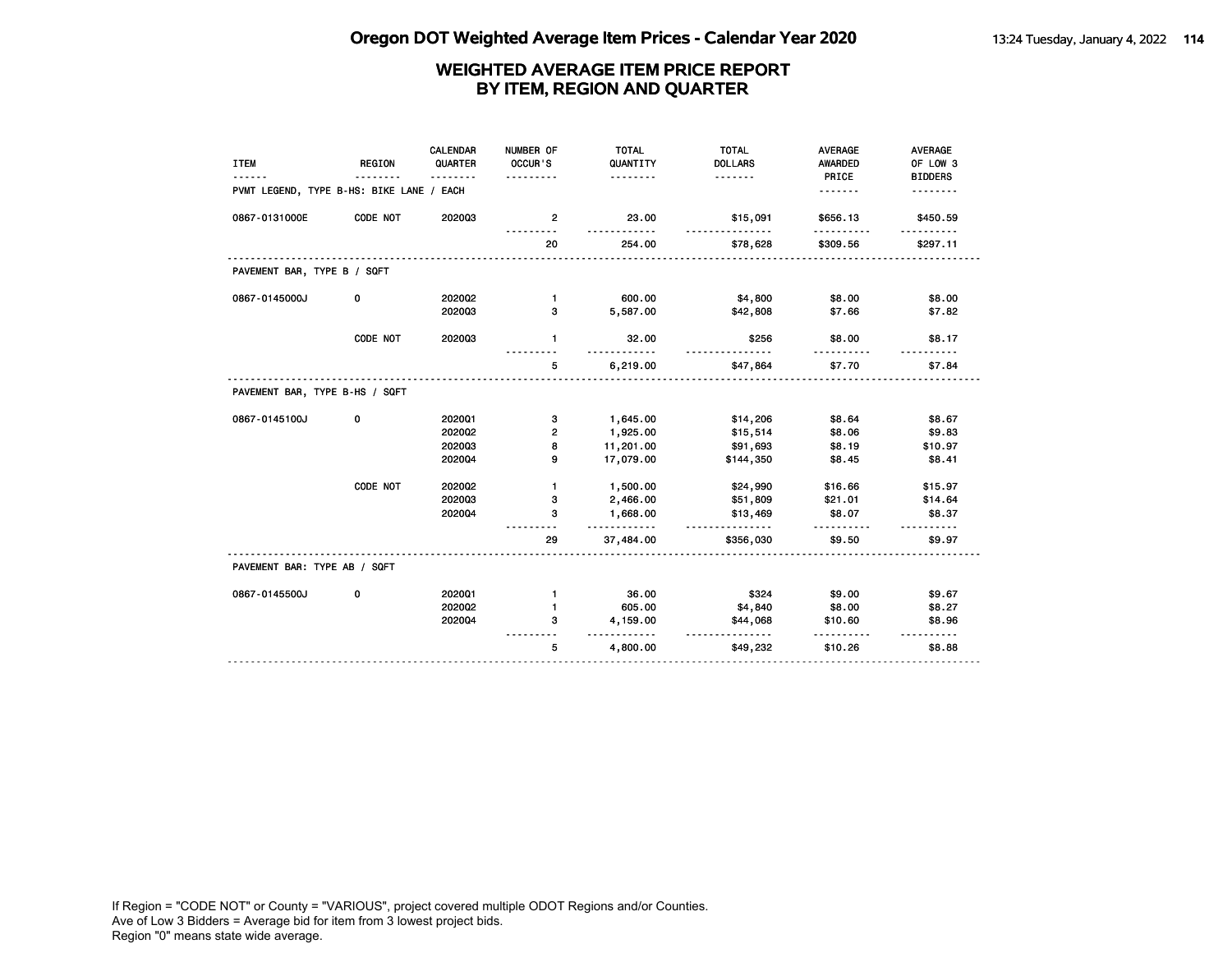# WEIGHTED AVERAGE ITEM PRICE REPORT
## BY ITEM, REGION AND QUARTER

| ITEM | REGION | CALENDAR QUARTER | NUMBER OF OCCUR'S | TOTAL QUANTITY | TOTAL DOLLARS | AVERAGE AWARDED PRICE | AVERAGE OF LOW 3 BIDDERS |
|---|---|---|---|---|---|---|---|
| PVMT LEGEND, TYPE B-HS: BIKE LANE / EACH | | | | | | | |
| 0867-0131000E | CODE NOT | 2020Q3 | 2 | 23.00 | $15,091 | $656.13 | $450.59 |
| | | | 20 | 254.00 | $78,628 | $309.56 | $297.11 |
| PAVEMENT BAR, TYPE B / SQFT | | | | | | | |
| 0867-0145000J | 0 | 2020Q2 | 1 | 600.00 | $4,800 | $8.00 | $8.00 |
| | | 2020Q3 | 3 | 5,587.00 | $42,808 | $7.66 | $7.82 |
| | CODE NOT | 2020Q3 | 1 | 32.00 | $256 | $8.00 | $8.17 |
| | | | 5 | 6,219.00 | $47,864 | $7.70 | $7.84 |
| PAVEMENT BAR, TYPE B-HS / SQFT | | | | | | | |
| 0867-0145100J | 0 | 2020Q1 | 3 | 1,645.00 | $14,206 | $8.64 | $8.67 |
| | | 2020Q2 | 2 | 1,925.00 | $15,514 | $8.06 | $9.83 |
| | | 2020Q3 | 8 | 11,201.00 | $91,693 | $8.19 | $10.97 |
| | | 2020Q4 | 9 | 17,079.00 | $144,350 | $8.45 | $8.41 |
| | CODE NOT | 2020Q2 | 1 | 1,500.00 | $24,990 | $16.66 | $15.97 |
| | | 2020Q3 | 3 | 2,466.00 | $51,809 | $21.01 | $14.64 |
| | | 2020Q4 | 3 | 1,668.00 | $13,469 | $8.07 | $8.37 |
| | | | 29 | 37,484.00 | $356,030 | $9.50 | $9.97 |
| PAVEMENT BAR: TYPE AB / SQFT | | | | | | | |
| 0867-0145500J | 0 | 2020Q1 | 1 | 36.00 | $324 | $9.00 | $9.67 |
| | | 2020Q2 | 1 | 605.00 | $4,840 | $8.00 | $8.27 |
| | | 2020Q4 | 3 | 4,159.00 | $44,068 | $10.60 | $8.96 |
| | | | 5 | 4,800.00 | $49,232 | $10.26 | $8.88 |

If Region = "CODE NOT" or County = "VARIOUS", project covered multiple ODOT Regions and/or Counties.
Ave of Low 3 Bidders = Average bid for item from 3 lowest project bids.
Region "0" means state wide average.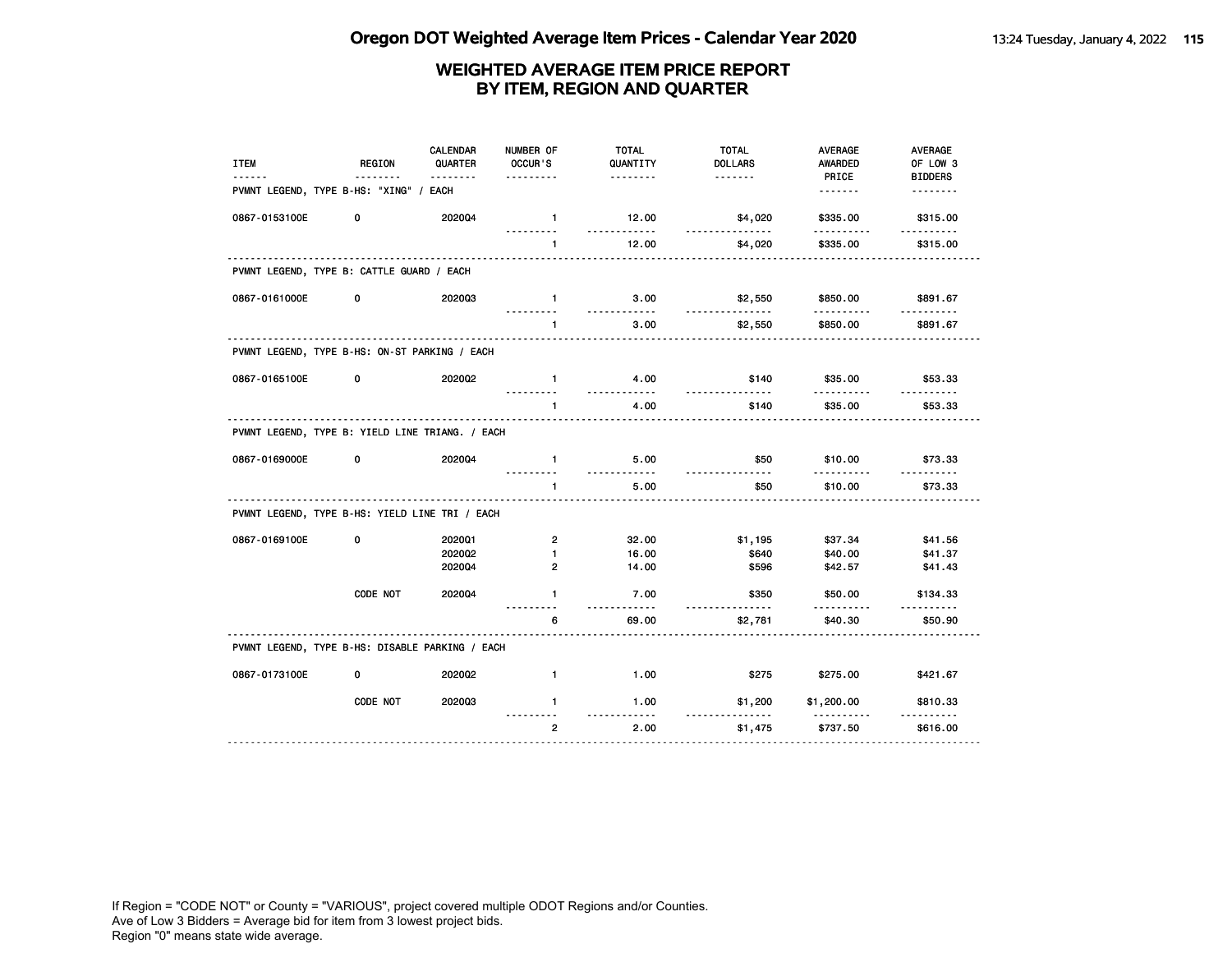# Oregon DOT Weighted Average Item Prices - Calendar Year 2020

## WEIGHTED AVERAGE ITEM PRICE REPORT BY ITEM, REGION AND QUARTER

| ITEM | REGION | CALENDAR QUARTER | NUMBER OF OCCUR'S | TOTAL QUANTITY | TOTAL DOLLARS | AVERAGE AWARDED PRICE | AVERAGE OF LOW 3 BIDDERS |
|---|---|---|---|---|---|---|---|
| **PVMNT LEGEND, TYPE B-HS: "XING" / EACH** | | | | | | | |
| 0867-0153100E | 0 | 2020Q4 | 1 | 12.00 | $4,020 | $335.00 | $315.00 |
| | | | 1 | 12.00 | $4,020 | $335.00 | $315.00 |
| **PVMNT LEGEND, TYPE B: CATTLE GUARD / EACH** | | | | | | | |
| 0867-0161000E | 0 | 2020Q3 | 1 | 3.00 | $2,550 | $850.00 | $891.67 |
| | | | 1 | 3.00 | $2,550 | $850.00 | $891.67 |
| **PVMNT LEGEND, TYPE B-HS: ON-ST PARKING / EACH** | | | | | | | |
| 0867-0165100E | 0 | 2020Q2 | 1 | 4.00 | $140 | $35.00 | $53.33 |
| | | | 1 | 4.00 | $140 | $35.00 | $53.33 |
| **PVMNT LEGEND, TYPE B: YIELD LINE TRIANG. / EACH** | | | | | | | |
| 0867-0169000E | 0 | 2020Q4 | 1 | 5.00 | $50 | $10.00 | $73.33 |
| | | | 1 | 5.00 | $50 | $10.00 | $73.33 |
| **PVMNT LEGEND, TYPE B-HS: YIELD LINE TRI / EACH** | | | | | | | |
| 0867-0169100E | 0 | 2020Q1 | 2 | 32.00 | $1,195 | $37.34 | $41.56 |
| | | 2020Q2 | 1 | 16.00 | $640 | $40.00 | $41.37 |
| | | 2020Q4 | 2 | 14.00 | $596 | $42.57 | $41.43 |
| | CODE NOT | 2020Q4 | 1 | 7.00 | $350 | $50.00 | $134.33 |
| | | | 6 | 69.00 | $2,781 | $40.30 | $50.90 |
| **PVMNT LEGEND, TYPE B-HS: DISABLE PARKING / EACH** | | | | | | | |
| 0867-0173100E | 0 | 2020Q2 | 1 | 1.00 | $275 | $275.00 | $421.67 |
| | CODE NOT | 2020Q3 | 1 | 1.00 | $1,200 | $1,200.00 | $810.33 |
| | | | 2 | 2.00 | $1,475 | $737.50 | $616.00 |

If Region = "CODE NOT" or County = "VARIOUS", project covered multiple ODOT Regions and/or Counties.
Ave of Low 3 Bidders = Average bid for item from 3 lowest project bids.
Region "0" means state wide average.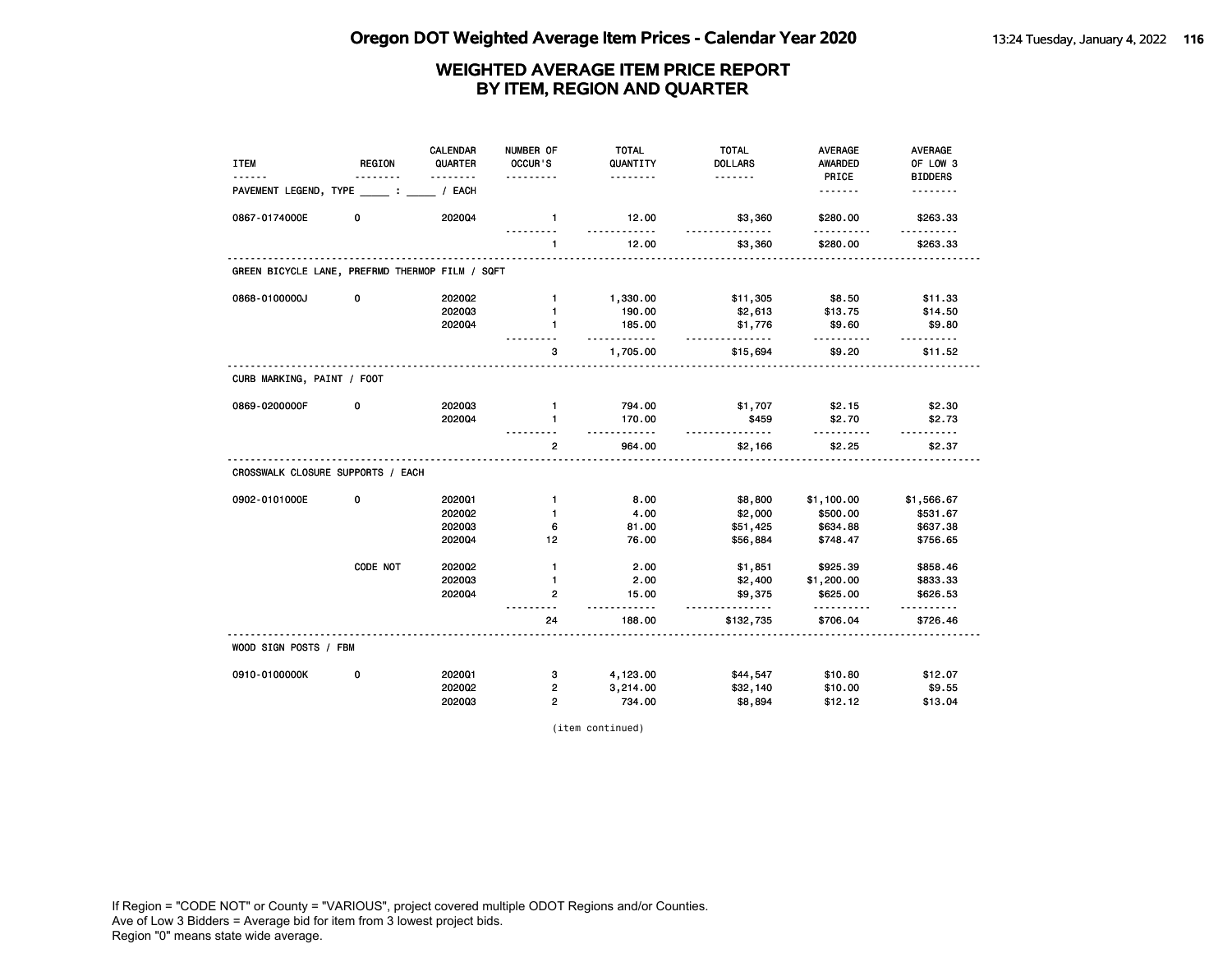## Oregon DOT Weighted Average Item Prices - Calendar Year 2020

### WEIGHTED AVERAGE ITEM PRICE REPORT BY ITEM, REGION AND QUARTER

| ITEM | REGION | CALENDAR QUARTER | NUMBER OF OCCUR'S | TOTAL QUANTITY | TOTAL DOLLARS | AVERAGE AWARDED PRICE | AVERAGE OF LOW 3 BIDDERS |
|---|---|---|---|---|---|---|---|
| PAVEMENT LEGEND, TYPE _____ : _____ / EACH | | | | | | | |
| 0867-0174000E | 0 | 2020Q4 | 1 | 12.00 | $3,360 | $280.00 | $263.33 |
| | | | 1 | 12.00 | $3,360 | $280.00 | $263.33 |
| GREEN BICYCLE LANE, PREFRMD THERMOP FILM / SQFT | | | | | | | |
| 0868-0100000J | 0 | 2020Q2 | 1 | 1,330.00 | $11,305 | $8.50 | $11.33 |
| | | 2020Q3 | 1 | 190.00 | $2,613 | $13.75 | $14.50 |
| | | 2020Q4 | 1 | 185.00 | $1,776 | $9.60 | $9.80 |
| | | | 3 | 1,705.00 | $15,694 | $9.20 | $11.52 |
| CURB MARKING, PAINT / FOOT | | | | | | | |
| 0869-0200000F | 0 | 2020Q3 | 1 | 794.00 | $1,707 | $2.15 | $2.30 |
| | | 2020Q4 | 1 | 170.00 | $459 | $2.70 | $2.73 |
| | | | 2 | 964.00 | $2,166 | $2.25 | $2.37 |
| CROSSWALK CLOSURE SUPPORTS / EACH | | | | | | | |
| 0902-0101000E | 0 | 2020Q1 | 1 | 8.00 | $8,800 | $1,100.00 | $1,566.67 |
| | | 2020Q2 | 1 | 4.00 | $2,000 | $500.00 | $531.67 |
| | | 2020Q3 | 6 | 81.00 | $51,425 | $634.88 | $637.38 |
| | | 2020Q4 | 12 | 76.00 | $56,884 | $748.47 | $756.65 |
| | CODE NOT | 2020Q2 | 1 | 2.00 | $1,851 | $925.39 | $858.46 |
| | | 2020Q3 | 1 | 2.00 | $2,400 | $1,200.00 | $833.33 |
| | | 2020Q4 | 2 | 15.00 | $9,375 | $625.00 | $626.53 |
| | | | 24 | 188.00 | $132,735 | $706.04 | $726.46 |
| WOOD SIGN POSTS / FBM | | | | | | | |
| 0910-0100000K | 0 | 2020Q1 | 3 | 4,123.00 | $44,547 | $10.80 | $12.07 |
| | | 2020Q2 | 2 | 3,214.00 | $32,140 | $10.00 | $9.55 |
| | | 2020Q3 | 2 | 734.00 | $8,894 | $12.12 | $13.04 |

(item continued)

If Region = "CODE NOT" or County = "VARIOUS", project covered multiple ODOT Regions and/or Counties.
Ave of Low 3 Bidders = Average bid for item from 3 lowest project bids.
Region "0" means state wide average.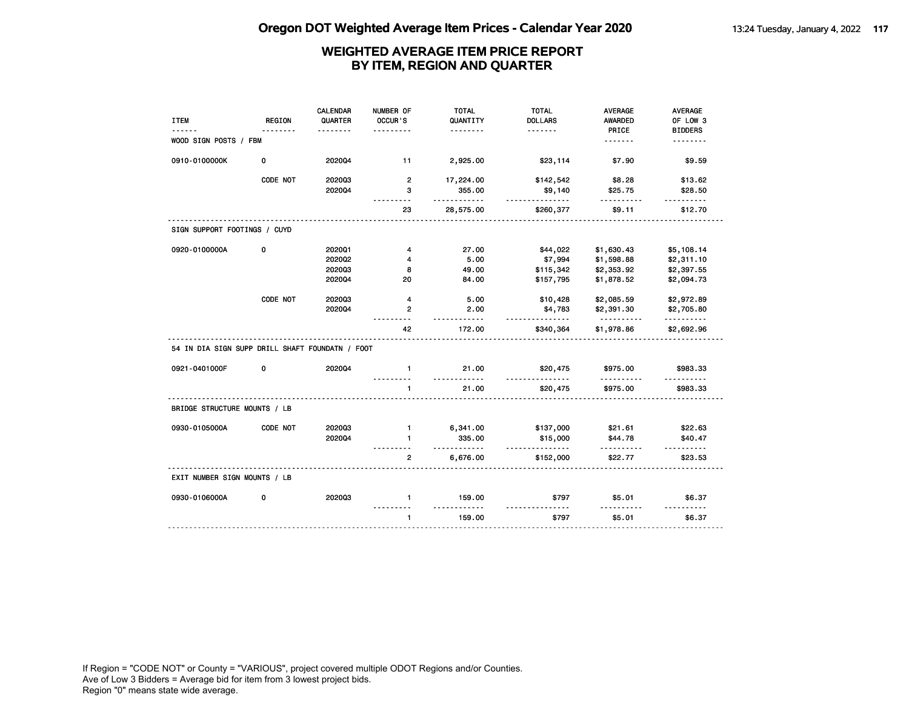## Oregon DOT Weighted Average Item Prices - Calendar Year 2020

### WEIGHTED AVERAGE ITEM PRICE REPORT BY ITEM, REGION AND QUARTER

| ITEM | REGION | CALENDAR QUARTER | NUMBER OF OCCUR'S | TOTAL QUANTITY | TOTAL DOLLARS | AVERAGE AWARDED PRICE | AVERAGE OF LOW 3 BIDDERS |
|---|---|---|---|---|---|---|---|
| WOOD SIGN POSTS / FBM | | | | | | | |
| 0910-0100000K | 0 | 2020Q4 | 11 | 2,925.00 | $23,114 | $7.90 | $9.59 |
| | CODE NOT | 2020Q3 | 2 | 17,224.00 | $142,542 | $8.28 | $13.62 |
| | | 2020Q4 | 3 | 355.00 | $9,140 | $25.75 | $28.50 |
| | | | 23 | 28,575.00 | $260,377 | $9.11 | $12.70 |
| SIGN SUPPORT FOOTINGS / CUYD | | | | | | | |
| 0920-0100000A | 0 | 2020Q1 | 4 | 27.00 | $44,022 | $1,630.43 | $5,108.14 |
| | | 2020Q2 | 4 | 5.00 | $7,994 | $1,598.88 | $2,311.10 |
| | | 2020Q3 | 8 | 49.00 | $115,342 | $2,353.92 | $2,397.55 |
| | | 2020Q4 | 20 | 84.00 | $157,795 | $1,878.52 | $2,094.73 |
| | CODE NOT | 2020Q3 | 4 | 5.00 | $10,428 | $2,085.59 | $2,972.89 |
| | | 2020Q4 | 2 | 2.00 | $4,783 | $2,391.30 | $2,705.80 |
| | | | 42 | 172.00 | $340,364 | $1,978.86 | $2,692.96 |
| 54 IN DIA SIGN SUPP DRILL SHAFT FOUNDATN / FOOT | | | | | | | |
| 0921-0401000F | 0 | 2020Q4 | 1 | 21.00 | $20,475 | $975.00 | $983.33 |
| | | | 1 | 21.00 | $20,475 | $975.00 | $983.33 |
| BRIDGE STRUCTURE MOUNTS / LB | | | | | | | |
| 0930-0105000A | CODE NOT | 2020Q3 | 1 | 6,341.00 | $137,000 | $21.61 | $22.63 |
| | | 2020Q4 | 1 | 335.00 | $15,000 | $44.78 | $40.47 |
| | | | 2 | 6,676.00 | $152,000 | $22.77 | $23.53 |
| EXIT NUMBER SIGN MOUNTS / LB | | | | | | | |
| 0930-0106000A | 0 | 2020Q3 | 1 | 159.00 | $797 | $5.01 | $6.37 |
| | | | 1 | 159.00 | $797 | $5.01 | $6.37 |

If Region = "CODE NOT" or County = "VARIOUS", project covered multiple ODOT Regions and/or Counties.
Ave of Low 3 Bidders = Average bid for item from 3 lowest project bids.
Region "0" means state wide average.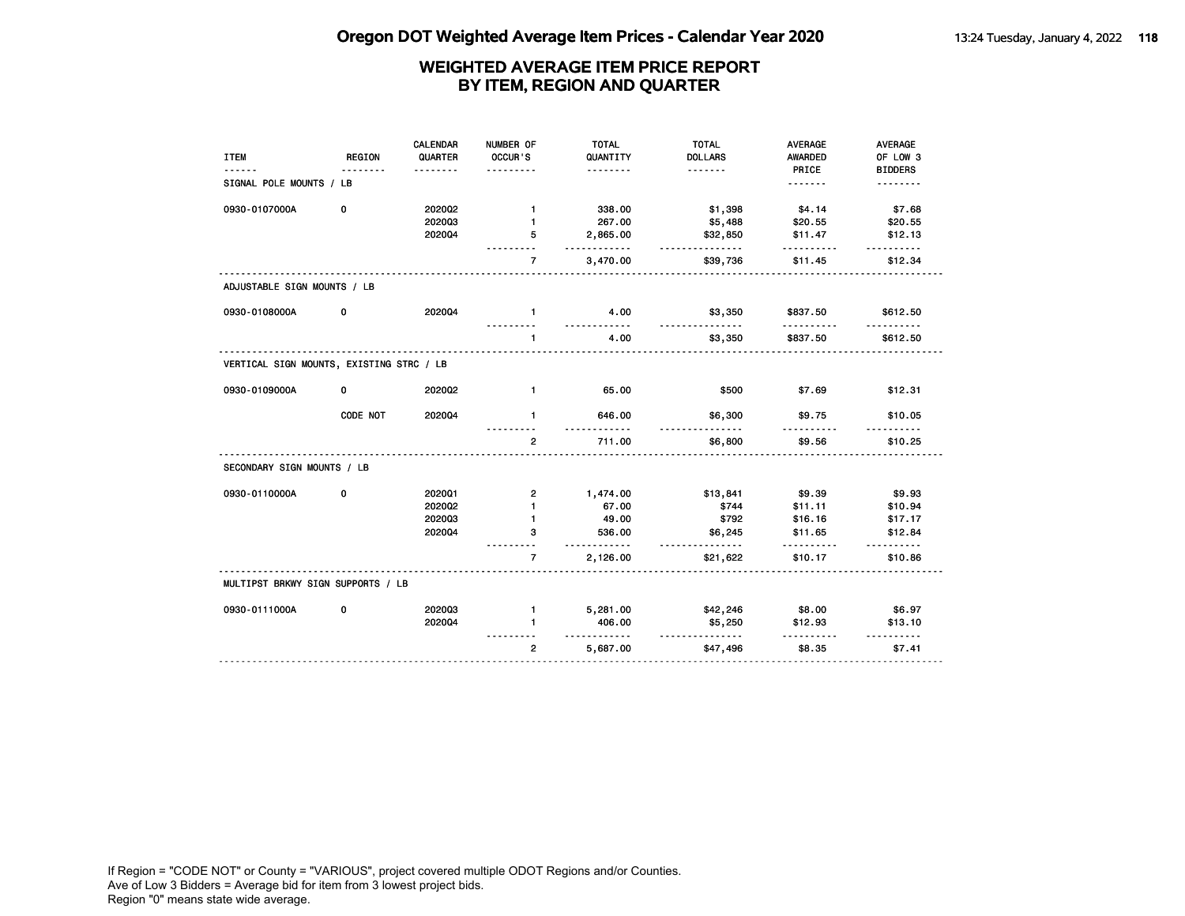# Oregon DOT Weighted Average Item Prices - Calendar Year 2020

## WEIGHTED AVERAGE ITEM PRICE REPORT BY ITEM, REGION AND QUARTER

| ITEM | REGION | CALENDAR QUARTER | NUMBER OF OCCUR'S | TOTAL QUANTITY | TOTAL DOLLARS | AVERAGE AWARDED PRICE | AVERAGE OF LOW 3 BIDDERS |
|---|---|---|---|---|---|---|---|
| **SIGNAL POLE MOUNTS / LB** | | | | | | | |
| 0930-0107000A | 0 | 2020Q2 | 1 | 338.00 | $1,398 | $4.14 | $7.68 |
| | | 2020Q3 | 1 | 267.00 | $5,488 | $20.55 | $20.55 |
| | | 2020Q4 | 5 | 2,865.00 | $32,850 | $11.47 | $12.13 |
| | | | 7 | 3,470.00 | $39,736 | $11.45 | $12.34 |
| **ADJUSTABLE SIGN MOUNTS / LB** | | | | | | | |
| 0930-0108000A | 0 | 2020Q4 | 1 | 4.00 | $3,350 | $837.50 | $612.50 |
| | | | 1 | 4.00 | $3,350 | $837.50 | $612.50 |
| **VERTICAL SIGN MOUNTS, EXISTING STRC / LB** | | | | | | | |
| 0930-0109000A | 0 | 2020Q2 | 1 | 65.00 | $500 | $7.69 | $12.31 |
| | CODE NOT | 2020Q4 | 1 | 646.00 | $6,300 | $9.75 | $10.05 |
| | | | 2 | 711.00 | $6,800 | $9.56 | $10.25 |
| **SECONDARY SIGN MOUNTS / LB** | | | | | | | |
| 0930-0110000A | 0 | 2020Q1 | 2 | 1,474.00 | $13,841 | $9.39 | $9.93 |
| | | 2020Q2 | 1 | 67.00 | $744 | $11.11 | $10.94 |
| | | 2020Q3 | 1 | 49.00 | $792 | $16.16 | $17.17 |
| | | 2020Q4 | 3 | 536.00 | $6,245 | $11.65 | $12.84 |
| | | | 7 | 2,126.00 | $21,622 | $10.17 | $10.86 |
| **MULTIPST BRKWY SIGN SUPPORTS / LB** | | | | | | | |
| 0930-0111000A | 0 | 2020Q3 | 1 | 5,281.00 | $42,246 | $8.00 | $6.97 |
| | | 2020Q4 | 1 | 406.00 | $5,250 | $12.93 | $13.10 |
| | | | 2 | 5,687.00 | $47,496 | $8.35 | $7.41 |

If Region = "CODE NOT" or County = "VARIOUS", project covered multiple ODOT Regions and/or Counties.
Ave of Low 3 Bidders = Average bid for item from 3 lowest project bids.
Region "0" means state wide average.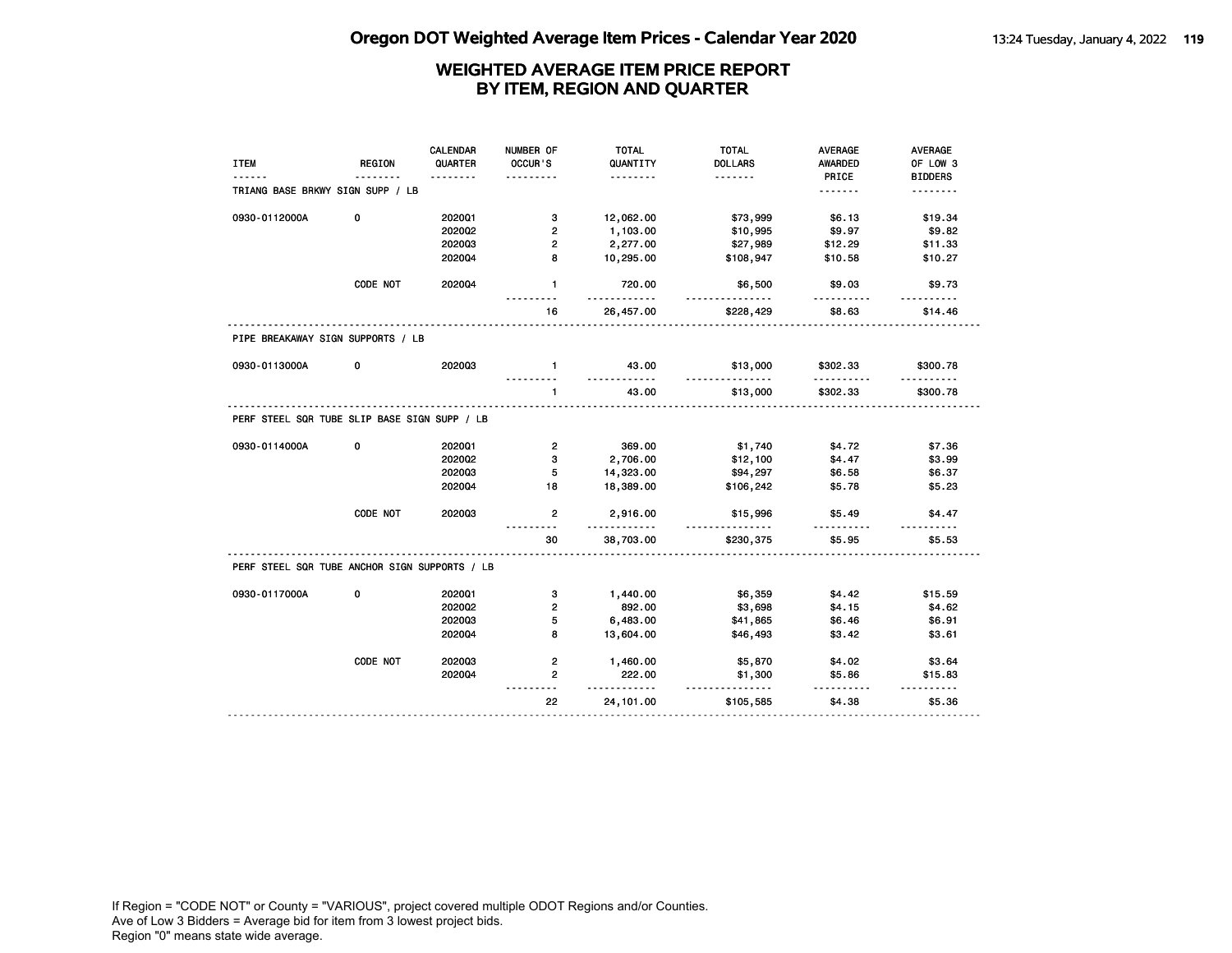## Oregon DOT Weighted Average Item Prices - Calendar Year 2020

### WEIGHTED AVERAGE ITEM PRICE REPORT BY ITEM, REGION AND QUARTER

| ITEM | REGION | CALENDAR QUARTER | NUMBER OF OCCUR'S | TOTAL QUANTITY | TOTAL DOLLARS | AVERAGE AWARDED PRICE | AVERAGE OF LOW 3 BIDDERS |
|---|---|---|---|---|---|---|---|
| TRIANG BASE BRKWY SIGN SUPP / LB | | | | | | | |
| 0930-0112000A | 0 | 2020Q1 | 3 | 12,062.00 | $73,999 | $6.13 | $19.34 |
| | | 2020Q2 | 2 | 1,103.00 | $10,995 | $9.97 | $9.82 |
| | | 2020Q3 | 2 | 2,277.00 | $27,989 | $12.29 | $11.33 |
| | | 2020Q4 | 8 | 10,295.00 | $108,947 | $10.58 | $10.27 |
| | CODE NOT | 2020Q4 | 1 | 720.00 | $6,500 | $9.03 | $9.73 |
| | | | 16 | 26,457.00 | $228,429 | $8.63 | $14.46 |
| PIPE BREAKAWAY SIGN SUPPORTS / LB | | | | | | | |
| 0930-0113000A | 0 | 2020Q3 | 1 | 43.00 | $13,000 | $302.33 | $300.78 |
| | | | 1 | 43.00 | $13,000 | $302.33 | $300.78 |
| PERF STEEL SQR TUBE SLIP BASE SIGN SUPP / LB | | | | | | | |
| 0930-0114000A | 0 | 2020Q1 | 2 | 369.00 | $1,740 | $4.72 | $7.36 |
| | | 2020Q2 | 3 | 2,706.00 | $12,100 | $4.47 | $3.99 |
| | | 2020Q3 | 5 | 14,323.00 | $94,297 | $6.58 | $6.37 |
| | | 2020Q4 | 18 | 18,389.00 | $106,242 | $5.78 | $5.23 |
| | CODE NOT | 2020Q3 | 2 | 2,916.00 | $15,996 | $5.49 | $4.47 |
| | | | 30 | 38,703.00 | $230,375 | $5.95 | $5.53 |
| PERF STEEL SQR TUBE ANCHOR SIGN SUPPORTS / LB | | | | | | | |
| 0930-0117000A | 0 | 2020Q1 | 3 | 1,440.00 | $6,359 | $4.42 | $15.59 |
| | | 2020Q2 | 2 | 892.00 | $3,698 | $4.15 | $4.62 |
| | | 2020Q3 | 5 | 6,483.00 | $41,865 | $6.46 | $6.91 |
| | | 2020Q4 | 8 | 13,604.00 | $46,493 | $3.42 | $3.61 |
| | CODE NOT | 2020Q3 | 2 | 1,460.00 | $5,870 | $4.02 | $3.64 |
| | | 2020Q4 | 2 | 222.00 | $1,300 | $5.86 | $15.83 |
| | | | 22 | 24,101.00 | $105,585 | $4.38 | $5.36 |

If Region = "CODE NOT" or County = "VARIOUS", project covered multiple ODOT Regions and/or Counties.
Ave of Low 3 Bidders = Average bid for item from 3 lowest project bids.
Region "0" means state wide average.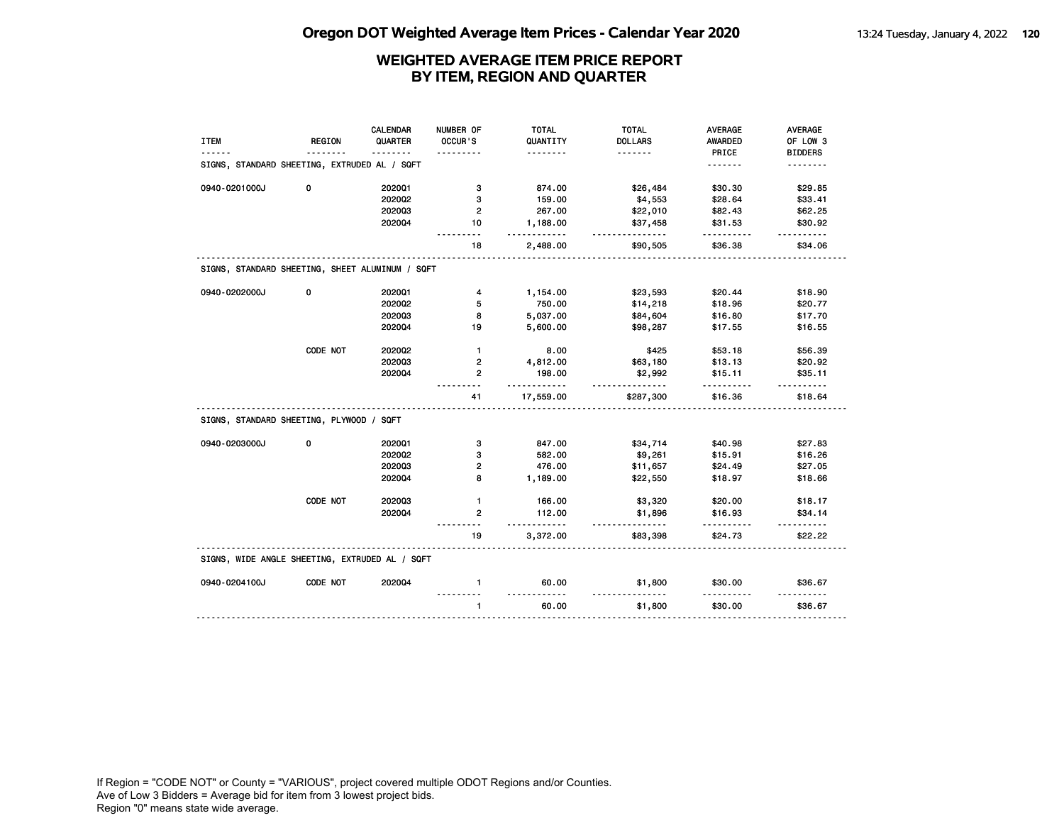# Oregon DOT Weighted Average Item Prices - Calendar Year 2020

## WEIGHTED AVERAGE ITEM PRICE REPORT BY ITEM, REGION AND QUARTER

| ITEM | REGION | CALENDAR QUARTER | NUMBER OF OCCUR'S | TOTAL QUANTITY | TOTAL DOLLARS | AVERAGE AWARDED PRICE | AVERAGE OF LOW 3 BIDDERS |
|---|---|---|---|---|---|---|---|
| SIGNS, STANDARD SHEETING, EXTRUDED AL / SQFT | | | | | | | |
| 0940-0201000J | 0 | 2020Q1 | 3 | 874.00 | $26,484 | $30.30 | $29.85 |
| | | 2020Q2 | 3 | 159.00 | $4,553 | $28.64 | $33.41 |
| | | 2020Q3 | 2 | 267.00 | $22,010 | $82.43 | $62.25 |
| | | 2020Q4 | 10 | 1,188.00 | $37,458 | $31.53 | $30.92 |
| | | | 18 | 2,488.00 | $90,505 | $36.38 | $34.06 |
| SIGNS, STANDARD SHEETING, SHEET ALUMINUM / SQFT | | | | | | | |
| 0940-0202000J | 0 | 2020Q1 | 4 | 1,154.00 | $23,593 | $20.44 | $18.90 |
| | | 2020Q2 | 5 | 750.00 | $14,218 | $18.96 | $20.77 |
| | | 2020Q3 | 8 | 5,037.00 | $84,604 | $16.80 | $17.70 |
| | | 2020Q4 | 19 | 5,600.00 | $98,287 | $17.55 | $16.55 |
| | CODE NOT | 2020Q2 | 1 | 8.00 | $425 | $53.18 | $56.39 |
| | | 2020Q3 | 2 | 4,812.00 | $63,180 | $13.13 | $20.92 |
| | | 2020Q4 | 2 | 198.00 | $2,992 | $15.11 | $35.11 |
| | | | 41 | 17,559.00 | $287,300 | $16.36 | $18.64 |
| SIGNS, STANDARD SHEETING, PLYWOOD / SQFT | | | | | | | |
| 0940-0203000J | 0 | 2020Q1 | 3 | 847.00 | $34,714 | $40.98 | $27.83 |
| | | 2020Q2 | 3 | 582.00 | $9,261 | $15.91 | $16.26 |
| | | 2020Q3 | 2 | 476.00 | $11,657 | $24.49 | $27.05 |
| | | 2020Q4 | 8 | 1,189.00 | $22,550 | $18.97 | $18.66 |
| | CODE NOT | 2020Q3 | 1 | 166.00 | $3,320 | $20.00 | $18.17 |
| | | 2020Q4 | 2 | 112.00 | $1,896 | $16.93 | $34.14 |
| | | | 19 | 3,372.00 | $83,398 | $24.73 | $22.22 |
| SIGNS, WIDE ANGLE SHEETING, EXTRUDED AL / SQFT | | | | | | | |
| 0940-0204100J | CODE NOT | 2020Q4 | 1 | 60.00 | $1,800 | $30.00 | $36.67 |
| | | | 1 | 60.00 | $1,800 | $30.00 | $36.67 |

If Region = "CODE NOT" or County = "VARIOUS", project covered multiple ODOT Regions and/or Counties.
Ave of Low 3 Bidders = Average bid for item from 3 lowest project bids.
Region "0" means state wide average.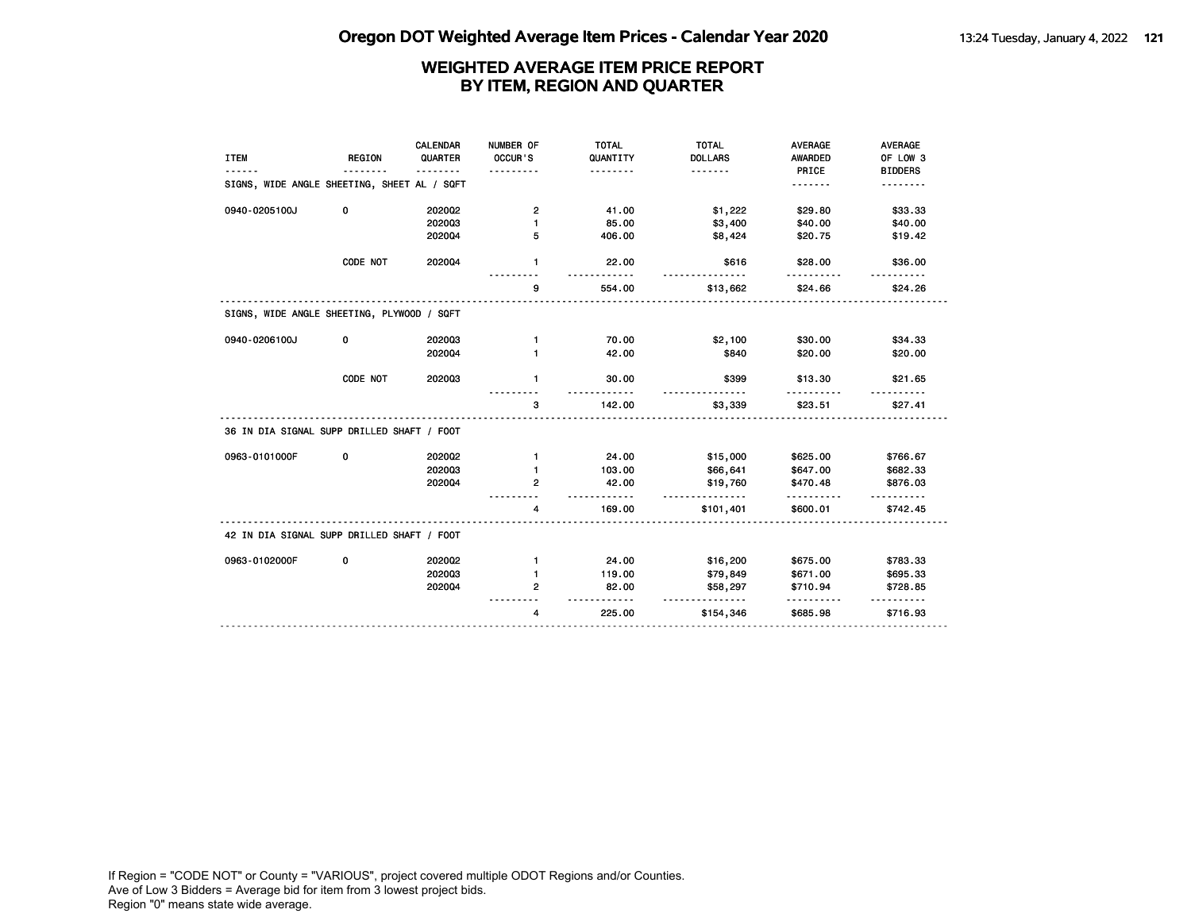# WEIGHTED AVERAGE ITEM PRICE REPORT
## BY ITEM, REGION AND QUARTER

| ITEM | REGION | CALENDAR QUARTER | NUMBER OF OCCUR'S | TOTAL QUANTITY | TOTAL DOLLARS | AVERAGE AWARDED PRICE | AVERAGE OF LOW 3 BIDDERS |
|---|---|---|---|---|---|---|---|
| **SIGNS, WIDE ANGLE SHEETING, SHEET AL / SQFT** | | | | | | | |
| 0940-0205100J | 0 | 2020Q2 | 2 | 41.00 | $1,222 | $29.80 | $33.33 |
| | | 2020Q3 | 1 | 85.00 | $3,400 | $40.00 | $40.00 |
| | | 2020Q4 | 5 | 406.00 | $8,424 | $20.75 | $19.42 |
| | CODE NOT | 2020Q4 | 1 | 22.00 | $616 | $28.00 | $36.00 |
| | | | 9 | 554.00 | $13,662 | $24.66 | $24.26 |
| **SIGNS, WIDE ANGLE SHEETING, PLYWOOD / SQFT** | | | | | | | |
| 0940-0206100J | 0 | 2020Q3 | 1 | 70.00 | $2,100 | $30.00 | $34.33 |
| | | 2020Q4 | 1 | 42.00 | $840 | $20.00 | $20.00 |
| | CODE NOT | 2020Q3 | 1 | 30.00 | $399 | $13.30 | $21.65 |
| | | | 3 | 142.00 | $3,339 | $23.51 | $27.41 |
| **36 IN DIA SIGNAL SUPP DRILLED SHAFT / FOOT** | | | | | | | |
| 0963-0101000F | 0 | 2020Q2 | 1 | 24.00 | $15,000 | $625.00 | $766.67 |
| | | 2020Q3 | 1 | 103.00 | $66,641 | $647.00 | $682.33 |
| | | 2020Q4 | 2 | 42.00 | $19,760 | $470.48 | $876.03 |
| | | | 4 | 169.00 | $101,401 | $600.01 | $742.45 |
| **42 IN DIA SIGNAL SUPP DRILLED SHAFT / FOOT** | | | | | | | |
| 0963-0102000F | 0 | 2020Q2 | 1 | 24.00 | $16,200 | $675.00 | $783.33 |
| | | 2020Q3 | 1 | 119.00 | $79,849 | $671.00 | $695.33 |
| | | 2020Q4 | 2 | 82.00 | $58,297 | $710.94 | $728.85 |
| | | | 4 | 225.00 | $154,346 | $685.98 | $716.93 |

If Region = "CODE NOT" or County = "VARIOUS", project covered multiple ODOT Regions and/or Counties.
Ave of Low 3 Bidders = Average bid for item from 3 lowest project bids.
Region "0" means state wide average.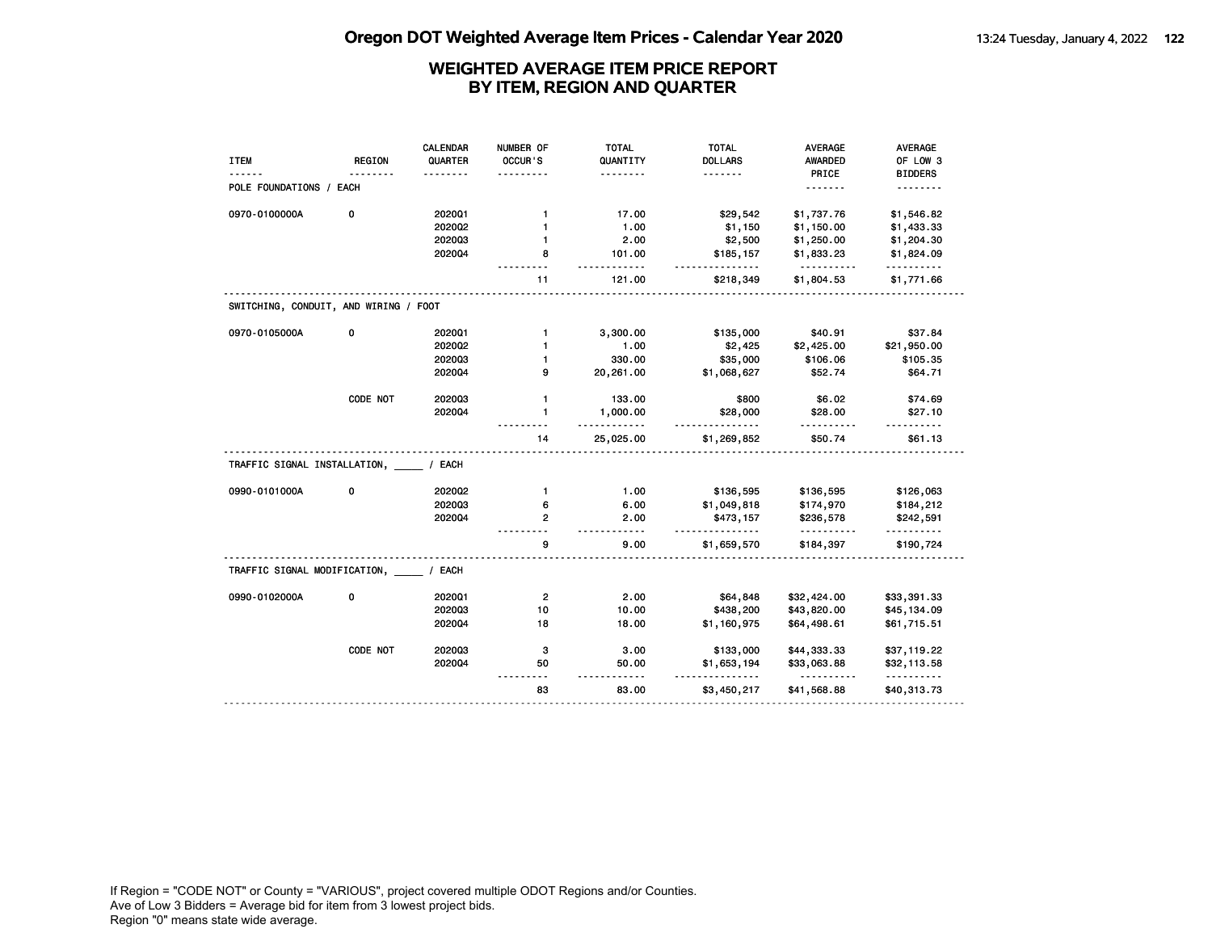# Oregon DOT Weighted Average Item Prices - Calendar Year 2020

## WEIGHTED AVERAGE ITEM PRICE REPORT BY ITEM, REGION AND QUARTER

| ITEM | REGION | CALENDAR QUARTER | NUMBER OF OCCUR'S | TOTAL QUANTITY | TOTAL DOLLARS | AVERAGE AWARDED PRICE | AVERAGE OF LOW 3 BIDDERS |
|---|---|---|---|---|---|---|---|
| **POLE FOUNDATIONS / EACH** | | | | | | | |
| 0970-0100000A | 0 | 2020Q1 | 1 | 17.00 | $29,542 | $1,737.76 | $1,546.82 |
| | | 2020Q2 | 1 | 1.00 | $1,150 | $1,150.00 | $1,433.33 |
| | | 2020Q3 | 1 | 2.00 | $2,500 | $1,250.00 | $1,204.30 |
| | | 2020Q4 | 8 | 101.00 | $185,157 | $1,833.23 | $1,824.09 |
| | | | 11 | 121.00 | $218,349 | $1,804.53 | $1,771.66 |
| **SWITCHING, CONDUIT, AND WIRING / FOOT** | | | | | | | |
| 0970-0105000A | 0 | 2020Q1 | 1 | 3,300.00 | $135,000 | $40.91 | $37.84 |
| | | 2020Q2 | 1 | 1.00 | $2,425 | $2,425.00 | $21,950.00 |
| | | 2020Q3 | 1 | 330.00 | $35,000 | $106.06 | $105.35 |
| | | 2020Q4 | 9 | 20,261.00 | $1,068,627 | $52.74 | $64.71 |
| | CODE NOT | 2020Q3 | 1 | 133.00 | $800 | $6.02 | $74.69 |
| | | 2020Q4 | 1 | 1,000.00 | $28,000 | $28.00 | $27.10 |
| | | | 14 | 25,025.00 | $1,269,852 | $50.74 | $61.13 |
| **TRAFFIC SIGNAL INSTALLATION, _____ / EACH** | | | | | | | |
| 0990-0101000A | 0 | 2020Q2 | 1 | 1.00 | $136,595 | $136,595 | $126,063 |
| | | 2020Q3 | 6 | 6.00 | $1,049,818 | $174,970 | $184,212 |
| | | 2020Q4 | 2 | 2.00 | $473,157 | $236,578 | $242,591 |
| | | | 9 | 9.00 | $1,659,570 | $184,397 | $190,724 |
| **TRAFFIC SIGNAL MODIFICATION, _____ / EACH** | | | | | | | |
| 0990-0102000A | 0 | 2020Q1 | 2 | 2.00 | $64,848 | $32,424.00 | $33,391.33 |
| | | 2020Q3 | 10 | 10.00 | $438,200 | $43,820.00 | $45,134.09 |
| | | 2020Q4 | 18 | 18.00 | $1,160,975 | $64,498.61 | $61,715.51 |
| | CODE NOT | 2020Q3 | 3 | 3.00 | $133,000 | $44,333.33 | $37,119.22 |
| | | 2020Q4 | 50 | 50.00 | $1,653,194 | $33,063.88 | $32,113.58 |
| | | | 83 | 83.00 | $3,450,217 | $41,568.88 | $40,313.73 |

If Region = "CODE NOT" or County = "VARIOUS", project covered multiple ODOT Regions and/or Counties.
Ave of Low 3 Bidders = Average bid for item from 3 lowest project bids.
Region "0" means state wide average.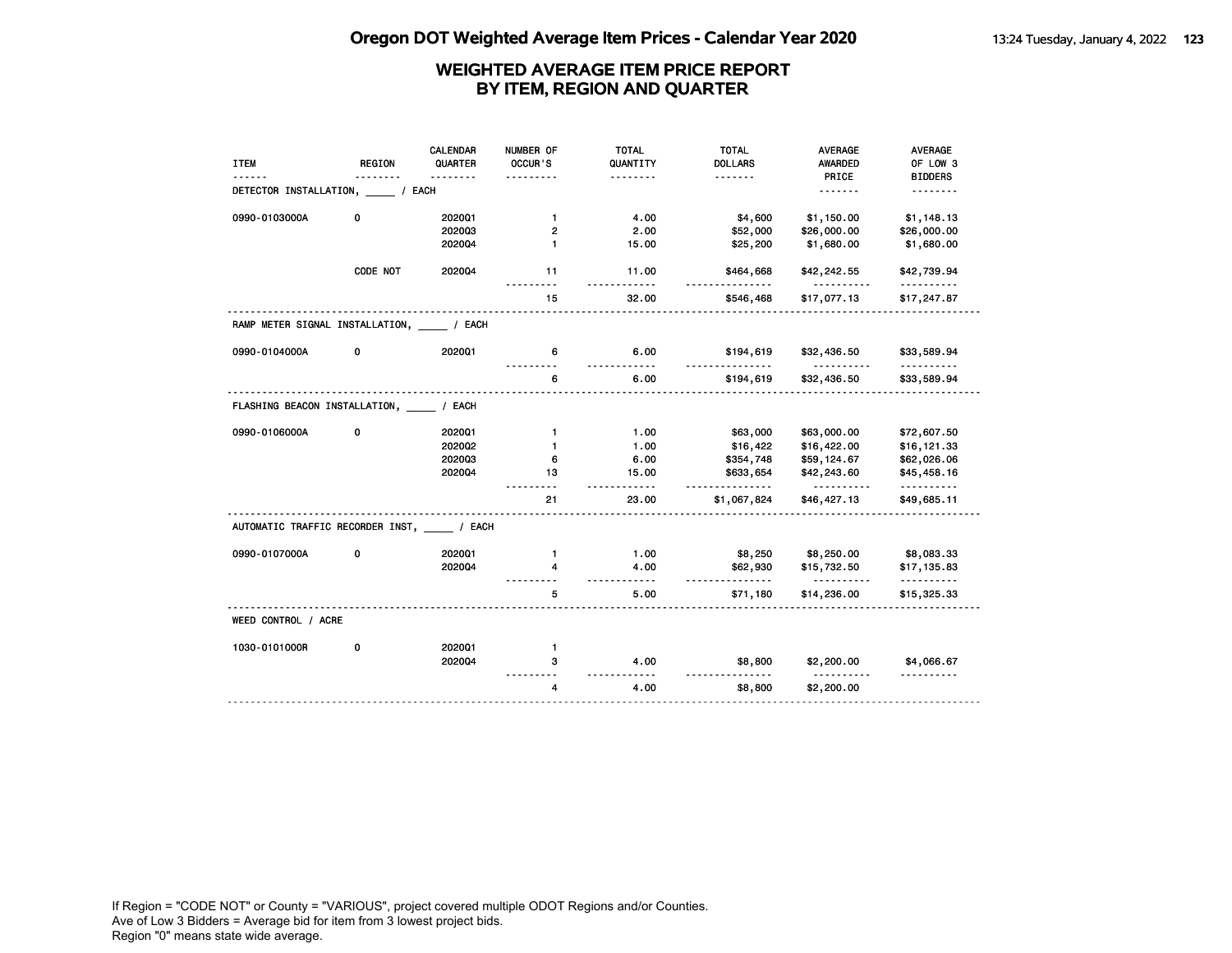# Oregon DOT Weighted Average Item Prices - Calendar Year 2020

## WEIGHTED AVERAGE ITEM PRICE REPORT BY ITEM, REGION AND QUARTER

| ITEM | REGION | CALENDAR QUARTER | NUMBER OF OCCUR'S | TOTAL QUANTITY | TOTAL DOLLARS | AVERAGE AWARDED PRICE | AVERAGE OF LOW 3 BIDDERS |
|---|---|---|---|---|---|---|---|
| **DETECTOR INSTALLATION, _____ / EACH** | | | | | | | |
| 0990-0103000A | 0 | 2020Q1 | 1 | 4.00 | $4,600 | $1,150.00 | $1,148.13 |
| | | 2020Q3 | 2 | 2.00 | $52,000 | $26,000.00 | $26,000.00 |
| | | 2020Q4 | 1 | 15.00 | $25,200 | $1,680.00 | $1,680.00 |
| | CODE NOT | 2020Q4 | 11 | 11.00 | $464,668 | $42,242.55 | $42,739.94 |
| | | | 15 | 32.00 | $546,468 | $17,077.13 | $17,247.87 |
| **RAMP METER SIGNAL INSTALLATION, _____ / EACH** | | | | | | | |
| 0990-0104000A | 0 | 2020Q1 | 6 | 6.00 | $194,619 | $32,436.50 | $33,589.94 |
| | | | 6 | 6.00 | $194,619 | $32,436.50 | $33,589.94 |
| **FLASHING BEACON INSTALLATION, _____ / EACH** | | | | | | | |
| 0990-0106000A | 0 | 2020Q1 | 1 | 1.00 | $63,000 | $63,000.00 | $72,607.50 |
| | | 2020Q2 | 1 | 1.00 | $16,422 | $16,422.00 | $16,121.33 |
| | | 2020Q3 | 6 | 6.00 | $354,748 | $59,124.67 | $62,026.06 |
| | | 2020Q4 | 13 | 15.00 | $633,654 | $42,243.60 | $45,458.16 |
| | | | 21 | 23.00 | $1,067,824 | $46,427.13 | $49,685.11 |
| **AUTOMATIC TRAFFIC RECORDER INST, _____ / EACH** | | | | | | | |
| 0990-0107000A | 0 | 2020Q1 | 1 | 1.00 | $8,250 | $8,250.00 | $8,083.33 |
| | | 2020Q4 | 4 | 4.00 | $62,930 | $15,732.50 | $17,135.83 |
| | | | 5 | 5.00 | $71,180 | $14,236.00 | $15,325.33 |
| **WEED CONTROL / ACRE** | | | | | | | |
| 1030-0101000R | 0 | 2020Q1 | 1 | | | | |
| | | 2020Q4 | 3 | 4.00 | $8,800 | $2,200.00 | $4,066.67 |
| | | | 4 | 4.00 | $8,800 | $2,200.00 | |

If Region = "CODE NOT" or County = "VARIOUS", project covered multiple ODOT Regions and/or Counties.
Ave of Low 3 Bidders = Average bid for item from 3 lowest project bids.
Region "0" means state wide average.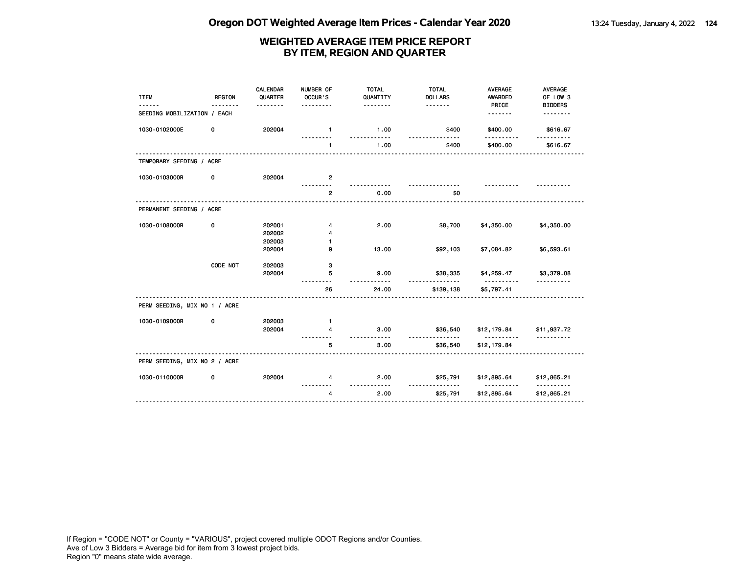# Oregon DOT Weighted Average Item Prices - Calendar Year 2020

## WEIGHTED AVERAGE ITEM PRICE REPORT BY ITEM, REGION AND QUARTER

| ITEM | REGION | CALENDAR QUARTER | NUMBER OF OCCUR'S | TOTAL QUANTITY | TOTAL DOLLARS | AVERAGE AWARDED PRICE | AVERAGE OF LOW 3 BIDDERS |
|---|---|---|---|---|---|---|---|
| **SEEDING MOBILIZATION / EACH** | | | | | | | |
| 1030-0102000E | 0 | 2020Q4 | 1 | 1.00 | $400 | $400.00 | $616.67 |
| | | | 1 | 1.00 | $400 | $400.00 | $616.67 |
| **TEMPORARY SEEDING / ACRE** | | | | | | | |
| 1030-0103000R | 0 | 2020Q4 | 2 | | | | |
| | | | 2 | 0.00 | $0 | | |
| **PERMANENT SEEDING / ACRE** | | | | | | | |
| 1030-0108000R | 0 | 2020Q1 | 4 | 2.00 | $8,700 | $4,350.00 | $4,350.00 |
| | | 2020Q2 | 4 | | | | |
| | | 2020Q3 | 1 | | | | |
| | | 2020Q4 | 9 | 13.00 | $92,103 | $7,084.82 | $6,593.61 |
| | CODE NOT | 2020Q3 | 3 | | | | |
| | | 2020Q4 | 5 | 9.00 | $38,335 | $4,259.47 | $3,379.08 |
| | | | 26 | 24.00 | $139,138 | $5,797.41 | |
| **PERM SEEDING, MIX NO 1 / ACRE** | | | | | | | |
| 1030-0109000R | 0 | 2020Q3 | 1 | | | | |
| | | 2020Q4 | 4 | 3.00 | $36,540 | $12,179.84 | $11,937.72 |
| | | | 5 | 3.00 | $36,540 | $12,179.84 | |
| **PERM SEEDING, MIX NO 2 / ACRE** | | | | | | | |
| 1030-0110000R | 0 | 2020Q4 | 4 | 2.00 | $25,791 | $12,895.64 | $12,865.21 |
| | | | 4 | 2.00 | $25,791 | $12,895.64 | $12,865.21 |

If Region = "CODE NOT" or County = "VARIOUS", project covered multiple ODOT Regions and/or Counties.
Ave of Low 3 Bidders = Average bid for item from 3 lowest project bids.
Region "0" means state wide average.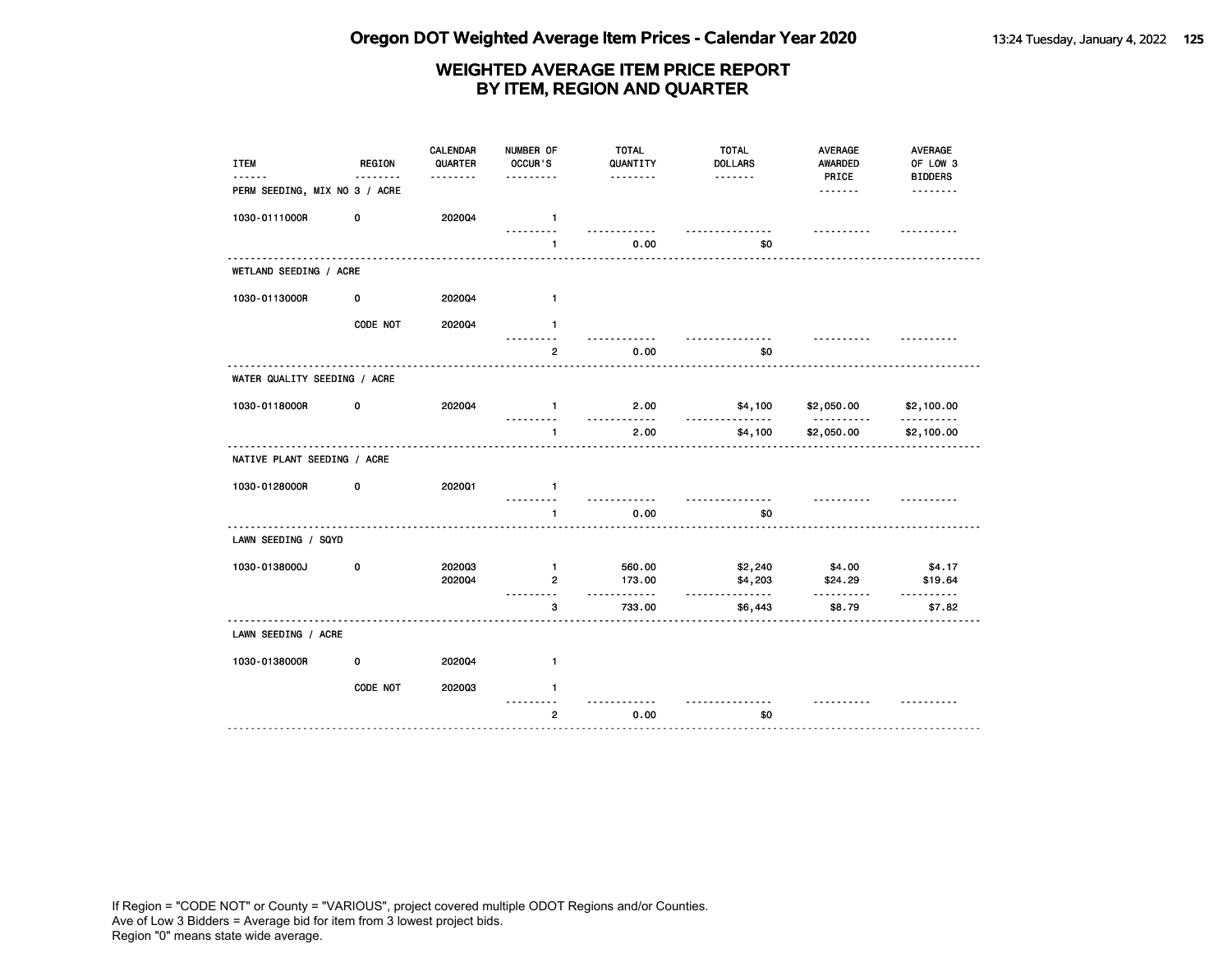## WEIGHTED AVERAGE ITEM PRICE REPORT BY ITEM, REGION AND QUARTER

| ITEM | REGION | CALENDAR QUARTER | NUMBER OF OCCUR'S | TOTAL QUANTITY | TOTAL DOLLARS | AVERAGE AWARDED PRICE | AVERAGE OF LOW 3 BIDDERS |
|---|---|---|---|---|---|---|---|
| PERM SEEDING, MIX NO 3 / ACRE | | | | | | | |
| 1030-0111000R | 0 | 2020Q4 | 1 | | | | |
| | | | 1 | 0.00 | $0 | | |
| WETLAND SEEDING / ACRE | | | | | | | |
| 1030-0113000R | 0 | 2020Q4 | 1 | | | | |
| | CODE NOT | 2020Q4 | 1 | | | | |
| | | | 2 | 0.00 | $0 | | |
| WATER QUALITY SEEDING / ACRE | | | | | | | |
| 1030-0118000R | 0 | 2020Q4 | 1 | 2.00 | $4,100 | $2,050.00 | $2,100.00 |
| | | | 1 | 2.00 | $4,100 | $2,050.00 | $2,100.00 |
| NATIVE PLANT SEEDING / ACRE | | | | | | | |
| 1030-0128000R | 0 | 2020Q1 | 1 | | | | |
| | | | 1 | 0.00 | $0 | | |
| LAWN SEEDING / SQYD | | | | | | | |
| 1030-0138000J | 0 | 2020Q3 | 1 | 560.00 | $2,240 | $4.00 | $4.17 |
| | | 2020Q4 | 2 | 173.00 | $4,203 | $24.29 | $19.64 |
| | | | 3 | 733.00 | $6,443 | $8.79 | $7.82 |
| LAWN SEEDING / ACRE | | | | | | | |
| 1030-0138000R | 0 | 2020Q4 | 1 | | | | |
| | CODE NOT | 2020Q3 | 1 | | | | |
| | | | 2 | 0.00 | $0 | | |

If Region = "CODE NOT" or County = "VARIOUS", project covered multiple ODOT Regions and/or Counties.
Ave of Low 3 Bidders = Average bid for item from 3 lowest project bids.
Region "0" means state wide average.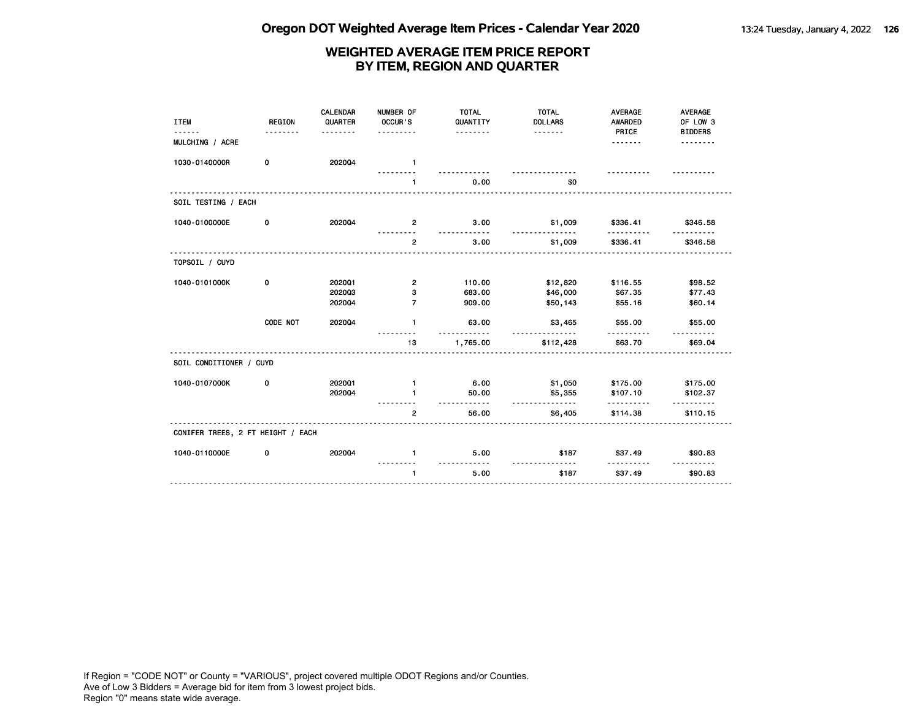# Oregon DOT Weighted Average Item Prices - Calendar Year 2020

## WEIGHTED AVERAGE ITEM PRICE REPORT BY ITEM, REGION AND QUARTER

| ITEM | REGION | CALENDAR QUARTER | NUMBER OF OCCUR'S | TOTAL QUANTITY | TOTAL DOLLARS | AVERAGE AWARDED PRICE | AVERAGE OF LOW 3 BIDDERS |
|---|---|---|---|---|---|---|---|
| MULCHING / ACRE | | | | | | | |
| 1030-0140000R | 0 | 2020Q4 | 1 | | | | |
| | | | 1 | 0.00 | $0 | | |
| SOIL TESTING / EACH | | | | | | | |
| 1040-0100000E | 0 | 2020Q4 | 2 | 3.00 | $1,009 | $336.41 | $346.58 |
| | | | 2 | 3.00 | $1,009 | $336.41 | $346.58 |
| TOPSOIL / CUYD | | | | | | | |
| 1040-0101000K | 0 | 2020Q1 | 2 | 110.00 | $12,820 | $116.55 | $98.52 |
| | | 2020Q3 | 3 | 683.00 | $46,000 | $67.35 | $77.43 |
| | | 2020Q4 | 7 | 909.00 | $50,143 | $55.16 | $60.14 |
| | CODE NOT | 2020Q4 | 1 | 63.00 | $3,465 | $55.00 | $55.00 |
| | | | 13 | 1,765.00 | $112,428 | $63.70 | $69.04 |
| SOIL CONDITIONER / CUYD | | | | | | | |
| 1040-0107000K | 0 | 2020Q1 | 1 | 6.00 | $1,050 | $175.00 | $175.00 |
| | | 2020Q4 | 1 | 50.00 | $5,355 | $107.10 | $102.37 |
| | | | 2 | 56.00 | $6,405 | $114.38 | $110.15 |
| CONIFER TREES, 2 FT HEIGHT / EACH | | | | | | | |
| 1040-0110000E | 0 | 2020Q4 | 1 | 5.00 | $187 | $37.49 | $90.83 |
| | | | 1 | 5.00 | $187 | $37.49 | $90.83 |

If Region = "CODE NOT" or County = "VARIOUS", project covered multiple ODOT Regions and/or Counties.
Ave of Low 3 Bidders = Average bid for item from 3 lowest project bids.
Region "0" means state wide average.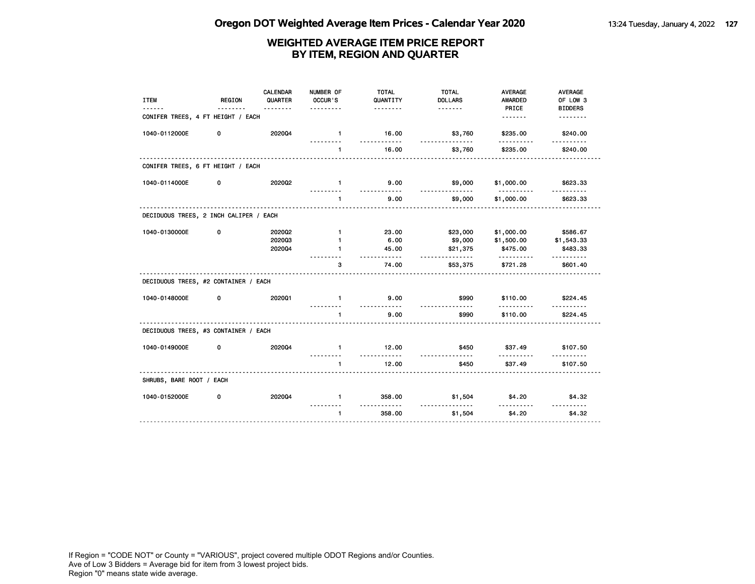# Oregon DOT Weighted Average Item Prices - Calendar Year 2020

## WEIGHTED AVERAGE ITEM PRICE REPORT BY ITEM, REGION AND QUARTER

| ITEM | REGION | CALENDAR QUARTER | NUMBER OF OCCUR'S | TOTAL QUANTITY | TOTAL DOLLARS | AVERAGE AWARDED PRICE | AVERAGE OF LOW 3 BIDDERS |
|---|---|---|---|---|---|---|---|
| **CONIFER TREES, 4 FT HEIGHT / EACH** | | | | | | | |
| 1040-0112000E | 0 | 2020Q4 | 1 | 16.00 | $3,760 | $235.00 | $240.00 |
| | | | 1 | 16.00 | $3,760 | $235.00 | $240.00 |
| **CONIFER TREES, 6 FT HEIGHT / EACH** | | | | | | | |
| 1040-0114000E | 0 | 2020Q2 | 1 | 9.00 | $9,000 | $1,000.00 | $623.33 |
| | | | 1 | 9.00 | $9,000 | $1,000.00 | $623.33 |
| **DECIDUOUS TREES, 2 INCH CALIPER / EACH** | | | | | | | |
| 1040-0130000E | 0 | 2020Q2 | 1 | 23.00 | $23,000 | $1,000.00 | $586.67 |
| | | 2020Q3 | 1 | 6.00 | $9,000 | $1,500.00 | $1,543.33 |
| | | 2020Q4 | 1 | 45.00 | $21,375 | $475.00 | $483.33 |
| | | | 3 | 74.00 | $53,375 | $721.28 | $601.40 |
| **DECIDUOUS TREES, #2 CONTAINER / EACH** | | | | | | | |
| 1040-0148000E | 0 | 2020Q1 | 1 | 9.00 | $990 | $110.00 | $224.45 |
| | | | 1 | 9.00 | $990 | $110.00 | $224.45 |
| **DECIDUOUS TREES, #3 CONTAINER / EACH** | | | | | | | |
| 1040-0149000E | 0 | 2020Q4 | 1 | 12.00 | $450 | $37.49 | $107.50 |
| | | | 1 | 12.00 | $450 | $37.49 | $107.50 |
| **SHRUBS, BARE ROOT / EACH** | | | | | | | |
| 1040-0152000E | 0 | 2020Q4 | 1 | 358.00 | $1,504 | $4.20 | $4.32 |
| | | | 1 | 358.00 | $1,504 | $4.20 | $4.32 |

If Region = "CODE NOT" or County = "VARIOUS", project covered multiple ODOT Regions and/or Counties.
Ave of Low 3 Bidders = Average bid for item from 3 lowest project bids.
Region "0" means state wide average.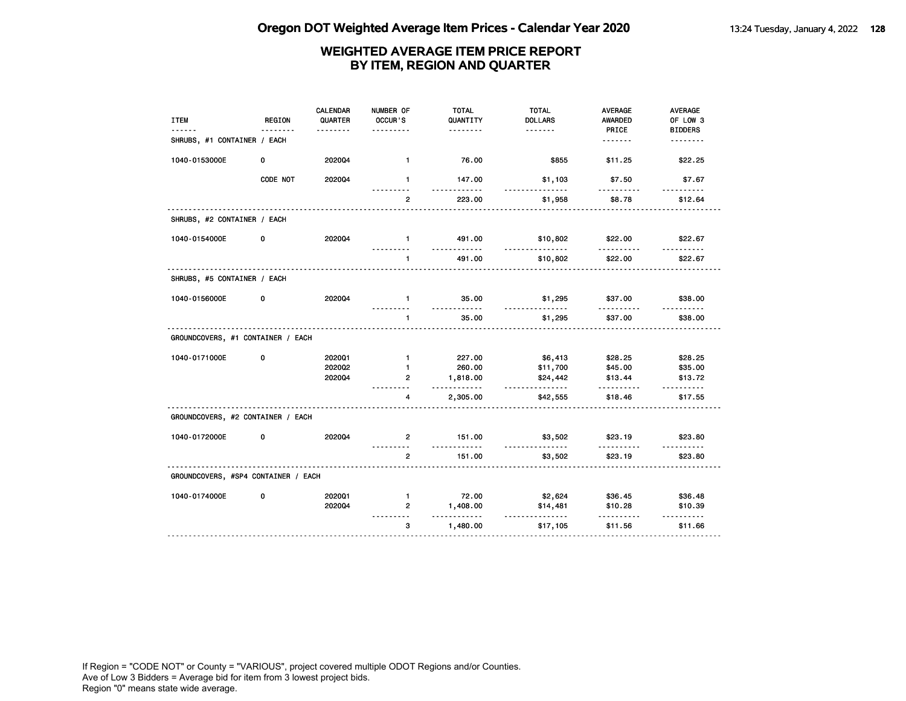# Oregon DOT Weighted Average Item Prices - Calendar Year 2020

## WEIGHTED AVERAGE ITEM PRICE REPORT BY ITEM, REGION AND QUARTER

| ITEM | REGION | CALENDAR QUARTER | NUMBER OF OCCUR'S | TOTAL QUANTITY | TOTAL DOLLARS | AVERAGE AWARDED PRICE | AVERAGE OF LOW 3 BIDDERS |
|---|---|---|---|---|---|---|---|
| SHRUBS, #1 CONTAINER / EACH | | | | | | | |
| 1040-0153000E | 0 | 2020Q4 | 1 | 76.00 | $855 | $11.25 | $22.25 |
| | CODE NOT | 2020Q4 | 1 | 147.00 | $1,103 | $7.50 | $7.67 |
| | | | 2 | 223.00 | $1,958 | $8.78 | $12.64 |
| SHRUBS, #2 CONTAINER / EACH | | | | | | | |
| 1040-0154000E | 0 | 2020Q4 | 1 | 491.00 | $10,802 | $22.00 | $22.67 |
| | | | 1 | 491.00 | $10,802 | $22.00 | $22.67 |
| SHRUBS, #5 CONTAINER / EACH | | | | | | | |
| 1040-0156000E | 0 | 2020Q4 | 1 | 35.00 | $1,295 | $37.00 | $38.00 |
| | | | 1 | 35.00 | $1,295 | $37.00 | $38.00 |
| GROUNDCOVERS, #1 CONTAINER / EACH | | | | | | | |
| 1040-0171000E | 0 | 2020Q1 | 1 | 227.00 | $6,413 | $28.25 | $28.25 |
| | | 2020Q2 | 1 | 260.00 | $11,700 | $45.00 | $35.00 |
| | | 2020Q4 | 2 | 1,818.00 | $24,442 | $13.44 | $13.72 |
| | | | 4 | 2,305.00 | $42,555 | $18.46 | $17.55 |
| GROUNDCOVERS, #2 CONTAINER / EACH | | | | | | | |
| 1040-0172000E | 0 | 2020Q4 | 2 | 151.00 | $3,502 | $23.19 | $23.80 |
| | | | 2 | 151.00 | $3,502 | $23.19 | $23.80 |
| GROUNDCOVERS, #SP4 CONTAINER / EACH | | | | | | | |
| 1040-0174000E | 0 | 2020Q1 | 1 | 72.00 | $2,624 | $36.45 | $36.48 |
| | | 2020Q4 | 2 | 1,408.00 | $14,481 | $10.28 | $10.39 |
| | | | 3 | 1,480.00 | $17,105 | $11.56 | $11.66 |

If Region = "CODE NOT" or County = "VARIOUS", project covered multiple ODOT Regions and/or Counties.
Ave of Low 3 Bidders = Average bid for item from 3 lowest project bids.
Region "0" means state wide average.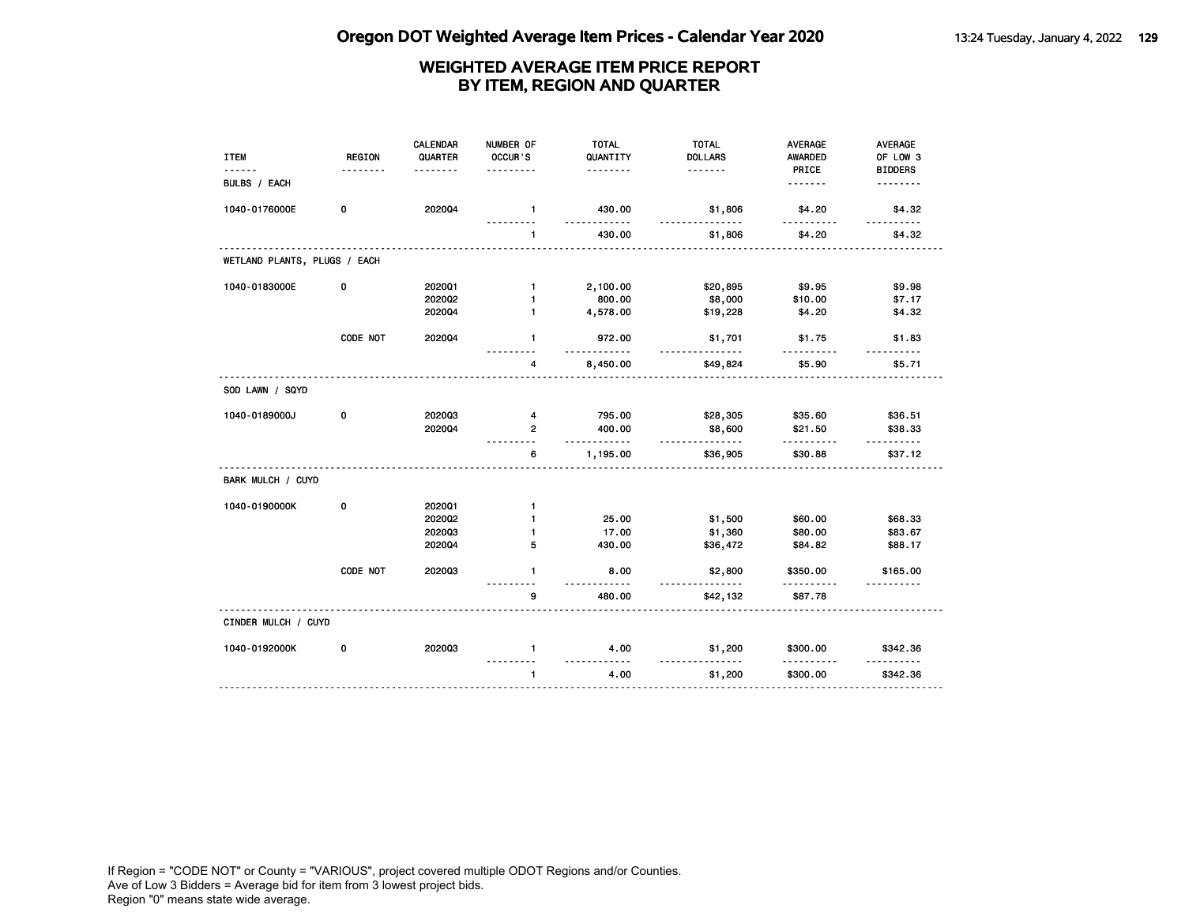## WEIGHTED AVERAGE ITEM PRICE REPORT BY ITEM, REGION AND QUARTER

| ITEM | REGION | CALENDAR QUARTER | NUMBER OF OCCUR'S | TOTAL QUANTITY | TOTAL DOLLARS | AVERAGE AWARDED PRICE | AVERAGE OF LOW 3 BIDDERS |
|---|---|---|---|---|---|---|---|
| BULBS / EACH | | | | | | | |
| 1040-0176000E | 0 | 2020Q4 | 1 | 430.00 | $1,806 | $4.20 | $4.32 |
| | | | 1 | 430.00 | $1,806 | $4.20 | $4.32 |
| WETLAND PLANTS, PLUGS / EACH | | | | | | | |
| 1040-0183000E | 0 | 2020Q1 | 1 | 2,100.00 | $20,895 | $9.95 | $9.98 |
| | | 2020Q2 | 1 | 800.00 | $8,000 | $10.00 | $7.17 |
| | | 2020Q4 | 1 | 4,578.00 | $19,228 | $4.20 | $4.32 |
| | CODE NOT | 2020Q4 | 1 | 972.00 | $1,701 | $1.75 | $1.83 |
| | | | 4 | 8,450.00 | $49,824 | $5.90 | $5.71 |
| SOD LAWN / SQYD | | | | | | | |
| 1040-0189000J | 0 | 2020Q3 | 4 | 795.00 | $28,305 | $35.60 | $36.51 |
| | | 2020Q4 | 2 | 400.00 | $8,600 | $21.50 | $38.33 |
| | | | 6 | 1,195.00 | $36,905 | $30.88 | $37.12 |
| BARK MULCH / CUYD | | | | | | | |
| 1040-0190000K | 0 | 2020Q1 | 1 | | | | |
| | | 2020Q2 | 1 | 25.00 | $1,500 | $60.00 | $68.33 |
| | | 2020Q3 | 1 | 17.00 | $1,360 | $80.00 | $83.67 |
| | | 2020Q4 | 5 | 430.00 | $36,472 | $84.82 | $88.17 |
| | CODE NOT | 2020Q3 | 1 | 8.00 | $2,800 | $350.00 | $165.00 |
| | | | 9 | 480.00 | $42,132 | $87.78 | |
| CINDER MULCH / CUYD | | | | | | | |
| 1040-0192000K | 0 | 2020Q3 | 1 | 4.00 | $1,200 | $300.00 | $342.36 |
| | | | 1 | 4.00 | $1,200 | $300.00 | $342.36 |

If Region = "CODE NOT" or County = "VARIOUS", project covered multiple ODOT Regions and/or Counties.
Ave of Low 3 Bidders = Average bid for item from 3 lowest project bids.
Region "0" means state wide average.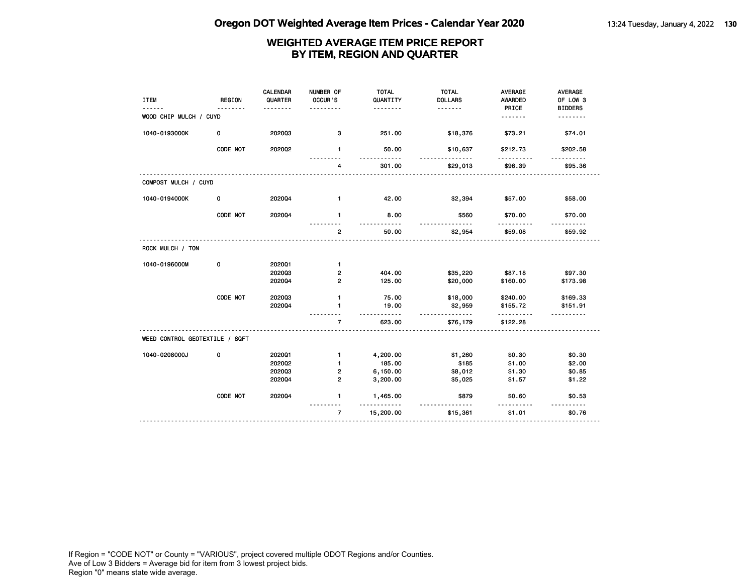# WEIGHTED AVERAGE ITEM PRICE REPORT BY ITEM, REGION AND QUARTER

| ITEM | REGION | CALENDAR QUARTER | NUMBER OF OCCUR'S | TOTAL QUANTITY | TOTAL DOLLARS | AVERAGE AWARDED PRICE | AVERAGE OF LOW 3 BIDDERS |
|---|---|---|---|---|---|---|---|
| WOOD CHIP MULCH / CUYD | | | | | | | |
| 1040-0193000K | 0 | 2020Q3 | 3 | 251.00 | $18,376 | $73.21 | $74.01 |
| | CODE NOT | 2020Q2 | 1 | 50.00 | $10,637 | $212.73 | $202.58 |
| | | | 4 | 301.00 | $29,013 | $96.39 | $95.36 |
| COMPOST MULCH / CUYD | | | | | | | |
| 1040-0194000K | 0 | 2020Q4 | 1 | 42.00 | $2,394 | $57.00 | $58.00 |
| | CODE NOT | 2020Q4 | 1 | 8.00 | $560 | $70.00 | $70.00 |
| | | | 2 | 50.00 | $2,954 | $59.08 | $59.92 |
| ROCK MULCH / TON | | | | | | | |
| 1040-0196000M | 0 | 2020Q1 | 1 | | | | |
| | | 2020Q3 | 2 | 404.00 | $35,220 | $87.18 | $97.30 |
| | | 2020Q4 | 2 | 125.00 | $20,000 | $160.00 | $173.98 |
| | CODE NOT | 2020Q3 | 1 | 75.00 | $18,000 | $240.00 | $169.33 |
| | | 2020Q4 | 1 | 19.00 | $2,959 | $155.72 | $151.91 |
| | | | 7 | 623.00 | $76,179 | $122.28 | |
| WEED CONTROL GEOTEXTILE / SQFT | | | | | | | |
| 1040-0208000J | 0 | 2020Q1 | 1 | 4,200.00 | $1,260 | $0.30 | $0.30 |
| | | 2020Q2 | 1 | 185.00 | $185 | $1.00 | $2.00 |
| | | 2020Q3 | 2 | 6,150.00 | $8,012 | $1.30 | $0.85 |
| | | 2020Q4 | 2 | 3,200.00 | $5,025 | $1.57 | $1.22 |
| | CODE NOT | 2020Q4 | 1 | 1,465.00 | $879 | $0.60 | $0.53 |
| | | | 7 | 15,200.00 | $15,361 | $1.01 | $0.76 |

If Region = "CODE NOT" or County = "VARIOUS", project covered multiple ODOT Regions and/or Counties.
Ave of Low 3 Bidders = Average bid for item from 3 lowest project bids.
Region "0" means state wide average.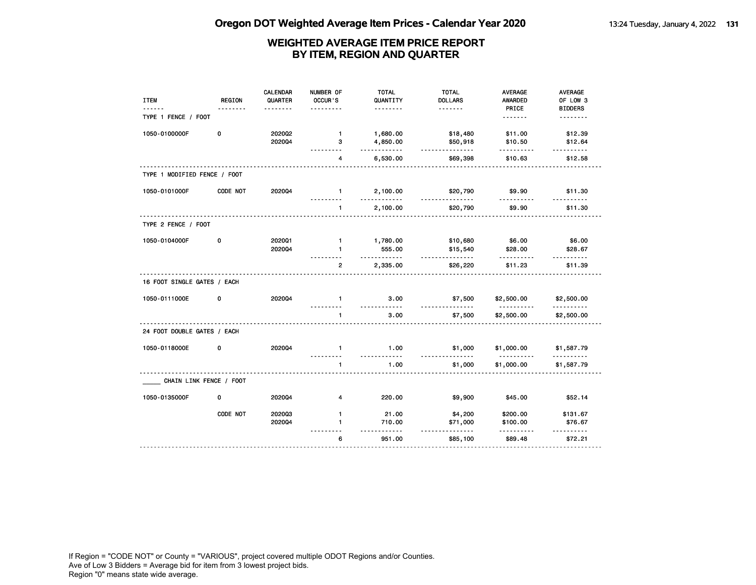# Oregon DOT Weighted Average Item Prices - Calendar Year 2020

## WEIGHTED AVERAGE ITEM PRICE REPORT BY ITEM, REGION AND QUARTER

| ITEM | REGION | CALENDAR QUARTER | NUMBER OF OCCUR'S | TOTAL QUANTITY | TOTAL DOLLARS | AVERAGE AWARDED PRICE | AVERAGE OF LOW 3 BIDDERS |
|---|---|---|---|---|---|---|---|
| TYPE 1 FENCE / FOOT | | | | | | | |
| 1050-0100000F | 0 | 2020Q2 | 1 | 1,680.00 | $18,480 | $11.00 | $12.39 |
| | | 2020Q4 | 3 | 4,850.00 | $50,918 | $10.50 | $12.64 |
| | | | 4 | 6,530.00 | $69,398 | $10.63 | $12.58 |
| TYPE 1 MODIFIED FENCE / FOOT | | | | | | | |
| 1050-0101000F | CODE NOT | 2020Q4 | 1 | 2,100.00 | $20,790 | $9.90 | $11.30 |
| | | | 1 | 2,100.00 | $20,790 | $9.90 | $11.30 |
| TYPE 2 FENCE / FOOT | | | | | | | |
| 1050-0104000F | 0 | 2020Q1 | 1 | 1,780.00 | $10,680 | $6.00 | $6.00 |
| | | 2020Q4 | 1 | 555.00 | $15,540 | $28.00 | $28.67 |
| | | | 2 | 2,335.00 | $26,220 | $11.23 | $11.39 |
| 16 FOOT SINGLE GATES / EACH | | | | | | | |
| 1050-0111000E | 0 | 2020Q4 | 1 | 3.00 | $7,500 | $2,500.00 | $2,500.00 |
| | | | 1 | 3.00 | $7,500 | $2,500.00 | $2,500.00 |
| 24 FOOT DOUBLE GATES / EACH | | | | | | | |
| 1050-0118000E | 0 | 2020Q4 | 1 | 1.00 | $1,000 | $1,000.00 | $1,587.79 |
| | | | 1 | 1.00 | $1,000 | $1,000.00 | $1,587.79 |
| _____ CHAIN LINK FENCE / FOOT | | | | | | | |
| 1050-0135000F | 0 | 2020Q4 | 4 | 220.00 | $9,900 | $45.00 | $52.14 |
| | CODE NOT | 2020Q3 | 1 | 21.00 | $4,200 | $200.00 | $131.67 |
| | | 2020Q4 | 1 | 710.00 | $71,000 | $100.00 | $76.67 |
| | | | 6 | 951.00 | $85,100 | $89.48 | $72.21 |

If Region = "CODE NOT" or County = "VARIOUS", project covered multiple ODOT Regions and/or Counties.
Ave of Low 3 Bidders = Average bid for item from 3 lowest project bids.
Region "0" means state wide average.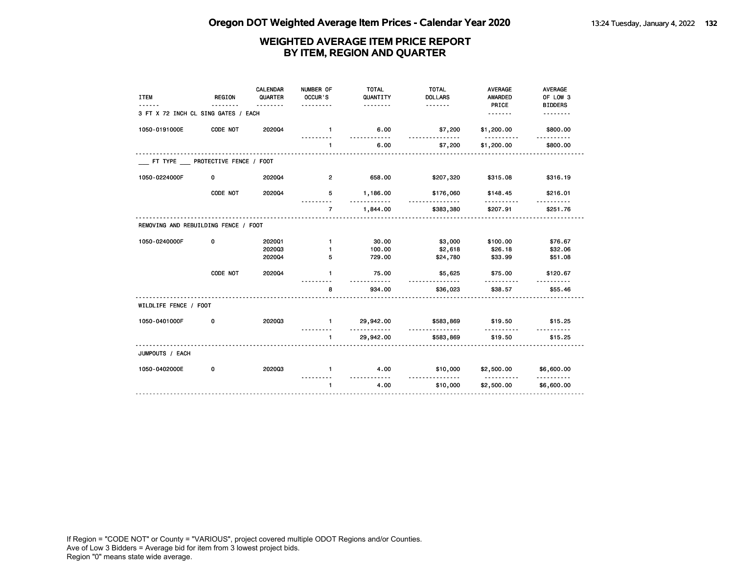# WEIGHTED AVERAGE ITEM PRICE REPORT
## BY ITEM, REGION AND QUARTER

| ITEM | REGION | CALENDAR QUARTER | NUMBER OF OCCUR'S | TOTAL QUANTITY | TOTAL DOLLARS | AVERAGE AWARDED PRICE | AVERAGE OF LOW 3 BIDDERS |
|---|---|---|---|---|---|---|---|
| **3 FT X 72 INCH CL SING GATES / EACH** | | | | | | | |
| 1050-0191000E | CODE NOT | 2020Q4 | 1 | 6.00 | $7,200 | $1,200.00 | $800.00 |
| | | | 1 | 6.00 | $7,200 | $1,200.00 | $800.00 |
| **___ FT TYPE ___ PROTECTIVE FENCE / FOOT** | | | | | | | |
| 1050-0224000F | 0 | 2020Q4 | 2 | 658.00 | $207,320 | $315.08 | $316.19 |
| | CODE NOT | 2020Q4 | 5 | 1,186.00 | $176,060 | $148.45 | $216.01 |
| | | | 7 | 1,844.00 | $383,380 | $207.91 | $251.76 |
| **REMOVING AND REBUILDING FENCE / FOOT** | | | | | | | |
| 1050-0240000F | 0 | 2020Q1 | 1 | 30.00 | $3,000 | $100.00 | $76.67 |
| | | 2020Q3 | 1 | 100.00 | $2,618 | $26.18 | $32.06 |
| | | 2020Q4 | 5 | 729.00 | $24,780 | $33.99 | $51.08 |
| | CODE NOT | 2020Q4 | 1 | 75.00 | $5,625 | $75.00 | $120.67 |
| | | | 8 | 934.00 | $36,023 | $38.57 | $55.46 |
| **WILDLIFE FENCE / FOOT** | | | | | | | |
| 1050-0401000F | 0 | 2020Q3 | 1 | 29,942.00 | $583,869 | $19.50 | $15.25 |
| | | | 1 | 29,942.00 | $583,869 | $19.50 | $15.25 |
| **JUMPOUTS / EACH** | | | | | | | |
| 1050-0402000E | 0 | 2020Q3 | 1 | 4.00 | $10,000 | $2,500.00 | $6,600.00 |
| | | | 1 | 4.00 | $10,000 | $2,500.00 | $6,600.00 |

If Region = "CODE NOT" or County = "VARIOUS", project covered multiple ODOT Regions and/or Counties.
Ave of Low 3 Bidders = Average bid for item from 3 lowest project bids.
Region "0" means state wide average.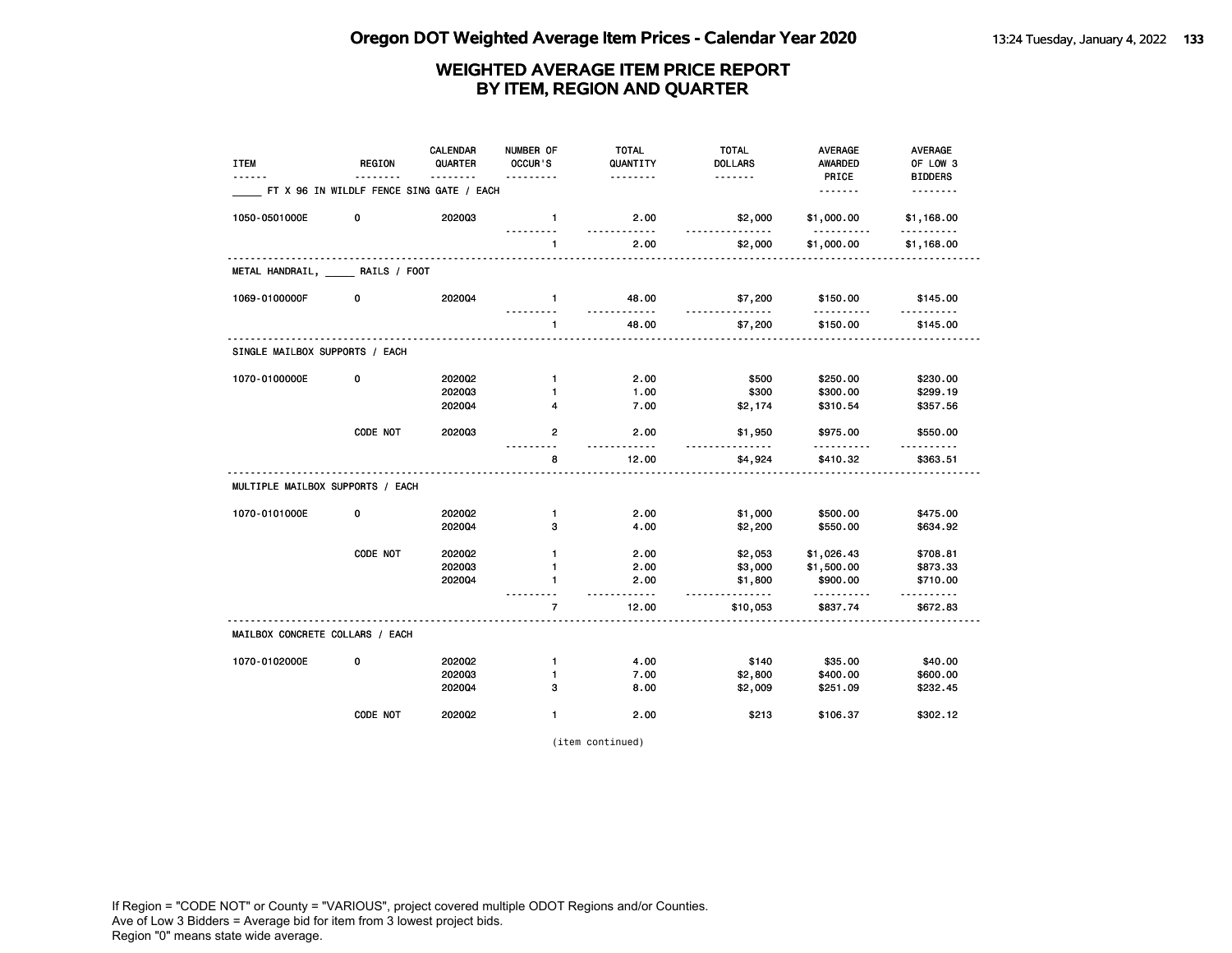# Oregon DOT Weighted Average Item Prices - Calendar Year 2020

## WEIGHTED AVERAGE ITEM PRICE REPORT BY ITEM, REGION AND QUARTER

| ITEM | REGION | CALENDAR QUARTER | NUMBER OF OCCUR'S | TOTAL QUANTITY | TOTAL DOLLARS | AVERAGE AWARDED PRICE | AVERAGE OF LOW 3 BIDDERS |
|---|---|---|---|---|---|---|---|
| ____ FT X 96 IN WILDLF FENCE SING GATE / EACH | | | | | | | |
| 1050-0501000E | 0 | 2020Q3 | 1 | 2.00 | $2,000 | $1,000.00 | $1,168.00 |
| | | | 1 | 2.00 | $2,000 | $1,000.00 | $1,168.00 |
| METAL HANDRAIL, ____ RAILS / FOOT | | | | | | | |
| 1069-0100000F | 0 | 2020Q4 | 1 | 48.00 | $7,200 | $150.00 | $145.00 |
| | | | 1 | 48.00 | $7,200 | $150.00 | $145.00 |
| SINGLE MAILBOX SUPPORTS / EACH | | | | | | | |
| 1070-0100000E | 0 | 2020Q2 | 1 | 2.00 | $500 | $250.00 | $230.00 |
| | | 2020Q3 | 1 | 1.00 | $300 | $300.00 | $299.19 |
| | | 2020Q4 | 4 | 7.00 | $2,174 | $310.54 | $357.56 |
| | CODE NOT | 2020Q3 | 2 | 2.00 | $1,950 | $975.00 | $550.00 |
| | | | 8 | 12.00 | $4,924 | $410.32 | $363.51 |
| MULTIPLE MAILBOX SUPPORTS / EACH | | | | | | | |
| 1070-0101000E | 0 | 2020Q2 | 1 | 2.00 | $1,000 | $500.00 | $475.00 |
| | | 2020Q4 | 3 | 4.00 | $2,200 | $550.00 | $634.92 |
| | CODE NOT | 2020Q2 | 1 | 2.00 | $2,053 | $1,026.43 | $708.81 |
| | | 2020Q3 | 1 | 2.00 | $3,000 | $1,500.00 | $873.33 |
| | | 2020Q4 | 1 | 2.00 | $1,800 | $900.00 | $710.00 |
| | | | 7 | 12.00 | $10,053 | $837.74 | $672.83 |
| MAILBOX CONCRETE COLLARS / EACH | | | | | | | |
| 1070-0102000E | 0 | 2020Q2 | 1 | 4.00 | $140 | $35.00 | $40.00 |
| | | 2020Q3 | 1 | 7.00 | $2,800 | $400.00 | $600.00 |
| | | 2020Q4 | 3 | 8.00 | $2,009 | $251.09 | $232.45 |
| | CODE NOT | 2020Q2 | 1 | 2.00 | $213 | $106.37 | $302.12 |

(item continued)

If Region = "CODE NOT" or County = "VARIOUS", project covered multiple ODOT Regions and/or Counties.
Ave of Low 3 Bidders = Average bid for item from 3 lowest project bids.
Region "0" means state wide average.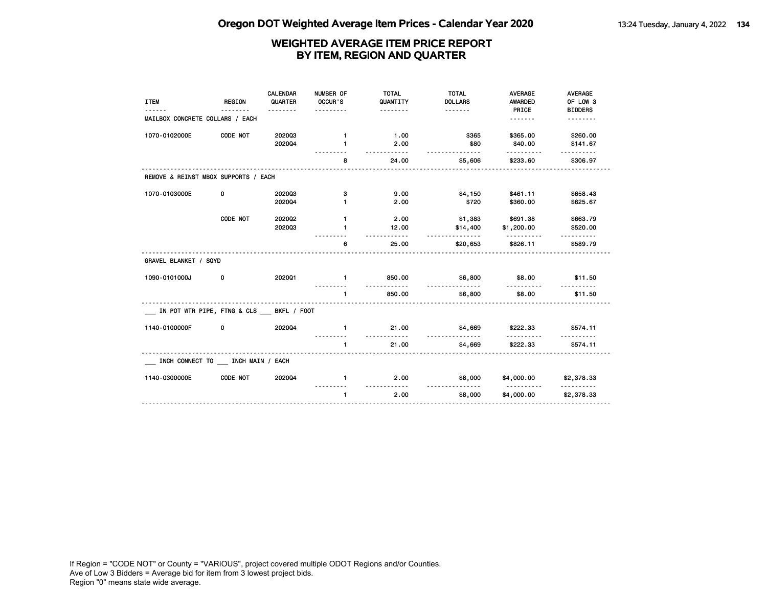## Oregon DOT Weighted Average Item Prices - Calendar Year 2020

### WEIGHTED AVERAGE ITEM PRICE REPORT BY ITEM, REGION AND QUARTER

| ITEM | REGION | CALENDAR QUARTER | NUMBER OF OCCUR'S | TOTAL QUANTITY | TOTAL DOLLARS | AVERAGE AWARDED PRICE | AVERAGE OF LOW 3 BIDDERS |
|---|---|---|---|---|---|---|---|
| MAILBOX CONCRETE COLLARS / EACH | | | | | | | |
| 1070-0102000E | CODE NOT | 2020Q3 | 1 | 1.00 | $365 | $365.00 | $260.00 |
| | | 2020Q4 | 1 | 2.00 | $80 | $40.00 | $141.67 |
| | | | 8 | 24.00 | $5,606 | $233.60 | $306.97 |
| REMOVE & REINST MBOX SUPPORTS / EACH | | | | | | | |
| 1070-0103000E | 0 | 2020Q3 | 3 | 9.00 | $4,150 | $461.11 | $658.43 |
| | | 2020Q4 | 1 | 2.00 | $720 | $360.00 | $625.67 |
| | CODE NOT | 2020Q2 | 1 | 2.00 | $1,383 | $691.38 | $663.79 |
| | | 2020Q3 | 1 | 12.00 | $14,400 | $1,200.00 | $520.00 |
| | | | 6 | 25.00 | $20,653 | $826.11 | $589.79 |
| GRAVEL BLANKET / SQYD | | | | | | | |
| 1090-0101000J | 0 | 2020Q1 | 1 | 850.00 | $6,800 | $8.00 | $11.50 |
| | | | 1 | 850.00 | $6,800 | $8.00 | $11.50 |
| ___ IN POT WTR PIPE, FTNG & CLS ___ BKFL / FOOT | | | | | | | |
| 1140-0100000F | 0 | 2020Q4 | 1 | 21.00 | $4,669 | $222.33 | $574.11 |
| | | | 1 | 21.00 | $4,669 | $222.33 | $574.11 |
| ___ INCH CONNECT TO ___ INCH MAIN / EACH | | | | | | | |
| 1140-0300000E | CODE NOT | 2020Q4 | 1 | 2.00 | $8,000 | $4,000.00 | $2,378.33 |
| | | | 1 | 2.00 | $8,000 | $4,000.00 | $2,378.33 |

If Region = "CODE NOT" or County = "VARIOUS", project covered multiple ODOT Regions and/or Counties.
Ave of Low 3 Bidders = Average bid for item from 3 lowest project bids.
Region "0" means state wide average.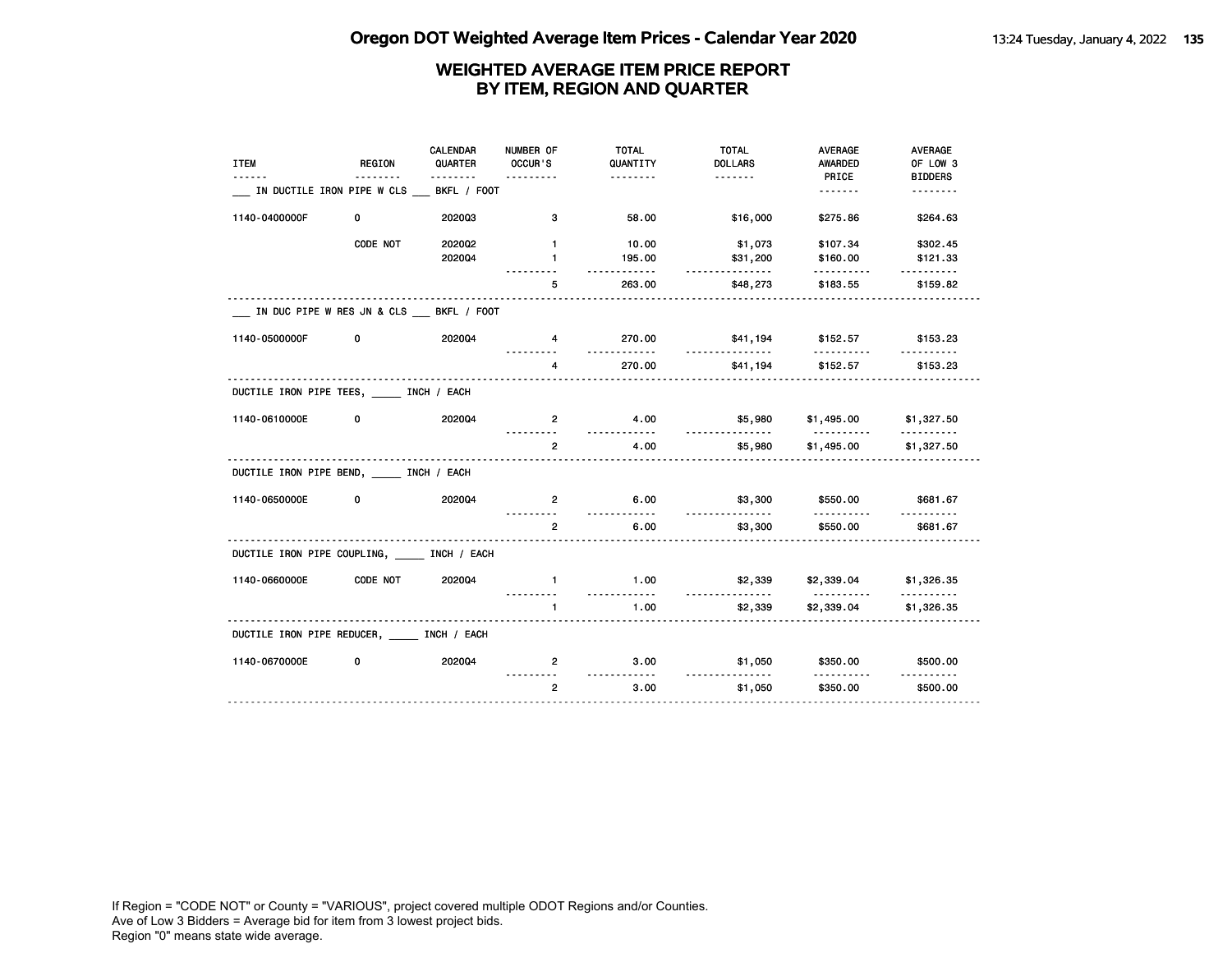# WEIGHTED AVERAGE ITEM PRICE REPORT
## BY ITEM, REGION AND QUARTER

| ITEM | REGION | CALENDAR QUARTER | NUMBER OF OCCUR'S | TOTAL QUANTITY | TOTAL DOLLARS | AVERAGE AWARDED PRICE | AVERAGE OF LOW 3 BIDDERS |
|---|---|---|---|---|---|---|---|
| ___ IN DUCTILE IRON PIPE W CLS ___ BKFL / FOOT | | | | | | | |
| 1140-0400000F | 0 | 2020Q3 | 3 | 58.00 | $16,000 | $275.86 | $264.63 |
| | CODE NOT | 2020Q2 | 1 | 10.00 | $1,073 | $107.34 | $302.45 |
| | | 2020Q4 | 1 | 195.00 | $31,200 | $160.00 | $121.33 |
| | | | 5 | 263.00 | $48,273 | $183.55 | $159.82 |
| ___ IN DUC PIPE W RES JN & CLS ___ BKFL / FOOT | | | | | | | |
| 1140-0500000F | 0 | 2020Q4 | 4 | 270.00 | $41,194 | $152.57 | $153.23 |
| | | | 4 | 270.00 | $41,194 | $152.57 | $153.23 |
| DUCTILE IRON PIPE TEES, _____ INCH / EACH | | | | | | | |
| 1140-0610000E | 0 | 2020Q4 | 2 | 4.00 | $5,980 | $1,495.00 | $1,327.50 |
| | | | 2 | 4.00 | $5,980 | $1,495.00 | $1,327.50 |
| DUCTILE IRON PIPE BEND, _____ INCH / EACH | | | | | | | |
| 1140-0650000E | 0 | 2020Q4 | 2 | 6.00 | $3,300 | $550.00 | $681.67 |
| | | | 2 | 6.00 | $3,300 | $550.00 | $681.67 |
| DUCTILE IRON PIPE COUPLING, _____ INCH / EACH | | | | | | | |
| 1140-0660000E | CODE NOT | 2020Q4 | 1 | 1.00 | $2,339 | $2,339.04 | $1,326.35 |
| | | | 1 | 1.00 | $2,339 | $2,339.04 | $1,326.35 |
| DUCTILE IRON PIPE REDUCER, _____ INCH / EACH | | | | | | | |
| 1140-0670000E | 0 | 2020Q4 | 2 | 3.00 | $1,050 | $350.00 | $500.00 |
| | | | 2 | 3.00 | $1,050 | $350.00 | $500.00 |

If Region = "CODE NOT" or County = "VARIOUS", project covered multiple ODOT Regions and/or Counties.
Ave of Low 3 Bidders = Average bid for item from 3 lowest project bids.
Region "0" means state wide average.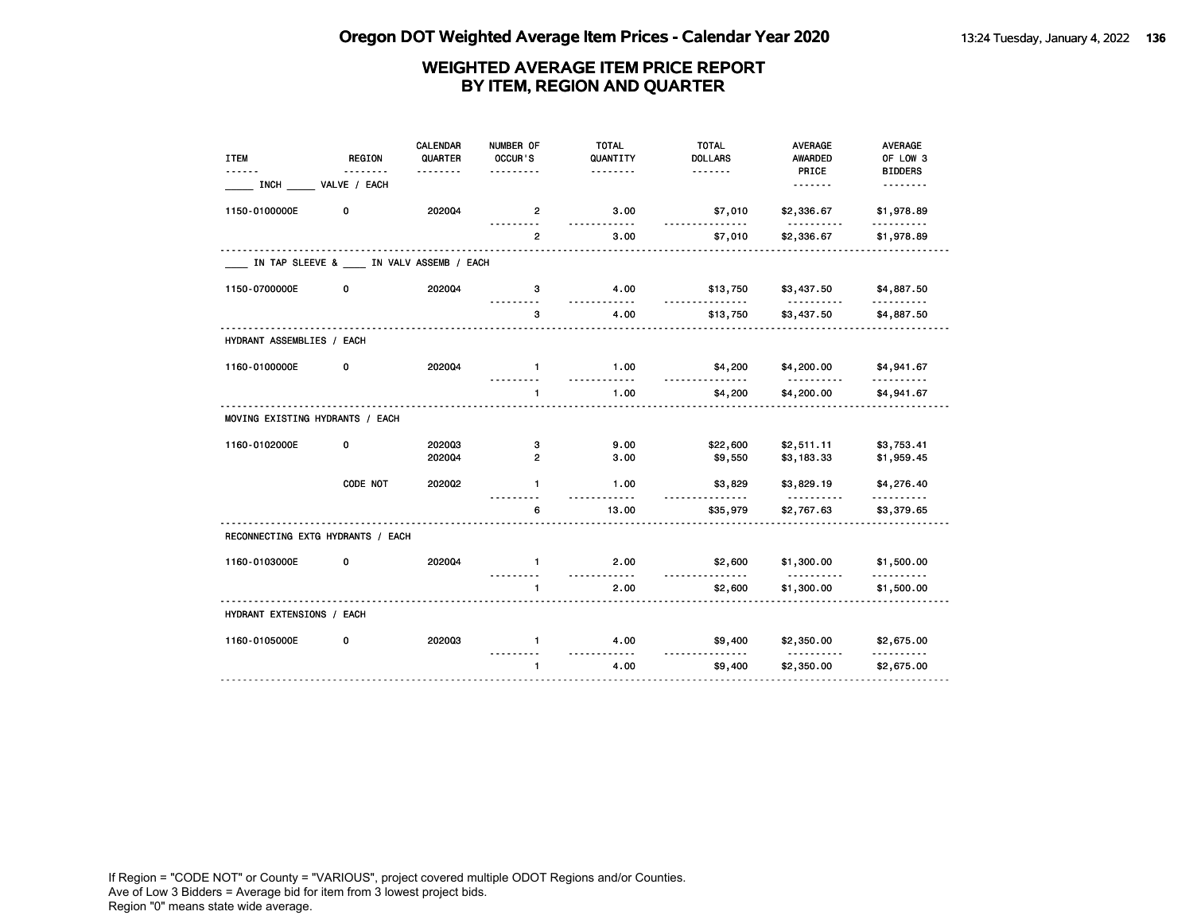# WEIGHTED AVERAGE ITEM PRICE REPORT
## BY ITEM, REGION AND QUARTER

| ITEM | REGION | CALENDAR QUARTER | NUMBER OF OCCUR'S | TOTAL QUANTITY | TOTAL DOLLARS | AVERAGE AWARDED PRICE | AVERAGE OF LOW 3 BIDDERS |
|---|---|---|---|---|---|---|---|
| ____ INCH ____ VALVE / EACH | | | | | | | |
| 1150-0100000E | 0 | 2020Q4 | 2 | 3.00 | $7,010 | $2,336.67 | $1,978.89 |
| | | | 2 | 3.00 | $7,010 | $2,336.67 | $1,978.89 |
| ____ IN TAP SLEEVE & ____ IN VALV ASSEMB / EACH | | | | | | | |
| 1150-0700000E | 0 | 2020Q4 | 3 | 4.00 | $13,750 | $3,437.50 | $4,887.50 |
| | | | 3 | 4.00 | $13,750 | $3,437.50 | $4,887.50 |
| HYDRANT ASSEMBLIES / EACH | | | | | | | |
| 1160-0100000E | 0 | 2020Q4 | 1 | 1.00 | $4,200 | $4,200.00 | $4,941.67 |
| | | | 1 | 1.00 | $4,200 | $4,200.00 | $4,941.67 |
| MOVING EXISTING HYDRANTS / EACH | | | | | | | |
| 1160-0102000E | 0 | 2020Q3 | 3 | 9.00 | $22,600 | $2,511.11 | $3,753.41 |
| | | 2020Q4 | 2 | 3.00 | $9,550 | $3,183.33 | $1,959.45 |
| | CODE NOT | 2020Q2 | 1 | 1.00 | $3,829 | $3,829.19 | $4,276.40 |
| | | | 6 | 13.00 | $35,979 | $2,767.63 | $3,379.65 |
| RECONNECTING EXTG HYDRANTS / EACH | | | | | | | |
| 1160-0103000E | 0 | 2020Q4 | 1 | 2.00 | $2,600 | $1,300.00 | $1,500.00 |
| | | | 1 | 2.00 | $2,600 | $1,300.00 | $1,500.00 |
| HYDRANT EXTENSIONS / EACH | | | | | | | |
| 1160-0105000E | 0 | 2020Q3 | 1 | 4.00 | $9,400 | $2,350.00 | $2,675.00 |
| | | | 1 | 4.00 | $9,400 | $2,350.00 | $2,675.00 |

If Region = "CODE NOT" or County = "VARIOUS", project covered multiple ODOT Regions and/or Counties.
Ave of Low 3 Bidders = Average bid for item from 3 lowest project bids.
Region "0" means state wide average.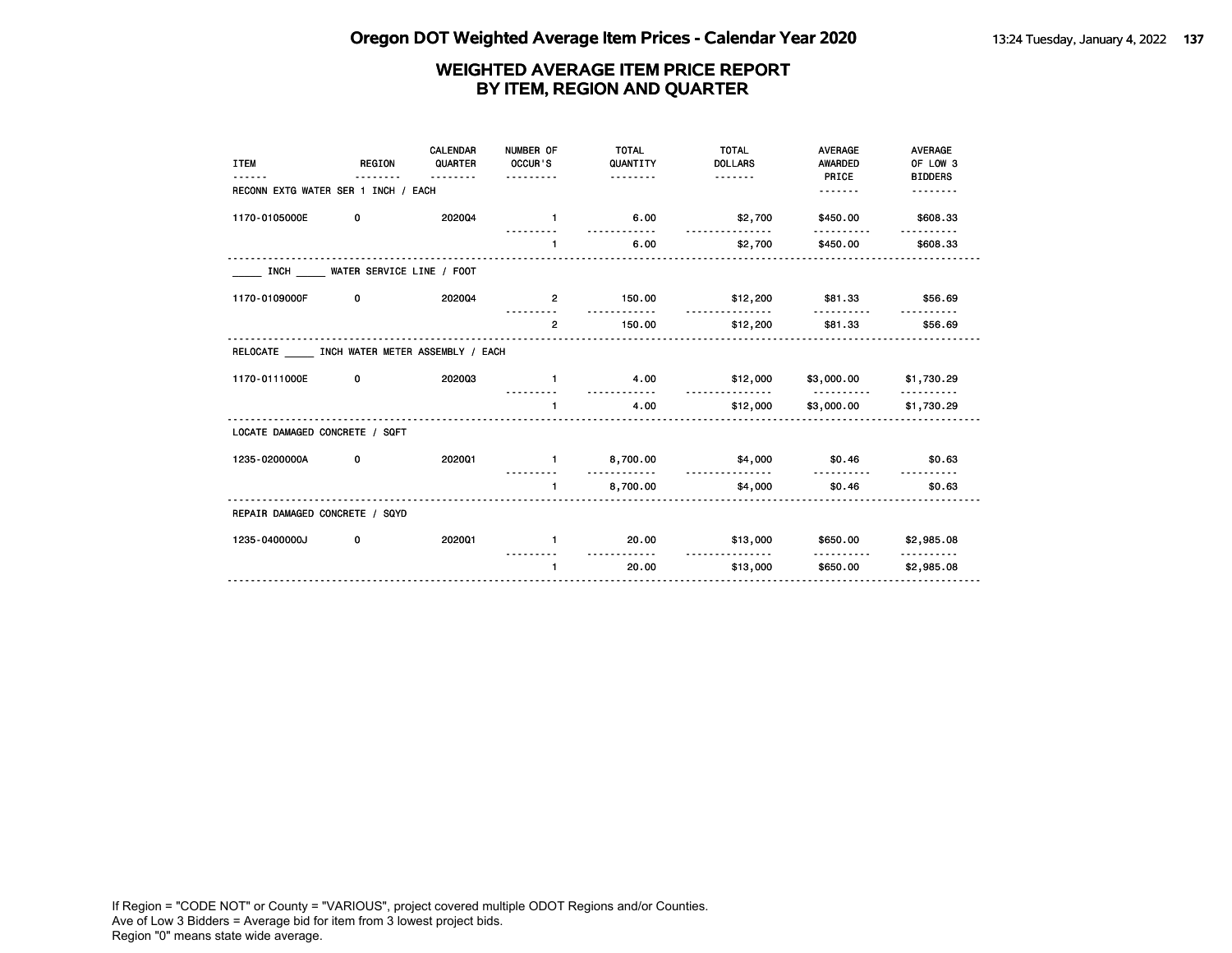# Oregon DOT Weighted Average Item Prices - Calendar Year 2020

## WEIGHTED AVERAGE ITEM PRICE REPORT BY ITEM, REGION AND QUARTER

| ITEM | REGION | CALENDAR QUARTER | NUMBER OF OCCUR'S | TOTAL QUANTITY | TOTAL DOLLARS | AVERAGE AWARDED PRICE | AVERAGE OF LOW 3 BIDDERS |
|---|---|---|---|---|---|---|---|
| **RECONN EXTG WATER SER 1 INCH / EACH** | | | | | | | |
| 1170-0105000E | 0 | 2020Q4 | 1 | 6.00 | $2,700 | $450.00 | $608.33 |
| | | | 1 | 6.00 | $2,700 | $450.00 | $608.33 |
| **_____ INCH _____ WATER SERVICE LINE / FOOT** | | | | | | | |
| 1170-0109000F | 0 | 2020Q4 | 2 | 150.00 | $12,200 | $81.33 | $56.69 |
| | | | 2 | 150.00 | $12,200 | $81.33 | $56.69 |
| **RELOCATE _____ INCH WATER METER ASSEMBLY / EACH** | | | | | | | |
| 1170-0111000E | 0 | 2020Q3 | 1 | 4.00 | $12,000 | $3,000.00 | $1,730.29 |
| | | | 1 | 4.00 | $12,000 | $3,000.00 | $1,730.29 |
| **LOCATE DAMAGED CONCRETE / SQFT** | | | | | | | |
| 1235-0200000A | 0 | 2020Q1 | 1 | 8,700.00 | $4,000 | $0.46 | $0.63 |
| | | | 1 | 8,700.00 | $4,000 | $0.46 | $0.63 |
| **REPAIR DAMAGED CONCRETE / SQYD** | | | | | | | |
| 1235-0400000J | 0 | 2020Q1 | 1 | 20.00 | $13,000 | $650.00 | $2,985.08 |
| | | | 1 | 20.00 | $13,000 | $650.00 | $2,985.08 |

If Region = "CODE NOT" or County = "VARIOUS", project covered multiple ODOT Regions and/or Counties.
Ave of Low 3 Bidders = Average bid for item from 3 lowest project bids.
Region "0" means state wide average.